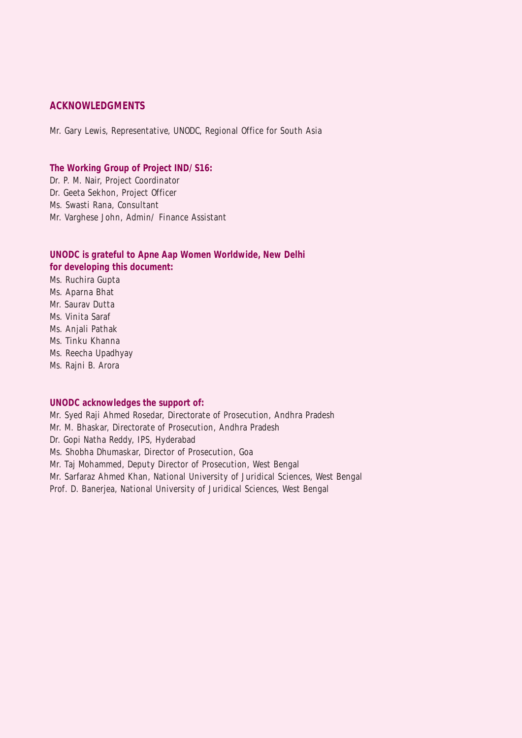## ACKNOWLEDGMENTS

Mr. Gary Lewis, Representative, UNODC, Regional Office for South Asia

**The Working Group of Project IND/S16:**

Dr. P. M. Nair, Project Coordinator
Dr. Geeta Sekhon, Project Officer
Ms. Swasti Rana, Consultant
Mr. Varghese John, Admin/ Finance Assistant

**UNODC is grateful to Apne Aap Women Worldwide, New Delhi for developing this document:**

Ms. Ruchira Gupta
Ms. Aparna Bhat
Mr. Saurav Dutta
Ms. Vinita Saraf
Ms. Anjali Pathak
Ms. Tinku Khanna
Ms. Reecha Upadhyay
Ms. Rajni B. Arora

**UNODC acknowledges the support of:**

Mr. Syed Raji Ahmed Rosedar, Directorate of Prosecution, Andhra Pradesh
Mr. M. Bhaskar, Directorate of Prosecution, Andhra Pradesh
Dr. Gopi Natha Reddy, IPS, Hyderabad
Ms. Shobha Dhumaskar, Director of Prosecution, Goa
Mr. Taj Mohammed, Deputy Director of Prosecution, West Bengal
Mr. Sarfaraz Ahmed Khan, National University of Juridical Sciences, West Bengal
Prof. D. Banerjea, National University of Juridical Sciences, West Bengal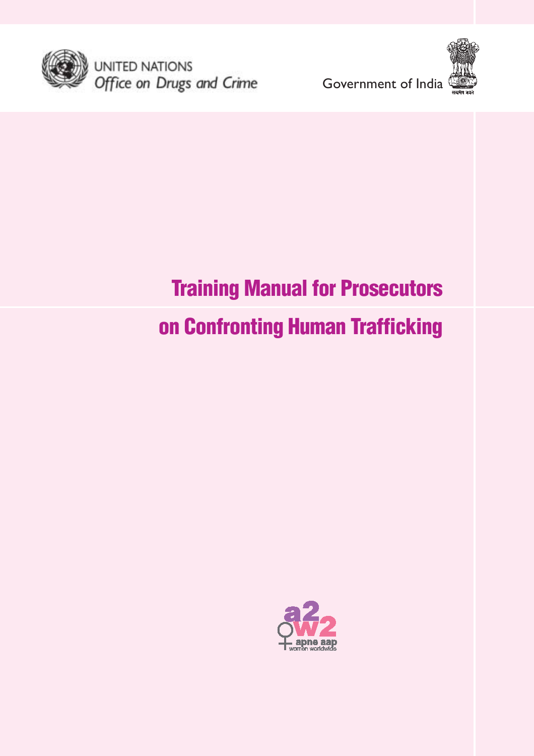UNITED NATIONS
Office on Drugs and Crime

Government of India

# Training Manual for Prosecutors on Confronting Human Trafficking

apne aap
women worldwide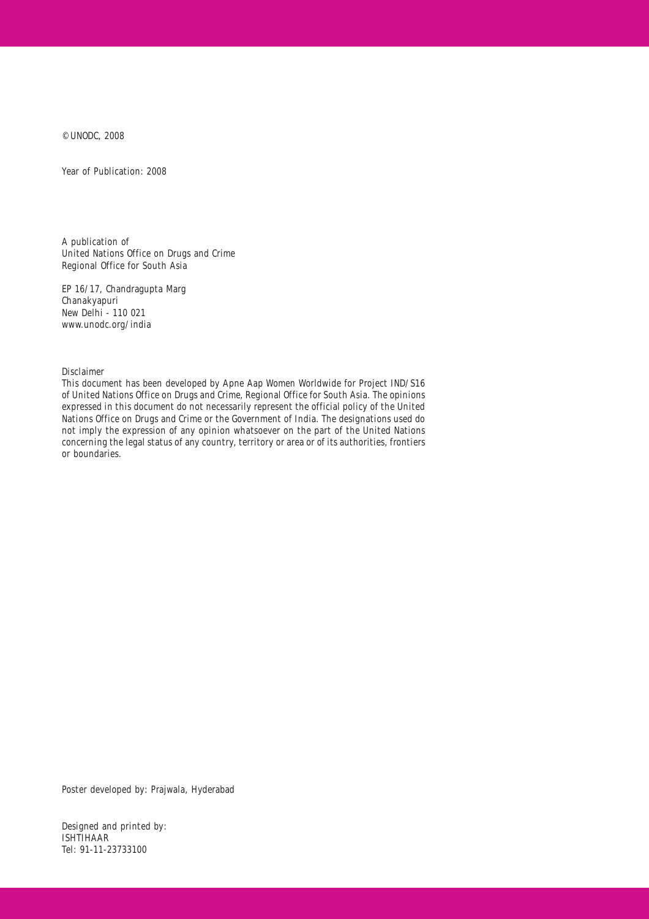©UNODC, 2008

Year of Publication: 2008

A publication of
United Nations Office on Drugs and Crime
Regional Office for South Asia

EP 16/17, Chandragupta Marg
Chanakyapuri
New Delhi - 110 021
www.unodc.org/india

Disclaimer
This document has been developed by Apne Aap Women Worldwide for Project IND/S16 of United Nations Office on Drugs and Crime, Regional Office for South Asia. The opinions expressed in this document do not necessarily represent the official policy of the United Nations Office on Drugs and Crime or the Government of India. The designations used do not imply the expression of any opinion whatsoever on the part of the United Nations concerning the legal status of any country, territory or area or of its authorities, frontiers or boundaries.

Poster developed by: Prajwala, Hyderabad

Designed and printed by:
ISHTIHAAR
Tel: 91-11-23733100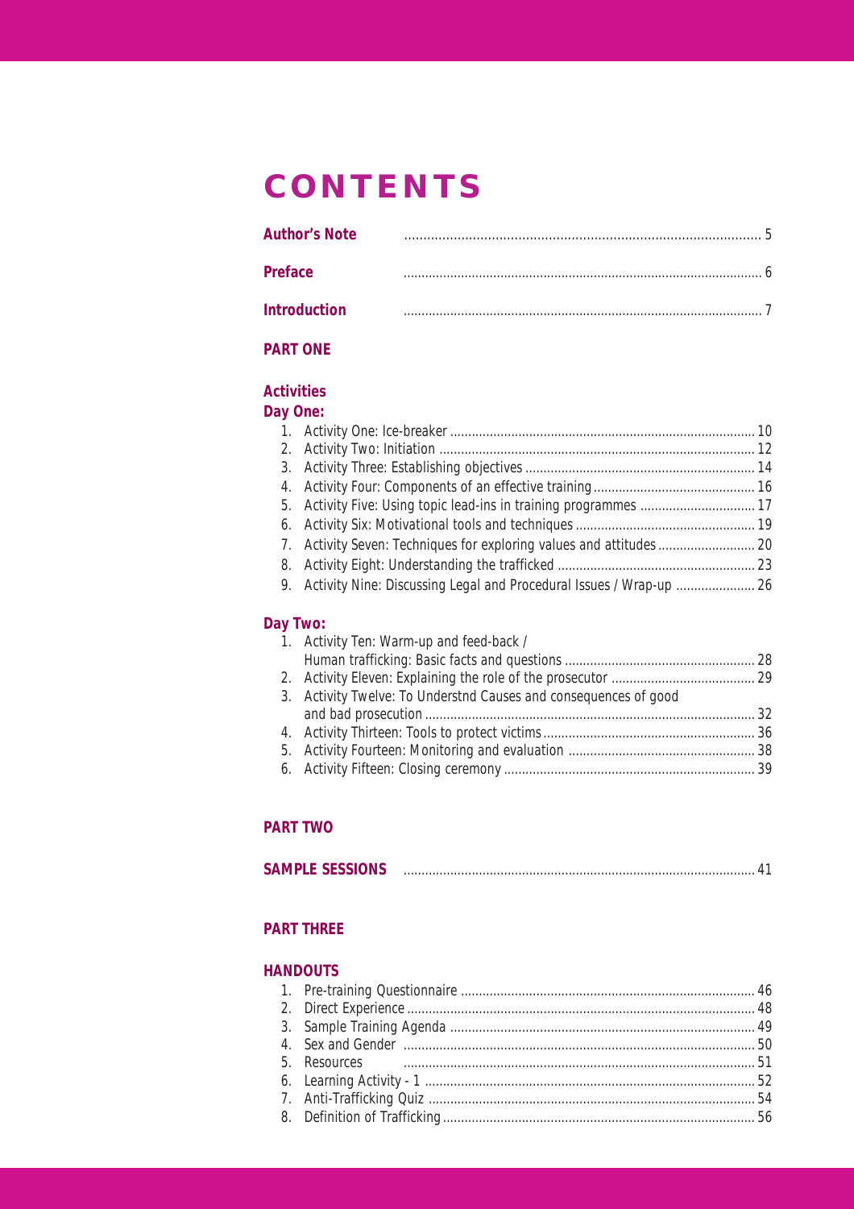# CONTENTS

**Author's Note** ..................................................................................................... 5

**Preface** ..................................................................................................... 6

**Introduction** ..................................................................................................... 7

**PART ONE**

**Activities**

**Day One:**

1. Activity One: Ice-breaker ..................................................................................... 10
2. Activity Two: Initiation ..................................................................................... 12
3. Activity Three: Establishing objectives ..................................................................... 14
4. Activity Four: Components of an effective training ............................................. 16
5. Activity Five: Using topic lead-ins in training programmes ................................ 17
6. Activity Six: Motivational tools and techniques .................................................. 19
7. Activity Seven: Techniques for exploring values and attitudes ........................... 20
8. Activity Eight: Understanding the trafficked ...................................................... 23
9. Activity Nine: Discussing Legal and Procedural Issues / Wrap-up ...................... 26

**Day Two:**

1. Activity Ten: Warm-up and feed-back / Human trafficking: Basic facts and questions ..................................................... 28
2. Activity Eleven: Explaining the role of the prosecutor ........................................ 29
3. Activity Twelve: To Understnd Causes and consequences of good and bad prosecution ..................................................................................... 32
4. Activity Thirteen: Tools to protect victims .......................................................... 36
5. Activity Fourteen: Monitoring and evaluation .................................................... 38
6. Activity Fifteen: Closing ceremony ..................................................................... 39

**PART TWO**

**SAMPLE SESSIONS** ..................................................................................................... 41

**PART THREE**

**HANDOUTS**

1. Pre-training Questionnaire ..................................................................................... 46
2. Direct Experience ..................................................................................... 48
3. Sample Training Agenda ..................................................................................... 49
4. Sex and Gender ..................................................................................... 50
5. Resources ..................................................................................... 51
6. Learning Activity - 1 ..................................................................................... 52
7. Anti-Trafficking Quiz ..................................................................................... 54
8. Definition of Trafficking ..................................................................................... 56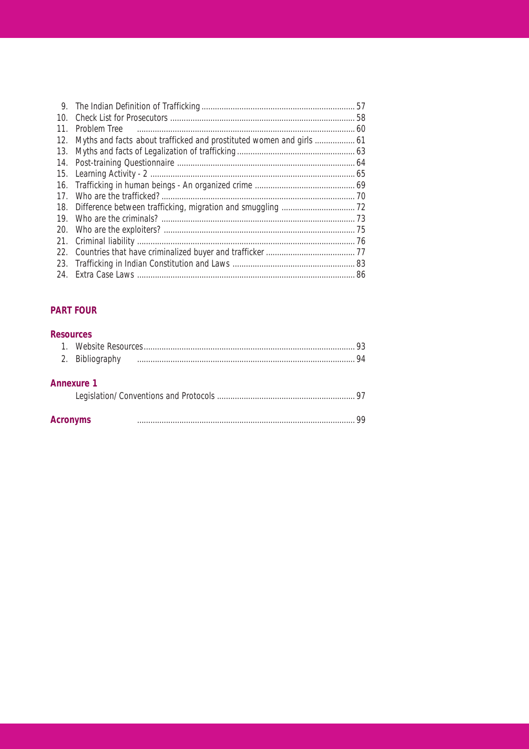9. The Indian Definition of Trafficking .................................................................... 57
10. Check List for Prosecutors .................................................................................. 58
11. Problem Tree ................................................................................................. 60
12. Myths and facts about trafficked and prostituted women and girls .................. 61
13. Myths and facts of Legalization of trafficking ..................................................... 63
14. Post-training Questionnaire ............................................................................... 64
15. Learning Activity - 2 ........................................................................................... 65
16. Trafficking in human beings - An organized crime ............................................. 69
17. Who are the trafficked? ...................................................................................... 70
18. Difference between trafficking, migration and smuggling ................................. 72
19. Who are the criminals? ...................................................................................... 73
20. Who are the exploiters? ..................................................................................... 75
21. Criminal liability ................................................................................................. 76
22. Countries that have criminalized buyer and trafficker ........................................ 77
23. Trafficking in Indian Constitution and Laws ....................................................... 83
24. Extra Case Laws ................................................................................................. 86

**PART FOUR**

**Resources**

1. Website Resources .............................................................................................. 93
2. Bibliography ....................................................................................................... 94

**Annexure 1**

Legislation/ Conventions and Protocols ............................................................. 97

**Acronyms** ................................................................................................. 99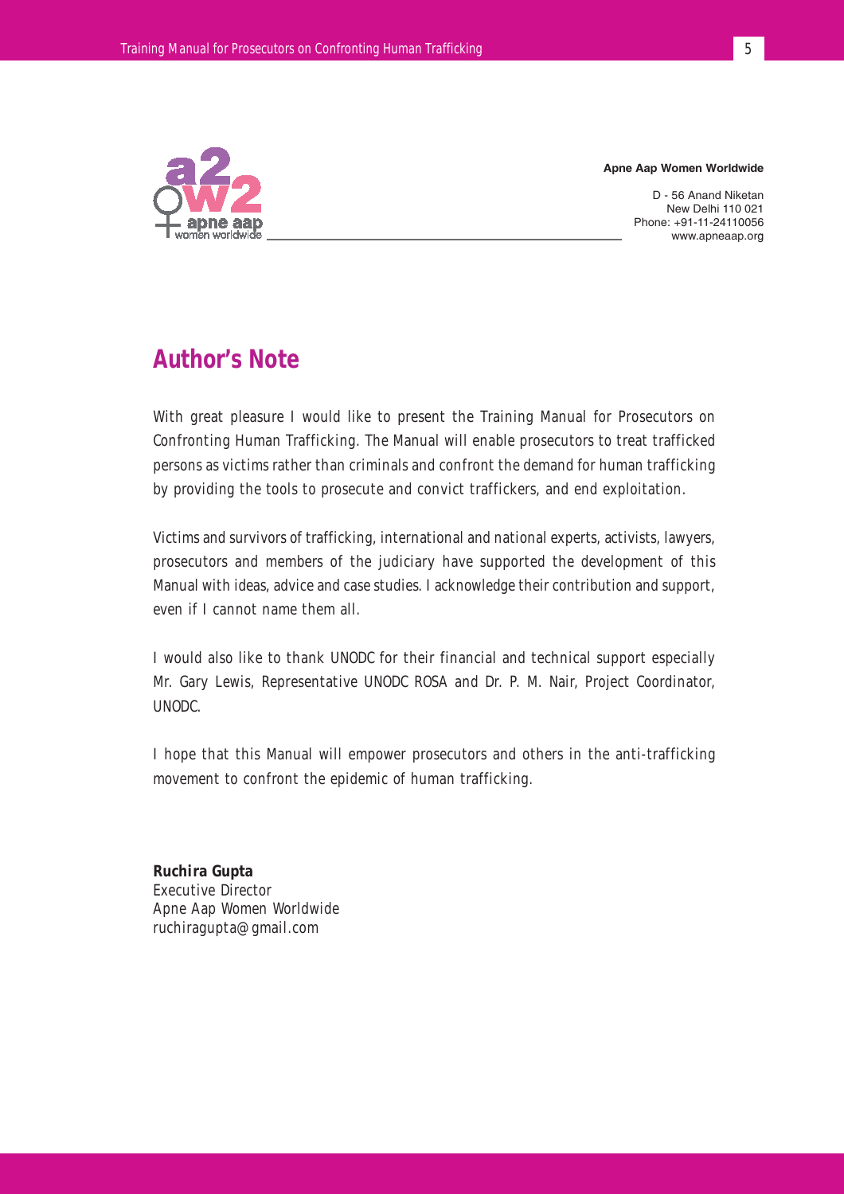**Apne Aap Women Worldwide**

D - 56 Anand Niketan
New Delhi 110 021
Phone: +91-11-24110056
www.apneaap.org

## Author's Note

With great pleasure I would like to present the Training Manual for Prosecutors on Confronting Human Trafficking. The Manual will enable prosecutors to treat trafficked persons as victims rather than criminals and confront the demand for human trafficking by providing the tools to prosecute and convict traffickers, and end exploitation.

Victims and survivors of trafficking, international and national experts, activists, lawyers, prosecutors and members of the judiciary have supported the development of this Manual with ideas, advice and case studies. I acknowledge their contribution and support, even if I cannot name them all.

I would also like to thank UNODC for their financial and technical support especially Mr. Gary Lewis, Representative UNODC ROSA and Dr. P. M. Nair, Project Coordinator, UNODC.

I hope that this Manual will empower prosecutors and others in the anti-trafficking movement to confront the epidemic of human trafficking.

**Ruchira Gupta**
Executive Director
Apne Aap Women Worldwide
ruchiragupta@gmail.com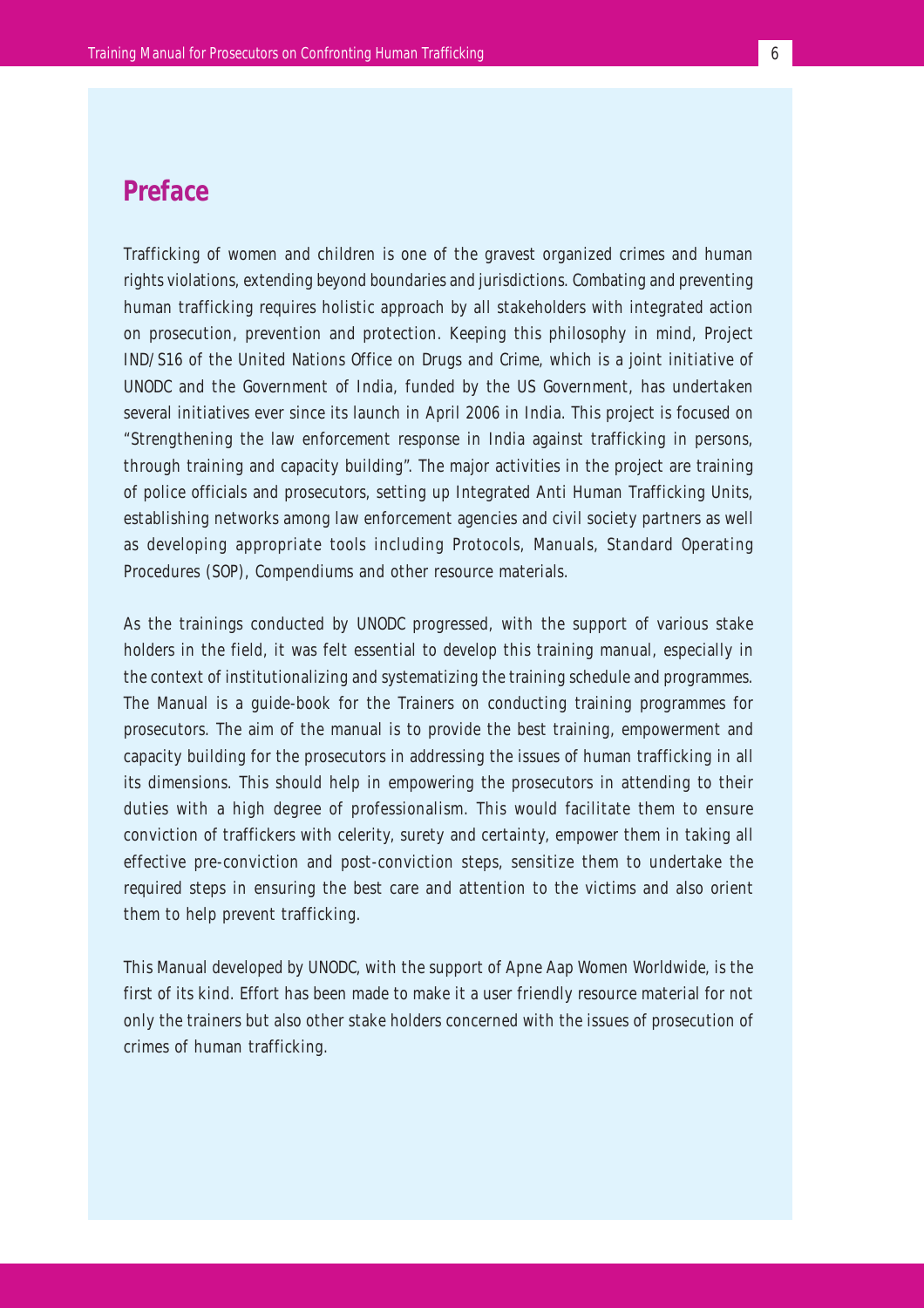## Preface

Trafficking of women and children is one of the gravest organized crimes and human rights violations, extending beyond boundaries and jurisdictions. Combating and preventing human trafficking requires holistic approach by all stakeholders with integrated action on prosecution, prevention and protection. Keeping this philosophy in mind, Project IND/S16 of the United Nations Office on Drugs and Crime, which is a joint initiative of UNODC and the Government of India, funded by the US Government, has undertaken several initiatives ever since its launch in April 2006 in India. This project is focused on "Strengthening the law enforcement response in India against trafficking in persons, through training and capacity building". The major activities in the project are training of police officials and prosecutors, setting up Integrated Anti Human Trafficking Units, establishing networks among law enforcement agencies and civil society partners as well as developing appropriate tools including Protocols, Manuals, Standard Operating Procedures (SOP), Compendiums and other resource materials.

As the trainings conducted by UNODC progressed, with the support of various stake holders in the field, it was felt essential to develop this training manual, especially in the context of institutionalizing and systematizing the training schedule and programmes. The Manual is a guide-book for the Trainers on conducting training programmes for prosecutors. The aim of the manual is to provide the best training, empowerment and capacity building for the prosecutors in addressing the issues of human trafficking in all its dimensions. This should help in empowering the prosecutors in attending to their duties with a high degree of professionalism. This would facilitate them to ensure conviction of traffickers with celerity, surety and certainty, empower them in taking all effective pre-conviction and post-conviction steps, sensitize them to undertake the required steps in ensuring the best care and attention to the victims and also orient them to help prevent trafficking.

This Manual developed by UNODC, with the support of Apne Aap Women Worldwide, is the first of its kind. Effort has been made to make it a user friendly resource material for not only the trainers but also other stake holders concerned with the issues of prosecution of crimes of human trafficking.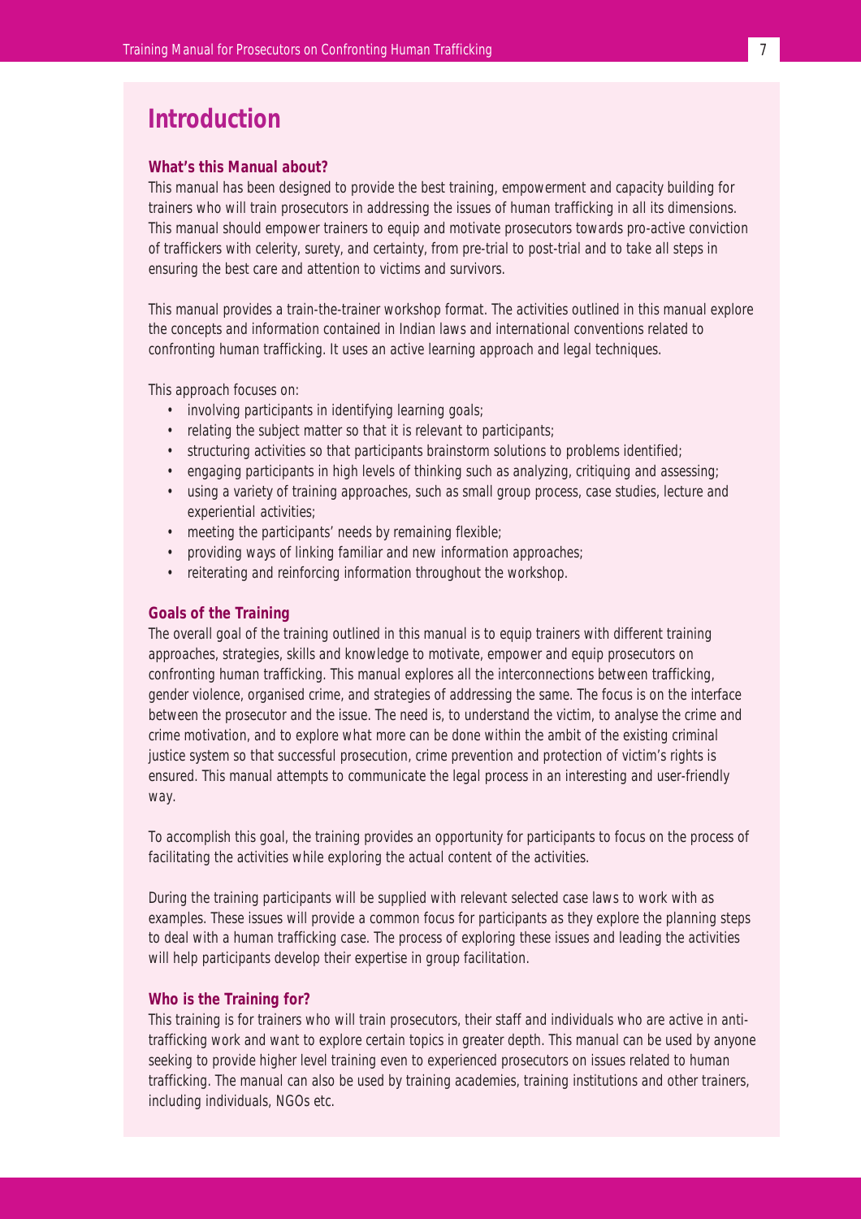# Introduction

### What's this Manual about?

This manual has been designed to provide the best training, empowerment and capacity building for trainers who will train prosecutors in addressing the issues of human trafficking in all its dimensions. This manual should empower trainers to equip and motivate prosecutors towards pro-active conviction of traffickers with celerity, surety, and certainty, from pre-trial to post-trial and to take all steps in ensuring the best care and attention to victims and survivors.

This manual provides a train-the-trainer workshop format. The activities outlined in this manual explore the concepts and information contained in Indian laws and international conventions related to confronting human trafficking. It uses an active learning approach and legal techniques.

This approach focuses on:

- involving participants in identifying learning goals;
- relating the subject matter so that it is relevant to participants;
- structuring activities so that participants brainstorm solutions to problems identified;
- engaging participants in high levels of thinking such as analyzing, critiquing and assessing;
- using a variety of training approaches, such as small group process, case studies, lecture and experiential activities;
- meeting the participants' needs by remaining flexible;
- providing ways of linking familiar and new information approaches;
- reiterating and reinforcing information throughout the workshop.

### Goals of the Training

The overall goal of the training outlined in this manual is to equip trainers with different training approaches, strategies, skills and knowledge to motivate, empower and equip prosecutors on confronting human trafficking. This manual explores all the interconnections between trafficking, gender violence, organised crime, and strategies of addressing the same. The focus is on the interface between the prosecutor and the issue. The need is, to understand the victim, to analyse the crime and crime motivation, and to explore what more can be done within the ambit of the existing criminal justice system so that successful prosecution, crime prevention and protection of victim's rights is ensured. This manual attempts to communicate the legal process in an interesting and user-friendly way.

To accomplish this goal, the training provides an opportunity for participants to focus on the process of facilitating the activities while exploring the actual content of the activities.

During the training participants will be supplied with relevant selected case laws to work with as examples. These issues will provide a common focus for participants as they explore the planning steps to deal with a human trafficking case. The process of exploring these issues and leading the activities will help participants develop their expertise in group facilitation.

### Who is the Training for?

This training is for trainers who will train prosecutors, their staff and individuals who are active in anti-trafficking work and want to explore certain topics in greater depth. This manual can be used by anyone seeking to provide higher level training even to experienced prosecutors on issues related to human trafficking. The manual can also be used by training academies, training institutions and other trainers, including individuals, NGOs etc.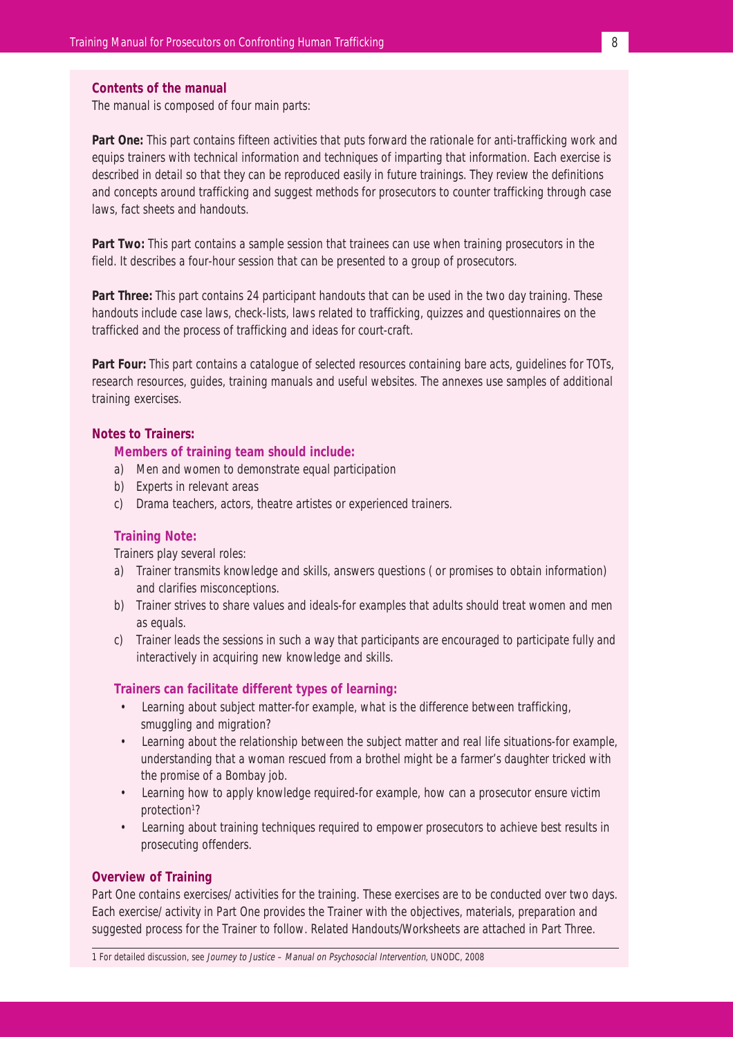### Contents of the manual

The manual is composed of four main parts:

**Part One:** This part contains fifteen activities that puts forward the rationale for anti-trafficking work and equips trainers with technical information and techniques of imparting that information. Each exercise is described in detail so that they can be reproduced easily in future trainings. They review the definitions and concepts around trafficking and suggest methods for prosecutors to counter trafficking through case laws, fact sheets and handouts.

**Part Two:** This part contains a sample session that trainees can use when training prosecutors in the field. It describes a four-hour session that can be presented to a group of prosecutors.

**Part Three:** This part contains 24 participant handouts that can be used in the two day training. These handouts include case laws, check-lists, laws related to trafficking, quizzes and questionnaires on the trafficked and the process of trafficking and ideas for court-craft.

**Part Four:** This part contains a catalogue of selected resources containing bare acts, guidelines for TOTs, research resources, guides, training manuals and useful websites. The annexes use samples of additional training exercises.

### Notes to Trainers:

#### Members of training team should include:

a) Men and women to demonstrate equal participation
b) Experts in relevant areas
c) Drama teachers, actors, theatre artistes or experienced trainers.

#### Training Note:

Trainers play several roles:

a) Trainer transmits knowledge and skills, answers questions ( or promises to obtain information) and clarifies misconceptions.
b) Trainer strives to share values and ideals-for examples that adults should treat women and men as equals.
c) Trainer leads the sessions in such a way that participants are encouraged to participate fully and interactively in acquiring new knowledge and skills.

#### Trainers can facilitate different types of learning:

- Learning about subject matter-for example, what is the difference between trafficking, smuggling and migration?
- Learning about the relationship between the subject matter and real life situations-for example, understanding that a woman rescued from a brothel might be a farmer's daughter tricked with the promise of a Bombay job.
- Learning how to apply knowledge required-for example, how can a prosecutor ensure victim protection[1]?
- Learning about training techniques required to empower prosecutors to achieve best results in prosecuting offenders.

### Overview of Training

Part One contains exercises/ activities for the training. These exercises are to be conducted over two days. Each exercise/ activity in Part One provides the Trainer with the objectives, materials, preparation and suggested process for the Trainer to follow. Related Handouts/Worksheets are attached in Part Three.

---

1 For detailed discussion, see *Journey to Justice – Manual on Psychosocial Intervention*, UNODC, 2008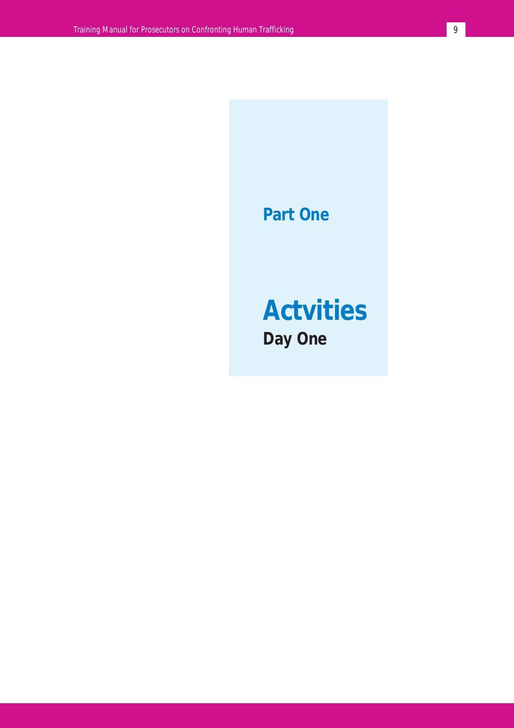# Part One

# Actvities

## Day One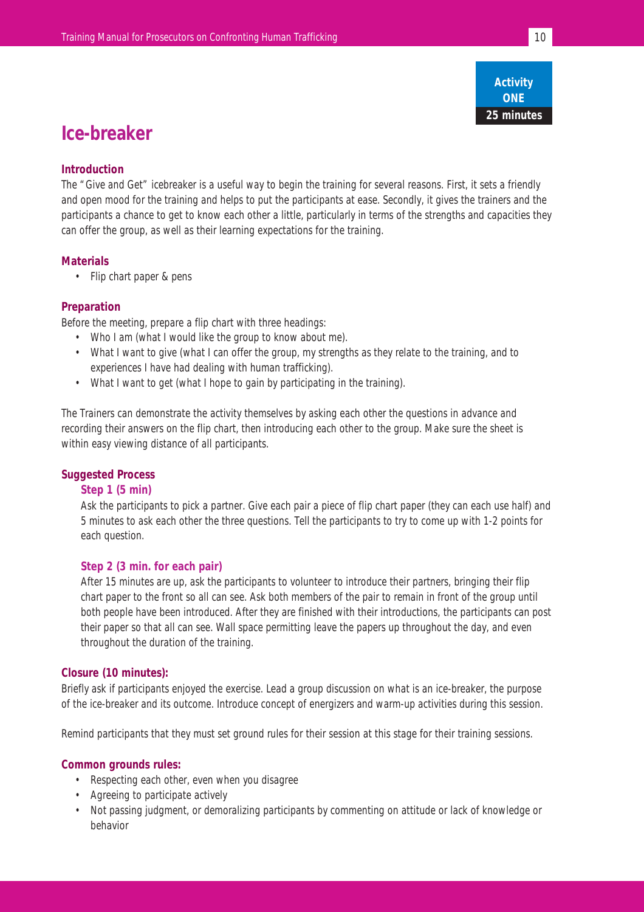**Activity ONE**
**25 minutes**

# Ice-breaker

### Introduction

The "Give and Get" icebreaker is a useful way to begin the training for several reasons. First, it sets a friendly and open mood for the training and helps to put the participants at ease. Secondly, it gives the trainers and the participants a chance to get to know each other a little, particularly in terms of the strengths and capacities they can offer the group, as well as their learning expectations for the training.

### Materials

- Flip chart paper & pens

### Preparation

Before the meeting, prepare a flip chart with three headings:

- Who I am (what I would like the group to know about me).
- What I want to give (what I can offer the group, my strengths as they relate to the training, and to experiences I have had dealing with human trafficking).
- What I want to get (what I hope to gain by participating in the training).

The Trainers can demonstrate the activity themselves by asking each other the questions in advance and recording their answers on the flip chart, then introducing each other to the group. Make sure the sheet is within easy viewing distance of all participants.

### Suggested Process

#### Step 1 (5 min)

Ask the participants to pick a partner. Give each pair a piece of flip chart paper (they can each use half) and 5 minutes to ask each other the three questions. Tell the participants to try to come up with 1-2 points for each question.

#### Step 2 (3 min. for each pair)

After 15 minutes are up, ask the participants to volunteer to introduce their partners, bringing their flip chart paper to the front so all can see. Ask both members of the pair to remain in front of the group until both people have been introduced. After they are finished with their introductions, the participants can post their paper so that all can see. Wall space permitting leave the papers up throughout the day, and even throughout the duration of the training.

### Closure (10 minutes):

Briefly ask if participants enjoyed the exercise. Lead a group discussion on what is an ice-breaker, the purpose of the ice-breaker and its outcome. Introduce concept of energizers and warm-up activities during this session.

Remind participants that they must set ground rules for their session at this stage for their training sessions.

### Common grounds rules:

- Respecting each other, even when you disagree
- Agreeing to participate actively
- Not passing judgment, or demoralizing participants by commenting on attitude or lack of knowledge or behavior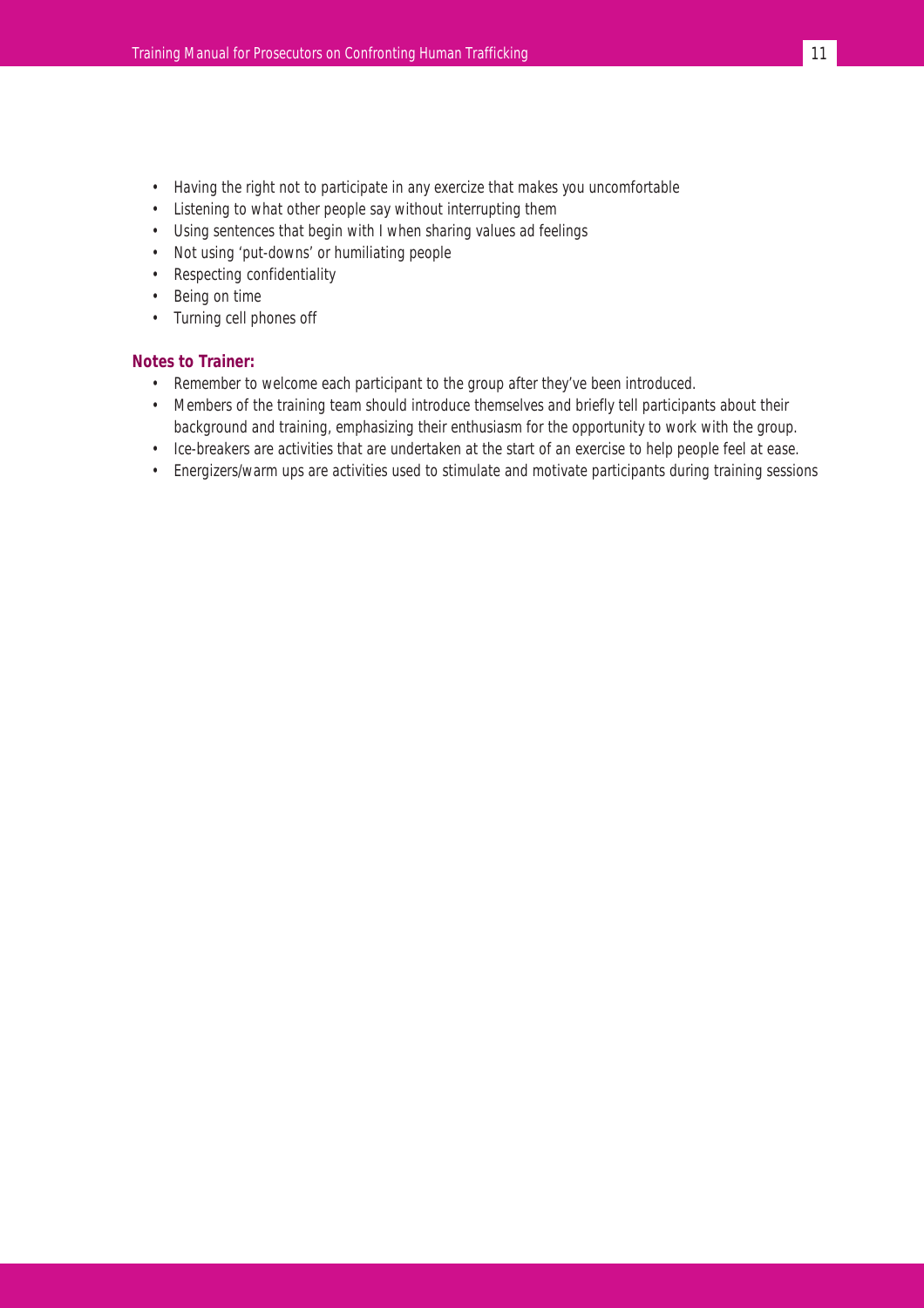- Having the right not to participate in any exercize that makes you uncomfortable
- Listening to what other people say without interrupting them
- Using sentences that begin with I when sharing values ad feelings
- Not using 'put-downs' or humiliating people
- Respecting confidentiality
- Being on time
- Turning cell phones off

**Notes to Trainer:**

- Remember to welcome each participant to the group after they've been introduced.
- Members of the training team should introduce themselves and briefly tell participants about their background and training, emphasizing their enthusiasm for the opportunity to work with the group.
- Ice-breakers are activities that are undertaken at the start of an exercise to help people feel at ease.
- Energizers/warm ups are activities used to stimulate and motivate participants during training sessions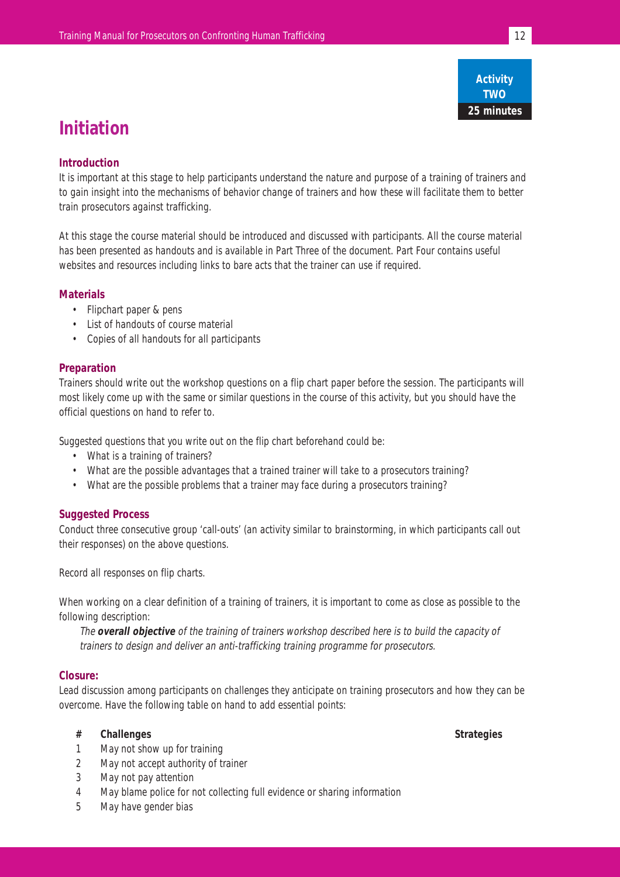**Activity TWO**
**25 minutes**

## Initiation

### Introduction

It is important at this stage to help participants understand the nature and purpose of a training of trainers and to gain insight into the mechanisms of behavior change of trainers and how these will facilitate them to better train prosecutors against trafficking.

At this stage the course material should be introduced and discussed with participants. All the course material has been presented as handouts and is available in Part Three of the document. Part Four contains useful websites and resources including links to bare acts that the trainer can use if required.

### Materials

- Flipchart paper & pens
- List of handouts of course material
- Copies of all handouts for all participants

### Preparation

Trainers should write out the workshop questions on a flip chart paper before the session. The participants will most likely come up with the same or similar questions in the course of this activity, but you should have the official questions on hand to refer to.

Suggested questions that you write out on the flip chart beforehand could be:

- What is a training of trainers?
- What are the possible advantages that a trained trainer will take to a prosecutors training?
- What are the possible problems that a trainer may face during a prosecutors training?

### Suggested Process

Conduct three consecutive group 'call-outs' (an activity similar to brainstorming, in which participants call out their responses) on the above questions.

Record all responses on flip charts.

When working on a clear definition of a training of trainers, it is important to come as close as possible to the following description:

> *The **overall objective** of the training of trainers workshop described here is to build the capacity of trainers to design and deliver an anti-trafficking training programme for prosecutors.*

### Closure:

Lead discussion among participants on challenges they anticipate on training prosecutors and how they can be overcome. Have the following table on hand to add essential points:

| # | Challenges | Strategies |
|---|---|---|
| 1 | May not show up for training | |
| 2 | May not accept authority of trainer | |
| 3 | May not pay attention | |
| 4 | May blame police for not collecting full evidence or sharing information | |
| 5 | May have gender bias | |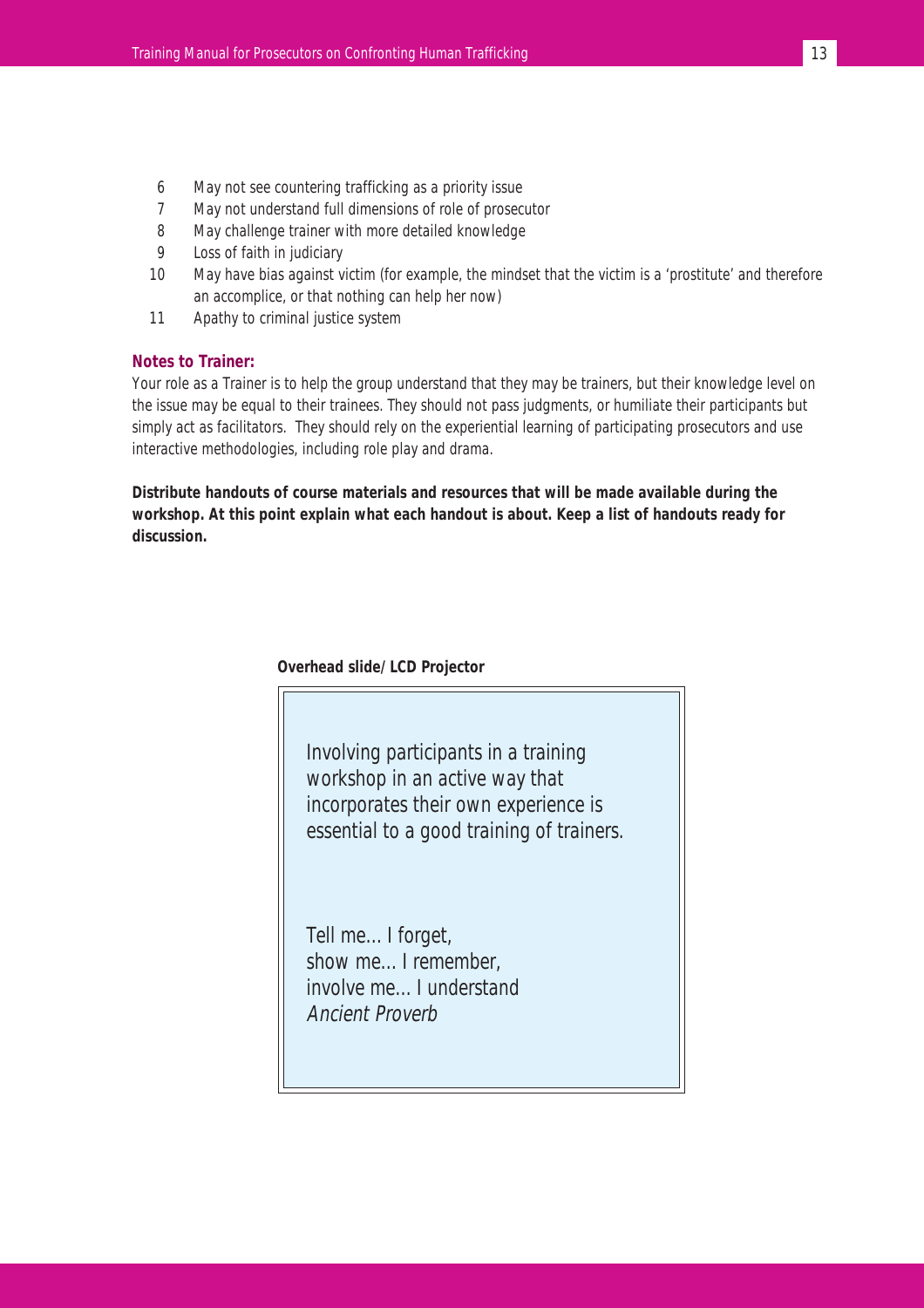6. May not see countering trafficking as a priority issue
7. May not understand full dimensions of role of prosecutor
8. May challenge trainer with more detailed knowledge
9. Loss of faith in judiciary
10. May have bias against victim (for example, the mindset that the victim is a 'prostitute' and therefore an accomplice, or that nothing can help her now)
11. Apathy to criminal justice system

**Notes to Trainer:**

Your role as a Trainer is to help the group understand that they may be trainers, but their knowledge level on the issue may be equal to their trainees. They should not pass judgments, or humiliate their participants but simply act as facilitators. They should rely on the experiential learning of participating prosecutors and use interactive methodologies, including role play and drama.

**Distribute handouts of course materials and resources that will be made available during the workshop. At this point explain what each handout is about. Keep a list of handouts ready for discussion.**

**Overhead slide/ LCD Projector**

> Involving participants in a training workshop in an active way that incorporates their own experience is essential to a good training of trainers.
>
> Tell me… I forget,
> show me… I remember,
> involve me… I understand
> *Ancient Proverb*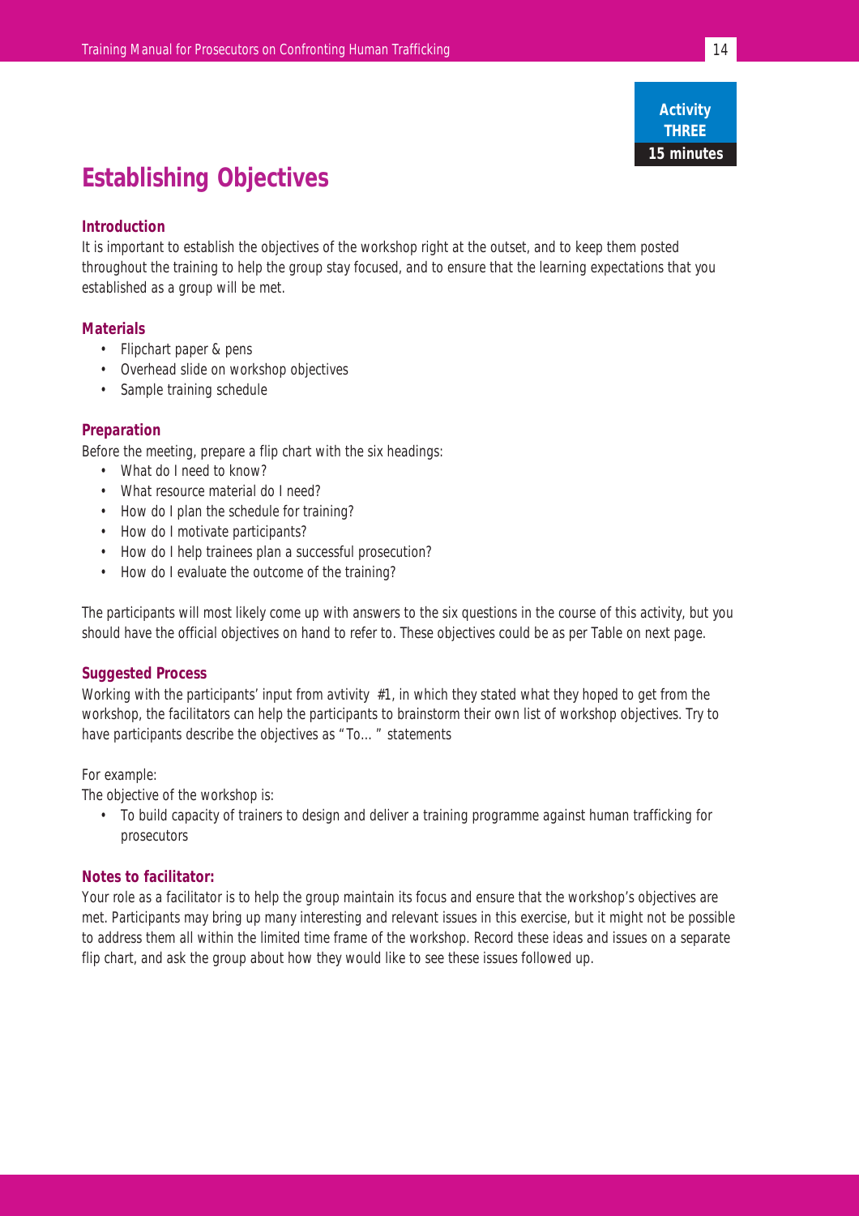**Activity THREE**
**15 minutes**

## Establishing Objectives

### Introduction

It is important to establish the objectives of the workshop right at the outset, and to keep them posted throughout the training to help the group stay focused, and to ensure that the learning expectations that you established as a group will be met.

### Materials

- Flipchart paper & pens
- Overhead slide on workshop objectives
- Sample training schedule

### Preparation

Before the meeting, prepare a flip chart with the six headings:

- What do I need to know?
- What resource material do I need?
- How do I plan the schedule for training?
- How do I motivate participants?
- How do I help trainees plan a successful prosecution?
- How do I evaluate the outcome of the training?

The participants will most likely come up with answers to the six questions in the course of this activity, but you should have the official objectives on hand to refer to. These objectives could be as per Table on next page.

### Suggested Process

Working with the participants' input from avtivity #1, in which they stated what they hoped to get from the workshop, the facilitators can help the participants to brainstorm their own list of workshop objectives. Try to have participants describe the objectives as "To… " statements

For example:

The objective of the workshop is:

- To build capacity of trainers to design and deliver a training programme against human trafficking for prosecutors

### Notes to facilitator:

Your role as a facilitator is to help the group maintain its focus and ensure that the workshop's objectives are met. Participants may bring up many interesting and relevant issues in this exercise, but it might not be possible to address them all within the limited time frame of the workshop. Record these ideas and issues on a separate flip chart, and ask the group about how they would like to see these issues followed up.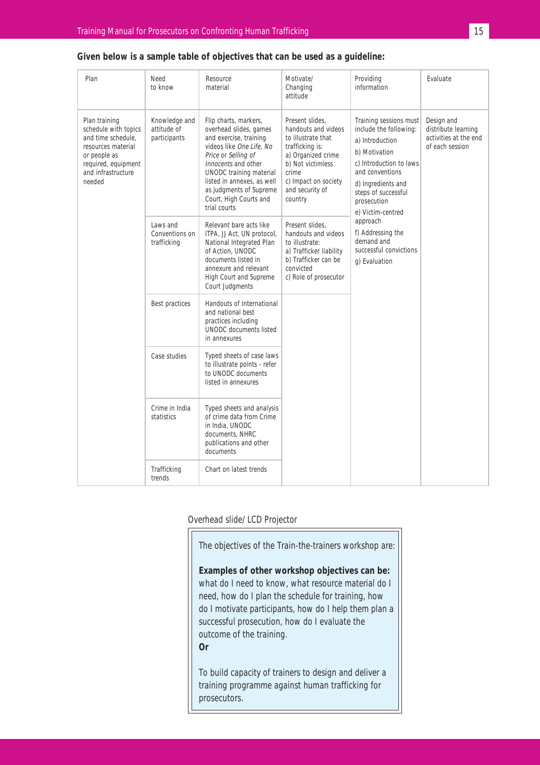**Given below is a sample table of objectives that can be used as a guideline:**

| Plan | Need to know | Resource material | Motivate/ Changing attitude | Providing information | Evaluate |
|---|---|---|---|---|---|
| Plan training schedule with topics and time schedule, resources material or people as required, equipment and infrastructure needed | Knowledge and attitude of participants | Flip charts, markers, overhead slides, games and exercise, training videos like *One Life, No Price* or *Selling of Innocents* and other UNODC training material listed in annexes, as well as judgments of Supreme Court, High Courts and trial courts | Present slides, handouts and videos to illustrate that trafficking is: a) Organized crime b) Not victimless crime c) Impact on society and security of country | Training sessions must include the following: a) Introduction b) Motivation c) Introduction to laws and conventions d) Ingredients and steps of successful prosecution e) Victim-centred approach f) Addressing the demand and successful convictions g) Evaluation | Design and distribute learning activities at the end of each session |
| | Laws and Conventions on trafficking | Relevant bare acts like ITPA, JJ Act, UN protocol, National Integrated Plan of Action, UNODC documents listed in annexure and relevant High Court and Supreme Court Judgments | Present slides, handouts and videos to illustrate: a) Trafficker liability b) Trafficker can be convicted c) Role of prosecutor | | |
| | Best practices | Handouts of International and national best practices including UNODC documents listed in annexures | | | |
| | Case studies | Typed sheets of case laws to illustrate points - refer to UNODC documents listed in annexures | | | |
| | Crime in India statistics | Typed sheets and analysis of crime data from Crime in India, UNODC documents, NHRC publications and other documents | | | |
| | Trafficking trends | Chart on latest trends | | | |

Overhead slide/ LCD Projector

The objectives of the Train-the-trainers workshop are:

**Examples of other workshop objectives can be:** what do I need to know, what resource material do I need, how do I plan the schedule for training, how do I motivate participants, how do I help them plan a successful prosecution, how do I evaluate the outcome of the training.

**Or**

To build capacity of trainers to design and deliver a training programme against human trafficking for prosecutors.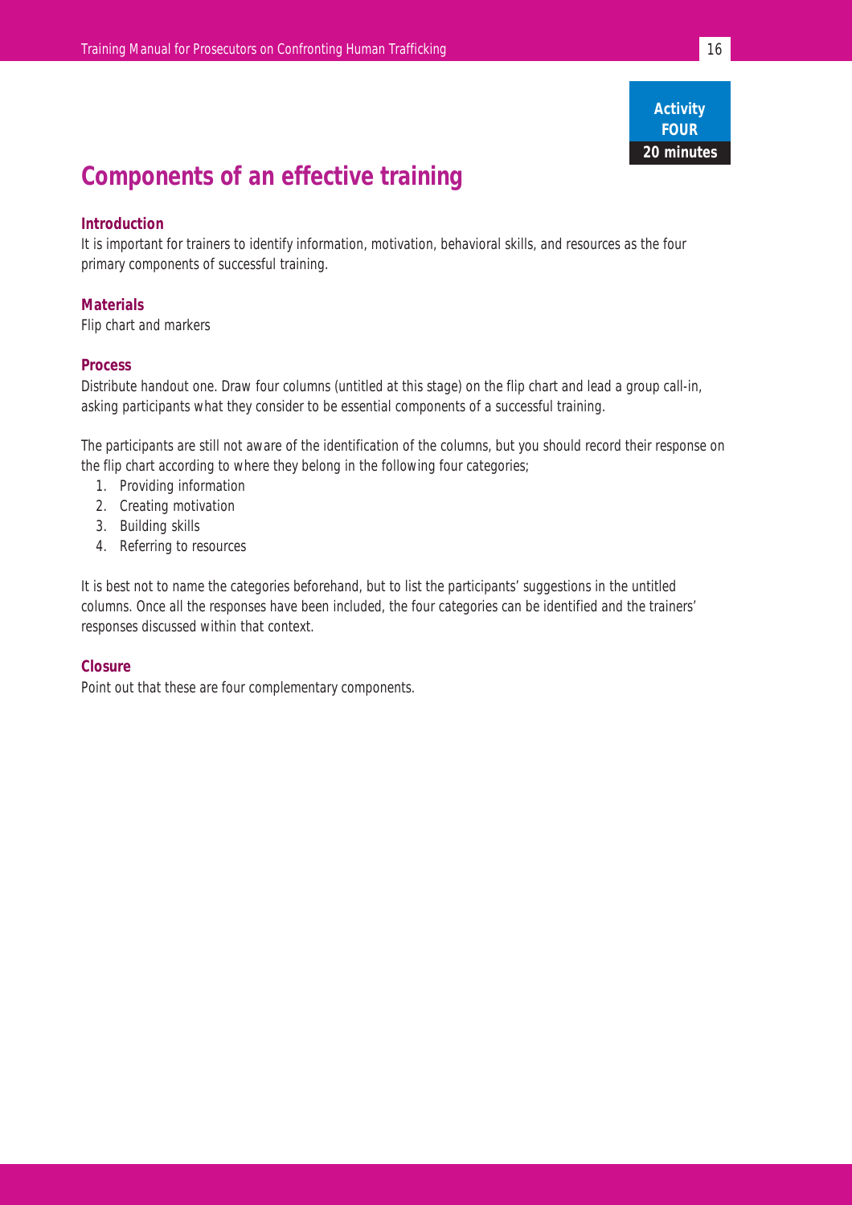**Activity FOUR**
**20 minutes**

## Components of an effective training

### Introduction

It is important for trainers to identify information, motivation, behavioral skills, and resources as the four primary components of successful training.

### Materials

Flip chart and markers

### Process

Distribute handout one. Draw four columns (untitled at this stage) on the flip chart and lead a group call-in, asking participants what they consider to be essential components of a successful training.

The participants are still not aware of the identification of the columns, but you should record their response on the flip chart according to where they belong in the following four categories;

1. Providing information
2. Creating motivation
3. Building skills
4. Referring to resources

It is best not to name the categories beforehand, but to list the participants' suggestions in the untitled columns. Once all the responses have been included, the four categories can be identified and the trainers' responses discussed within that context.

### Closure

Point out that these are four complementary components.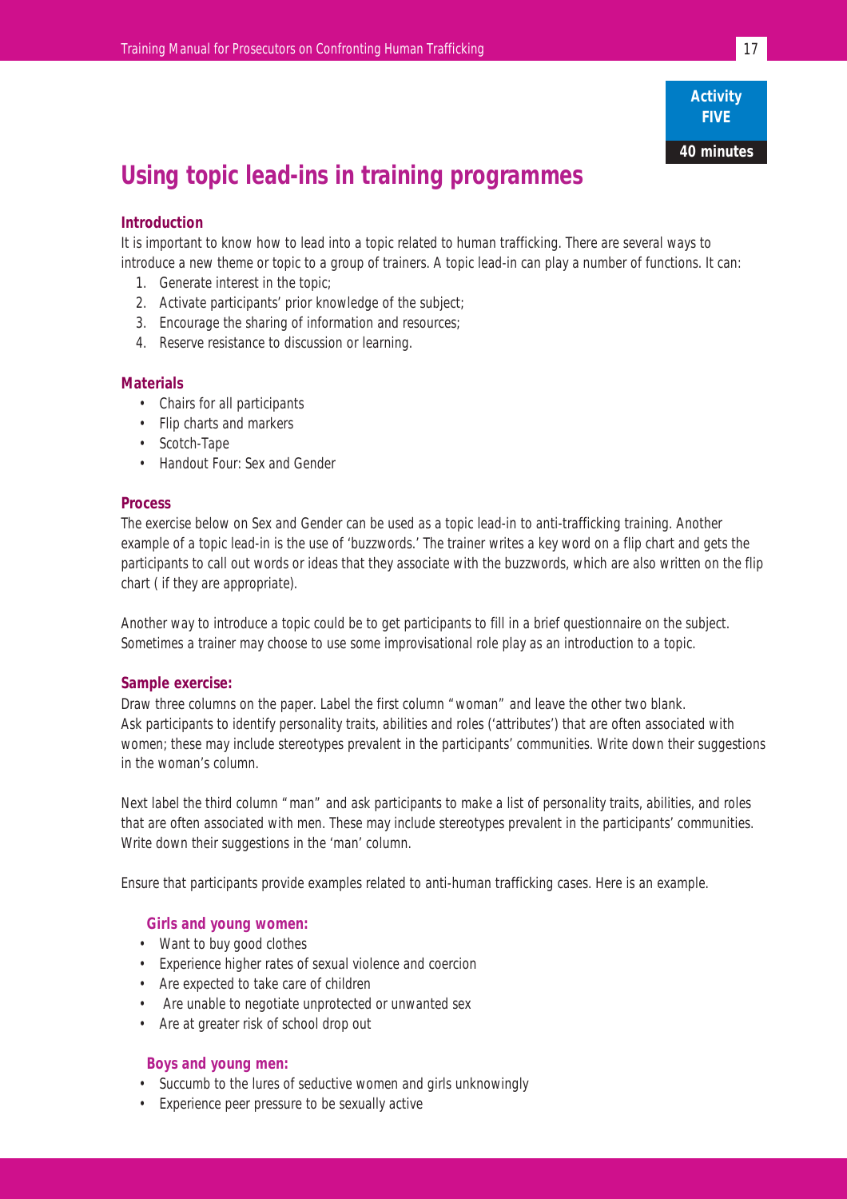**Activity FIVE**

**40 minutes**

# Using topic lead-ins in training programmes

### Introduction

It is important to know how to lead into a topic related to human trafficking. There are several ways to introduce a new theme or topic to a group of trainers. A topic lead-in can play a number of functions. It can:

1. Generate interest in the topic;
2. Activate participants' prior knowledge of the subject;
3. Encourage the sharing of information and resources;
4. Reserve resistance to discussion or learning.

### Materials

- Chairs for all participants
- Flip charts and markers
- Scotch-Tape
- Handout Four: Sex and Gender

### Process

The exercise below on Sex and Gender can be used as a topic lead-in to anti-trafficking training. Another example of a topic lead-in is the use of 'buzzwords.' The trainer writes a key word on a flip chart and gets the participants to call out words or ideas that they associate with the buzzwords, which are also written on the flip chart ( if they are appropriate).

Another way to introduce a topic could be to get participants to fill in a brief questionnaire on the subject. Sometimes a trainer may choose to use some improvisational role play as an introduction to a topic.

### Sample exercise:

Draw three columns on the paper. Label the first column "woman" and leave the other two blank. Ask participants to identify personality traits, abilities and roles ('attributes') that are often associated with women; these may include stereotypes prevalent in the participants' communities. Write down their suggestions in the woman's column.

Next label the third column "man" and ask participants to make a list of personality traits, abilities, and roles that are often associated with men. These may include stereotypes prevalent in the participants' communities. Write down their suggestions in the 'man' column.

Ensure that participants provide examples related to anti-human trafficking cases. Here is an example.

**Girls and young women:**

- Want to buy good clothes
- Experience higher rates of sexual violence and coercion
- Are expected to take care of children
- Are unable to negotiate unprotected or unwanted sex
- Are at greater risk of school drop out

**Boys and young men:**

- Succumb to the lures of seductive women and girls unknowingly
- Experience peer pressure to be sexually active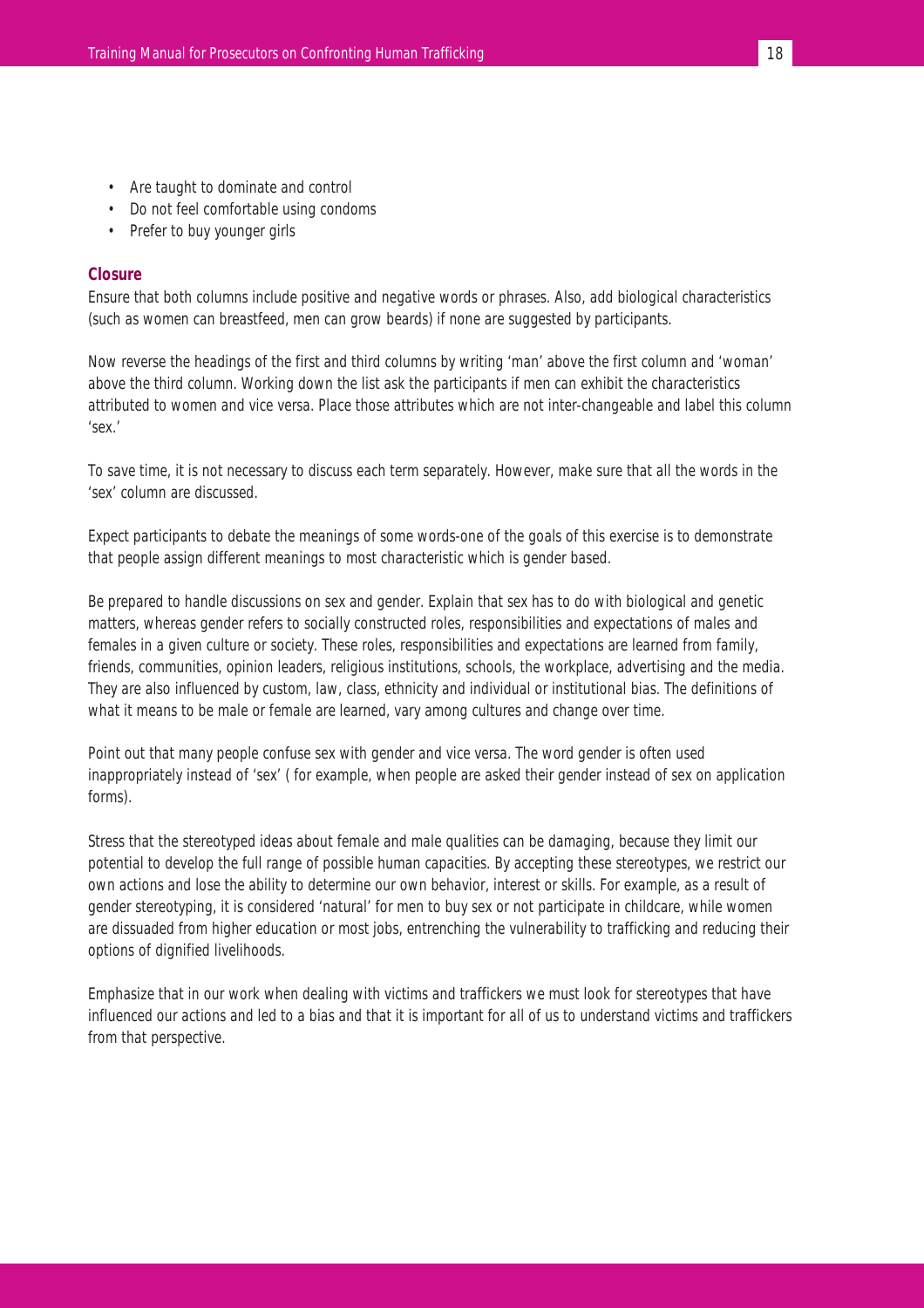- Are taught to dominate and control
- Do not feel comfortable using condoms
- Prefer to buy younger girls

**Closure**

Ensure that both columns include positive and negative words or phrases. Also, add biological characteristics (such as women can breastfeed, men can grow beards) if none are suggested by participants.

Now reverse the headings of the first and third columns by writing 'man' above the first column and 'woman' above the third column. Working down the list ask the participants if men can exhibit the characteristics attributed to women and vice versa. Place those attributes which are not inter-changeable and label this column 'sex.'

To save time, it is not necessary to discuss each term separately. However, make sure that all the words in the 'sex' column are discussed.

Expect participants to debate the meanings of some words-one of the goals of this exercise is to demonstrate that people assign different meanings to most characteristic which is gender based.

Be prepared to handle discussions on sex and gender. Explain that sex has to do with biological and genetic matters, whereas gender refers to socially constructed roles, responsibilities and expectations of males and females in a given culture or society. These roles, responsibilities and expectations are learned from family, friends, communities, opinion leaders, religious institutions, schools, the workplace, advertising and the media. They are also influenced by custom, law, class, ethnicity and individual or institutional bias. The definitions of what it means to be male or female are learned, vary among cultures and change over time.

Point out that many people confuse sex with gender and vice versa. The word gender is often used inappropriately instead of 'sex' ( for example, when people are asked their gender instead of sex on application forms).

Stress that the stereotyped ideas about female and male qualities can be damaging, because they limit our potential to develop the full range of possible human capacities. By accepting these stereotypes, we restrict our own actions and lose the ability to determine our own behavior, interest or skills. For example, as a result of gender stereotyping, it is considered 'natural' for men to buy sex or not participate in childcare, while women are dissuaded from higher education or most jobs, entrenching the vulnerability to trafficking and reducing their options of dignified livelihoods.

Emphasize that in our work when dealing with victims and traffickers we must look for stereotypes that have influenced our actions and led to a bias and that it is important for all of us to understand victims and traffickers from that perspective.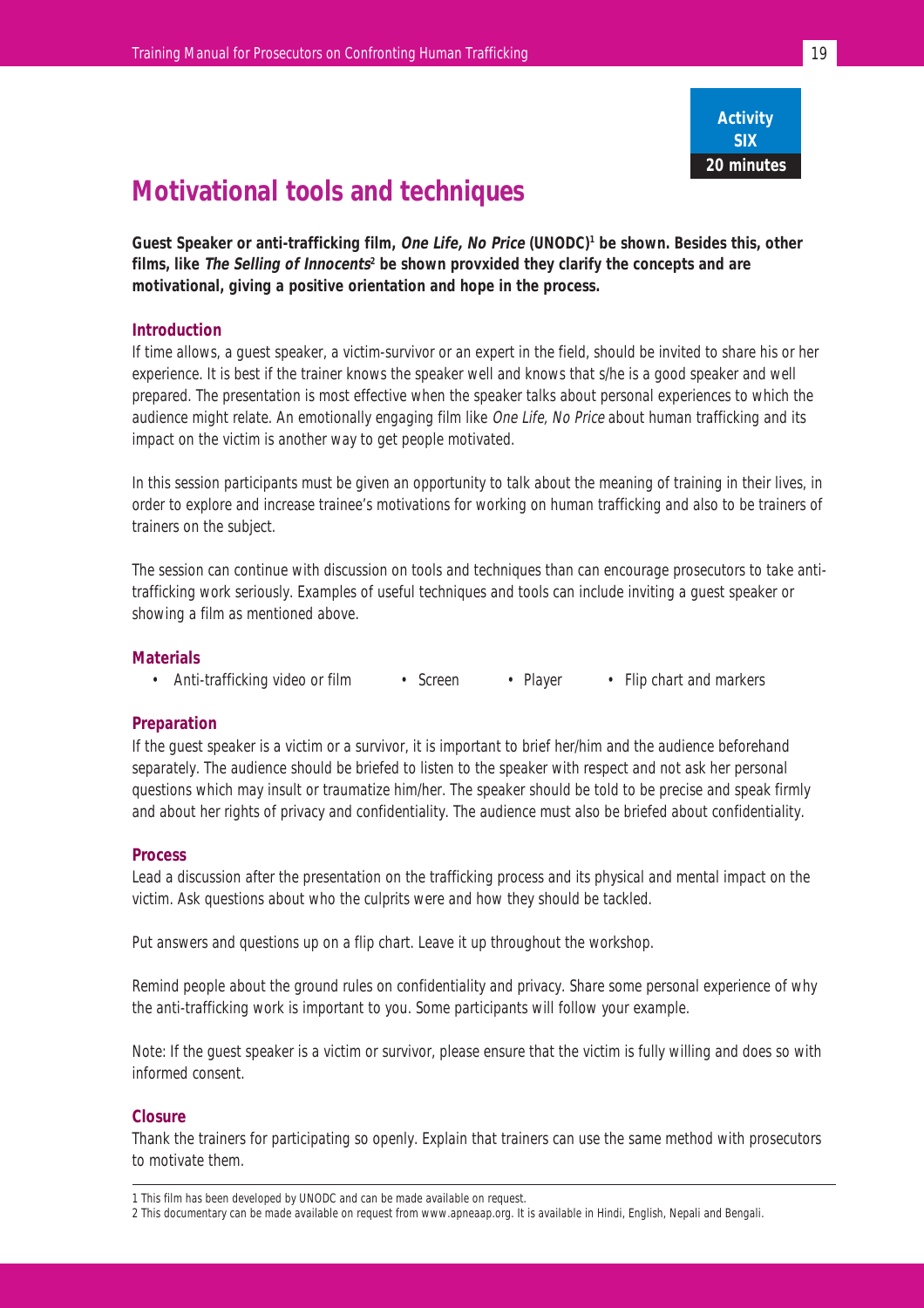**Activity SIX**
**20 minutes**

# Motivational tools and techniques

**Guest Speaker or anti-trafficking film, *One Life, No Price* (UNODC)[1] be shown. Besides this, other films, like *The Selling of Innocents*[2] be shown provxided they clarify the concepts and are motivational, giving a positive orientation and hope in the process.**

### Introduction

If time allows, a guest speaker, a victim-survivor or an expert in the field, should be invited to share his or her experience. It is best if the trainer knows the speaker well and knows that s/he is a good speaker and well prepared. The presentation is most effective when the speaker talks about personal experiences to which the audience might relate. An emotionally engaging film like *One Life, No Price* about human trafficking and its impact on the victim is another way to get people motivated.

In this session participants must be given an opportunity to talk about the meaning of training in their lives, in order to explore and increase trainee's motivations for working on human trafficking and also to be trainers of trainers on the subject.

The session can continue with discussion on tools and techniques than can encourage prosecutors to take anti-trafficking work seriously. Examples of useful techniques and tools can include inviting a guest speaker or showing a film as mentioned above.

### Materials

- Anti-trafficking video or film
- Screen
- Player
- Flip chart and markers

### Preparation

If the guest speaker is a victim or a survivor, it is important to brief her/him and the audience beforehand separately. The audience should be briefed to listen to the speaker with respect and not ask her personal questions which may insult or traumatize him/her. The speaker should be told to be precise and speak firmly and about her rights of privacy and confidentiality. The audience must also be briefed about confidentiality.

### Process

Lead a discussion after the presentation on the trafficking process and its physical and mental impact on the victim. Ask questions about who the culprits were and how they should be tackled.

Put answers and questions up on a flip chart. Leave it up throughout the workshop.

Remind people about the ground rules on confidentiality and privacy. Share some personal experience of why the anti-trafficking work is important to you. Some participants will follow your example.

Note: If the guest speaker is a victim or survivor, please ensure that the victim is fully willing and does so with informed consent.

### Closure

Thank the trainers for participating so openly. Explain that trainers can use the same method with prosecutors to motivate them.

---

1 This film has been developed by UNODC and can be made available on request.

2 This documentary can be made available on request from www.apneaap.org. It is available in Hindi, English, Nepali and Bengali.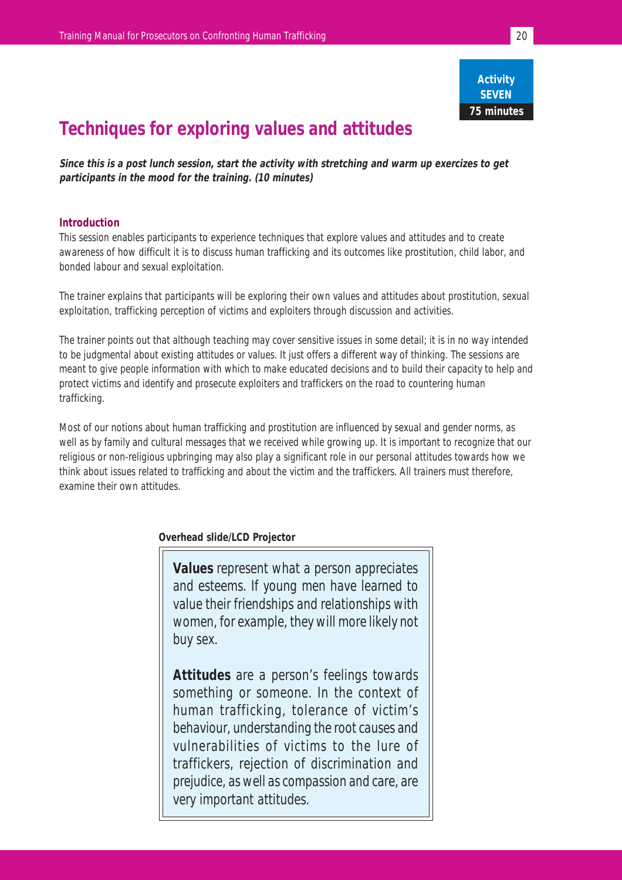**Activity SEVEN**
**75 minutes**

# Techniques for exploring values and attitudes

***Since this is a post lunch session, start the activity with stretching and warm up exercizes to get participants in the mood for the training. (10 minutes)***

### Introduction

This session enables participants to experience techniques that explore values and attitudes and to create awareness of how difficult it is to discuss human trafficking and its outcomes like prostitution, child labor, and bonded labour and sexual exploitation.

The trainer explains that participants will be exploring their own values and attitudes about prostitution, sexual exploitation, trafficking perception of victims and exploiters through discussion and activities.

The trainer points out that although teaching may cover sensitive issues in some detail; it is in no way intended to be judgmental about existing attitudes or values. It just offers a different way of thinking. The sessions are meant to give people information with which to make educated decisions and to build their capacity to help and protect victims and identify and prosecute exploiters and traffickers on the road to countering human trafficking.

Most of our notions about human trafficking and prostitution are influenced by sexual and gender norms, as well as by family and cultural messages that we received while growing up. It is important to recognize that our religious or non-religious upbringing may also play a significant role in our personal attitudes towards how we think about issues related to trafficking and about the victim and the traffickers. All trainers must therefore, examine their own attitudes.

**Overhead slide/LCD Projector**

> **Values** represent what a person appreciates and esteems. If young men have learned to value their friendships and relationships with women, for example, they will more likely not buy sex.
>
> **Attitudes** are a person's feelings towards something or someone. In the context of human trafficking, tolerance of victim's behaviour, understanding the root causes and vulnerabilities of victims to the lure of traffickers, rejection of discrimination and prejudice, as well as compassion and care, are very important attitudes.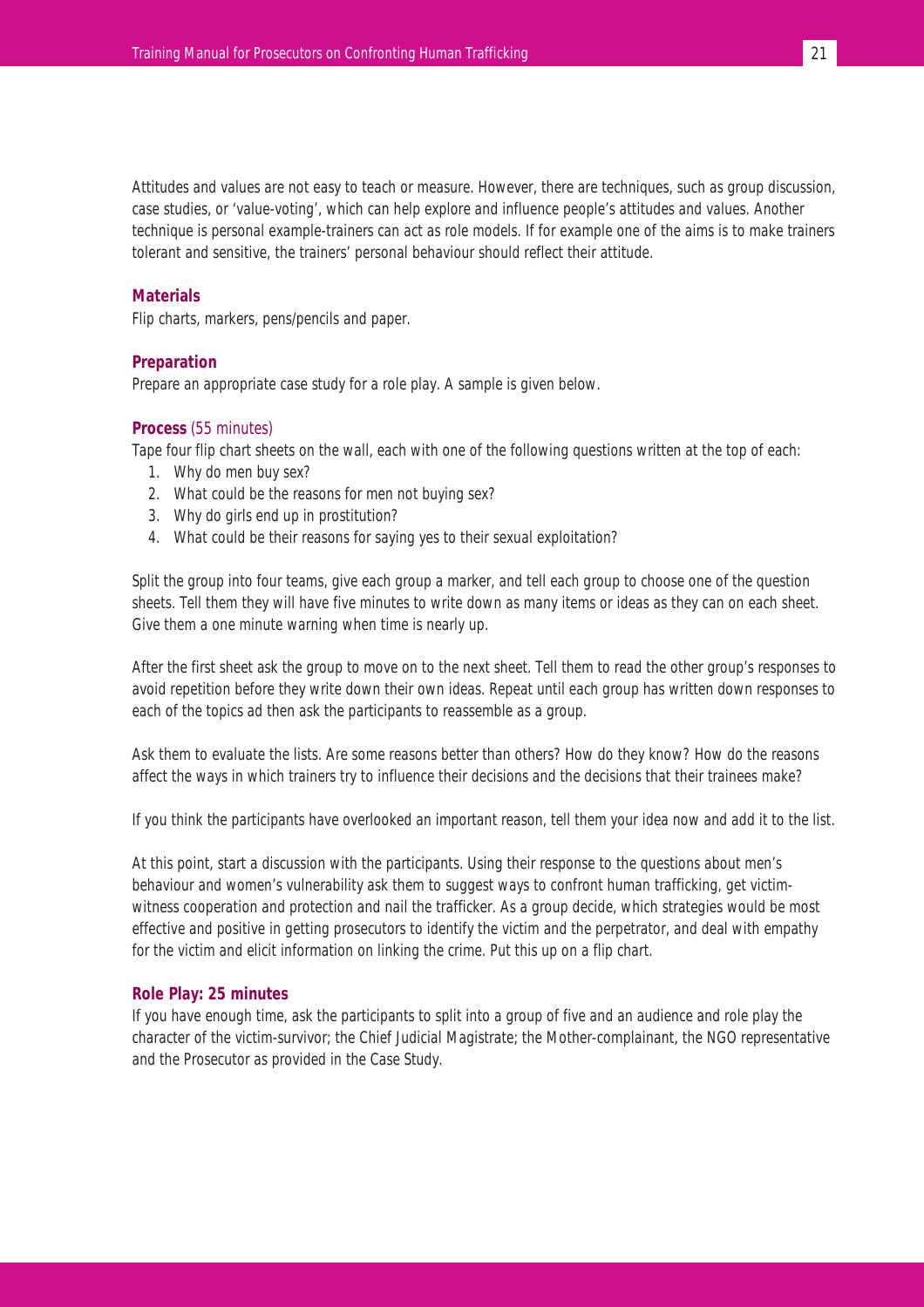Attitudes and values are not easy to teach or measure. However, there are techniques, such as group discussion, case studies, or 'value-voting', which can help explore and influence people's attitudes and values. Another technique is personal example-trainers can act as role models. If for example one of the aims is to make trainers tolerant and sensitive, the trainers' personal behaviour should reflect their attitude.

### Materials

Flip charts, markers, pens/pencils and paper.

### Preparation

Prepare an appropriate case study for a role play. A sample is given below.

### Process (55 minutes)

Tape four flip chart sheets on the wall, each with one of the following questions written at the top of each:

1. Why do men buy sex?
2. What could be the reasons for men not buying sex?
3. Why do girls end up in prostitution?
4. What could be their reasons for saying yes to their sexual exploitation?

Split the group into four teams, give each group a marker, and tell each group to choose one of the question sheets. Tell them they will have five minutes to write down as many items or ideas as they can on each sheet. Give them a one minute warning when time is nearly up.

After the first sheet ask the group to move on to the next sheet. Tell them to read the other group's responses to avoid repetition before they write down their own ideas. Repeat until each group has written down responses to each of the topics ad then ask the participants to reassemble as a group.

Ask them to evaluate the lists. Are some reasons better than others? How do they know? How do the reasons affect the ways in which trainers try to influence their decisions and the decisions that their trainees make?

If you think the participants have overlooked an important reason, tell them your idea now and add it to the list.

At this point, start a discussion with the participants. Using their response to the questions about men's behaviour and women's vulnerability ask them to suggest ways to confront human trafficking, get victim-witness cooperation and protection and nail the trafficker. As a group decide, which strategies would be most effective and positive in getting prosecutors to identify the victim and the perpetrator, and deal with empathy for the victim and elicit information on linking the crime. Put this up on a flip chart.

### Role Play: 25 minutes

If you have enough time, ask the participants to split into a group of five and an audience and role play the character of the victim-survivor; the Chief Judicial Magistrate; the Mother-complainant, the NGO representative and the Prosecutor as provided in the Case Study.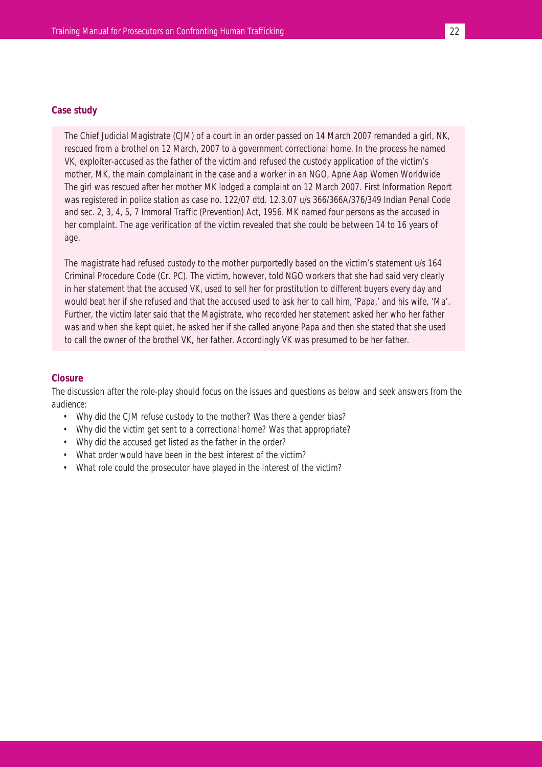### Case study

The Chief Judicial Magistrate (CJM) of a court in an order passed on 14 March 2007 remanded a girl, NK, rescued from a brothel on 12 March, 2007 to a government correctional home. In the process he named VK, exploiter-accused as the father of the victim and refused the custody application of the victim's mother, MK, the main complainant in the case and a worker in an NGO, Apne Aap Women Worldwide The girl was rescued after her mother MK lodged a complaint on 12 March 2007. First Information Report was registered in police station as case no. 122/07 dtd. 12.3.07 u/s 366/366A/376/349 Indian Penal Code and sec. 2, 3, 4, 5, 7 Immoral Traffic (Prevention) Act, 1956. MK named four persons as the accused in her complaint. The age verification of the victim revealed that she could be between 14 to 16 years of age.

The magistrate had refused custody to the mother purportedly based on the victim's statement u/s 164 Criminal Procedure Code (Cr. PC). The victim, however, told NGO workers that she had said very clearly in her statement that the accused VK, used to sell her for prostitution to different buyers every day and would beat her if she refused and that the accused used to ask her to call him, 'Papa,' and his wife, 'Ma'. Further, the victim later said that the Magistrate, who recorded her statement asked her who her father was and when she kept quiet, he asked her if she called anyone Papa and then she stated that she used to call the owner of the brothel VK, her father. Accordingly VK was presumed to be her father.

### Closure

The discussion after the role-play should focus on the issues and questions as below and seek answers from the audience:

- Why did the CJM refuse custody to the mother? Was there a gender bias?
- Why did the victim get sent to a correctional home? Was that appropriate?
- Why did the accused get listed as the father in the order?
- What order would have been in the best interest of the victim?
- What role could the prosecutor have played in the interest of the victim?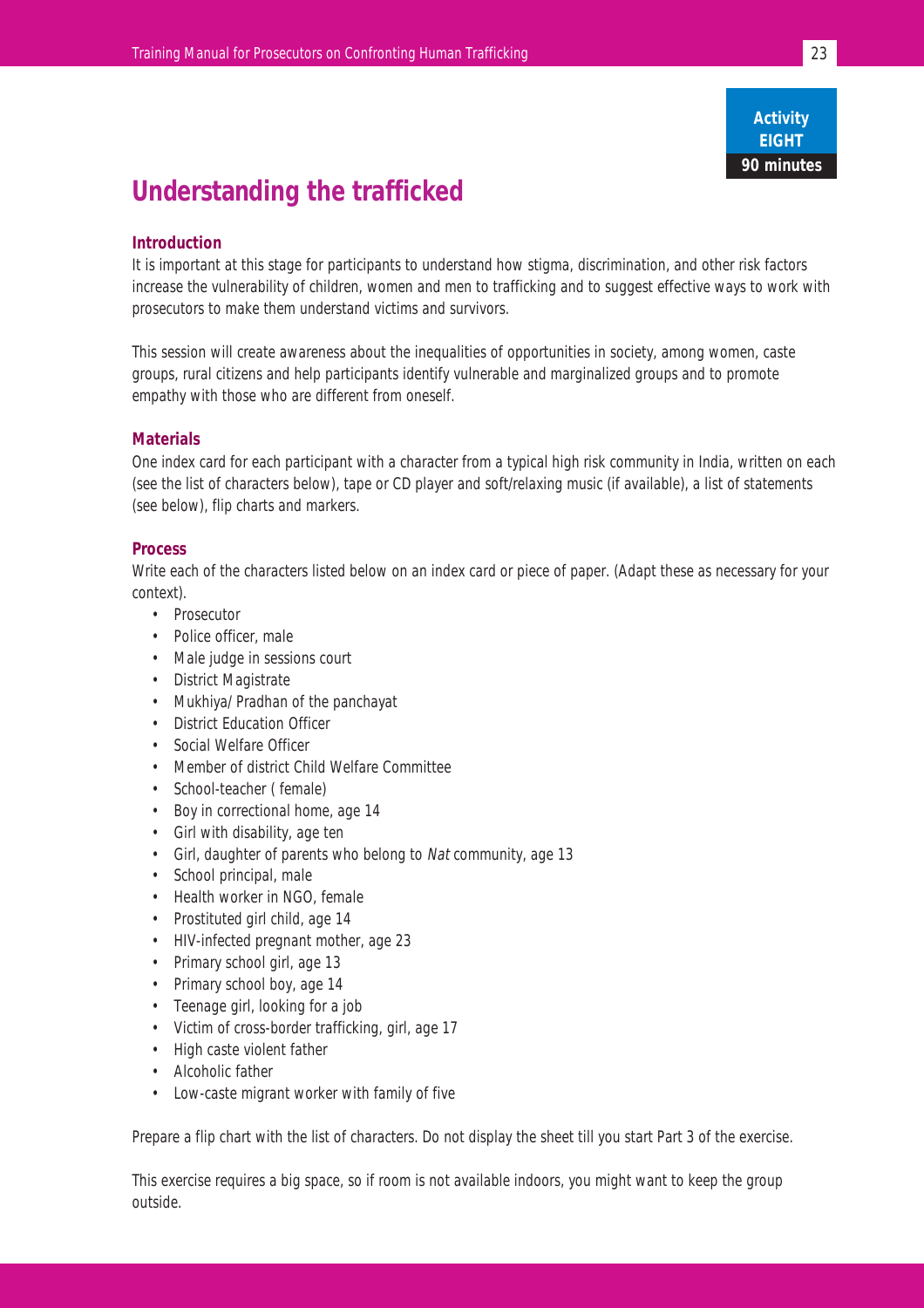**Activity EIGHT**
**90 minutes**

# Understanding the trafficked

### Introduction

It is important at this stage for participants to understand how stigma, discrimination, and other risk factors increase the vulnerability of children, women and men to trafficking and to suggest effective ways to work with prosecutors to make them understand victims and survivors.

This session will create awareness about the inequalities of opportunities in society, among women, caste groups, rural citizens and help participants identify vulnerable and marginalized groups and to promote empathy with those who are different from oneself.

### Materials

One index card for each participant with a character from a typical high risk community in India, written on each (see the list of characters below), tape or CD player and soft/relaxing music (if available), a list of statements (see below), flip charts and markers.

### Process

Write each of the characters listed below on an index card or piece of paper. (Adapt these as necessary for your context).

- Prosecutor
- Police officer, male
- Male judge in sessions court
- District Magistrate
- Mukhiya/ Pradhan of the panchayat
- District Education Officer
- Social Welfare Officer
- Member of district Child Welfare Committee
- School-teacher ( female)
- Boy in correctional home, age 14
- Girl with disability, age ten
- Girl, daughter of parents who belong to *Nat* community, age 13
- School principal, male
- Health worker in NGO, female
- Prostituted girl child, age 14
- HIV-infected pregnant mother, age 23
- Primary school girl, age 13
- Primary school boy, age 14
- Teenage girl, looking for a job
- Victim of cross-border trafficking, girl, age 17
- High caste violent father
- Alcoholic father
- Low-caste migrant worker with family of five

Prepare a flip chart with the list of characters. Do not display the sheet till you start Part 3 of the exercise.

This exercise requires a big space, so if room is not available indoors, you might want to keep the group outside.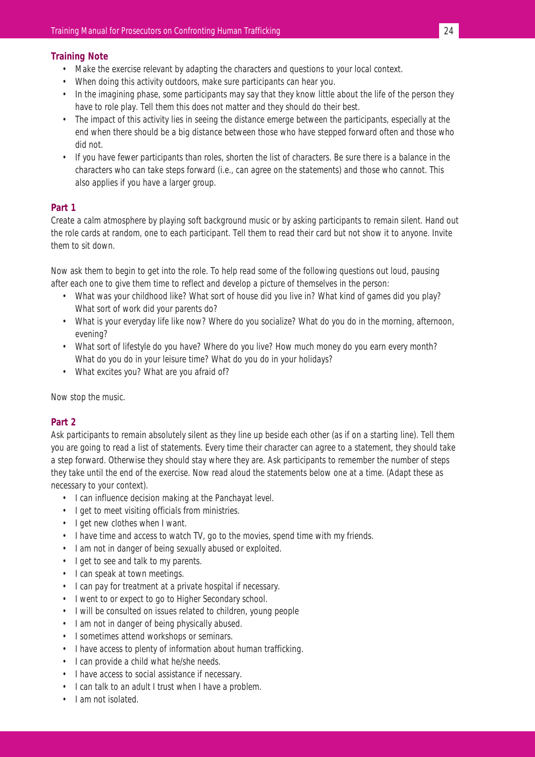**Training Note**

- Make the exercise relevant by adapting the characters and questions to your local context.
- When doing this activity outdoors, make sure participants can hear you.
- In the imagining phase, some participants may say that they know little about the life of the person they have to role play. Tell them this does not matter and they should do their best.
- The impact of this activity lies in seeing the distance emerge between the participants, especially at the end when there should be a big distance between those who have stepped forward often and those who did not.
- If you have fewer participants than roles, shorten the list of characters. Be sure there is a balance in the characters who can take steps forward (i.e., can agree on the statements) and those who cannot. This also applies if you have a larger group.

**Part 1**

Create a calm atmosphere by playing soft background music or by asking participants to remain silent. Hand out the role cards at random, one to each participant. Tell them to read their card but not show it to anyone. Invite them to sit down.

Now ask them to begin to get into the role. To help read some of the following questions out loud, pausing after each one to give them time to reflect and develop a picture of themselves in the person:

- What was your childhood like? What sort of house did you live in? What kind of games did you play? What sort of work did your parents do?
- What is your everyday life like now? Where do you socialize? What do you do in the morning, afternoon, evening?
- What sort of lifestyle do you have? Where do you live? How much money do you earn every month? What do you do in your leisure time? What do you do in your holidays?
- What excites you? What are you afraid of?

Now stop the music.

**Part 2**

Ask participants to remain absolutely silent as they line up beside each other (as if on a starting line). Tell them you are going to read a list of statements. Every time their character can agree to a statement, they should take a step forward. Otherwise they should stay where they are. Ask participants to remember the number of steps they take until the end of the exercise. Now read aloud the statements below one at a time. (Adapt these as necessary to your context).

- I can influence decision making at the Panchayat level.
- I get to meet visiting officials from ministries.
- I get new clothes when I want.
- I have time and access to watch TV, go to the movies, spend time with my friends.
- I am not in danger of being sexually abused or exploited.
- I get to see and talk to my parents.
- I can speak at town meetings.
- I can pay for treatment at a private hospital if necessary.
- I went to or expect to go to Higher Secondary school.
- I will be consulted on issues related to children, young people
- I am not in danger of being physically abused.
- I sometimes attend workshops or seminars.
- I have access to plenty of information about human trafficking.
- I can provide a child what he/she needs.
- I have access to social assistance if necessary.
- I can talk to an adult I trust when I have a problem.
- I am not isolated.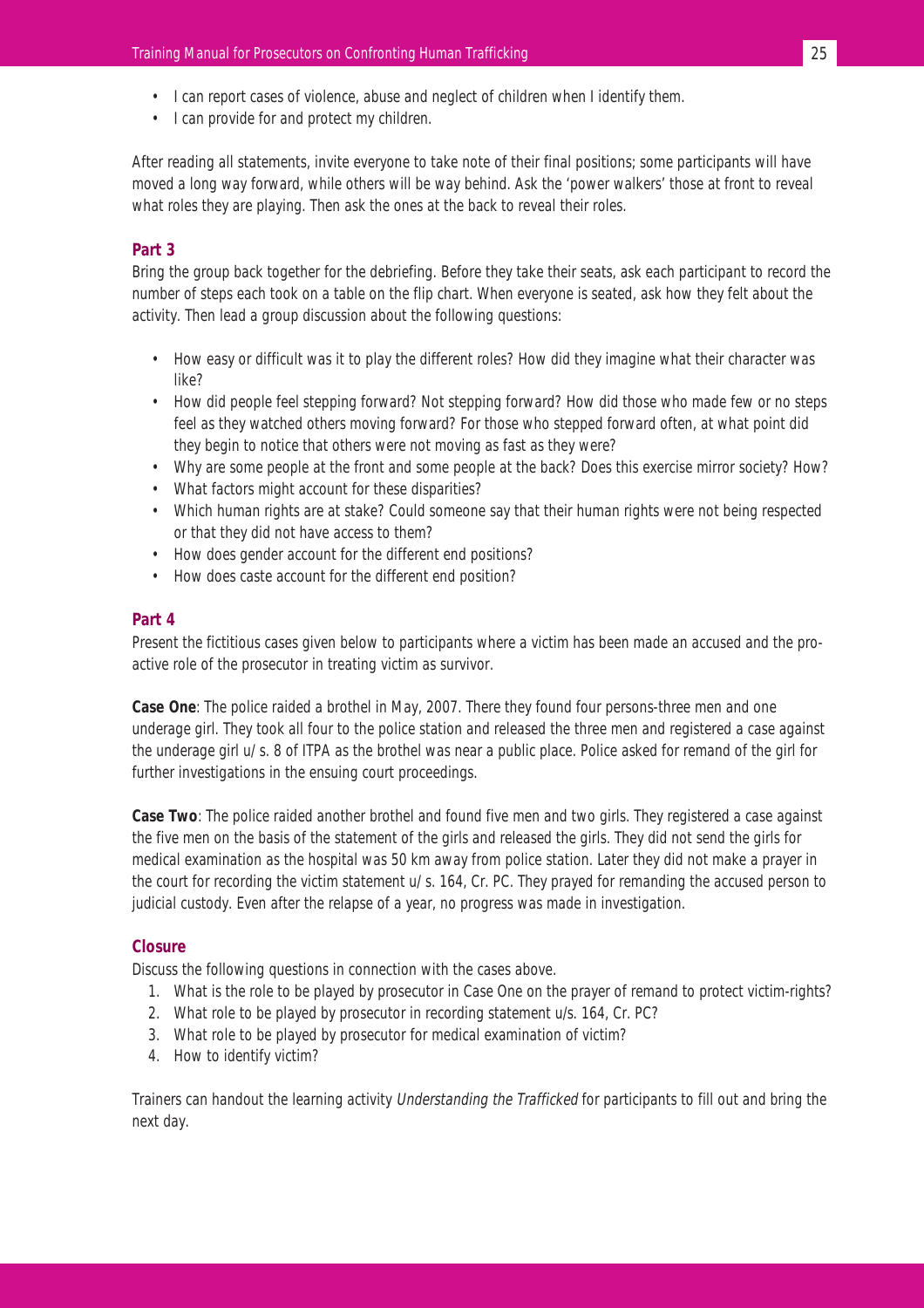- I can report cases of violence, abuse and neglect of children when I identify them.
- I can provide for and protect my children.

After reading all statements, invite everyone to take note of their final positions; some participants will have moved a long way forward, while others will be way behind. Ask the 'power walkers' those at front to reveal what roles they are playing. Then ask the ones at the back to reveal their roles.

### Part 3

Bring the group back together for the debriefing. Before they take their seats, ask each participant to record the number of steps each took on a table on the flip chart. When everyone is seated, ask how they felt about the activity. Then lead a group discussion about the following questions:

- How easy or difficult was it to play the different roles? How did they imagine what their character was like?
- How did people feel stepping forward? Not stepping forward? How did those who made few or no steps feel as they watched others moving forward? For those who stepped forward often, at what point did they begin to notice that others were not moving as fast as they were?
- Why are some people at the front and some people at the back? Does this exercise mirror society? How?
- What factors might account for these disparities?
- Which human rights are at stake? Could someone say that their human rights were not being respected or that they did not have access to them?
- How does gender account for the different end positions?
- How does caste account for the different end position?

### Part 4

Present the fictitious cases given below to participants where a victim has been made an accused and the pro-active role of the prosecutor in treating victim as survivor.

**Case One**: The police raided a brothel in May, 2007. There they found four persons-three men and one underage girl. They took all four to the police station and released the three men and registered a case against the underage girl u/s. 8 of ITPA as the brothel was near a public place. Police asked for remand of the girl for further investigations in the ensuing court proceedings.

**Case Two**: The police raided another brothel and found five men and two girls. They registered a case against the five men on the basis of the statement of the girls and released the girls. They did not send the girls for medical examination as the hospital was 50 km away from police station. Later they did not make a prayer in the court for recording the victim statement u/s. 164, Cr. PC. They prayed for remanding the accused person to judicial custody. Even after the relapse of a year, no progress was made in investigation.

### Closure

Discuss the following questions in connection with the cases above.

1. What is the role to be played by prosecutor in Case One on the prayer of remand to protect victim-rights?
2. What role to be played by prosecutor in recording statement u/s. 164, Cr. PC?
3. What role to be played by prosecutor for medical examination of victim?
4. How to identify victim?

Trainers can handout the learning activity *Understanding the Trafficked* for participants to fill out and bring the next day.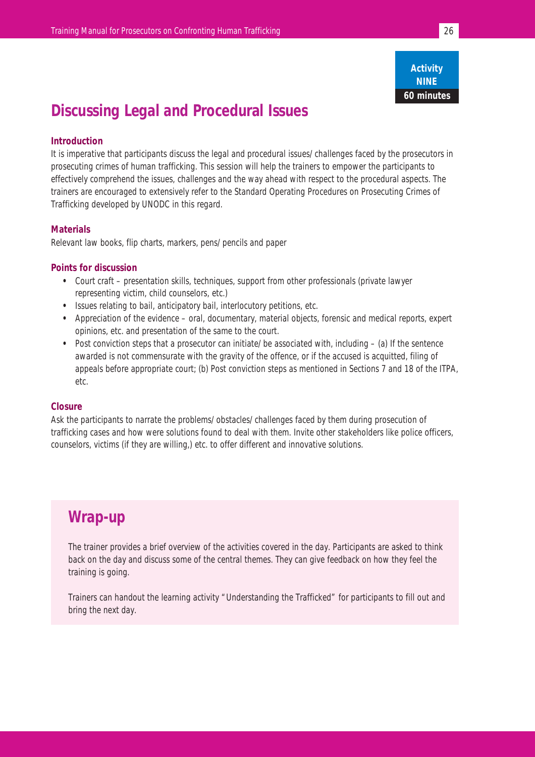**Activity NINE**
**60 minutes**

# Discussing Legal and Procedural Issues

**Introduction**

It is imperative that participants discuss the legal and procedural issues/ challenges faced by the prosecutors in prosecuting crimes of human trafficking. This session will help the trainers to empower the participants to effectively comprehend the issues, challenges and the way ahead with respect to the procedural aspects. The trainers are encouraged to extensively refer to the Standard Operating Procedures on Prosecuting Crimes of Trafficking developed by UNODC in this regard.

**Materials**

Relevant law books, flip charts, markers, pens/ pencils and paper

**Points for discussion**

- Court craft – presentation skills, techniques, support from other professionals (private lawyer representing victim, child counselors, etc.)
- Issues relating to bail, anticipatory bail, interlocutory petitions, etc.
- Appreciation of the evidence – oral, documentary, material objects, forensic and medical reports, expert opinions, etc. and presentation of the same to the court.
- Post conviction steps that a prosecutor can initiate/ be associated with, including – (a) If the sentence awarded is not commensurate with the gravity of the offence, or if the accused is acquitted, filing of appeals before appropriate court; (b) Post conviction steps as mentioned in Sections 7 and 18 of the ITPA, etc.

**Closure**

Ask the participants to narrate the problems/ obstacles/ challenges faced by them during prosecution of trafficking cases and how were solutions found to deal with them. Invite other stakeholders like police officers, counselors, victims (if they are willing,) etc. to offer different and innovative solutions.

## Wrap-up

The trainer provides a brief overview of the activities covered in the day. Participants are asked to think back on the day and discuss some of the central themes. They can give feedback on how they feel the training is going.

Trainers can handout the learning activity "Understanding the Trafficked" for participants to fill out and bring the next day.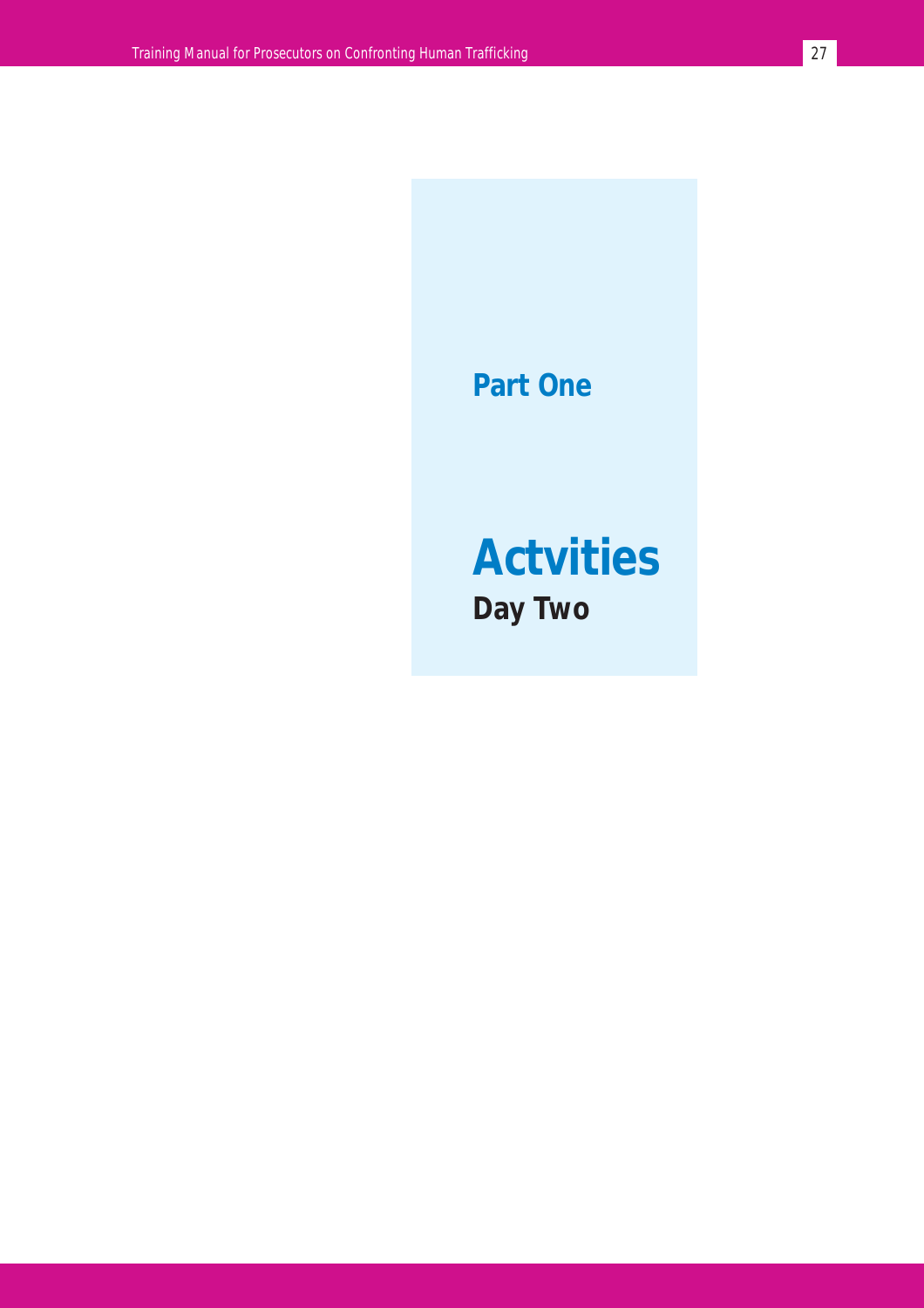## Part One

# Actvities

### Day Two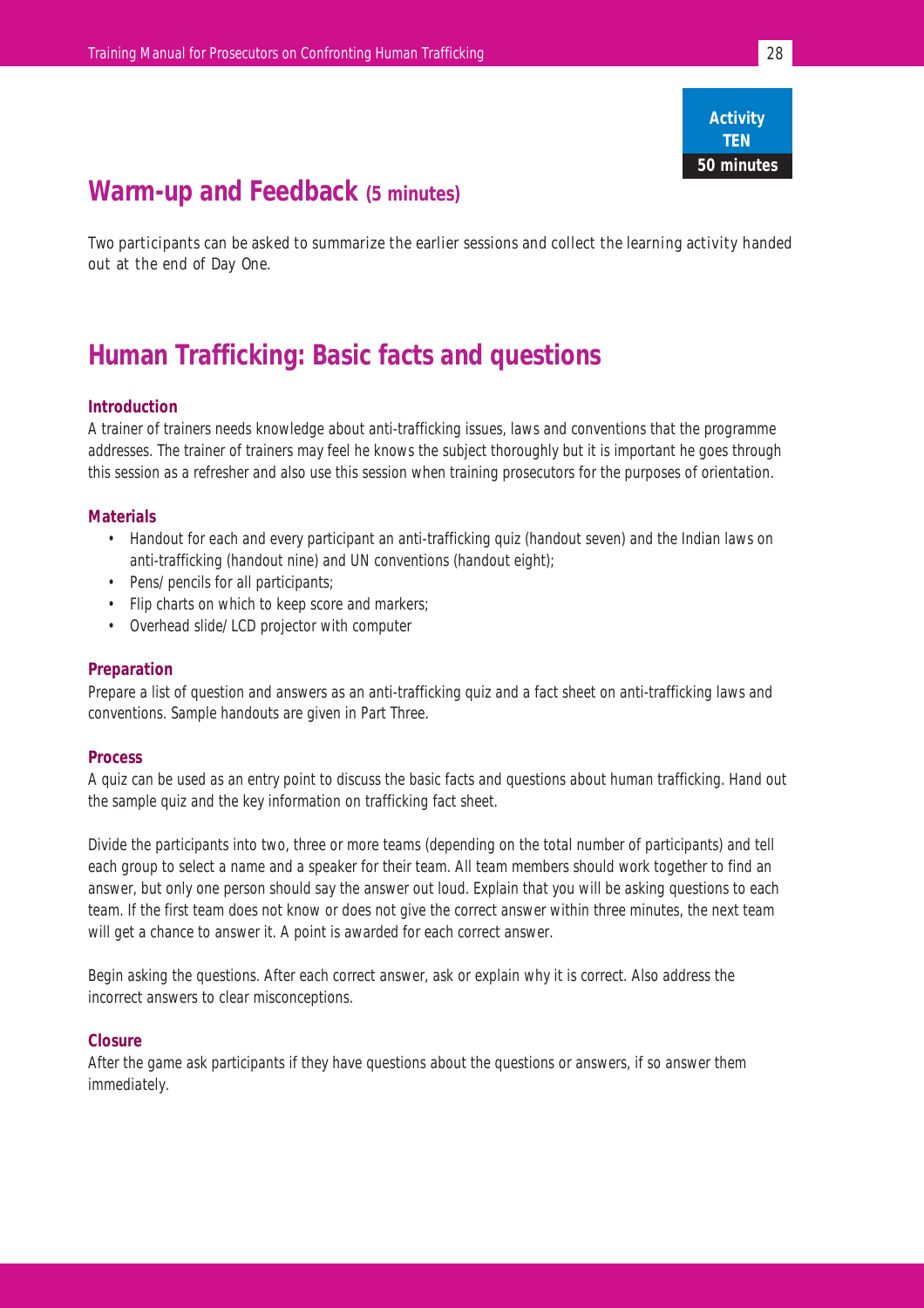**Activity TEN**
**50 minutes**

## Warm-up and Feedback (5 minutes)

*Two participants can be asked to summarize the earlier sessions and collect the learning activity handed out at the end of Day One.*

## Human Trafficking: Basic facts and questions

### Introduction

A trainer of trainers needs knowledge about anti-trafficking issues, laws and conventions that the programme addresses. The trainer of trainers may feel he knows the subject thoroughly but it is important he goes through this session as a refresher and also use this session when training prosecutors for the purposes of orientation.

### Materials

- Handout for each and every participant an anti-trafficking quiz (handout seven) and the Indian laws on anti-trafficking (handout nine) and UN conventions (handout eight);
- Pens/ pencils for all participants;
- Flip charts on which to keep score and markers;
- Overhead slide/ LCD projector with computer

### Preparation

Prepare a list of question and answers as an anti-trafficking quiz and a fact sheet on anti-trafficking laws and conventions. Sample handouts are given in Part Three.

### Process

A quiz can be used as an entry point to discuss the basic facts and questions about human trafficking. Hand out the sample quiz and the key information on trafficking fact sheet.

Divide the participants into two, three or more teams (depending on the total number of participants) and tell each group to select a name and a speaker for their team. All team members should work together to find an answer, but only one person should say the answer out loud. Explain that you will be asking questions to each team. If the first team does not know or does not give the correct answer within three minutes, the next team will get a chance to answer it. A point is awarded for each correct answer.

Begin asking the questions. After each correct answer, ask or explain why it is correct. Also address the incorrect answers to clear misconceptions.

### Closure

After the game ask participants if they have questions about the questions or answers, if so answer them immediately.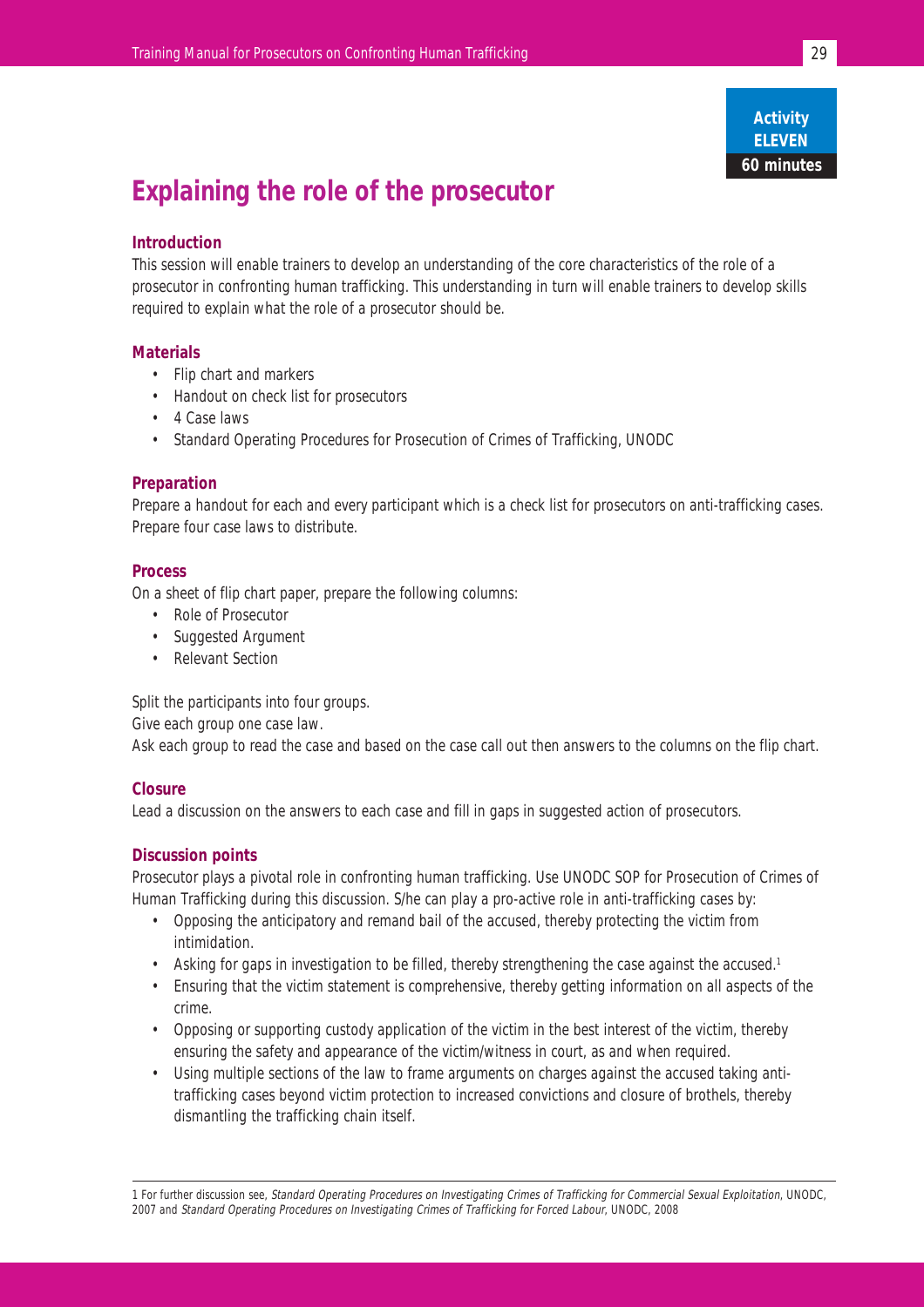**Activity ELEVEN**
**60 minutes**

# Explaining the role of the prosecutor

### Introduction

This session will enable trainers to develop an understanding of the core characteristics of the role of a prosecutor in confronting human trafficking. This understanding in turn will enable trainers to develop skills required to explain what the role of a prosecutor should be.

### Materials

- Flip chart and markers
- Handout on check list for prosecutors
- 4 Case laws
- Standard Operating Procedures for Prosecution of Crimes of Trafficking, UNODC

### Preparation

Prepare a handout for each and every participant which is a check list for prosecutors on anti-trafficking cases. Prepare four case laws to distribute.

### Process

On a sheet of flip chart paper, prepare the following columns:

- Role of Prosecutor
- Suggested Argument
- Relevant Section

Split the participants into four groups.

Give each group one case law.

Ask each group to read the case and based on the case call out then answers to the columns on the flip chart.

### Closure

Lead a discussion on the answers to each case and fill in gaps in suggested action of prosecutors.

### Discussion points

Prosecutor plays a pivotal role in confronting human trafficking. Use UNODC SOP for Prosecution of Crimes of Human Trafficking during this discussion. S/he can play a pro-active role in anti-trafficking cases by:

- Opposing the anticipatory and remand bail of the accused, thereby protecting the victim from intimidation.
- Asking for gaps in investigation to be filled, thereby strengthening the case against the accused.[1]
- Ensuring that the victim statement is comprehensive, thereby getting information on all aspects of the crime.
- Opposing or supporting custody application of the victim in the best interest of the victim, thereby ensuring the safety and appearance of the victim/witness in court, as and when required.
- Using multiple sections of the law to frame arguments on charges against the accused taking anti-trafficking cases beyond victim protection to increased convictions and closure of brothels, thereby dismantling the trafficking chain itself.

---

1 For further discussion see, *Standard Operating Procedures on Investigating Crimes of Trafficking for Commercial Sexual Exploitation*, UNODC, 2007 and *Standard Operating Procedures on Investigating Crimes of Trafficking for Forced Labour*, UNODC, 2008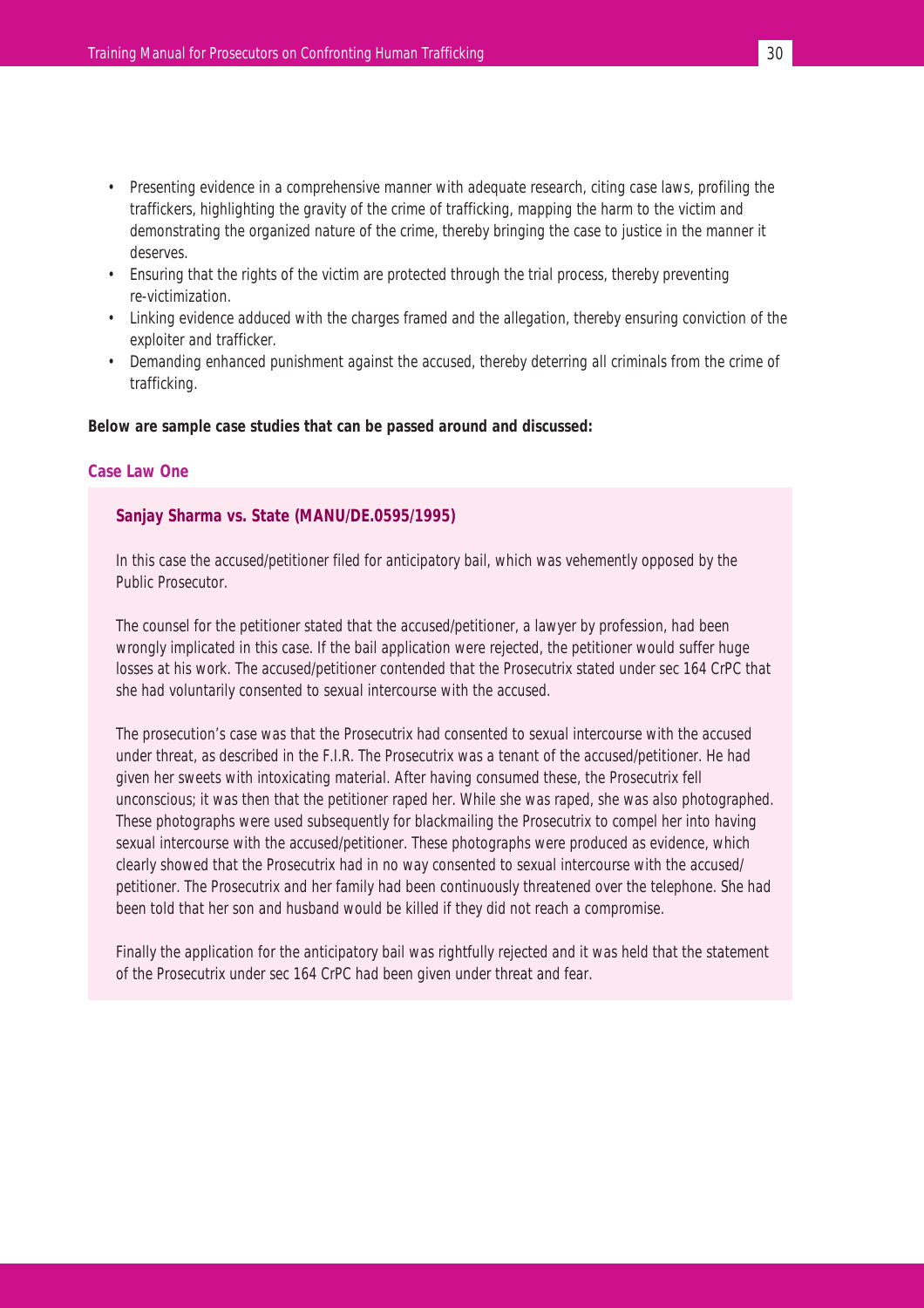- Presenting evidence in a comprehensive manner with adequate research, citing case laws, profiling the traffickers, highlighting the gravity of the crime of trafficking, mapping the harm to the victim and demonstrating the organized nature of the crime, thereby bringing the case to justice in the manner it deserves.
- Ensuring that the rights of the victim are protected through the trial process, thereby preventing re-victimization.
- Linking evidence adduced with the charges framed and the allegation, thereby ensuring conviction of the exploiter and trafficker.
- Demanding enhanced punishment against the accused, thereby deterring all criminals from the crime of trafficking.

**Below are sample case studies that can be passed around and discussed:**

### Case Law One

**Sanjay Sharma vs. State (MANU/DE.0595/1995)**

In this case the accused/petitioner filed for anticipatory bail, which was vehemently opposed by the Public Prosecutor.

The counsel for the petitioner stated that the accused/petitioner, a lawyer by profession, had been wrongly implicated in this case. If the bail application were rejected, the petitioner would suffer huge losses at his work. The accused/petitioner contended that the Prosecutrix stated under sec 164 CrPC that she had voluntarily consented to sexual intercourse with the accused.

The prosecution's case was that the Prosecutrix had consented to sexual intercourse with the accused under threat, as described in the F.I.R. The Prosecutrix was a tenant of the accused/petitioner. He had given her sweets with intoxicating material. After having consumed these, the Prosecutrix fell unconscious; it was then that the petitioner raped her. While she was raped, she was also photographed. These photographs were used subsequently for blackmailing the Prosecutrix to compel her into having sexual intercourse with the accused/petitioner. These photographs were produced as evidence, which clearly showed that the Prosecutrix had in no way consented to sexual intercourse with the accused/petitioner. The Prosecutrix and her family had been continuously threatened over the telephone. She had been told that her son and husband would be killed if they did not reach a compromise.

Finally the application for the anticipatory bail was rightfully rejected and it was held that the statement of the Prosecutrix under sec 164 CrPC had been given under threat and fear.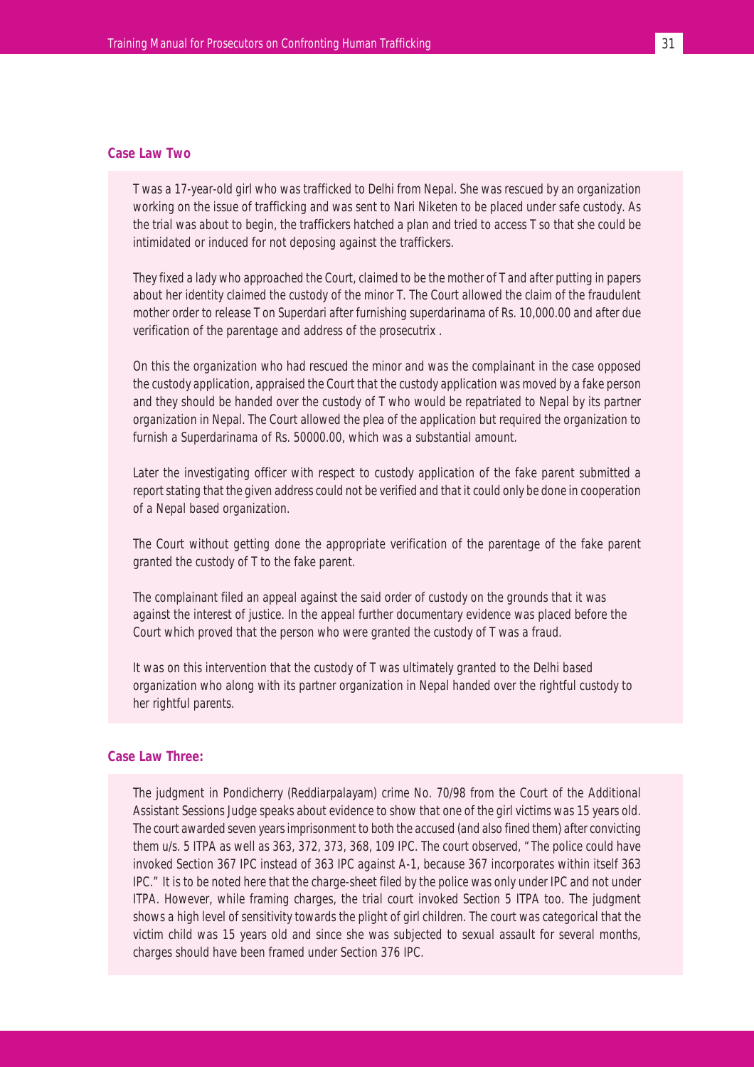**Case Law Two**

T was a 17-year-old girl who was trafficked to Delhi from Nepal. She was rescued by an organization working on the issue of trafficking and was sent to Nari Niketen to be placed under safe custody. As the trial was about to begin, the traffickers hatched a plan and tried to access T so that she could be intimidated or induced for not deposing against the traffickers.

They fixed a lady who approached the Court, claimed to be the mother of T and after putting in papers about her identity claimed the custody of the minor T. The Court allowed the claim of the fraudulent mother order to release T on Superdari after furnishing superdarinama of Rs. 10,000.00 and after due verification of the parentage and address of the prosecutrix .

On this the organization who had rescued the minor and was the complainant in the case opposed the custody application, appraised the Court that the custody application was moved by a fake person and they should be handed over the custody of T who would be repatriated to Nepal by its partner organization in Nepal. The Court allowed the plea of the application but required the organization to furnish a Superdarinama of Rs. 50000.00, which was a substantial amount.

Later the investigating officer with respect to custody application of the fake parent submitted a report stating that the given address could not be verified and that it could only be done in cooperation of a Nepal based organization.

The Court without getting done the appropriate verification of the parentage of the fake parent granted the custody of T to the fake parent.

The complainant filed an appeal against the said order of custody on the grounds that it was against the interest of justice. In the appeal further documentary evidence was placed before the Court which proved that the person who were granted the custody of T was a fraud.

It was on this intervention that the custody of T was ultimately granted to the Delhi based organization who along with its partner organization in Nepal handed over the rightful custody to her rightful parents.

**Case Law Three:**

The judgment in Pondicherry (Reddiarpalayam) crime No. 70/98 from the Court of the Additional Assistant Sessions Judge speaks about evidence to show that one of the girl victims was 15 years old. The court awarded seven years imprisonment to both the accused (and also fined them) after convicting them u/s. 5 ITPA as well as 363, 372, 373, 368, 109 IPC. The court observed, "The police could have invoked Section 367 IPC instead of 363 IPC against A-1, because 367 incorporates within itself 363 IPC." It is to be noted here that the charge-sheet filed by the police was only under IPC and not under ITPA. However, while framing charges, the trial court invoked Section 5 ITPA too. The judgment shows a high level of sensitivity towards the plight of girl children. The court was categorical that the victim child was 15 years old and since she was subjected to sexual assault for several months, charges should have been framed under Section 376 IPC.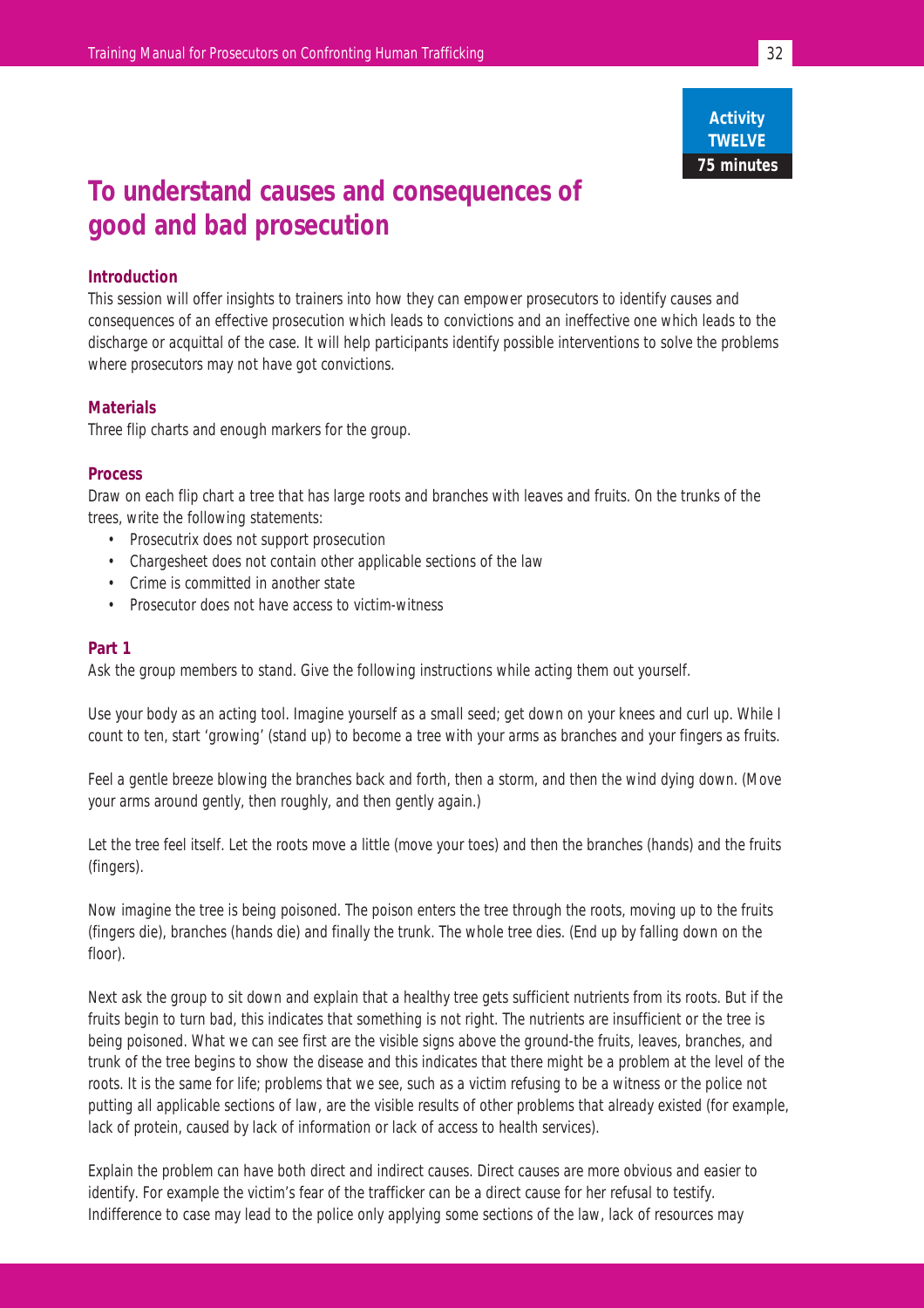**Activity TWELVE**
**75 minutes**

# To understand causes and consequences of good and bad prosecution

### Introduction

This session will offer insights to trainers into how they can empower prosecutors to identify causes and consequences of an effective prosecution which leads to convictions and an ineffective one which leads to the discharge or acquittal of the case. It will help participants identify possible interventions to solve the problems where prosecutors may not have got convictions.

### Materials

Three flip charts and enough markers for the group.

### Process

Draw on each flip chart a tree that has large roots and branches with leaves and fruits. On the trunks of the trees, write the following statements:

- Prosecutrix does not support prosecution
- Chargesheet does not contain other applicable sections of the law
- Crime is committed in another state
- Prosecutor does not have access to victim-witness

### Part 1

Ask the group members to stand. Give the following instructions while acting them out yourself.

Use your body as an acting tool. Imagine yourself as a small seed; get down on your knees and curl up. While I count to ten, start 'growing' (stand up) to become a tree with your arms as branches and your fingers as fruits.

Feel a gentle breeze blowing the branches back and forth, then a storm, and then the wind dying down. (Move your arms around gently, then roughly, and then gently again.)

Let the tree feel itself. Let the roots move a little (move your toes) and then the branches (hands) and the fruits (fingers).

Now imagine the tree is being poisoned. The poison enters the tree through the roots, moving up to the fruits (fingers die), branches (hands die) and finally the trunk. The whole tree dies. (End up by falling down on the floor).

Next ask the group to sit down and explain that a healthy tree gets sufficient nutrients from its roots. But if the fruits begin to turn bad, this indicates that something is not right. The nutrients are insufficient or the tree is being poisoned. What we can see first are the visible signs above the ground-the fruits, leaves, branches, and trunk of the tree begins to show the disease and this indicates that there might be a problem at the level of the roots. It is the same for life; problems that we see, such as a victim refusing to be a witness or the police not putting all applicable sections of law, are the visible results of other problems that already existed (for example, lack of protein, caused by lack of information or lack of access to health services).

Explain the problem can have both direct and indirect causes. Direct causes are more obvious and easier to identify. For example the victim's fear of the trafficker can be a direct cause for her refusal to testify. Indifference to case may lead to the police only applying some sections of the law, lack of resources may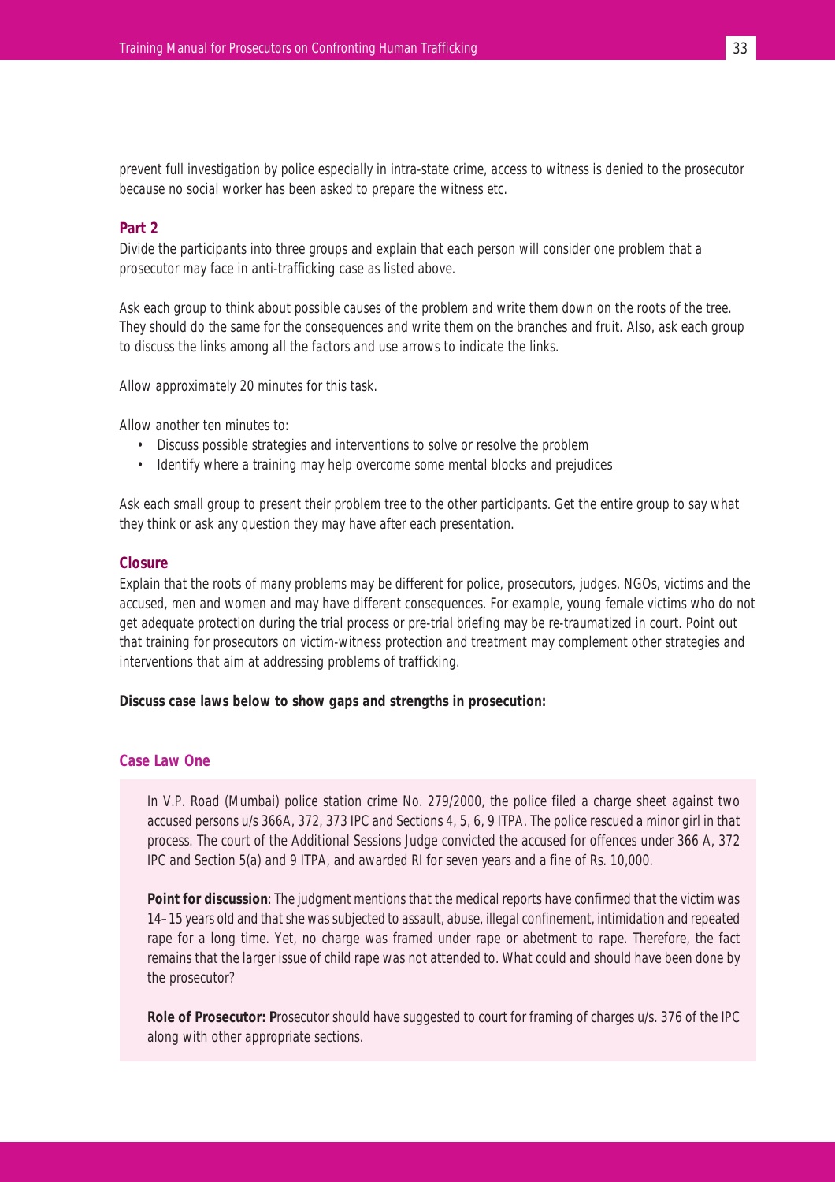prevent full investigation by police especially in intra-state crime, access to witness is denied to the prosecutor because no social worker has been asked to prepare the witness etc.

### Part 2

Divide the participants into three groups and explain that each person will consider one problem that a prosecutor may face in anti-trafficking case as listed above.

Ask each group to think about possible causes of the problem and write them down on the roots of the tree. They should do the same for the consequences and write them on the branches and fruit. Also, ask each group to discuss the links among all the factors and use arrows to indicate the links.

Allow approximately 20 minutes for this task.

Allow another ten minutes to:

- Discuss possible strategies and interventions to solve or resolve the problem
- Identify where a training may help overcome some mental blocks and prejudices

Ask each small group to present their problem tree to the other participants. Get the entire group to say what they think or ask any question they may have after each presentation.

### Closure

Explain that the roots of many problems may be different for police, prosecutors, judges, NGOs, victims and the accused, men and women and may have different consequences. For example, young female victims who do not get adequate protection during the trial process or pre-trial briefing may be re-traumatized in court. Point out that training for prosecutors on victim-witness protection and treatment may complement other strategies and interventions that aim at addressing problems of trafficking.

**Discuss case laws below to show gaps and strengths in prosecution:**

### Case Law One

In V.P. Road (Mumbai) police station crime No. 279/2000, the police filed a charge sheet against two accused persons u/s 366A, 372, 373 IPC and Sections 4, 5, 6, 9 ITPA. The police rescued a minor girl in that process. The court of the Additional Sessions Judge convicted the accused for offences under 366 A, 372 IPC and Section 5(a) and 9 ITPA, and awarded RI for seven years and a fine of Rs. 10,000.

**Point for discussion**: The judgment mentions that the medical reports have confirmed that the victim was 14–15 years old and that she was subjected to assault, abuse, illegal confinement, intimidation and repeated rape for a long time. Yet, no charge was framed under rape or abetment to rape. Therefore, the fact remains that the larger issue of child rape was not attended to. What could and should have been done by the prosecutor?

**Role of Prosecutor: P**rosecutor should have suggested to court for framing of charges u/s. 376 of the IPC along with other appropriate sections.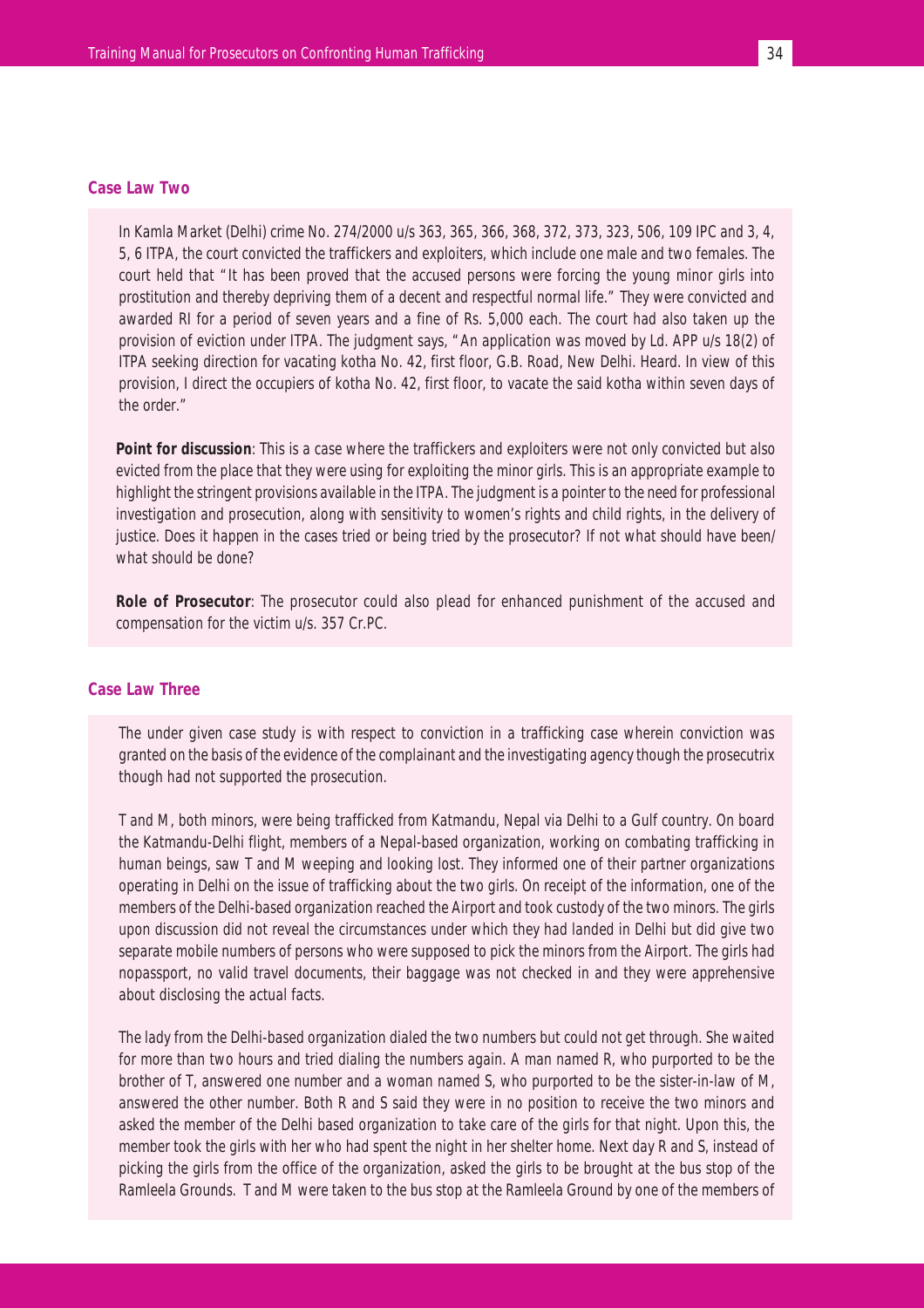### Case Law Two

In Kamla Market (Delhi) crime No. 274/2000 u/s 363, 365, 366, 368, 372, 373, 323, 506, 109 IPC and 3, 4, 5, 6 ITPA, the court convicted the traffickers and exploiters, which include one male and two females. The court held that "It has been proved that the accused persons were forcing the young minor girls into prostitution and thereby depriving them of a decent and respectful normal life." They were convicted and awarded RI for a period of seven years and a fine of Rs. 5,000 each. The court had also taken up the provision of eviction under ITPA. The judgment says, "An application was moved by Ld. APP u/s 18(2) of ITPA seeking direction for vacating kotha No. 42, first floor, G.B. Road, New Delhi. Heard. In view of this provision, I direct the occupiers of kotha No. 42, first floor, to vacate the said kotha within seven days of the order."

**Point for discussion**: This is a case where the traffickers and exploiters were not only convicted but also evicted from the place that they were using for exploiting the minor girls. This is an appropriate example to highlight the stringent provisions available in the ITPA. The judgment is a pointer to the need for professional investigation and prosecution, along with sensitivity to women's rights and child rights, in the delivery of justice. Does it happen in the cases tried or being tried by the prosecutor? If not what should have been/ what should be done?

**Role of Prosecutor**: The prosecutor could also plead for enhanced punishment of the accused and compensation for the victim u/s. 357 Cr.PC.

### Case Law Three

The under given case study is with respect to conviction in a trafficking case wherein conviction was granted on the basis of the evidence of the complainant and the investigating agency though the prosecutrix though had not supported the prosecution.

T and M, both minors, were being trafficked from Katmandu, Nepal via Delhi to a Gulf country. On board the Katmandu-Delhi flight, members of a Nepal-based organization, working on combating trafficking in human beings, saw T and M weeping and looking lost. They informed one of their partner organizations operating in Delhi on the issue of trafficking about the two girls. On receipt of the information, one of the members of the Delhi-based organization reached the Airport and took custody of the two minors. The girls upon discussion did not reveal the circumstances under which they had landed in Delhi but did give two separate mobile numbers of persons who were supposed to pick the minors from the Airport. The girls had nopassport, no valid travel documents, their baggage was not checked in and they were apprehensive about disclosing the actual facts.

The lady from the Delhi-based organization dialed the two numbers but could not get through. She waited for more than two hours and tried dialing the numbers again. A man named R, who purported to be the brother of T, answered one number and a woman named S, who purported to be the sister-in-law of M, answered the other number. Both R and S said they were in no position to receive the two minors and asked the member of the Delhi based organization to take care of the girls for that night. Upon this, the member took the girls with her who had spent the night in her shelter home. Next day R and S, instead of picking the girls from the office of the organization, asked the girls to be brought at the bus stop of the Ramleela Grounds. T and M were taken to the bus stop at the Ramleela Ground by one of the members of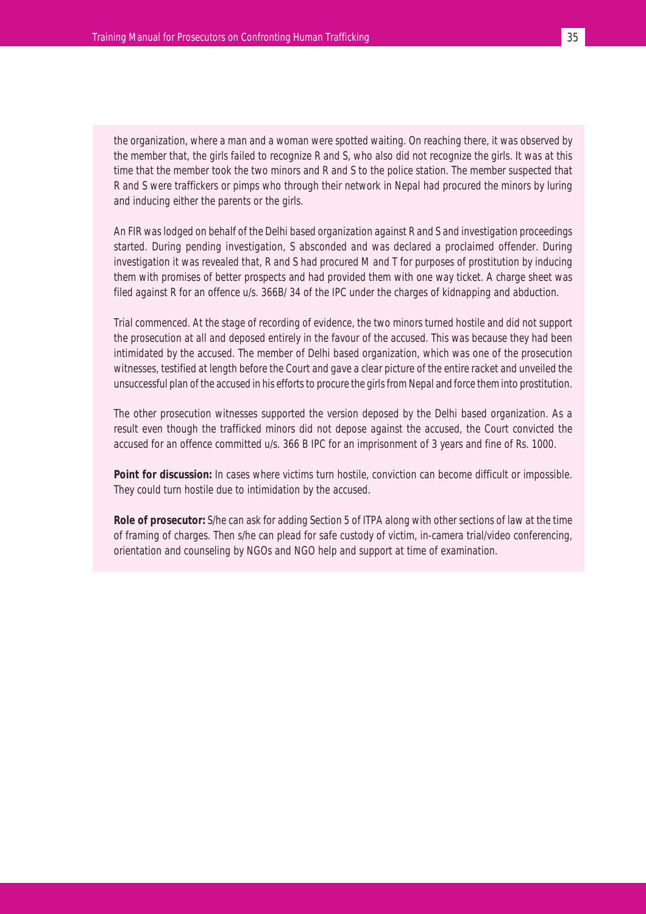the organization, where a man and a woman were spotted waiting. On reaching there, it was observed by the member that, the girls failed to recognize R and S, who also did not recognize the girls. It was at this time that the member took the two minors and R and S to the police station. The member suspected that R and S were traffickers or pimps who through their network in Nepal had procured the minors by luring and inducing either the parents or the girls.

An FIR was lodged on behalf of the Delhi based organization against R and S and investigation proceedings started. During pending investigation, S absconded and was declared a proclaimed offender. During investigation it was revealed that, R and S had procured M and T for purposes of prostitution by inducing them with promises of better prospects and had provided them with one way ticket. A charge sheet was filed against R for an offence u/s. 366B/ 34 of the IPC under the charges of kidnapping and abduction.

Trial commenced. At the stage of recording of evidence, the two minors turned hostile and did not support the prosecution at all and deposed entirely in the favour of the accused. This was because they had been intimidated by the accused. The member of Delhi based organization, which was one of the prosecution witnesses, testified at length before the Court and gave a clear picture of the entire racket and unveiled the unsuccessful plan of the accused in his efforts to procure the girls from Nepal and force them into prostitution.

The other prosecution witnesses supported the version deposed by the Delhi based organization. As a result even though the trafficked minors did not depose against the accused, the Court convicted the accused for an offence committed u/s. 366 B IPC for an imprisonment of 3 years and fine of Rs. 1000.

**Point for discussion:** In cases where victims turn hostile, conviction can become difficult or impossible. They could turn hostile due to intimidation by the accused.

**Role of prosecutor:** S/he can ask for adding Section 5 of ITPA along with other sections of law at the time of framing of charges. Then s/he can plead for safe custody of victim, in-camera trial/video conferencing, orientation and counseling by NGOs and NGO help and support at time of examination.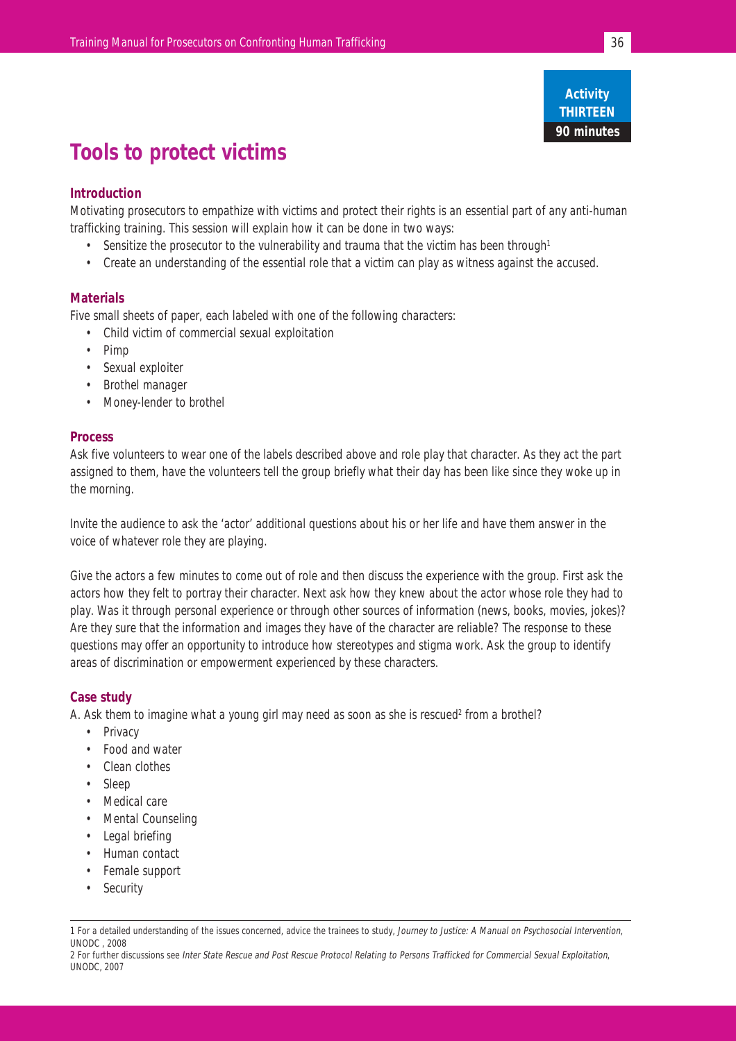**Activity THIRTEEN**
**90 minutes**

# Tools to protect victims

### Introduction

Motivating prosecutors to empathize with victims and protect their rights is an essential part of any anti-human trafficking training. This session will explain how it can be done in two ways:

- Sensitize the prosecutor to the vulnerability and trauma that the victim has been through[1]
- Create an understanding of the essential role that a victim can play as witness against the accused.

### Materials

Five small sheets of paper, each labeled with one of the following characters:

- Child victim of commercial sexual exploitation
- Pimp
- Sexual exploiter
- Brothel manager
- Money-lender to brothel

### Process

Ask five volunteers to wear one of the labels described above and role play that character. As they act the part assigned to them, have the volunteers tell the group briefly what their day has been like since they woke up in the morning.

Invite the audience to ask the 'actor' additional questions about his or her life and have them answer in the voice of whatever role they are playing.

Give the actors a few minutes to come out of role and then discuss the experience with the group. First ask the actors how they felt to portray their character. Next ask how they knew about the actor whose role they had to play. Was it through personal experience or through other sources of information (news, books, movies, jokes)? Are they sure that the information and images they have of the character are reliable? The response to these questions may offer an opportunity to introduce how stereotypes and stigma work. Ask the group to identify areas of discrimination or empowerment experienced by these characters.

### Case study

A. Ask them to imagine what a young girl may need as soon as she is rescued[2] from a brothel?

- Privacy
- Food and water
- Clean clothes
- Sleep
- Medical care
- Mental Counseling
- Legal briefing
- Human contact
- Female support
- Security

---

1 For a detailed understanding of the issues concerned, advice the trainees to study, *Journey to Justice: A Manual on Psychosocial Intervention*, UNODC , 2008

2 For further discussions see *Inter State Rescue and Post Rescue Protocol Relating to Persons Trafficked for Commercial Sexual Exploitation*, UNODC, 2007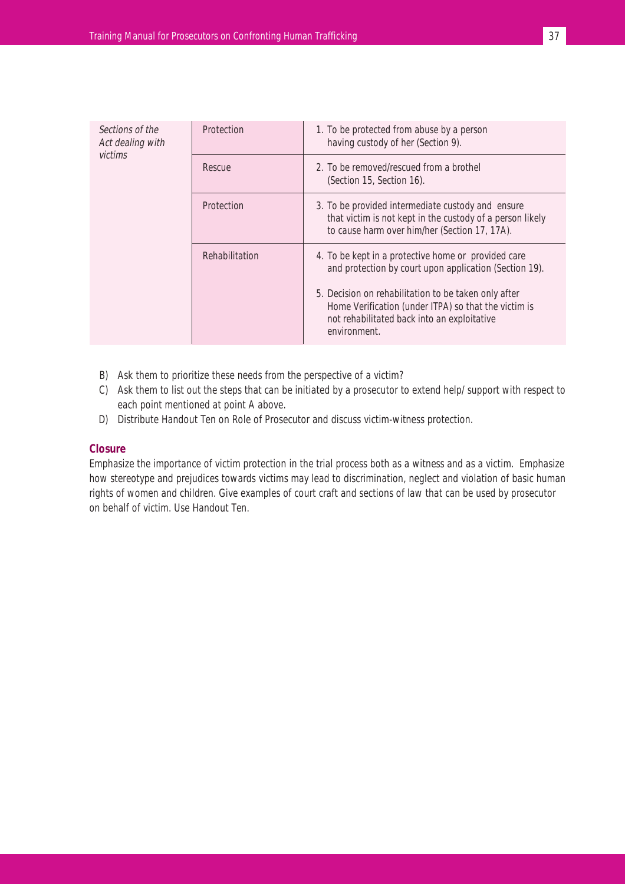| | | |
|---|---|---|
| *Sections of the Act dealing with victims* | Protection | 1. To be protected from abuse by a person having custody of her (Section 9). |
| | Rescue | 2. To be removed/rescued from a brothel (Section 15, Section 16). |
| | Protection | 3. To be provided intermediate custody and ensure that victim is not kept in the custody of a person likely to cause harm over him/her (Section 17, 17A). |
| | Rehabilitation | 4. To be kept in a protective home or provided care and protection by court upon application (Section 19).<br><br>5. Decision on rehabilitation to be taken only after Home Verification (under ITPA) so that the victim is not rehabilitated back into an exploitative environment. |

B) Ask them to prioritize these needs from the perspective of a victim?

C) Ask them to list out the steps that can be initiated by a prosecutor to extend help/ support with respect to each point mentioned at point A above.

D) Distribute Handout Ten on Role of Prosecutor and discuss victim-witness protection.

**Closure**

Emphasize the importance of victim protection in the trial process both as a witness and as a victim. Emphasize how stereotype and prejudices towards victims may lead to discrimination, neglect and violation of basic human rights of women and children. Give examples of court craft and sections of law that can be used by prosecutor on behalf of victim. Use Handout Ten.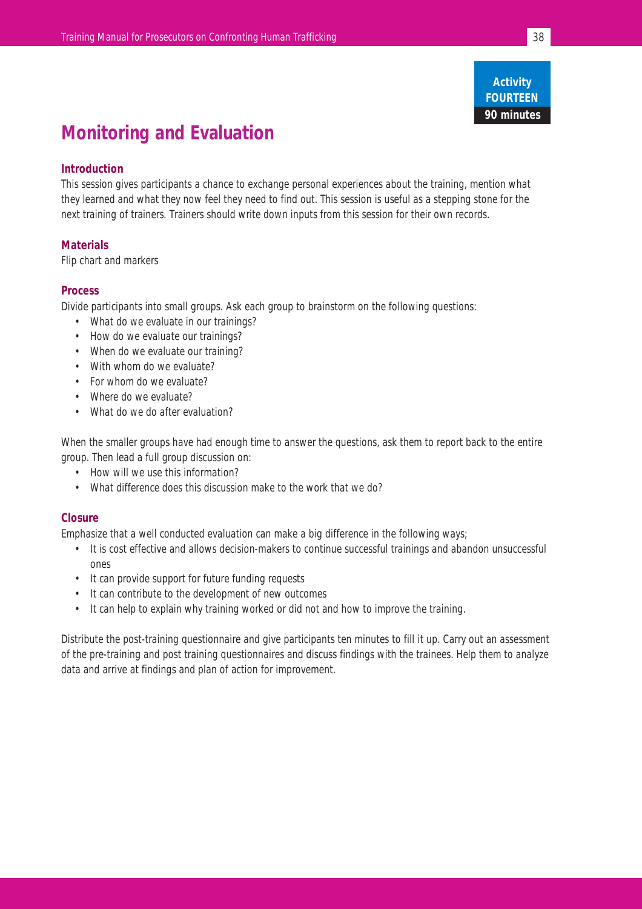**Activity FOURTEEN**
**90 minutes**

# Monitoring and Evaluation

### Introduction

This session gives participants a chance to exchange personal experiences about the training, mention what they learned and what they now feel they need to find out. This session is useful as a stepping stone for the next training of trainers. Trainers should write down inputs from this session for their own records.

### Materials

Flip chart and markers

### Process

Divide participants into small groups. Ask each group to brainstorm on the following questions:

- What do we evaluate in our trainings?
- How do we evaluate our trainings?
- When do we evaluate our training?
- With whom do we evaluate?
- For whom do we evaluate?
- Where do we evaluate?
- What do we do after evaluation?

When the smaller groups have had enough time to answer the questions, ask them to report back to the entire group. Then lead a full group discussion on:

- How will we use this information?
- What difference does this discussion make to the work that we do?

### Closure

Emphasize that a well conducted evaluation can make a big difference in the following ways;

- It is cost effective and allows decision-makers to continue successful trainings and abandon unsuccessful ones
- It can provide support for future funding requests
- It can contribute to the development of new outcomes
- It can help to explain why training worked or did not and how to improve the training.

Distribute the post-training questionnaire and give participants ten minutes to fill it up. Carry out an assessment of the pre-training and post training questionnaires and discuss findings with the trainees. Help them to analyze data and arrive at findings and plan of action for improvement.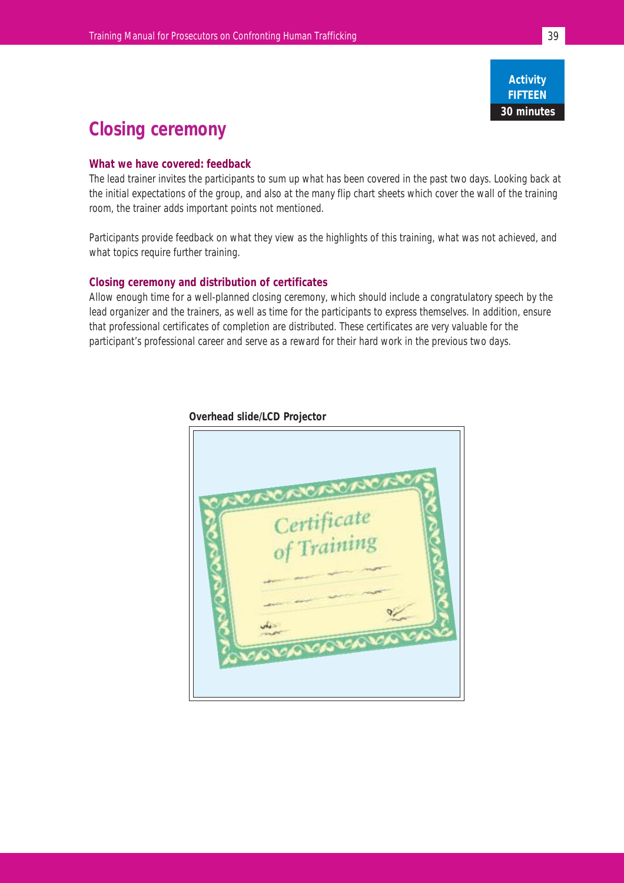Activity
FIFTEEN
30 minutes

# Closing ceremony

### What we have covered: feedback

The lead trainer invites the participants to sum up what has been covered in the past two days. Looking back at the initial expectations of the group, and also at the many flip chart sheets which cover the wall of the training room, the trainer adds important points not mentioned.

Participants provide feedback on what they view as the highlights of this training, what was not achieved, and what topics require further training.

### Closing ceremony and distribution of certificates

Allow enough time for a well-planned closing ceremony, which should include a congratulatory speech by the lead organizer and the trainers, as well as time for the participants to express themselves. In addition, ensure that professional certificates of completion are distributed. These certificates are very valuable for the participant's professional career and serve as a reward for their hard work in the previous two days.

**Overhead slide/LCD Projector**

Certificate of Training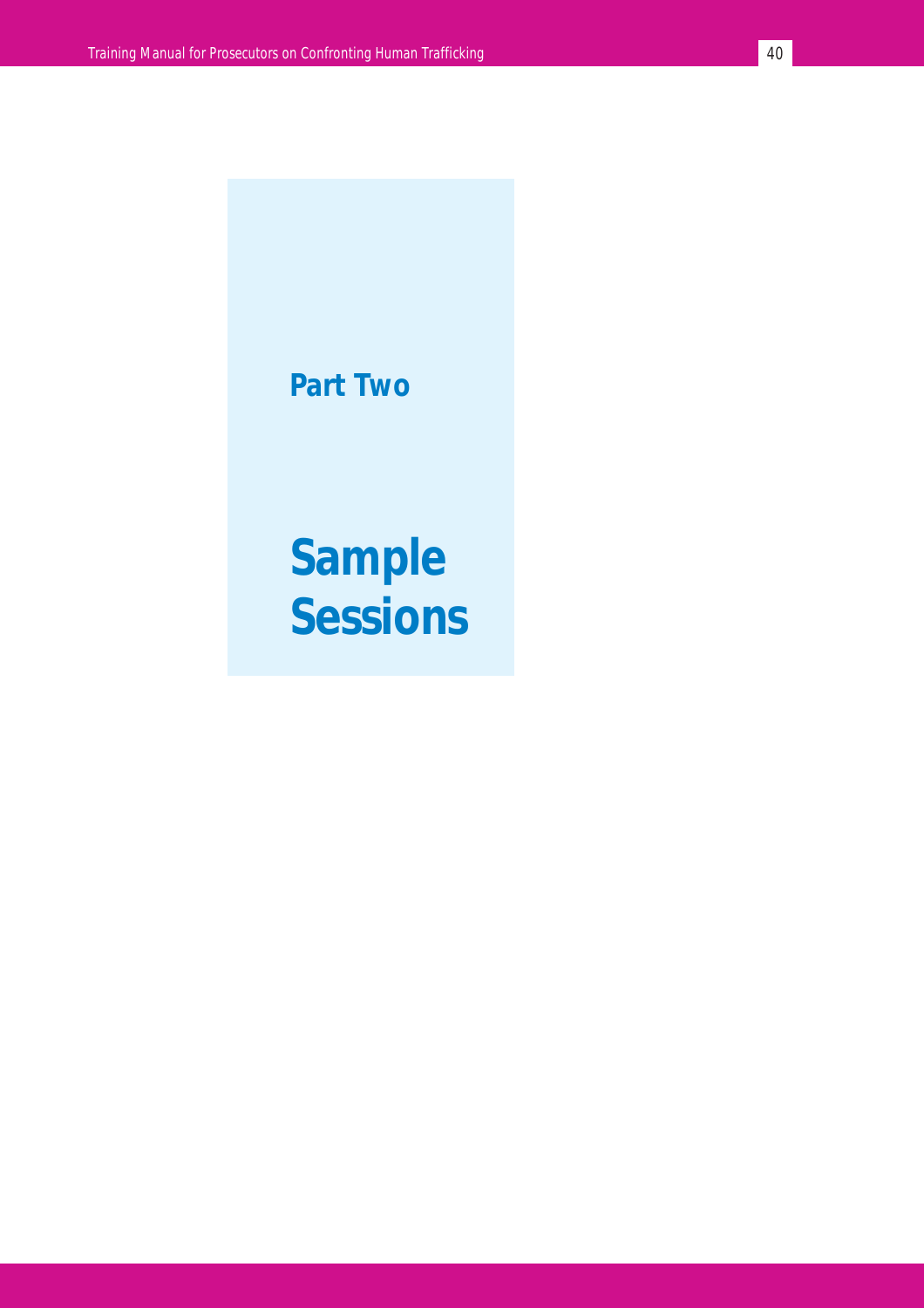# Part Two

# Sample Sessions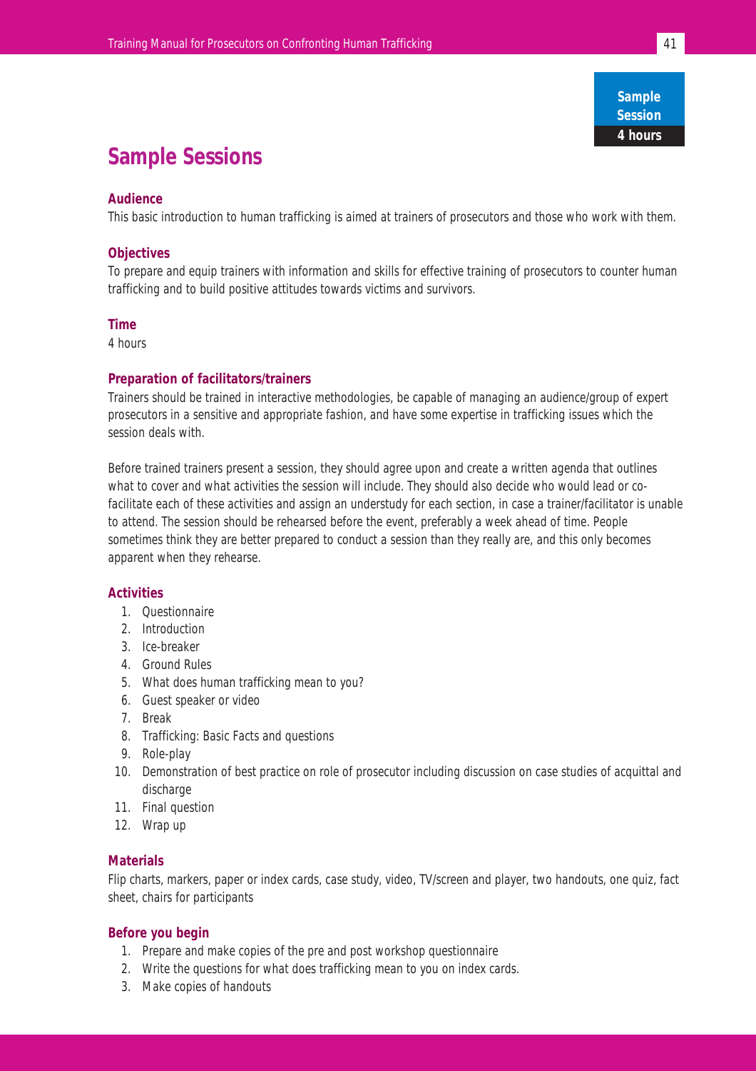Sample Session
**4 hours**

# Sample Sessions

### Audience

This basic introduction to human trafficking is aimed at trainers of prosecutors and those who work with them.

### Objectives

To prepare and equip trainers with information and skills for effective training of prosecutors to counter human trafficking and to build positive attitudes towards victims and survivors.

### Time

4 hours

### Preparation of facilitators/trainers

Trainers should be trained in interactive methodologies, be capable of managing an audience/group of expert prosecutors in a sensitive and appropriate fashion, and have some expertise in trafficking issues which the session deals with.

Before trained trainers present a session, they should agree upon and create a written agenda that outlines what to cover and what activities the session will include. They should also decide who would lead or co-facilitate each of these activities and assign an understudy for each section, in case a trainer/facilitator is unable to attend. The session should be rehearsed before the event, preferably a week ahead of time. People sometimes think they are better prepared to conduct a session than they really are, and this only becomes apparent when they rehearse.

### Activities

1. Questionnaire
2. Introduction
3. Ice-breaker
4. Ground Rules
5. What does human trafficking mean to you?
6. Guest speaker or video
7. Break
8. Trafficking: Basic Facts and questions
9. Role-play
10. Demonstration of best practice on role of prosecutor including discussion on case studies of acquittal and discharge
11. Final question
12. Wrap up

### Materials

Flip charts, markers, paper or index cards, case study, video, TV/screen and player, two handouts, one quiz, fact sheet, chairs for participants

### Before you begin

1. Prepare and make copies of the pre and post workshop questionnaire
2. Write the questions for what does trafficking mean to you on index cards.
3. Make copies of handouts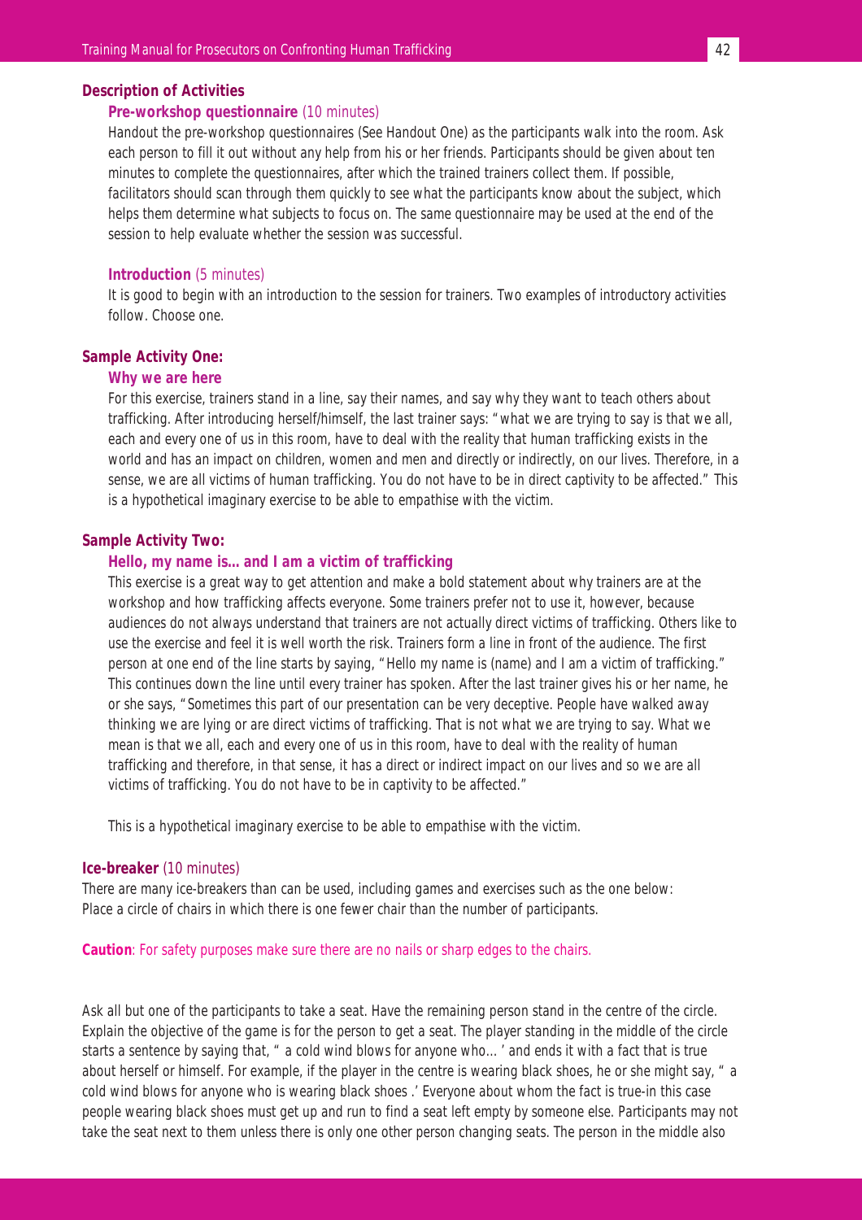## Description of Activities

### Pre-workshop questionnaire (10 minutes)

Handout the pre-workshop questionnaires (See Handout One) as the participants walk into the room. Ask each person to fill it out without any help from his or her friends. Participants should be given about ten minutes to complete the questionnaires, after which the trained trainers collect them. If possible, facilitators should scan through them quickly to see what the participants know about the subject, which helps them determine what subjects to focus on. The same questionnaire may be used at the end of the session to help evaluate whether the session was successful.

### Introduction (5 minutes)

It is good to begin with an introduction to the session for trainers. Two examples of introductory activities follow. Choose one.

## Sample Activity One:

### Why we are here

For this exercise, trainers stand in a line, say their names, and say why they want to teach others about trafficking. After introducing herself/himself, the last trainer says: "what we are trying to say is that we all, each and every one of us in this room, have to deal with the reality that human trafficking exists in the world and has an impact on children, women and men and directly or indirectly, on our lives. Therefore, in a sense, we are all victims of human trafficking. You do not have to be in direct captivity to be affected." This is a hypothetical imaginary exercise to be able to empathise with the victim.

## Sample Activity Two:

### Hello, my name is… and I am a victim of trafficking

This exercise is a great way to get attention and make a bold statement about why trainers are at the workshop and how trafficking affects everyone. Some trainers prefer not to use it, however, because audiences do not always understand that trainers are not actually direct victims of trafficking. Others like to use the exercise and feel it is well worth the risk. Trainers form a line in front of the audience. The first person at one end of the line starts by saying, "Hello my name is (name) and I am a victim of trafficking." This continues down the line until every trainer has spoken. After the last trainer gives his or her name, he or she says, "Sometimes this part of our presentation can be very deceptive. People have walked away thinking we are lying or are direct victims of trafficking. That is not what we are trying to say. What we mean is that we all, each and every one of us in this room, have to deal with the reality of human trafficking and therefore, in that sense, it has a direct or indirect impact on our lives and so we are all victims of trafficking. You do not have to be in captivity to be affected."

This is a hypothetical imaginary exercise to be able to empathise with the victim.

### Ice-breaker (10 minutes)

There are many ice-breakers than can be used, including games and exercises such as the one below: Place a circle of chairs in which there is one fewer chair than the number of participants.

**Caution**: For safety purposes make sure there are no nails or sharp edges to the chairs.

Ask all but one of the participants to take a seat. Have the remaining person stand in the centre of the circle. Explain the objective of the game is for the person to get a seat. The player standing in the middle of the circle starts a sentence by saying that, " a cold wind blows for anyone who… ' and ends it with a fact that is true about herself or himself. For example, if the player in the centre is wearing black shoes, he or she might say, " a cold wind blows for anyone who is wearing black shoes .' Everyone about whom the fact is true-in this case people wearing black shoes must get up and run to find a seat left empty by someone else. Participants may not take the seat next to them unless there is only one other person changing seats. The person in the middle also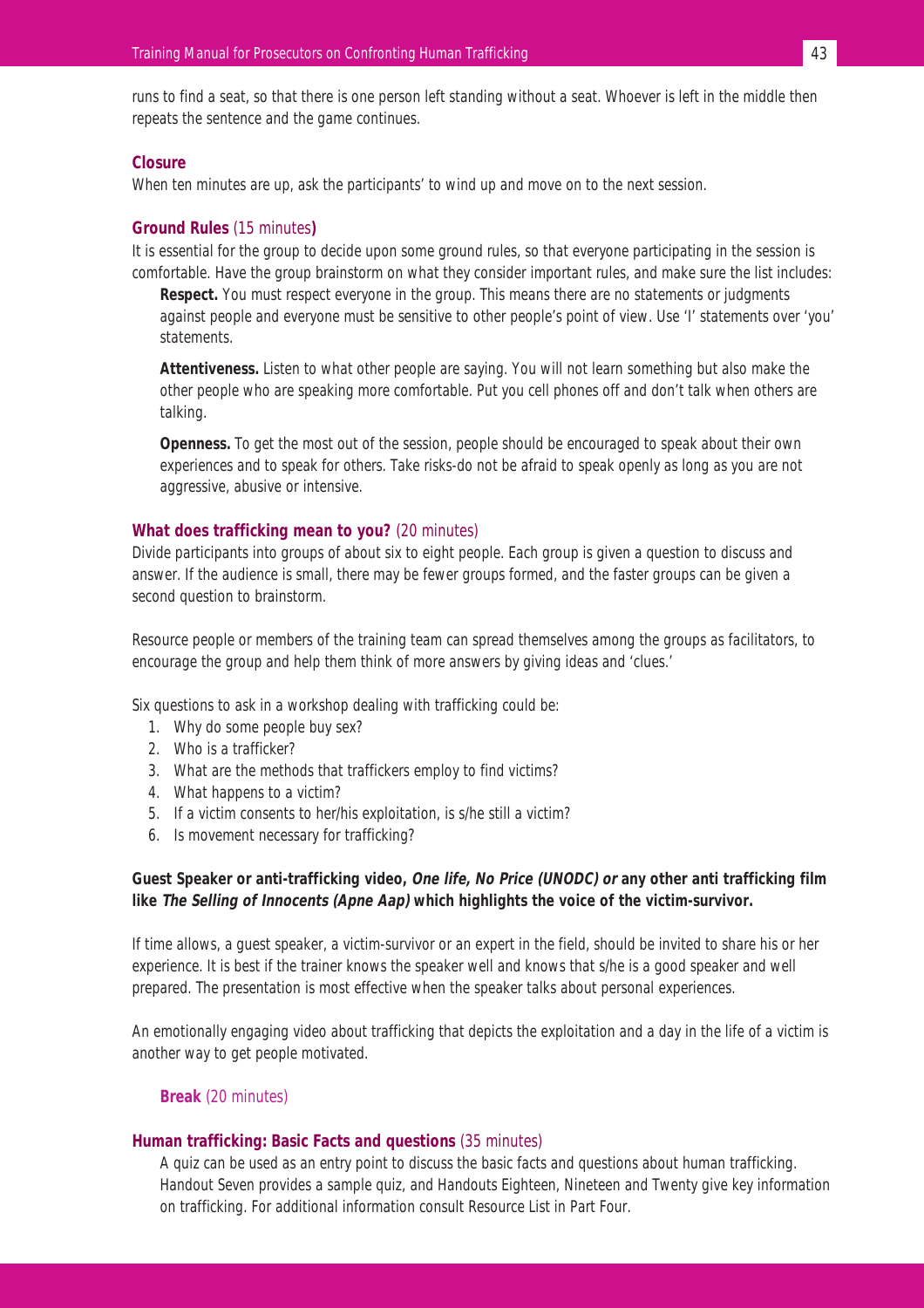runs to find a seat, so that there is one person left standing without a seat. Whoever is left in the middle then repeats the sentence and the game continues.

**Closure**

When ten minutes are up, ask the participants' to wind up and move on to the next session.

**Ground Rules** (15 minutes**)**

It is essential for the group to decide upon some ground rules, so that everyone participating in the session is comfortable. Have the group brainstorm on what they consider important rules, and make sure the list includes:

**Respect.** You must respect everyone in the group. This means there are no statements or judgments against people and everyone must be sensitive to other people's point of view. Use 'I' statements over 'you' statements.

**Attentiveness.** Listen to what other people are saying. You will not learn something but also make the other people who are speaking more comfortable. Put you cell phones off and don't talk when others are talking.

**Openness.** To get the most out of the session, people should be encouraged to speak about their own experiences and to speak for others. Take risks-do not be afraid to speak openly as long as you are not aggressive, abusive or intensive.

**What does trafficking mean to you?** (20 minutes)

Divide participants into groups of about six to eight people. Each group is given a question to discuss and answer. If the audience is small, there may be fewer groups formed, and the faster groups can be given a second question to brainstorm.

Resource people or members of the training team can spread themselves among the groups as facilitators, to encourage the group and help them think of more answers by giving ideas and 'clues.'

Six questions to ask in a workshop dealing with trafficking could be:

1. Why do some people buy sex?
2. Who is a trafficker?
3. What are the methods that traffickers employ to find victims?
4. What happens to a victim?
5. If a victim consents to her/his exploitation, is s/he still a victim?
6. Is movement necessary for trafficking?

**Guest Speaker or anti-trafficking video, *One life, No Price (UNODC) or* any other anti trafficking film like *The Selling of Innocents (Apne Aap)* which highlights the voice of the victim-survivor.**

If time allows, a guest speaker, a victim-survivor or an expert in the field, should be invited to share his or her experience. It is best if the trainer knows the speaker well and knows that s/he is a good speaker and well prepared. The presentation is most effective when the speaker talks about personal experiences.

An emotionally engaging video about trafficking that depicts the exploitation and a day in the life of a victim is another way to get people motivated.

**Break** (20 minutes)

**Human trafficking: Basic Facts and questions** (35 minutes)

A quiz can be used as an entry point to discuss the basic facts and questions about human trafficking. Handout Seven provides a sample quiz, and Handouts Eighteen, Nineteen and Twenty give key information on trafficking. For additional information consult Resource List in Part Four.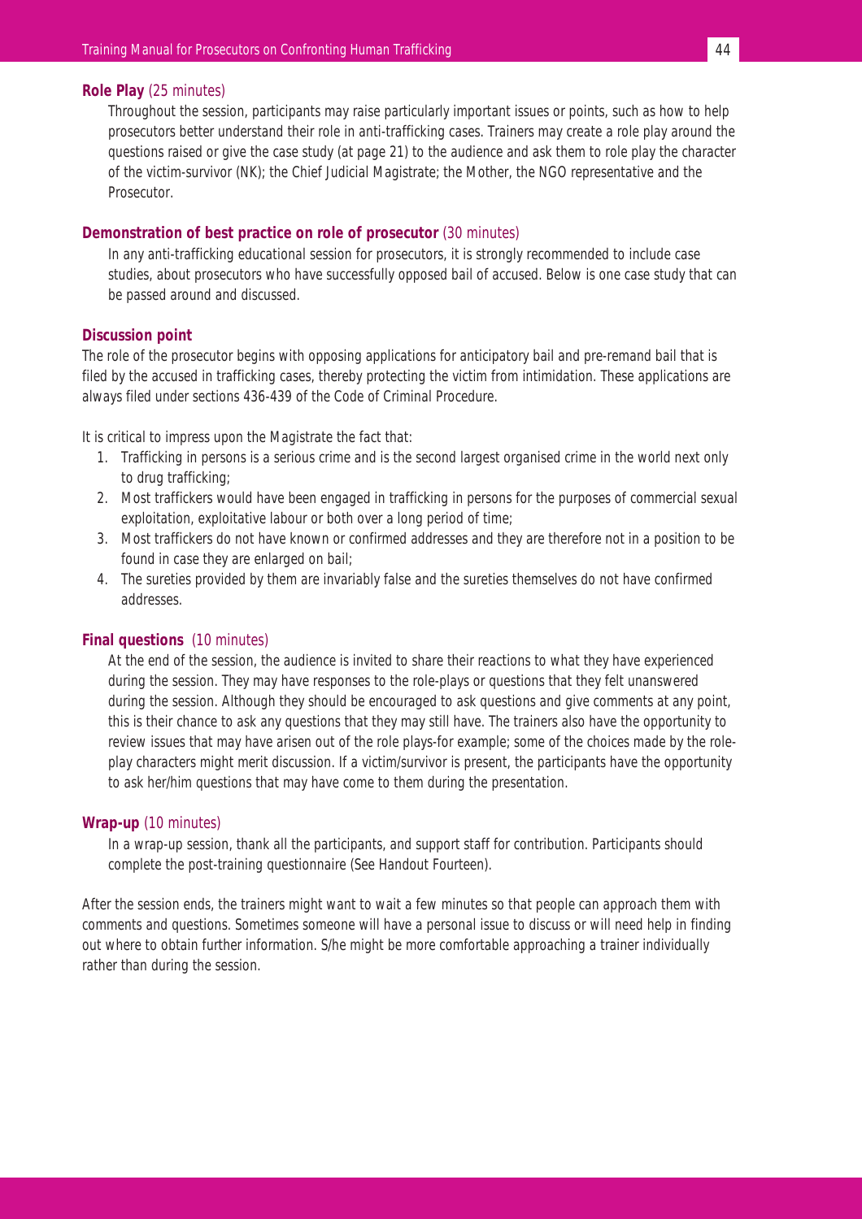**Role Play** (25 minutes)

Throughout the session, participants may raise particularly important issues or points, such as how to help prosecutors better understand their role in anti-trafficking cases. Trainers may create a role play around the questions raised or give the case study (at page 21) to the audience and ask them to role play the character of the victim-survivor (NK); the Chief Judicial Magistrate; the Mother, the NGO representative and the Prosecutor.

**Demonstration of best practice on role of prosecutor** (30 minutes)

In any anti-trafficking educational session for prosecutors, it is strongly recommended to include case studies, about prosecutors who have successfully opposed bail of accused. Below is one case study that can be passed around and discussed.

**Discussion point**

The role of the prosecutor begins with opposing applications for anticipatory bail and pre-remand bail that is filed by the accused in trafficking cases, thereby protecting the victim from intimidation. These applications are always filed under sections 436-439 of the Code of Criminal Procedure.

It is critical to impress upon the Magistrate the fact that:

1. Trafficking in persons is a serious crime and is the second largest organised crime in the world next only to drug trafficking;
2. Most traffickers would have been engaged in trafficking in persons for the purposes of commercial sexual exploitation, exploitative labour or both over a long period of time;
3. Most traffickers do not have known or confirmed addresses and they are therefore not in a position to be found in case they are enlarged on bail;
4. The sureties provided by them are invariably false and the sureties themselves do not have confirmed addresses.

**Final questions** (10 minutes)

At the end of the session, the audience is invited to share their reactions to what they have experienced during the session. They may have responses to the role-plays or questions that they felt unanswered during the session. Although they should be encouraged to ask questions and give comments at any point, this is their chance to ask any questions that they may still have. The trainers also have the opportunity to review issues that may have arisen out of the role plays-for example; some of the choices made by the role-play characters might merit discussion. If a victim/survivor is present, the participants have the opportunity to ask her/him questions that may have come to them during the presentation.

**Wrap-up** (10 minutes)

In a wrap-up session, thank all the participants, and support staff for contribution. Participants should complete the post-training questionnaire (See Handout Fourteen).

After the session ends, the trainers might want to wait a few minutes so that people can approach them with comments and questions. Sometimes someone will have a personal issue to discuss or will need help in finding out where to obtain further information. S/he might be more comfortable approaching a trainer individually rather than during the session.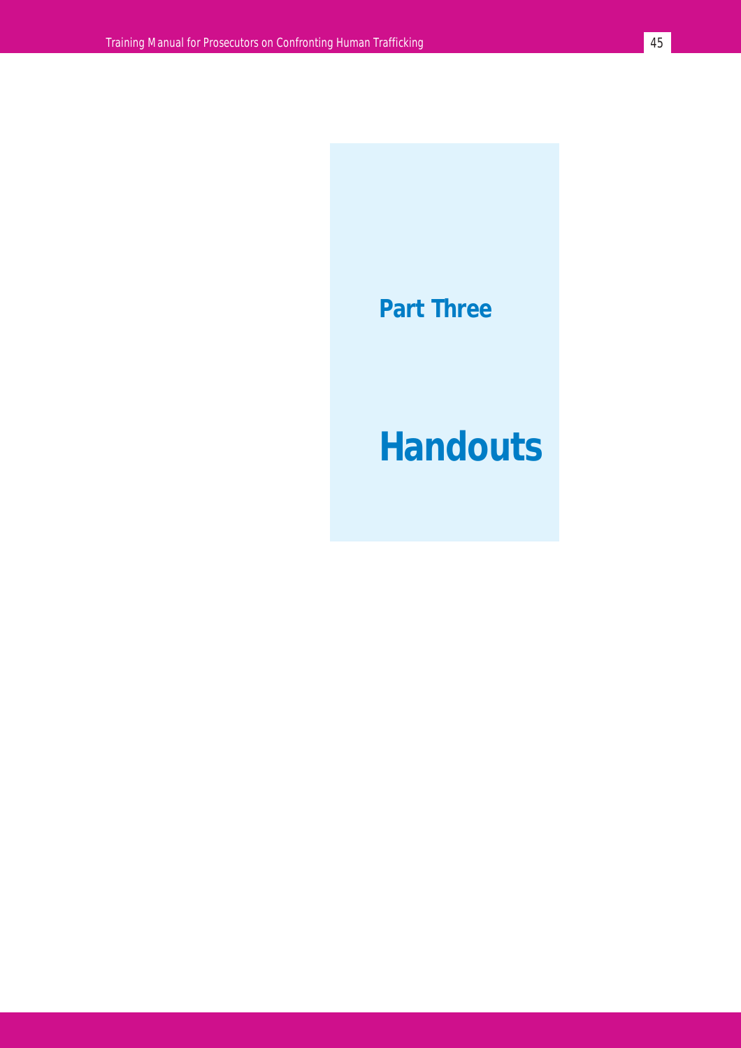# Part Three

# Handouts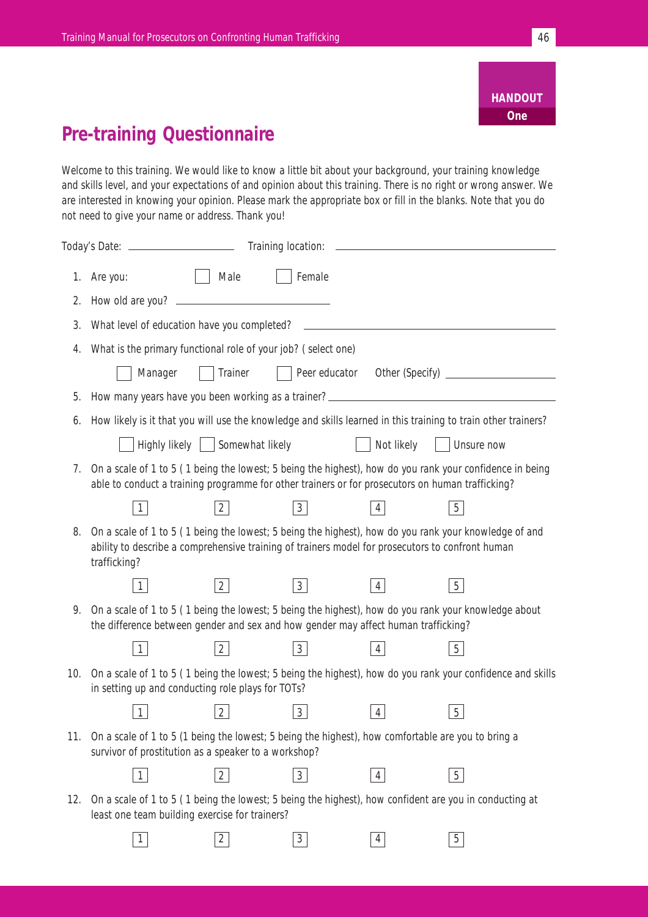**HANDOUT**
**One**

# Pre-training Questionnaire

Welcome to this training. We would like to know a little bit about your background, your training knowledge and skills level, and your expectations of and opinion about this training. There is no right or wrong answer. We are interested in knowing your opinion. Please mark the appropriate box or fill in the blanks. Note that you do not need to give your name or address. Thank you!

Today's Date: ____________________ Training location: ____________________________________________

1. Are you: ☐ Male ☐ Female
2. How old are you? ____________________________
3. What level of education have you completed? ____________________________________________
4. What is the primary functional role of your job? ( select one)

   ☐ Manager ☐ Trainer ☐ Peer educator Other (Specify) ____________________

5. How many years have you been working as a trainer? ____________________________________________
6. How likely is it that you will use the knowledge and skills learned in this training to train other trainers?

   ☐ Highly likely ☐ Somewhat likely ☐ Not likely ☐ Unsure now

7. On a scale of 1 to 5 ( 1 being the lowest; 5 being the highest), how do you rank your confidence in being able to conduct a training programme for other trainers or for prosecutors on human trafficking?

   1 2 3 4 5

8. On a scale of 1 to 5 ( 1 being the lowest; 5 being the highest), how do you rank your knowledge of and ability to describe a comprehensive training of trainers model for prosecutors to confront human trafficking?

   1 2 3 4 5

9. On a scale of 1 to 5 ( 1 being the lowest; 5 being the highest), how do you rank your knowledge about the difference between gender and sex and how gender may affect human trafficking?

   1 2 3 4 5

10. On a scale of 1 to 5 ( 1 being the lowest; 5 being the highest), how do you rank your confidence and skills in setting up and conducting role plays for TOTs?

    1 2 3 4 5

11. On a scale of 1 to 5 (1 being the lowest; 5 being the highest), how comfortable are you to bring a survivor of prostitution as a speaker to a workshop?

    1 2 3 4 5

12. On a scale of 1 to 5 ( 1 being the lowest; 5 being the highest), how confident are you in conducting at least one team building exercise for trainers?

    1 2 3 4 5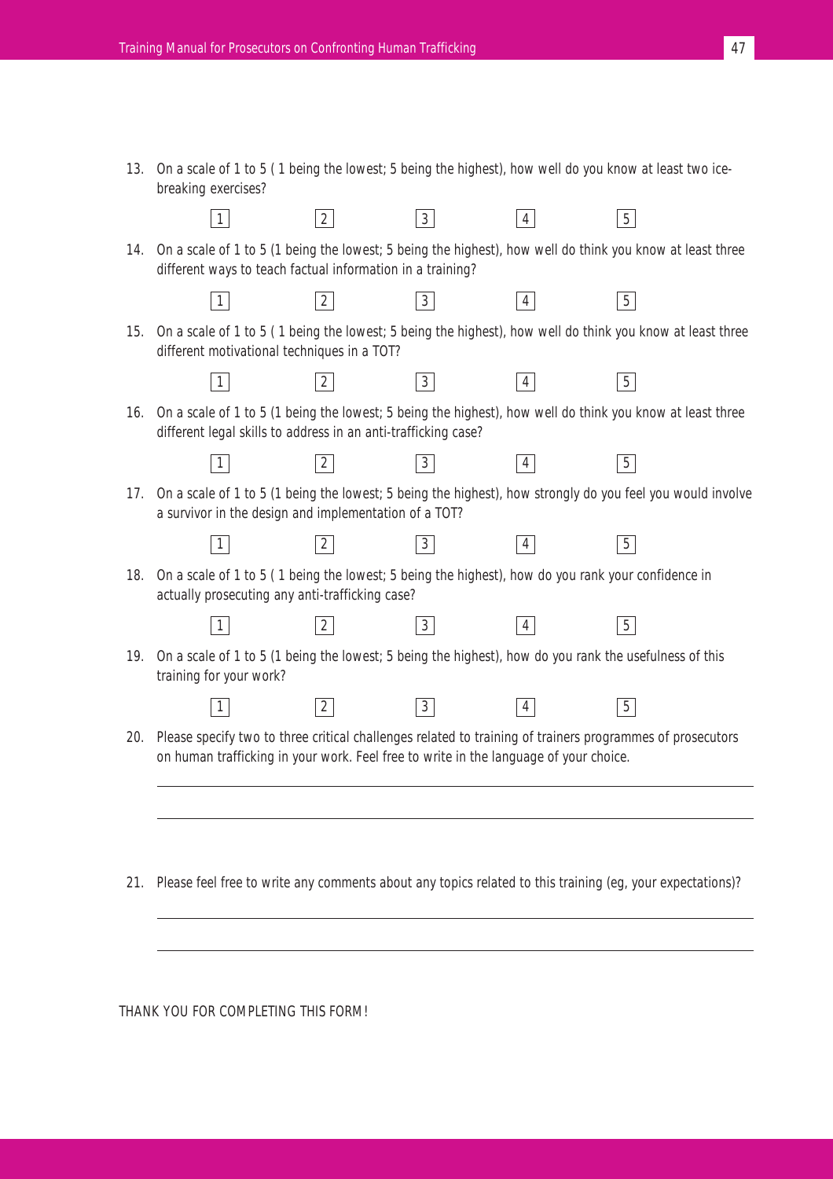13. On a scale of 1 to 5 ( 1 being the lowest; 5 being the highest), how well do you know at least two ice-breaking exercises?

    1 2 3 4 5

14. On a scale of 1 to 5 (1 being the lowest; 5 being the highest), how well do think you know at least three different ways to teach factual information in a training?

    1 2 3 4 5

15. On a scale of 1 to 5 ( 1 being the lowest; 5 being the highest), how well do think you know at least three different motivational techniques in a TOT?

    1 2 3 4 5

16. On a scale of 1 to 5 (1 being the lowest; 5 being the highest), how well do think you know at least three different legal skills to address in an anti-trafficking case?

    1 2 3 4 5

17. On a scale of 1 to 5 (1 being the lowest; 5 being the highest), how strongly do you feel you would involve a survivor in the design and implementation of a TOT?

    1 2 3 4 5

18. On a scale of 1 to 5 ( 1 being the lowest; 5 being the highest), how do you rank your confidence in actually prosecuting any anti-trafficking case?

    1 2 3 4 5

19. On a scale of 1 to 5 (1 being the lowest; 5 being the highest), how do you rank the usefulness of this training for your work?

    1 2 3 4 5

20. Please specify two to three critical challenges related to training of trainers programmes of prosecutors on human trafficking in your work. Feel free to write in the language of your choice.

    ______________________________________________________________________

    ______________________________________________________________________

21. Please feel free to write any comments about any topics related to this training (eg, your expectations)?

    ______________________________________________________________________

    ______________________________________________________________________

THANK YOU FOR COMPLETING THIS FORM!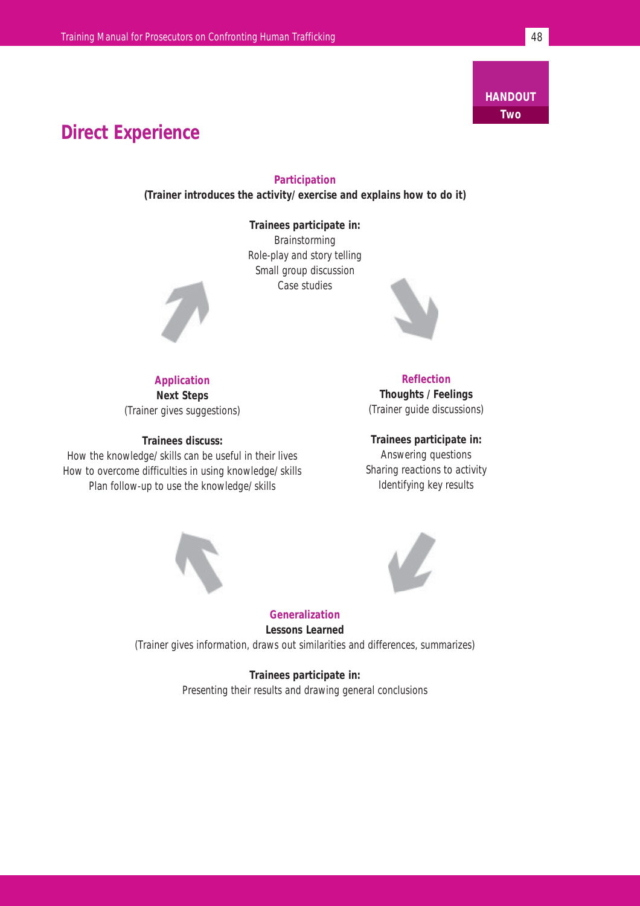**HANDOUT Two**

# Direct Experience

**Participation**
**(Trainer introduces the activity/ exercise and explains how to do it)**

**Trainees participate in:**
Brainstorming
Role-play and story telling
Small group discussion
Case studies

**Reflection**
**Thoughts / Feelings**
(Trainer guide discussions)

**Trainees participate in:**
Answering questions
Sharing reactions to activity
Identifying key results

**Generalization**
**Lessons Learned**
(Trainer gives information, draws out similarities and differences, summarizes)

**Trainees participate in:**
Presenting their results and drawing general conclusions

**Application**
**Next Steps**
(Trainer gives suggestions)

**Trainees discuss:**
How the knowledge/ skills can be useful in their lives
How to overcome difficulties in using knowledge/ skills
Plan follow-up to use the knowledge/ skills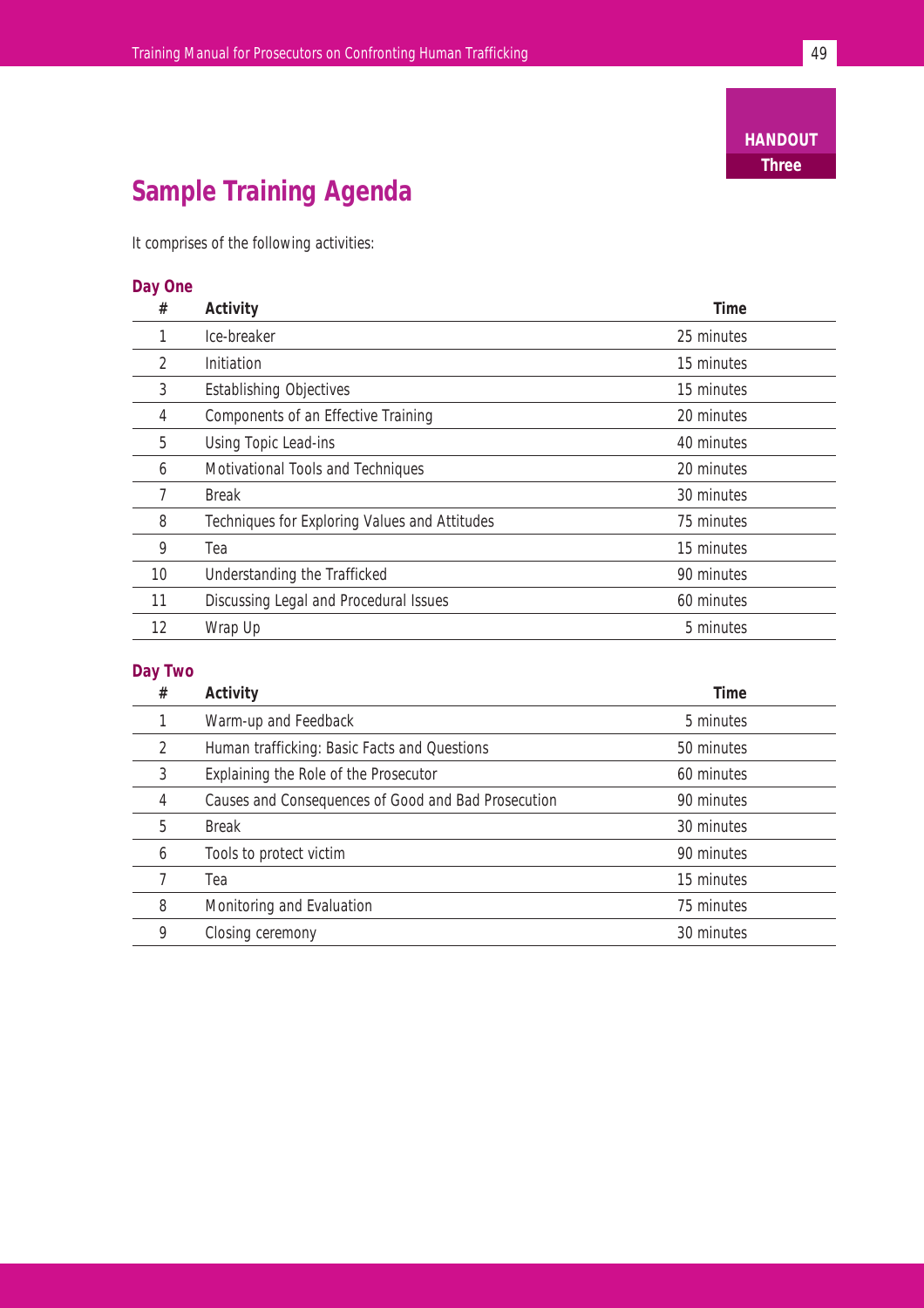**HANDOUT**
**Three**

# Sample Training Agenda

It comprises of the following activities:

**Day One**

| # | Activity | Time |
|---|---|---|
| 1 | Ice-breaker | 25 minutes |
| 2 | Initiation | 15 minutes |
| 3 | Establishing Objectives | 15 minutes |
| 4 | Components of an Effective Training | 20 minutes |
| 5 | Using Topic Lead-ins | 40 minutes |
| 6 | Motivational Tools and Techniques | 20 minutes |
| 7 | Break | 30 minutes |
| 8 | Techniques for Exploring Values and Attitudes | 75 minutes |
| 9 | Tea | 15 minutes |
| 10 | Understanding the Trafficked | 90 minutes |
| 11 | Discussing Legal and Procedural Issues | 60 minutes |
| 12 | Wrap Up | 5 minutes |

**Day Two**

| # | Activity | Time |
|---|---|---|
| 1 | Warm-up and Feedback | 5 minutes |
| 2 | Human trafficking: Basic Facts and Questions | 50 minutes |
| 3 | Explaining the Role of the Prosecutor | 60 minutes |
| 4 | Causes and Consequences of Good and Bad Prosecution | 90 minutes |
| 5 | Break | 30 minutes |
| 6 | Tools to protect victim | 90 minutes |
| 7 | Tea | 15 minutes |
| 8 | Monitoring and Evaluation | 75 minutes |
| 9 | Closing ceremony | 30 minutes |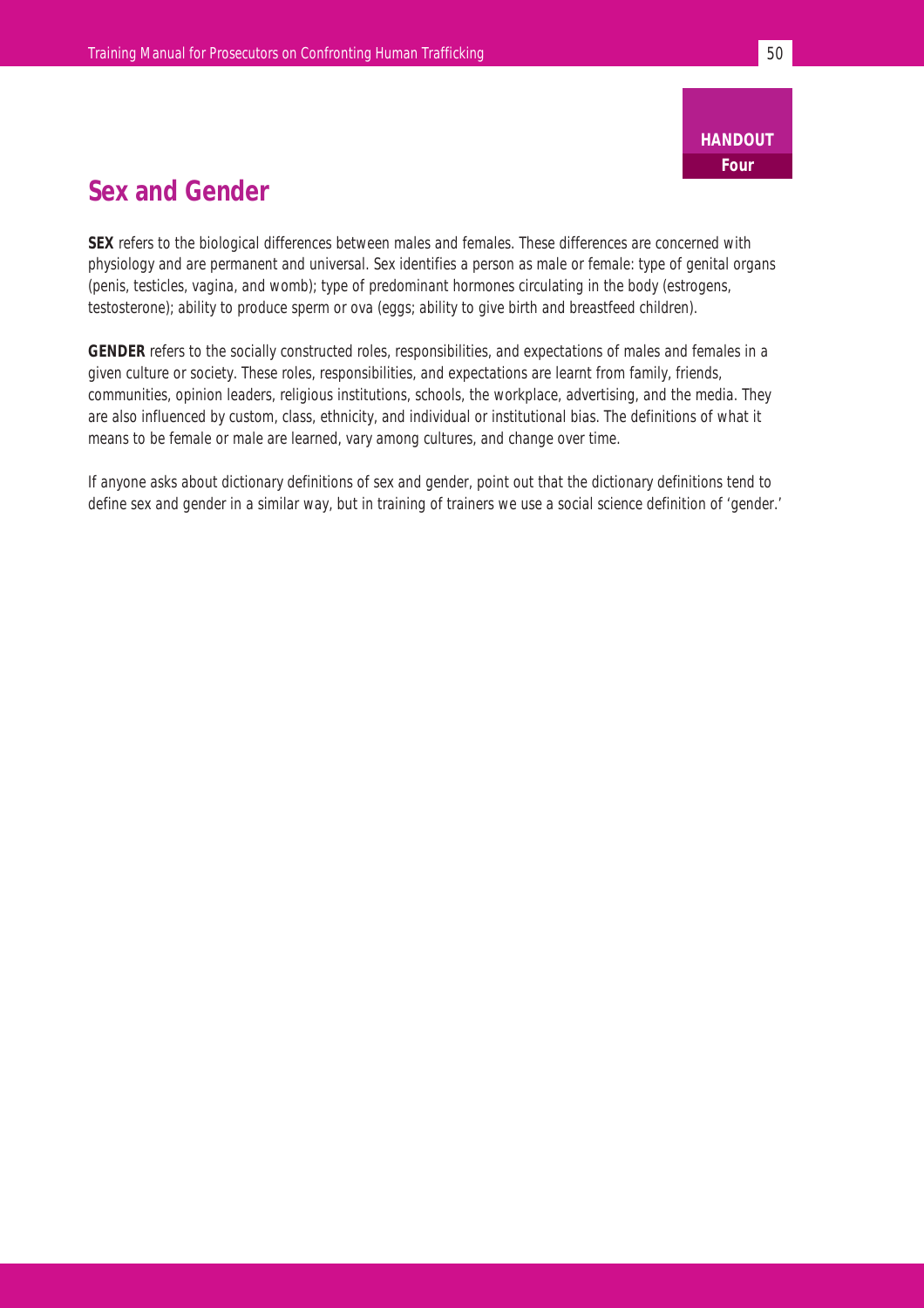**HANDOUT**
**Four**

# Sex and Gender

**SEX** refers to the biological differences between males and females. These differences are concerned with physiology and are permanent and universal. Sex identifies a person as male or female: type of genital organs (penis, testicles, vagina, and womb); type of predominant hormones circulating in the body (estrogens, testosterone); ability to produce sperm or ova (eggs; ability to give birth and breastfeed children).

**GENDER** refers to the socially constructed roles, responsibilities, and expectations of males and females in a given culture or society. These roles, responsibilities, and expectations are learnt from family, friends, communities, opinion leaders, religious institutions, schools, the workplace, advertising, and the media. They are also influenced by custom, class, ethnicity, and individual or institutional bias. The definitions of what it means to be female or male are learned, vary among cultures, and change over time.

If anyone asks about dictionary definitions of sex and gender, point out that the dictionary definitions tend to define sex and gender in a similar way, but in training of trainers we use a social science definition of 'gender.'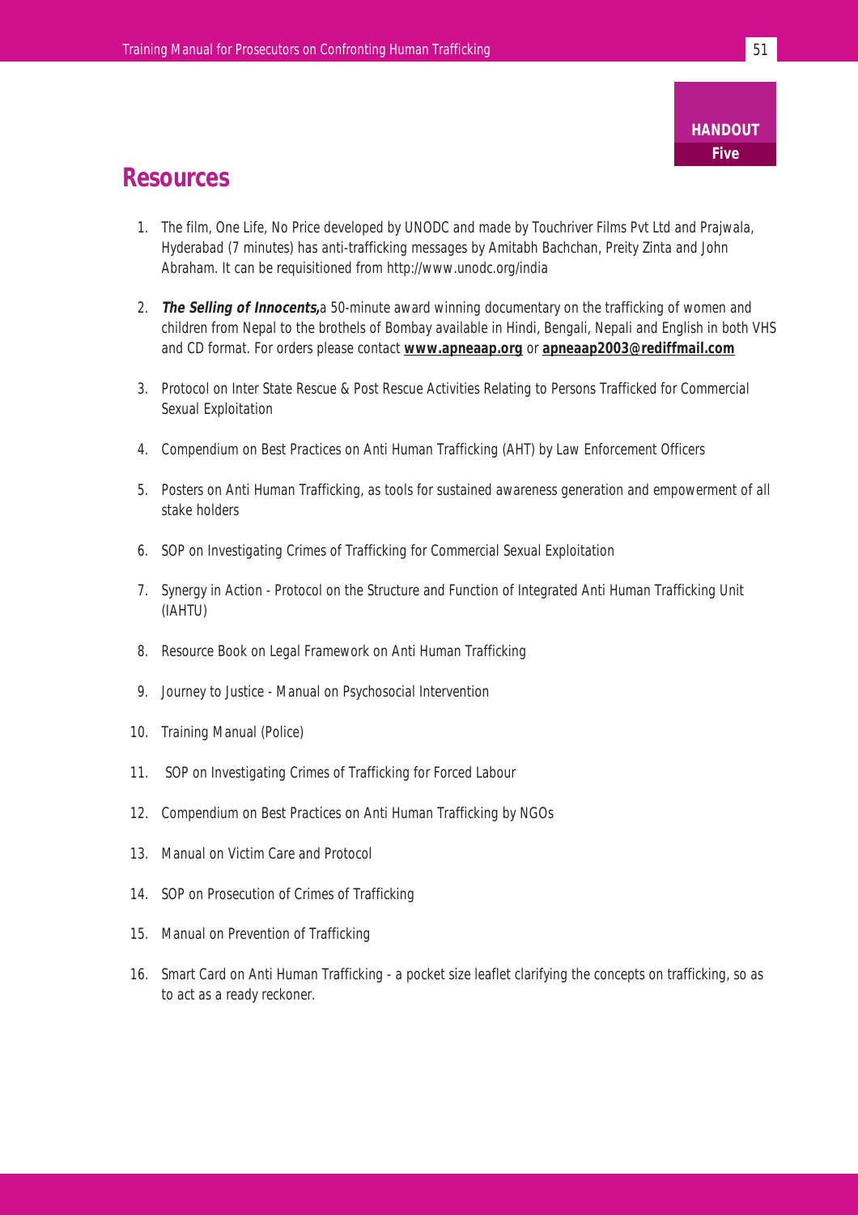**HANDOUT**
**Five**

# Resources

1. The film, One Life, No Price developed by UNODC and made by Touchriver Films Pvt Ltd and Prajwala, Hyderabad (7 minutes) has anti-trafficking messages by Amitabh Bachchan, Preity Zinta and John Abraham. It can be requisitioned from http://www.unodc.org/india

2. ***The Selling of Innocents,***a 50-minute award winning documentary on the trafficking of women and children from Nepal to the brothels of Bombay available in Hindi, Bengali, Nepali and English in both VHS and CD format. For orders please contact **www.apneaap.org** or **apneaap2003@rediffmail.com**

3. Protocol on Inter State Rescue & Post Rescue Activities Relating to Persons Trafficked for Commercial Sexual Exploitation

4. Compendium on Best Practices on Anti Human Trafficking (AHT) by Law Enforcement Officers

5. Posters on Anti Human Trafficking, as tools for sustained awareness generation and empowerment of all stake holders

6. SOP on Investigating Crimes of Trafficking for Commercial Sexual Exploitation

7. Synergy in Action - Protocol on the Structure and Function of Integrated Anti Human Trafficking Unit (IAHTU)

8. Resource Book on Legal Framework on Anti Human Trafficking

9. Journey to Justice - Manual on Psychosocial Intervention

10. Training Manual (Police)

11. SOP on Investigating Crimes of Trafficking for Forced Labour

12. Compendium on Best Practices on Anti Human Trafficking by NGOs

13. Manual on Victim Care and Protocol

14. SOP on Prosecution of Crimes of Trafficking

15. Manual on Prevention of Trafficking

16. Smart Card on Anti Human Trafficking - a pocket size leaflet clarifying the concepts on trafficking, so as to act as a ready reckoner.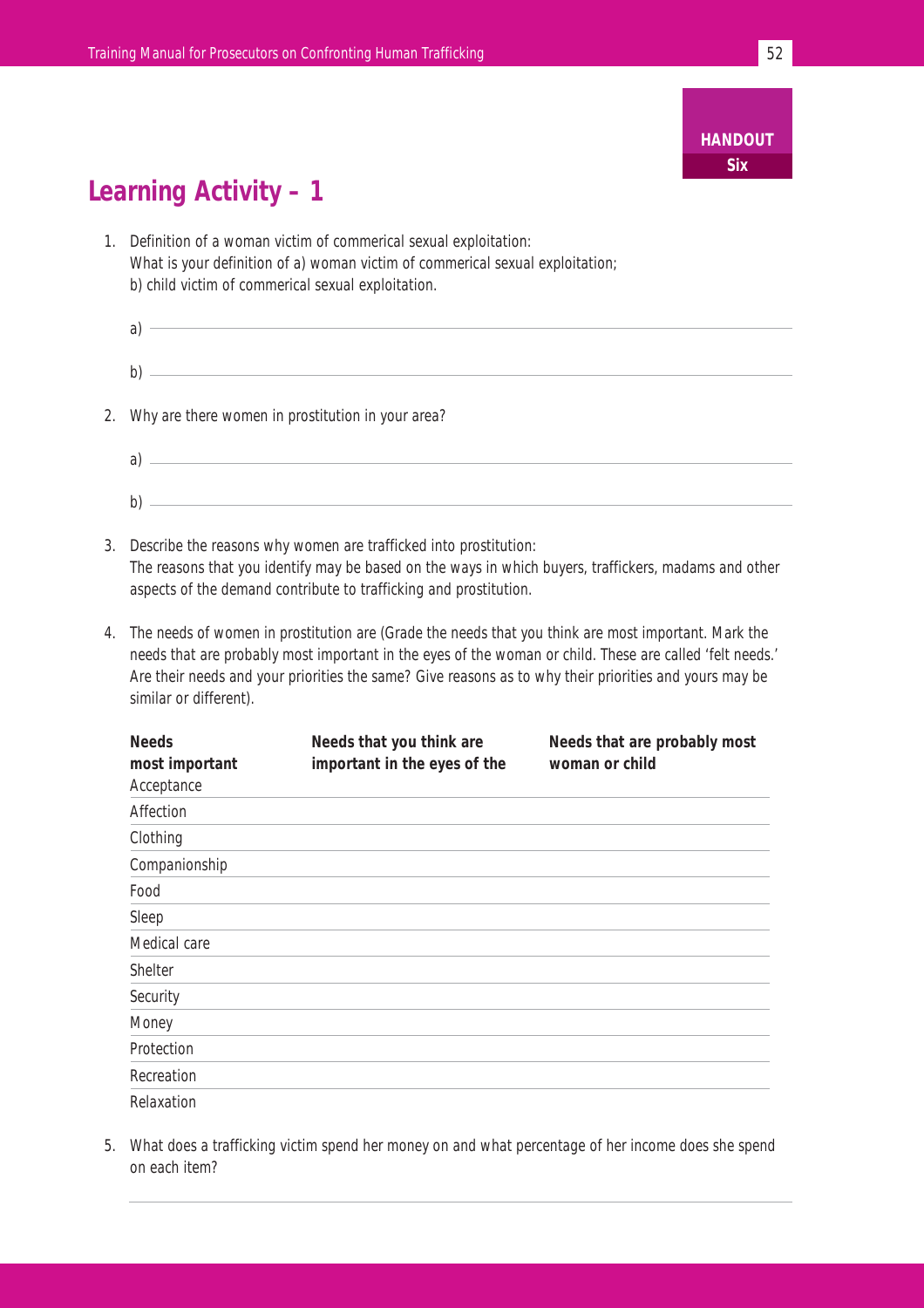**HANDOUT Six**

# Learning Activity – 1

1. Definition of a woman victim of commerical sexual exploitation:
   What is your definition of a) woman victim of commerical sexual exploitation;
   b) child victim of commerical sexual exploitation.

   a) \_\_\_\_\_\_\_\_\_\_\_\_\_\_\_\_\_\_\_\_\_\_\_\_\_\_\_\_\_\_\_\_\_\_\_\_\_\_\_\_

   b) \_\_\_\_\_\_\_\_\_\_\_\_\_\_\_\_\_\_\_\_\_\_\_\_\_\_\_\_\_\_\_\_\_\_\_\_\_\_\_\_

2. Why are there women in prostitution in your area?

   a) \_\_\_\_\_\_\_\_\_\_\_\_\_\_\_\_\_\_\_\_\_\_\_\_\_\_\_\_\_\_\_\_\_\_\_\_\_\_\_\_

   b) \_\_\_\_\_\_\_\_\_\_\_\_\_\_\_\_\_\_\_\_\_\_\_\_\_\_\_\_\_\_\_\_\_\_\_\_\_\_\_\_

3. Describe the reasons why women are trafficked into prostitution:
   The reasons that you identify may be based on the ways in which buyers, traffickers, madams and other aspects of the demand contribute to trafficking and prostitution.

4. The needs of women in prostitution are (Grade the needs that you think are most important. Mark the needs that are probably most important in the eyes of the woman or child. These are called 'felt needs.' Are their needs and your priorities the same? Give reasons as to why their priorities and yours may be similar or different).

| Needs most important | Needs that you think are important in the eyes of the | Needs that are probably most woman or child |
|---|---|---|
| Acceptance | | |
| Affection | | |
| Clothing | | |
| Companionship | | |
| Food | | |
| Sleep | | |
| Medical care | | |
| Shelter | | |
| Security | | |
| Money | | |
| Protection | | |
| Recreation | | |
| Relaxation | | |

5. What does a trafficking victim spend her money on and what percentage of her income does she spend on each item?

   \_\_\_\_\_\_\_\_\_\_\_\_\_\_\_\_\_\_\_\_\_\_\_\_\_\_\_\_\_\_\_\_\_\_\_\_\_\_\_\_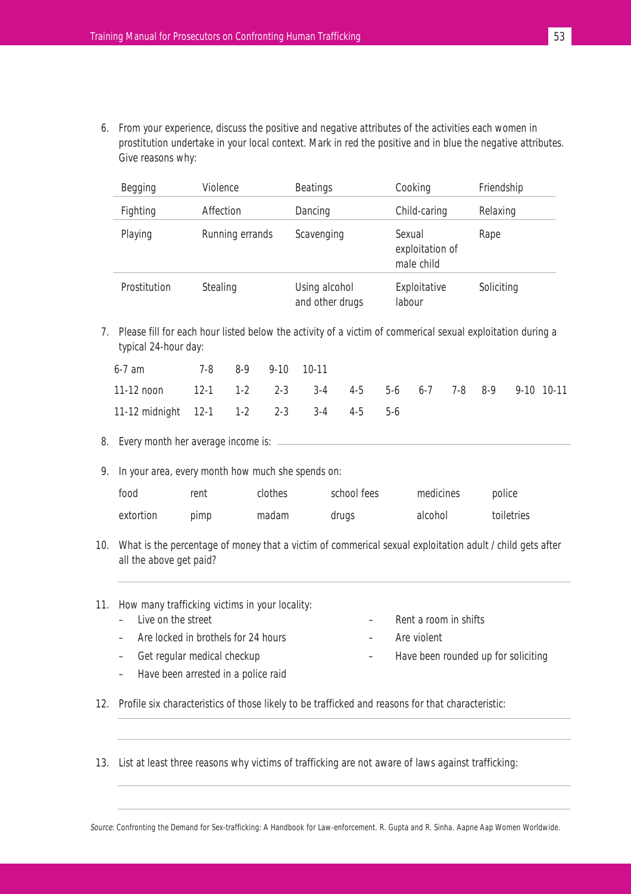6. From your experience, discuss the positive and negative attributes of the activities each women in prostitution undertake in your local context. Mark in red the positive and in blue the negative attributes. Give reasons why:

| | | | | |
|---|---|---|---|---|
| Begging | Violence | Beatings | Cooking | Friendship |
| Fighting | Affection | Dancing | Child-caring | Relaxing |
| Playing | Running errands | Scavenging | Sexual exploitation of male child | Rape |
| Prostitution | Stealing | Using alcohol and other drugs | Exploitative labour | Soliciting |

7. Please fill for each hour listed below the activity of a victim of commerical sexual exploitation during a typical 24-hour day:

6-7 am 7-8 8-9 9-10 10-11

11-12 noon 12-1 1-2 2-3 3-4 4-5 5-6 6-7 7-8 8-9 9-10 10-11

11-12 midnight 12-1 1-2 2-3 3-4 4-5 5-6

8. Every month her average income is: ______________________

9. In your area, every month how much she spends on:

| | | | | | |
|---|---|---|---|---|---|
| food | rent | clothes | school fees | medicines | police |
| extortion | pimp | madam | drugs | alcohol | toiletries |

10. What is the percentage of money that a victim of commerical sexual exploitation adult / child gets after all the above get paid?

______________________

11. How many trafficking victims in your locality:
    - Live on the street
    - Are locked in brothels for 24 hours
    - Get regular medical checkup
    - Have been arrested in a police raid
    - Rent a room in shifts
    - Are violent
    - Have been rounded up for soliciting

12. Profile six characteristics of those likely to be trafficked and reasons for that characteristic:

______________________

______________________

13. List at least three reasons why victims of trafficking are not aware of laws against trafficking:

______________________

______________________

*Source*: Confronting the Demand for Sex-trafficking: A Handbook for Law-enforcement. R. Gupta and R. Sinha. Aapne Aap Women Worldwide.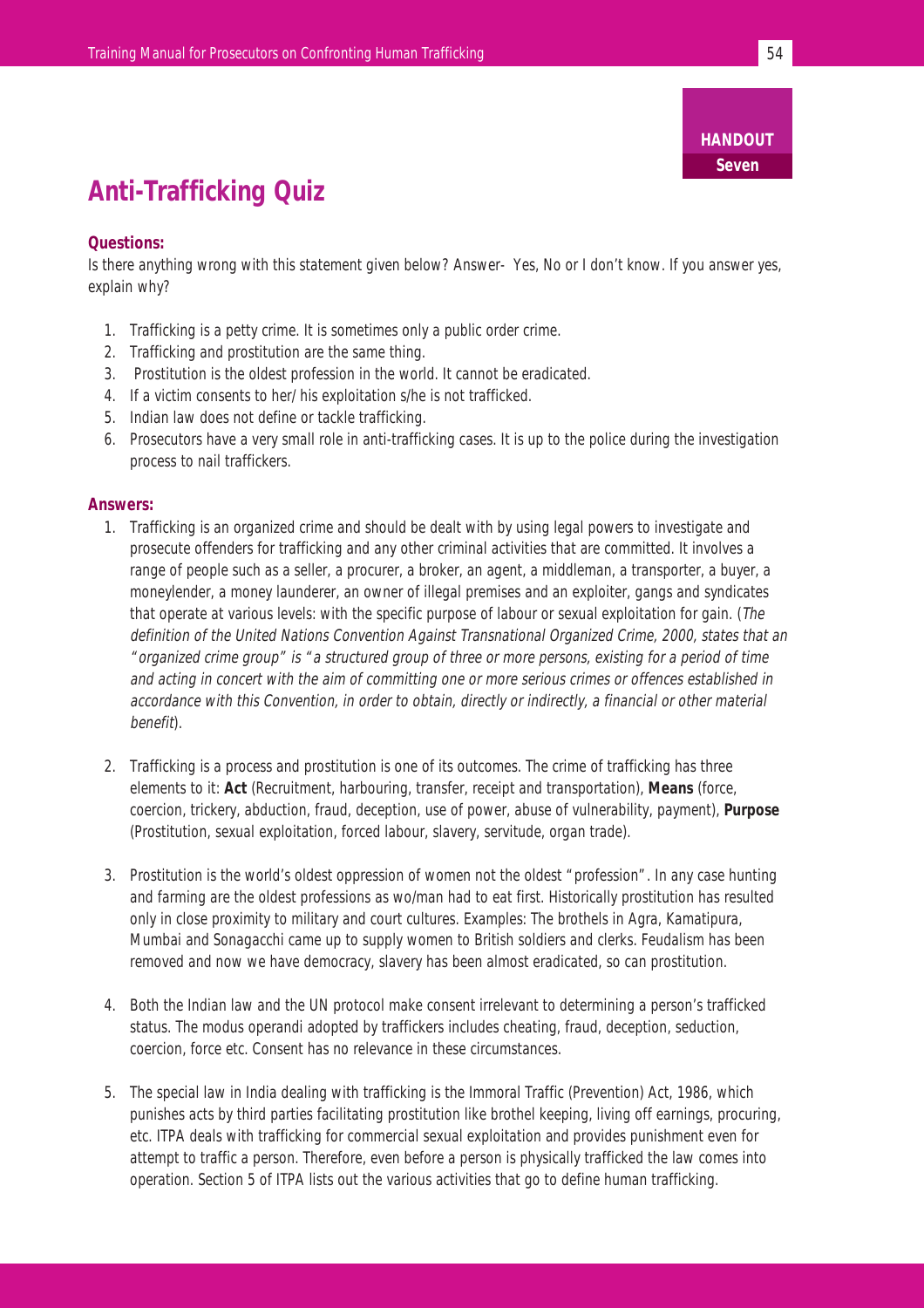**HANDOUT**
**Seven**

# Anti-Trafficking Quiz

**Questions:**

Is there anything wrong with this statement given below? Answer- Yes, No or I don't know. If you answer yes, explain why?

1. Trafficking is a petty crime. It is sometimes only a public order crime.
2. Trafficking and prostitution are the same thing.
3. Prostitution is the oldest profession in the world. It cannot be eradicated.
4. If a victim consents to her/ his exploitation s/he is not trafficked.
5. Indian law does not define or tackle trafficking.
6. Prosecutors have a very small role in anti-trafficking cases. It is up to the police during the investigation process to nail traffickers.

**Answers:**

1. Trafficking is an organized crime and should be dealt with by using legal powers to investigate and prosecute offenders for trafficking and any other criminal activities that are committed. It involves a range of people such as a seller, a procurer, a broker, an agent, a middleman, a transporter, a buyer, a moneylender, a money launderer, an owner of illegal premises and an exploiter, gangs and syndicates that operate at various levels: with the specific purpose of labour or sexual exploitation for gain. (*The definition of the United Nations Convention Against Transnational Organized Crime, 2000, states that an "organized crime group" is "a structured group of three or more persons, existing for a period of time and acting in concert with the aim of committing one or more serious crimes or offences established in accordance with this Convention, in order to obtain, directly or indirectly, a financial or other material benefit*).

2. Trafficking is a process and prostitution is one of its outcomes. The crime of trafficking has three elements to it: **Act** (Recruitment, harbouring, transfer, receipt and transportation), **Means** (force, coercion, trickery, abduction, fraud, deception, use of power, abuse of vulnerability, payment), **Purpose** (Prostitution, sexual exploitation, forced labour, slavery, servitude, organ trade).

3. Prostitution is the world's oldest oppression of women not the oldest "profession". In any case hunting and farming are the oldest professions as wo/man had to eat first. Historically prostitution has resulted only in close proximity to military and court cultures. Examples: The brothels in Agra, Kamatipura, Mumbai and Sonagacchi came up to supply women to British soldiers and clerks. Feudalism has been removed and now we have democracy, slavery has been almost eradicated, so can prostitution.

4. Both the Indian law and the UN protocol make consent irrelevant to determining a person's trafficked status. The modus operandi adopted by traffickers includes cheating, fraud, deception, seduction, coercion, force etc. Consent has no relevance in these circumstances.

5. The special law in India dealing with trafficking is the Immoral Traffic (Prevention) Act, 1986, which punishes acts by third parties facilitating prostitution like brothel keeping, living off earnings, procuring, etc. ITPA deals with trafficking for commercial sexual exploitation and provides punishment even for attempt to traffic a person. Therefore, even before a person is physically trafficked the law comes into operation. Section 5 of ITPA lists out the various activities that go to define human trafficking.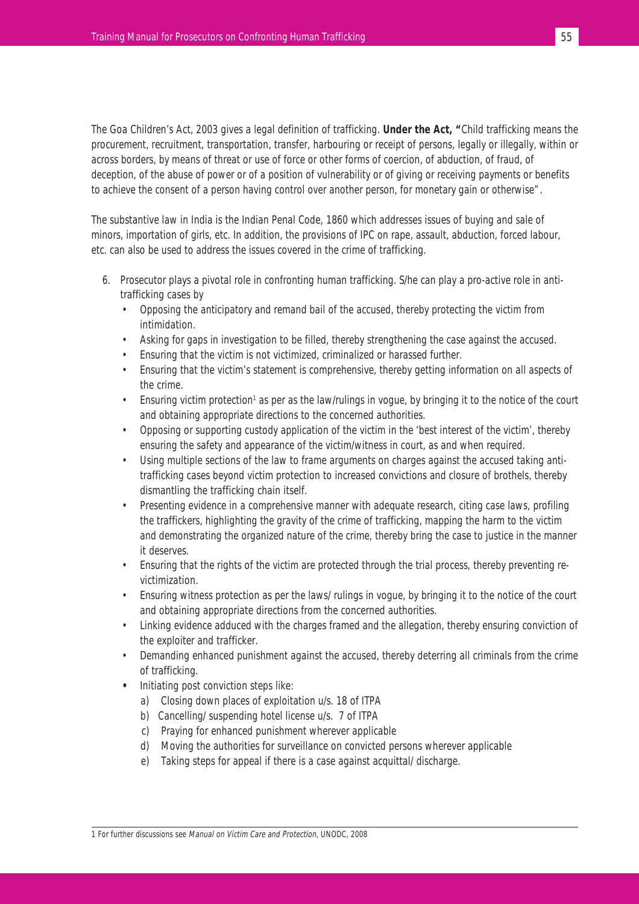The Goa Children's Act, 2003 gives a legal definition of trafficking. **Under the Act, "**Child trafficking means the procurement, recruitment, transportation, transfer, harbouring or receipt of persons, legally or illegally, within or across borders, by means of threat or use of force or other forms of coercion, of abduction, of fraud, of deception, of the abuse of power or of a position of vulnerability or of giving or receiving payments or benefits to achieve the consent of a person having control over another person, for monetary gain or otherwise".

The substantive law in India is the Indian Penal Code, 1860 which addresses issues of buying and sale of minors, importation of girls, etc. In addition, the provisions of IPC on rape, assault, abduction, forced labour, etc. can also be used to address the issues covered in the crime of trafficking.

6. Prosecutor plays a pivotal role in confronting human trafficking. S/he can play a pro-active role in anti-trafficking cases by
   - Opposing the anticipatory and remand bail of the accused, thereby protecting the victim from intimidation.
   - Asking for gaps in investigation to be filled, thereby strengthening the case against the accused.
   - Ensuring that the victim is not victimized, criminalized or harassed further.
   - Ensuring that the victim's statement is comprehensive, thereby getting information on all aspects of the crime.
   - Ensuring victim protection[1] as per as the law/rulings in vogue, by bringing it to the notice of the court and obtaining appropriate directions to the concerned authorities.
   - Opposing or supporting custody application of the victim in the 'best interest of the victim', thereby ensuring the safety and appearance of the victim/witness in court, as and when required.
   - Using multiple sections of the law to frame arguments on charges against the accused taking anti-trafficking cases beyond victim protection to increased convictions and closure of brothels, thereby dismantling the trafficking chain itself.
   - Presenting evidence in a comprehensive manner with adequate research, citing case laws, profiling the traffickers, highlighting the gravity of the crime of trafficking, mapping the harm to the victim and demonstrating the organized nature of the crime, thereby bring the case to justice in the manner it deserves.
   - Ensuring that the rights of the victim are protected through the trial process, thereby preventing re-victimization.
   - Ensuring witness protection as per the laws/ rulings in vogue, by bringing it to the notice of the court and obtaining appropriate directions from the concerned authorities.
   - Linking evidence adduced with the charges framed and the allegation, thereby ensuring conviction of the exploiter and trafficker.
   - Demanding enhanced punishment against the accused, thereby deterring all criminals from the crime of trafficking.
   - Initiating post conviction steps like:
     a) Closing down places of exploitation u/s. 18 of ITPA
     b) Cancelling/ suspending hotel license u/s. 7 of ITPA
     c) Praying for enhanced punishment wherever applicable
     d) Moving the authorities for surveillance on convicted persons wherever applicable
     e) Taking steps for appeal if there is a case against acquittal/ discharge.

[1] For further discussions see *Manual on Victim Care and Protection*, UNODC, 2008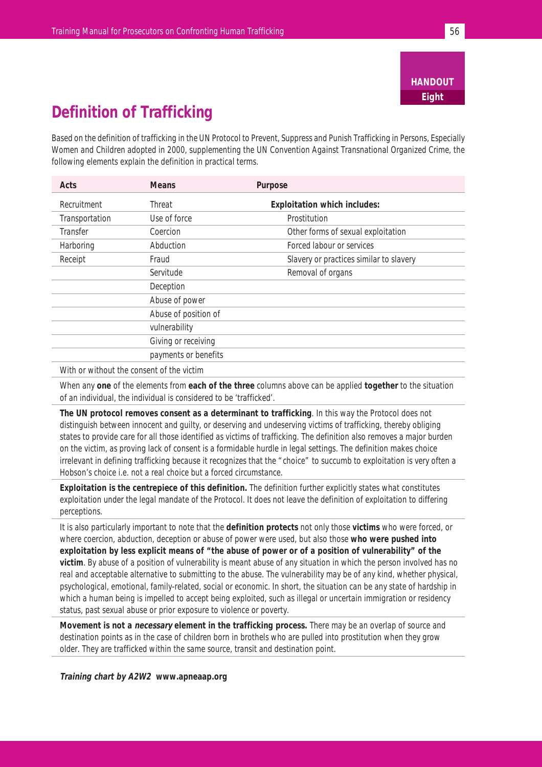HANDOUT
Eight

# Definition of Trafficking

Based on the definition of trafficking in the UN Protocol to Prevent, Suppress and Punish Trafficking in Persons, Especially Women and Children adopted in 2000, supplementing the UN Convention Against Transnational Organized Crime, the following elements explain the definition in practical terms.

| Acts | Means | Purpose |
|---|---|---|
| Recruitment | Threat | **Exploitation which includes:** |
| Transportation | Use of force | Prostitution |
| Transfer | Coercion | Other forms of sexual exploitation |
| Harboring | Abduction | Forced labour or services |
| Receipt | Fraud | Slavery or practices similar to slavery |
| | Servitude | Removal of organs |
| | Deception | |
| | Abuse of power | |
| | Abuse of position of | |
| | vulnerability | |
| | Giving or receiving | |
| | payments or benefits | |

With or without the consent of the victim

When any **one** of the elements from **each of the three** columns above can be applied **together** to the situation of an individual, the individual is considered to be 'trafficked'.

**The UN protocol removes consent as a determinant to trafficking**. In this way the Protocol does not distinguish between innocent and guilty, or deserving and undeserving victims of trafficking, thereby obliging states to provide care for all those identified as victims of trafficking. The definition also removes a major burden on the victim, as proving lack of consent is a formidable hurdle in legal settings. The definition makes choice irrelevant in defining trafficking because it recognizes that the "choice" to succumb to exploitation is very often a Hobson's choice i.e. not a real choice but a forced circumstance.

**Exploitation is the centrepiece of this definition.** The definition further explicitly states what constitutes exploitation under the legal mandate of the Protocol. It does not leave the definition of exploitation to differing perceptions.

It is also particularly important to note that the **definition protects** not only those **victims** who were forced, or where coercion, abduction, deception or abuse of power were used, but also those **who were pushed into exploitation by less explicit means of "the abuse of power or of a position of vulnerability" of the victim**. By abuse of a position of vulnerability is meant abuse of any situation in which the person involved has no real and acceptable alternative to submitting to the abuse. The vulnerability may be of any kind, whether physical, psychological, emotional, family-related, social or economic. In short, the situation can be any state of hardship in which a human being is impelled to accept being exploited, such as illegal or uncertain immigration or residency status, past sexual abuse or prior exposure to violence or poverty.

**Movement is not a *necessary* element in the trafficking process.** There may be an overlap of source and destination points as in the case of children born in brothels who are pulled into prostitution when they grow older. They are trafficked within the same source, transit and destination point.

***Training chart by A2W2*** **www.apneaap.org**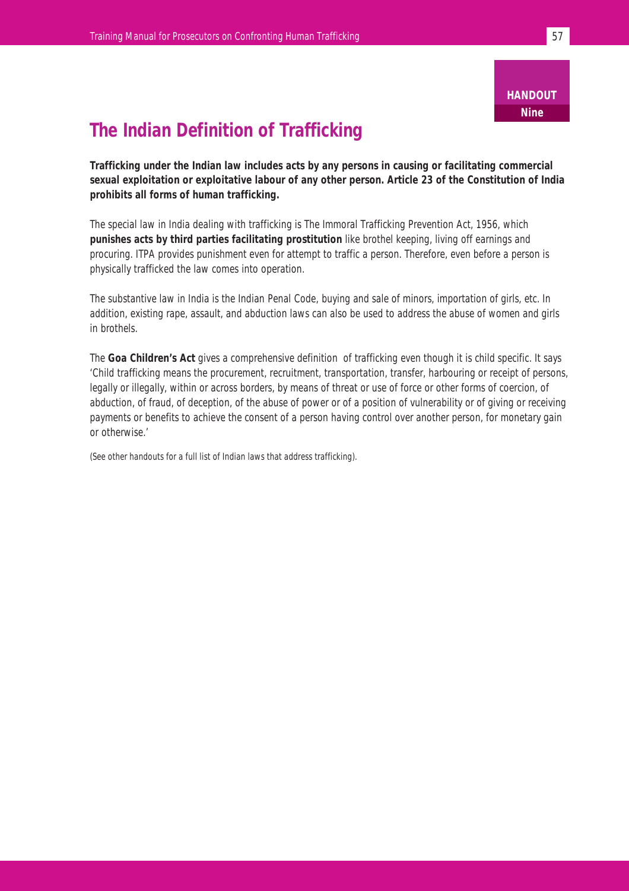**HANDOUT**
**Nine**

# The Indian Definition of Trafficking

**Trafficking under the Indian law includes acts by any persons in causing or facilitating commercial sexual exploitation or exploitative labour of any other person. Article 23 of the Constitution of India prohibits all forms of human trafficking.**

The special law in India dealing with trafficking is The Immoral Trafficking Prevention Act, 1956, which **punishes acts by third parties facilitating prostitution** like brothel keeping, living off earnings and procuring. ITPA provides punishment even for attempt to traffic a person. Therefore, even before a person is physically trafficked the law comes into operation.

The substantive law in India is the Indian Penal Code, buying and sale of minors, importation of girls, etc. In addition, existing rape, assault, and abduction laws can also be used to address the abuse of women and girls in brothels.

The **Goa Children's Act** gives a comprehensive definition of trafficking even though it is child specific. It says 'Child trafficking means the procurement, recruitment, transportation, transfer, harbouring or receipt of persons, legally or illegally, within or across borders, by means of threat or use of force or other forms of coercion, of abduction, of fraud, of deception, of the abuse of power or of a position of vulnerability or of giving or receiving payments or benefits to achieve the consent of a person having control over another person, for monetary gain or otherwise.'

(See other handouts for a full list of Indian laws that address trafficking).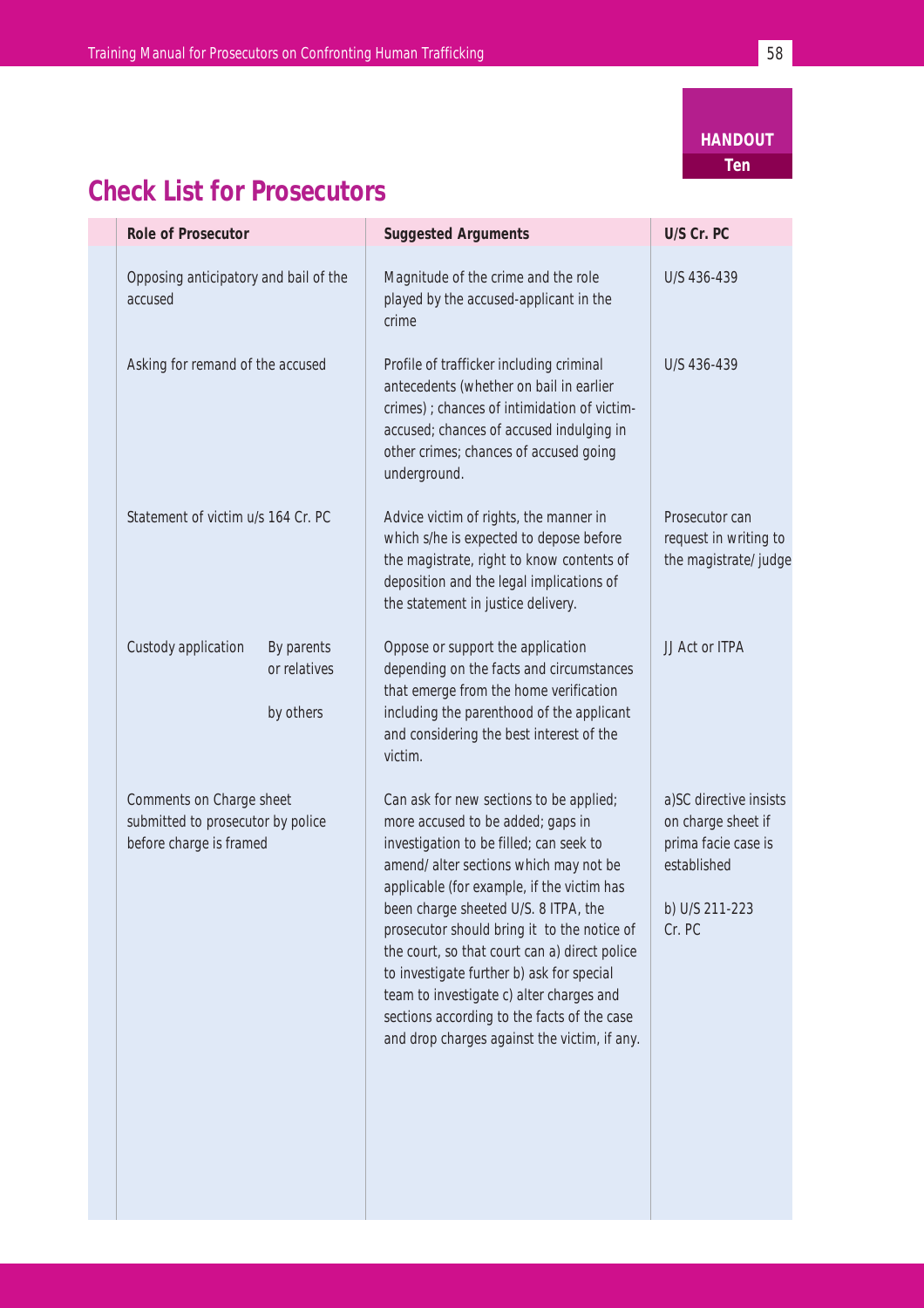HANDOUT
Ten

## Check List for Prosecutors

| Role of Prosecutor | Suggested Arguments | U/S Cr. PC |
|---|---|---|
| Opposing anticipatory and bail of the accused | Magnitude of the crime and the role played by the accused-applicant in the crime | U/S 436-439 |
| Asking for remand of the accused | Profile of trafficker including criminal antecedents (whether on bail in earlier crimes) ; chances of intimidation of victim-accused; chances of accused indulging in other crimes; chances of accused going underground. | U/S 436-439 |
| Statement of victim u/s 164 Cr. PC | Advice victim of rights, the manner in which s/he is expected to depose before the magistrate, right to know contents of deposition and the legal implications of the statement in justice delivery. | Prosecutor can request in writing to the magistrate/ judge |
| Custody application — By parents or relatives; by others | Oppose or support the application depending on the facts and circumstances that emerge from the home verification including the parenthood of the applicant and considering the best interest of the victim. | JJ Act or ITPA |
| Comments on Charge sheet submitted to prosecutor by police before charge is framed | Can ask for new sections to be applied; more accused to be added; gaps in investigation to be filled; can seek to amend/ alter sections which may not be applicable (for example, if the victim has been charge sheeted U/S. 8 ITPA, the prosecutor should bring it to the notice of the court, so that court can a) direct police to investigate further b) ask for special team to investigate c) alter charges and sections according to the facts of the case and drop charges against the victim, if any. | a)SC directive insists on charge sheet if prima facie case is established<br><br>b) U/S 211-223 Cr. PC |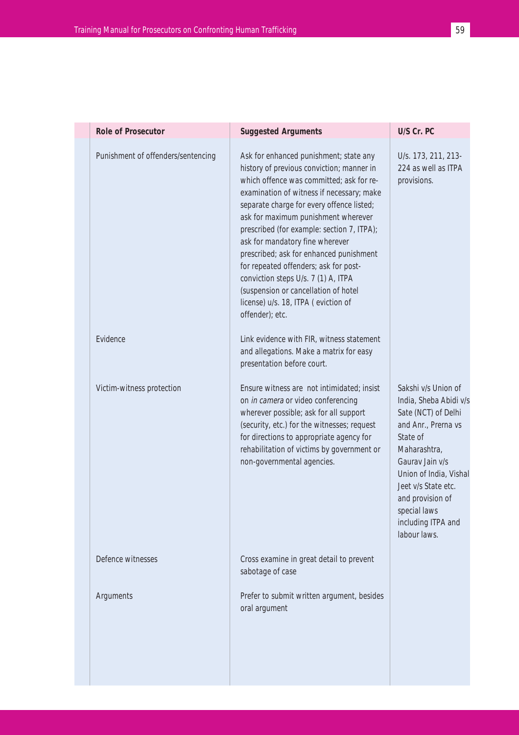| Role of Prosecutor | Suggested Arguments | U/S Cr. PC |
|---|---|---|
| Punishment of offenders/sentencing | Ask for enhanced punishment; state any history of previous conviction; manner in which offence was committed; ask for re-examination of witness if necessary; make separate charge for every offence listed; ask for maximum punishment wherever prescribed (for example: section 7, ITPA); ask for mandatory fine wherever prescribed; ask for enhanced punishment for repeated offenders; ask for post-conviction steps U/s. 7 (1) A, ITPA (suspension or cancellation of hotel license) u/s. 18, ITPA ( eviction of offender); etc. | U/s. 173, 211, 213-224 as well as ITPA provisions. |
| Evidence | Link evidence with FIR, witness statement and allegations. Make a matrix for easy presentation before court. | |
| Victim-witness protection | Ensure witness are not intimidated; insist on *in camera* or video conferencing wherever possible; ask for all support (security, etc.) for the witnesses; request for directions to appropriate agency for rehabilitation of victims by government or non-governmental agencies. | Sakshi v/s Union of India, Sheba Abidi v/s Sate (NCT) of Delhi and Anr., Prerna vs State of Maharashtra, Gaurav Jain v/s Union of India, Vishal Jeet v/s State etc. and provision of special laws including ITPA and labour laws. |
| Defence witnesses | Cross examine in great detail to prevent sabotage of case | |
| Arguments | Prefer to submit written argument, besides oral argument | |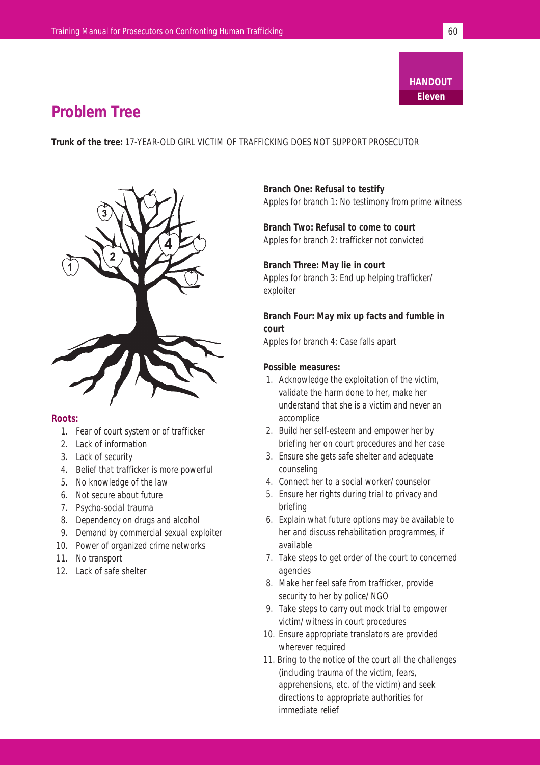HANDOUT
Eleven

# Problem Tree

**Trunk of the tree:** 17-YEAR-OLD GIRL VICTIM OF TRAFFICKING DOES NOT SUPPORT PROSECUTOR

3

2

4

1

**Roots:**

1. Fear of court system or of trafficker
2. Lack of information
3. Lack of security
4. Belief that trafficker is more powerful
5. No knowledge of the law
6. Not secure about future
7. Psycho-social trauma
8. Dependency on drugs and alcohol
9. Demand by commercial sexual exploiter
10. Power of organized crime networks
11. No transport
12. Lack of safe shelter

**Branch One: Refusal to testify**
Apples for branch 1: No testimony from prime witness

**Branch Two: Refusal to come to court**
Apples for branch 2: trafficker not convicted

**Branch Three: May lie in court**
Apples for branch 3: End up helping trafficker/ exploiter

**Branch Four: May mix up facts and fumble in court**
Apples for branch 4: Case falls apart

**Possible measures:**

1. Acknowledge the exploitation of the victim, validate the harm done to her, make her understand that she is a victim and never an accomplice
2. Build her self-esteem and empower her by briefing her on court procedures and her case
3. Ensure she gets safe shelter and adequate counseling
4. Connect her to a social worker/ counselor
5. Ensure her rights during trial to privacy and briefing
6. Explain what future options may be available to her and discuss rehabilitation programmes, if available
7. Take steps to get order of the court to concerned agencies
8. Make her feel safe from trafficker, provide security to her by police/ NGO
9. Take steps to carry out mock trial to empower victim/ witness in court procedures
10. Ensure appropriate translators are provided wherever required
11. Bring to the notice of the court all the challenges (including trauma of the victim, fears, apprehensions, etc. of the victim) and seek directions to appropriate authorities for immediate relief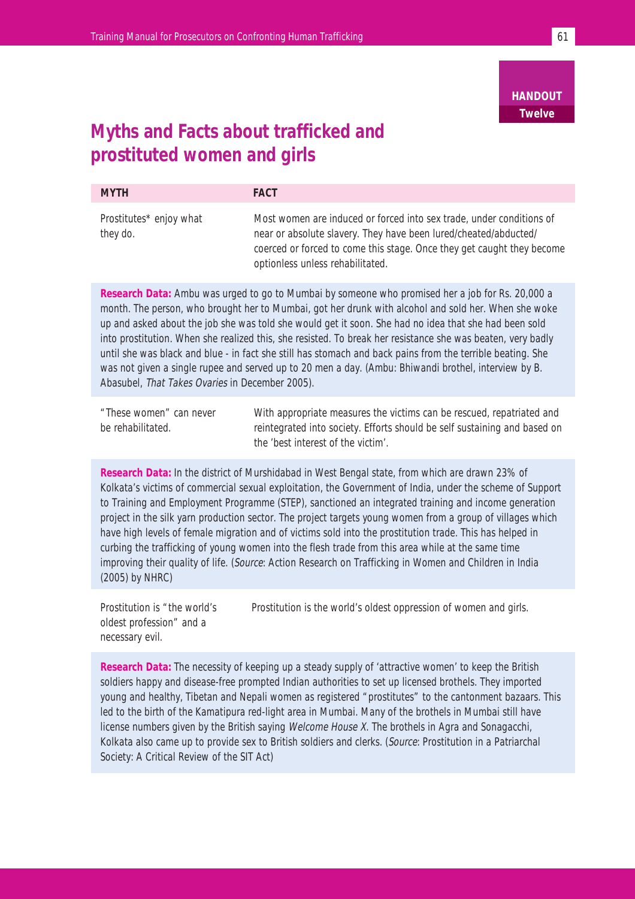**HANDOUT**
**Twelve**

# Myths and Facts about trafficked and prostituted women and girls

| MYTH | FACT |
|---|---|
| Prostitutes* enjoy what they do. | Most women are induced or forced into sex trade, under conditions of near or absolute slavery. They have been lured/cheated/abducted/ coerced or forced to come this stage. Once they get caught they become optionless unless rehabilitated. |

**Research Data:** Ambu was urged to go to Mumbai by someone who promised her a job for Rs. 20,000 a month. The person, who brought her to Mumbai, got her drunk with alcohol and sold her. When she woke up and asked about the job she was told she would get it soon. She had no idea that she had been sold into prostitution. When she realized this, she resisted. To break her resistance she was beaten, very badly until she was black and blue - in fact she still has stomach and back pains from the terrible beating. She was not given a single rupee and served up to 20 men a day. (Ambu: Bhiwandi brothel, interview by B. Abasubel, *That Takes Ovaries* in December 2005).

| MYTH | FACT |
|---|---|
| "These women" can never be rehabilitated. | With appropriate measures the victims can be rescued, repatriated and reintegrated into society. Efforts should be self sustaining and based on the 'best interest of the victim'. |

**Research Data:** In the district of Murshidabad in West Bengal state, from which are drawn 23% of Kolkata's victims of commercial sexual exploitation, the Government of India, under the scheme of Support to Training and Employment Programme (STEP), sanctioned an integrated training and income generation project in the silk yarn production sector. The project targets young women from a group of villages which have high levels of female migration and of victims sold into the prostitution trade. This has helped in curbing the trafficking of young women into the flesh trade from this area while at the same time improving their quality of life. (*Source*: Action Research on Trafficking in Women and Children in India (2005) by NHRC)

| MYTH | FACT |
|---|---|
| Prostitution is "the world's oldest profession" and a necessary evil. | Prostitution is the world's oldest oppression of women and girls. |

**Research Data:** The necessity of keeping up a steady supply of 'attractive women' to keep the British soldiers happy and disease-free prompted Indian authorities to set up licensed brothels. They imported young and healthy, Tibetan and Nepali women as registered "prostitutes" to the cantonment bazaars. This led to the birth of the Kamatipura red-light area in Mumbai. Many of the brothels in Mumbai still have license numbers given by the British saying *Welcome House X*. The brothels in Agra and Sonagacchi, Kolkata also came up to provide sex to British soldiers and clerks. (*Source*: Prostitution in a Patriarchal Society: A Critical Review of the SIT Act)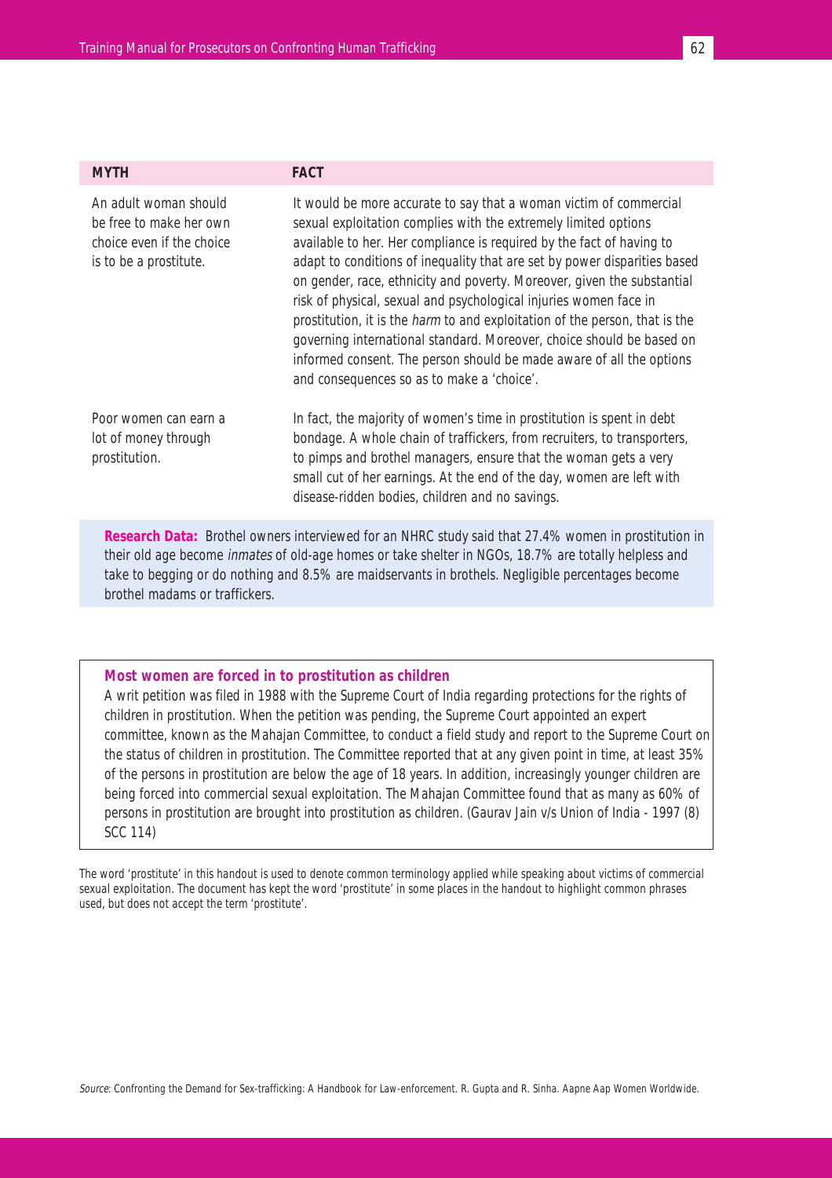| MYTH | FACT |
|---|---|
| An adult woman should be free to make her own choice even if the choice is to be a prostitute. | It would be more accurate to say that a woman victim of commercial sexual exploitation complies with the extremely limited options available to her. Her compliance is required by the fact of having to adapt to conditions of inequality that are set by power disparities based on gender, race, ethnicity and poverty. Moreover, given the substantial risk of physical, sexual and psychological injuries women face in prostitution, it is the *harm* to and exploitation of the person, that is the governing international standard. Moreover, choice should be based on informed consent. The person should be made aware of all the options and consequences so as to make a 'choice'. |
| Poor women can earn a lot of money through prostitution. | In fact, the majority of women's time in prostitution is spent in debt bondage. A whole chain of traffickers, from recruiters, to transporters, to pimps and brothel managers, ensure that the woman gets a very small cut of her earnings. At the end of the day, women are left with disease-ridden bodies, children and no savings. |

**Research Data:** Brothel owners interviewed for an NHRC study said that 27.4% women in prostitution in their old age become *inmates* of old-age homes or take shelter in NGOs, 18.7% are totally helpless and take to begging or do nothing and 8.5% are maidservants in brothels. Negligible percentages become brothel madams or traffickers.

**Most women are forced in to prostitution as children**

A writ petition was filed in 1988 with the Supreme Court of India regarding protections for the rights of children in prostitution. When the petition was pending, the Supreme Court appointed an expert committee, known as the Mahajan Committee, to conduct a field study and report to the Supreme Court on the status of children in prostitution. The Committee reported that at any given point in time, at least 35% of the persons in prostitution are below the age of 18 years. In addition, increasingly younger children are being forced into commercial sexual exploitation. The Mahajan Committee found that as many as 60% of persons in prostitution are brought into prostitution as children. (Gaurav Jain v/s Union of India - 1997 (8) SCC 114)

The word 'prostitute' in this handout is used to denote common terminology applied while speaking about victims of commercial sexual exploitation. The document has kept the word 'prostitute' in some places in the handout to highlight common phrases used, but does not accept the term 'prostitute'.

*Source*: Confronting the Demand for Sex-trafficking: A Handbook for Law-enforcement. R. Gupta and R. Sinha. Aapne Aap Women Worldwide.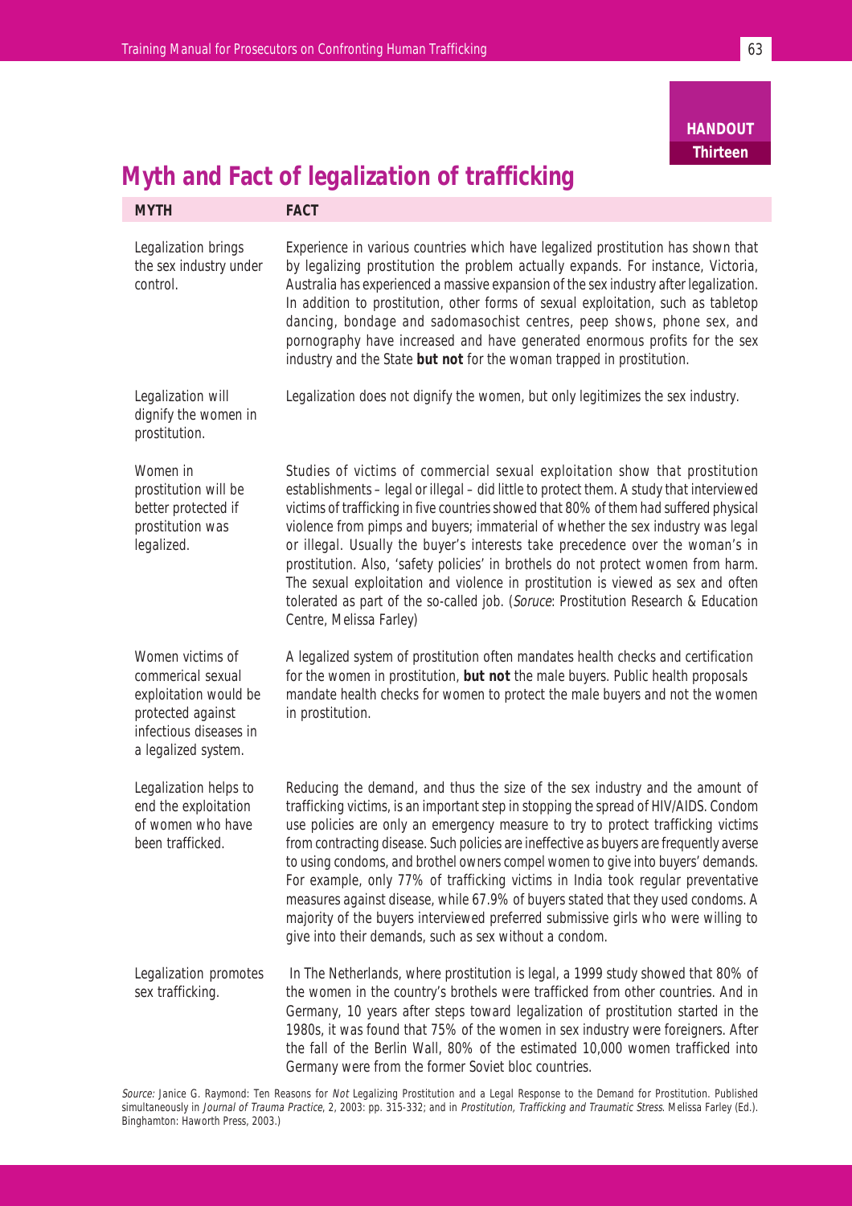**HANDOUT**
**Thirteen**

# Myth and Fact of legalization of trafficking

| MYTH | FACT |
|---|---|
| Legalization brings the sex industry under control. | Experience in various countries which have legalized prostitution has shown that by legalizing prostitution the problem actually expands. For instance, Victoria, Australia has experienced a massive expansion of the sex industry after legalization. In addition to prostitution, other forms of sexual exploitation, such as tabletop dancing, bondage and sadomasochist centres, peep shows, phone sex, and pornography have increased and have generated enormous profits for the sex industry and the State **but not** for the woman trapped in prostitution. |
| Legalization will dignify the women in prostitution. | Legalization does not dignify the women, but only legitimizes the sex industry. |
| Women in prostitution will be better protected if prostitution was legalized. | Studies of victims of commercial sexual exploitation show that prostitution establishments – legal or illegal – did little to protect them. A study that interviewed victims of trafficking in five countries showed that 80% of them had suffered physical violence from pimps and buyers; immaterial of whether the sex industry was legal or illegal. Usually the buyer's interests take precedence over the woman's in prostitution. Also, 'safety policies' in brothels do not protect women from harm. The sexual exploitation and violence in prostitution is viewed as sex and often tolerated as part of the so-called job. (*Soruce*: Prostitution Research & Education Centre, Melissa Farley) |
| Women victims of commerical sexual exploitation would be protected against infectious diseases in a legalized system. | A legalized system of prostitution often mandates health checks and certification for the women in prostitution, **but not** the male buyers. Public health proposals mandate health checks for women to protect the male buyers and not the women in prostitution. |
| Legalization helps to end the exploitation of women who have been trafficked. | Reducing the demand, and thus the size of the sex industry and the amount of trafficking victims, is an important step in stopping the spread of HIV/AIDS. Condom use policies are only an emergency measure to try to protect trafficking victims from contracting disease. Such policies are ineffective as buyers are frequently averse to using condoms, and brothel owners compel women to give into buyers' demands. For example, only 77% of trafficking victims in India took regular preventative measures against disease, while 67.9% of buyers stated that they used condoms. A majority of the buyers interviewed preferred submissive girls who were willing to give into their demands, such as sex without a condom. |
| Legalization promotes sex trafficking. | In The Netherlands, where prostitution is legal, a 1999 study showed that 80% of the women in the country's brothels were trafficked from other countries. And in Germany, 10 years after steps toward legalization of prostitution started in the 1980s, it was found that 75% of the women in sex industry were foreigners. After the fall of the Berlin Wall, 80% of the estimated 10,000 women trafficked into Germany were from the former Soviet bloc countries. |

*Source:* Janice G. Raymond: Ten Reasons for *Not* Legalizing Prostitution and a Legal Response to the Demand for Prostitution. Published simultaneously in *Journal of Trauma Practice*, 2, 2003: pp. 315-332; and in *Prostitution, Trafficking and Traumatic Stress*. Melissa Farley (Ed.). Binghamton: Haworth Press, 2003.)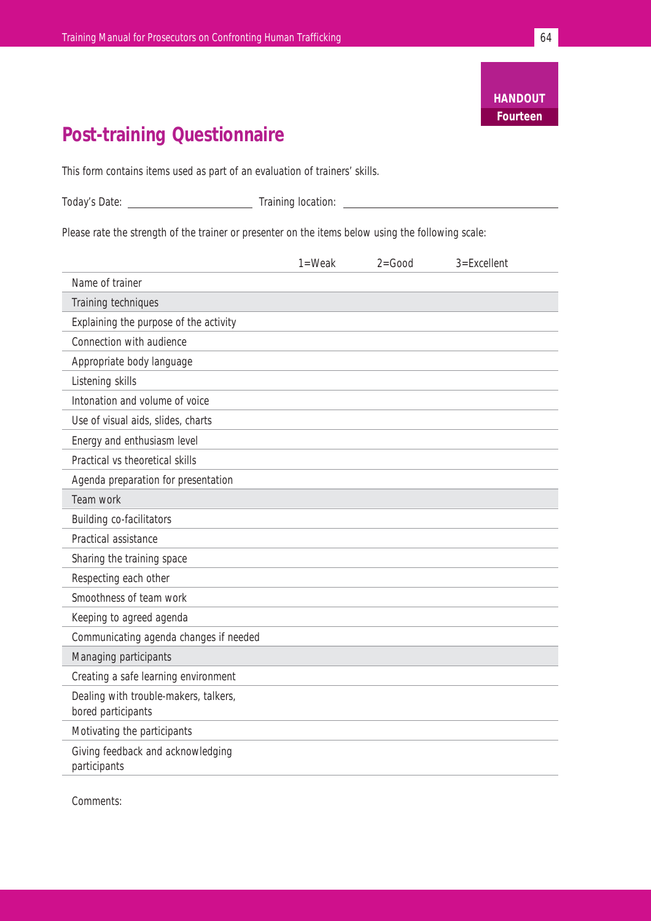**HANDOUT**
**Fourteen**

# Post-training Questionnaire

This form contains items used as part of an evaluation of trainers' skills.

Today's Date: ______________________ Training location: ______________________________________

Please rate the strength of the trainer or presenter on the items below using the following scale:

| | 1=Weak | 2=Good | 3=Excellent |
|---|---|---|---|
| Name of trainer | | | |
| **Training techniques** | | | |
| Explaining the purpose of the activity | | | |
| Connection with audience | | | |
| Appropriate body language | | | |
| Listening skills | | | |
| Intonation and volume of voice | | | |
| Use of visual aids, slides, charts | | | |
| Energy and enthusiasm level | | | |
| Practical vs theoretical skills | | | |
| Agenda preparation for presentation | | | |
| **Team work** | | | |
| Building co-facilitators | | | |
| Practical assistance | | | |
| Sharing the training space | | | |
| Respecting each other | | | |
| Smoothness of team work | | | |
| Keeping to agreed agenda | | | |
| Communicating agenda changes if needed | | | |
| **Managing participants** | | | |
| Creating a safe learning environment | | | |
| Dealing with trouble-makers, talkers, bored participants | | | |
| Motivating the participants | | | |
| Giving feedback and acknowledging participants | | | |

Comments: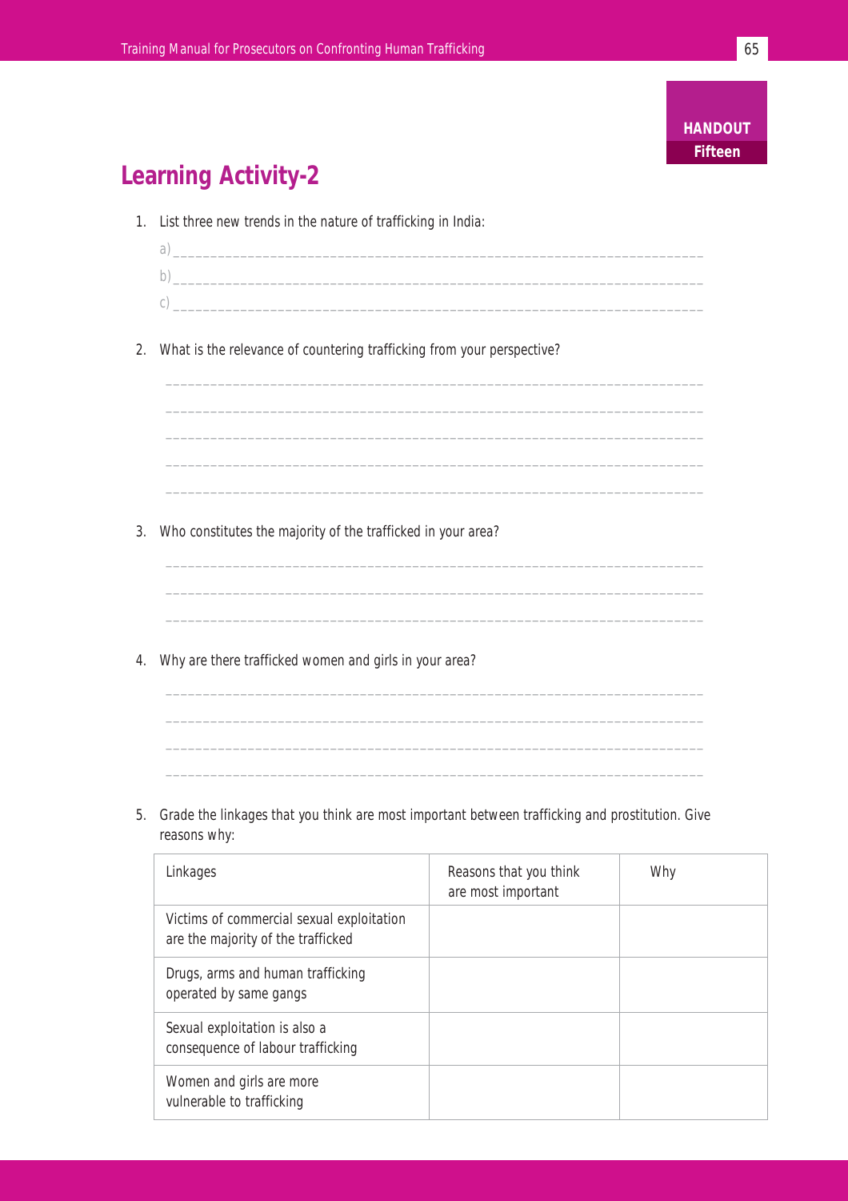HANDOUT
Fifteen

## Learning Activity-2

1. List three new trends in the nature of trafficking in India:

   a) ______________________________________________________________________

   b) ______________________________________________________________________

   c) ______________________________________________________________________

2. What is the relevance of countering trafficking from your perspective?

   ______________________________________________________________________

   ______________________________________________________________________

   ______________________________________________________________________

   ______________________________________________________________________

   ______________________________________________________________________

3. Who constitutes the majority of the trafficked in your area?

   ______________________________________________________________________

   ______________________________________________________________________

   ______________________________________________________________________

4. Why are there trafficked women and girls in your area?

   ______________________________________________________________________

   ______________________________________________________________________

   ______________________________________________________________________

   ______________________________________________________________________

5. Grade the linkages that you think are most important between trafficking and prostitution. Give reasons why:

| Linkages | Reasons that you think are most important | Why |
|---|---|---|
| Victims of commercial sexual exploitation are the majority of the trafficked | | |
| Drugs, arms and human trafficking operated by same gangs | | |
| Sexual exploitation is also a consequence of labour trafficking | | |
| Women and girls are more vulnerable to trafficking | | |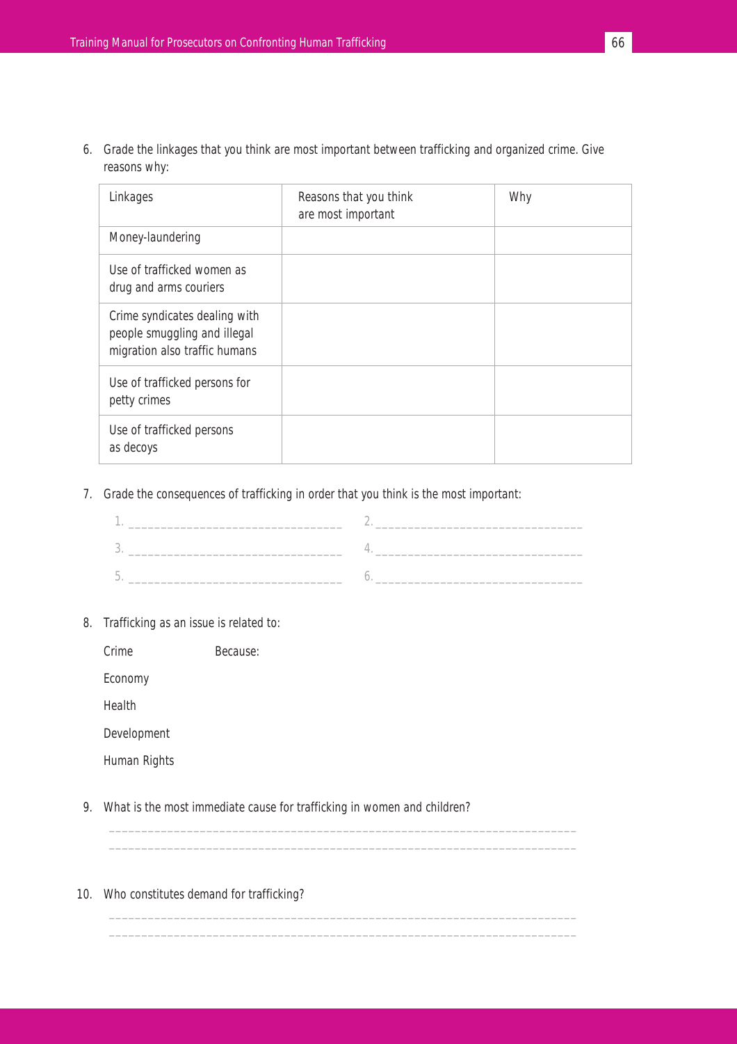6. Grade the linkages that you think are most important between trafficking and organized crime. Give reasons why:

| Linkages | Reasons that you think are most important | Why |
|---|---|---|
| Money-laundering | | |
| Use of trafficked women as drug and arms couriers | | |
| Crime syndicates dealing with people smuggling and illegal migration also traffic humans | | |
| Use of trafficked persons for petty crimes | | |
| Use of trafficked persons as decoys | | |

7. Grade the consequences of trafficking in order that you think is the most important:

   1. ______________________________ 2. ______________________________

   3. ______________________________ 4. ______________________________

   5. ______________________________ 6. ______________________________

8. Trafficking as an issue is related to:

   Crime Because:

   Economy

   Health

   Development

   Human Rights

9. What is the most immediate cause for trafficking in women and children?

   ______________________________________________________________________

   ______________________________________________________________________

10. Who constitutes demand for trafficking?

   ______________________________________________________________________

   ______________________________________________________________________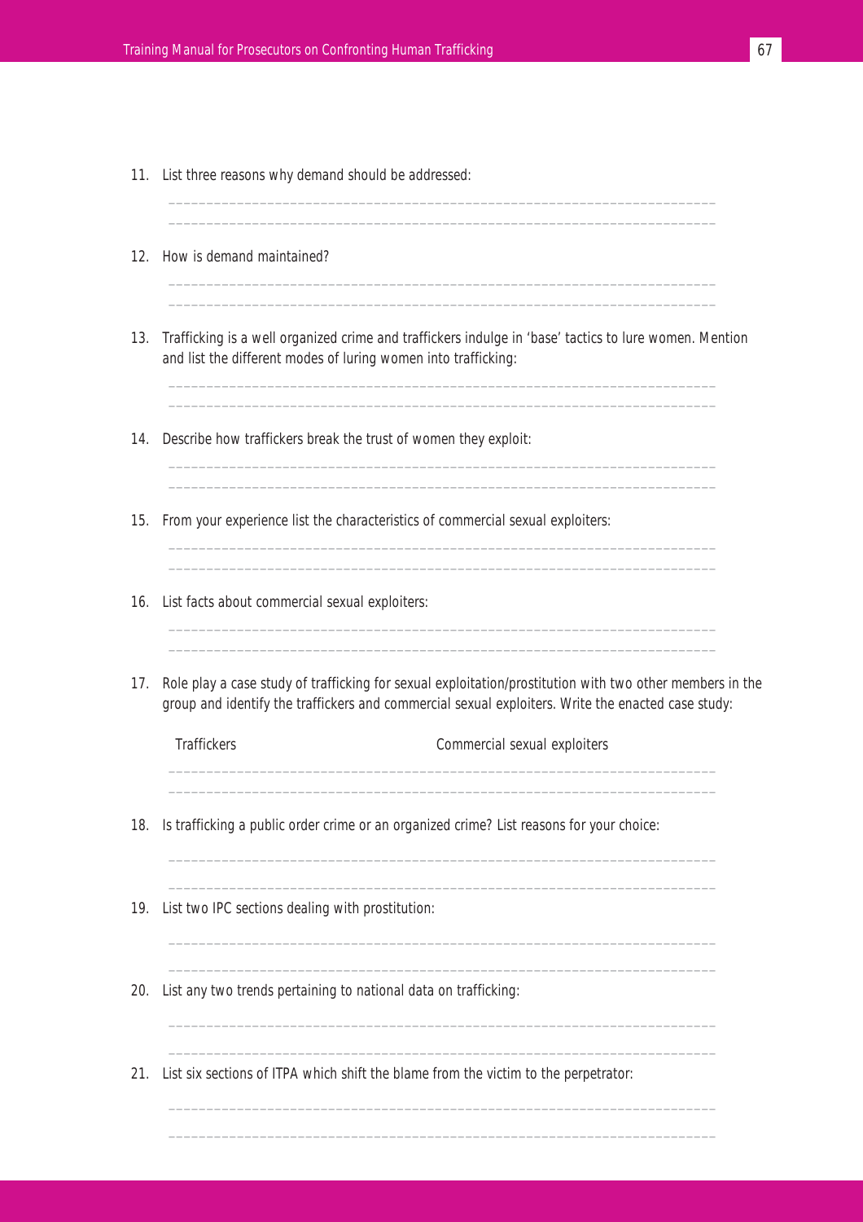11. List three reasons why demand should be addressed:

    ________________________________________________________________________
    ________________________________________________________________________

12. How is demand maintained?

    ________________________________________________________________________
    ________________________________________________________________________

13. Trafficking is a well organized crime and traffickers indulge in 'base' tactics to lure women. Mention and list the different modes of luring women into trafficking:

    ________________________________________________________________________
    ________________________________________________________________________

14. Describe how traffickers break the trust of women they exploit:

    ________________________________________________________________________
    ________________________________________________________________________

15. From your experience list the characteristics of commercial sexual exploiters:

    ________________________________________________________________________
    ________________________________________________________________________

16. List facts about commercial sexual exploiters:

    ________________________________________________________________________
    ________________________________________________________________________

17. Role play a case study of trafficking for sexual exploitation/prostitution with two other members in the group and identify the traffickers and commercial sexual exploiters. Write the enacted case study:

    Traffickers                                        Commercial sexual exploiters

    ________________________________________________________________________
    ________________________________________________________________________

18. Is trafficking a public order crime or an organized crime? List reasons for your choice:

    ________________________________________________________________________
    ________________________________________________________________________

19. List two IPC sections dealing with prostitution:

    ________________________________________________________________________
    ________________________________________________________________________

20. List any two trends pertaining to national data on trafficking:

    ________________________________________________________________________
    ________________________________________________________________________

21. List six sections of ITPA which shift the blame from the victim to the perpetrator:

    ________________________________________________________________________
    ________________________________________________________________________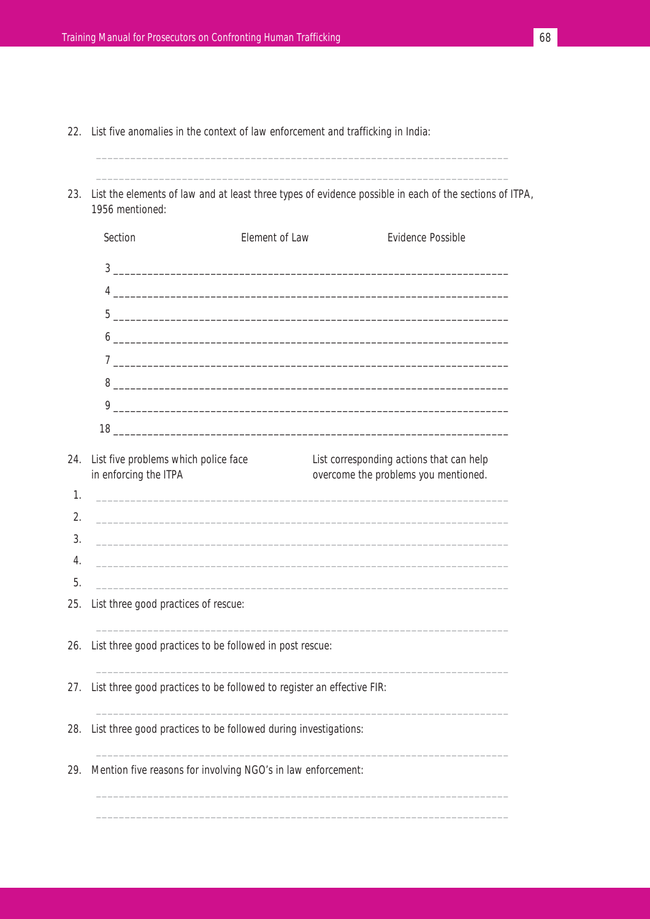22. List five anomalies in the context of law enforcement and trafficking in India:

_______________________________________________________________________

_______________________________________________________________________

23. List the elements of law and at least three types of evidence possible in each of the sections of ITPA, 1956 mentioned:

| Section | Element of Law | Evidence Possible |
|---|---|---|
| 3 | | |
| 4 | | |
| 5 | | |
| 6 | | |
| 7 | | |
| 8 | | |
| 9 | | |
| 18 | | |

24. List five problems which police face in enforcing the ITPA | List corresponding actions that can help overcome the problems you mentioned.

1. _______________________________________________________________________
2. _______________________________________________________________________
3. _______________________________________________________________________
4. _______________________________________________________________________
5. _______________________________________________________________________

25. List three good practices of rescue:

_______________________________________________________________________

26. List three good practices to be followed in post rescue:

_______________________________________________________________________

27. List three good practices to be followed to register an effective FIR:

_______________________________________________________________________

28. List three good practices to be followed during investigations:

_______________________________________________________________________

29. Mention five reasons for involving NGO's in law enforcement:

_______________________________________________________________________

_______________________________________________________________________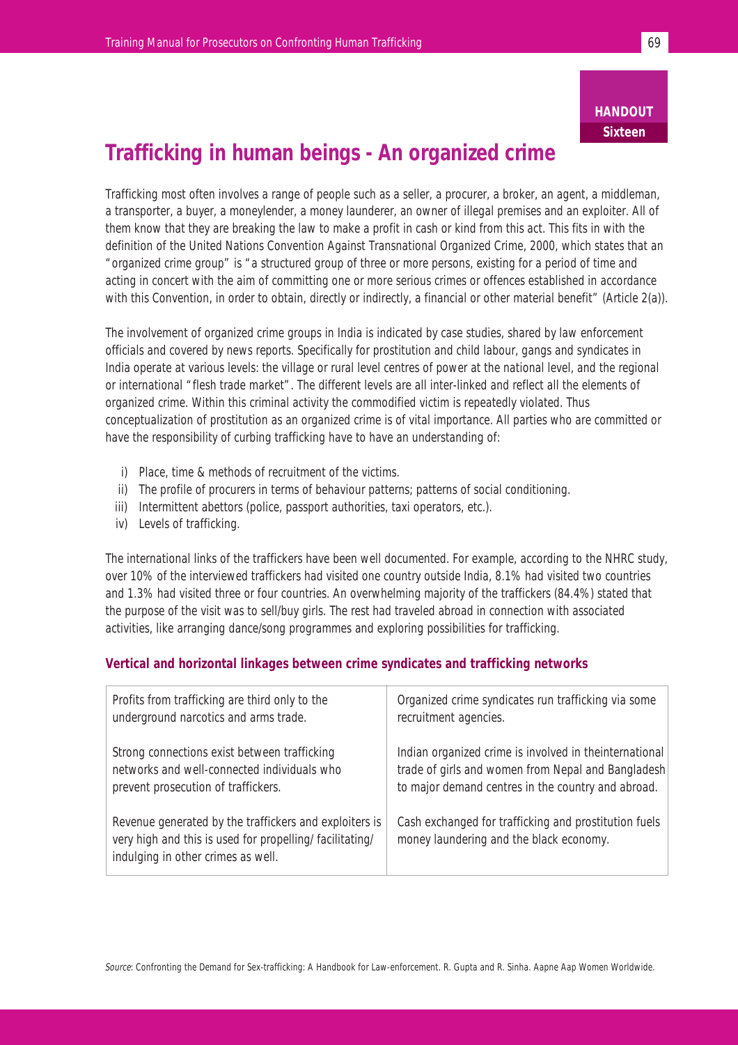**HANDOUT**
**Sixteen**

# Trafficking in human beings - An organized crime

Trafficking most often involves a range of people such as a seller, a procurer, a broker, an agent, a middleman, a transporter, a buyer, a moneylender, a money launderer, an owner of illegal premises and an exploiter. All of them know that they are breaking the law to make a profit in cash or kind from this act. This fits in with the definition of the United Nations Convention Against Transnational Organized Crime, 2000, which states that an "organized crime group" is "a structured group of three or more persons, existing for a period of time and acting in concert with the aim of committing one or more serious crimes or offences established in accordance with this Convention, in order to obtain, directly or indirectly, a financial or other material benefit" (Article 2(a)).

The involvement of organized crime groups in India is indicated by case studies, shared by law enforcement officials and covered by news reports. Specifically for prostitution and child labour, gangs and syndicates in India operate at various levels: the village or rural level centres of power at the national level, and the regional or international "flesh trade market". The different levels are all inter-linked and reflect all the elements of organized crime. Within this criminal activity the commodified victim is repeatedly violated. Thus conceptualization of prostitution as an organized crime is of vital importance. All parties who are committed or have the responsibility of curbing trafficking have to have an understanding of:

i) Place, time & methods of recruitment of the victims.
ii) The profile of procurers in terms of behaviour patterns; patterns of social conditioning.
iii) Intermittent abettors (police, passport authorities, taxi operators, etc.).
iv) Levels of trafficking.

The international links of the traffickers have been well documented. For example, according to the NHRC study, over 10% of the interviewed traffickers had visited one country outside India, 8.1% had visited two countries and 1.3% had visited three or four countries. An overwhelming majority of the traffickers (84.4%) stated that the purpose of the visit was to sell/buy girls. The rest had traveled abroad in connection with associated activities, like arranging dance/song programmes and exploring possibilities for trafficking.

### Vertical and horizontal linkages between crime syndicates and trafficking networks

| | |
|---|---|
| Profits from trafficking are third only to the underground narcotics and arms trade. | Organized crime syndicates run trafficking via some recruitment agencies. |
| Strong connections exist between trafficking networks and well-connected individuals who prevent prosecution of traffickers. | Indian organized crime is involved in theinternational trade of girls and women from Nepal and Bangladesh to major demand centres in the country and abroad. |
| Revenue generated by the traffickers and exploiters is very high and this is used for propelling/ facilitating/ indulging in other crimes as well. | Cash exchanged for trafficking and prostitution fuels money laundering and the black economy. |

*Source*: Confronting the Demand for Sex-trafficking: A Handbook for Law-enforcement. R. Gupta and R. Sinha. Aapne Aap Women Worldwide.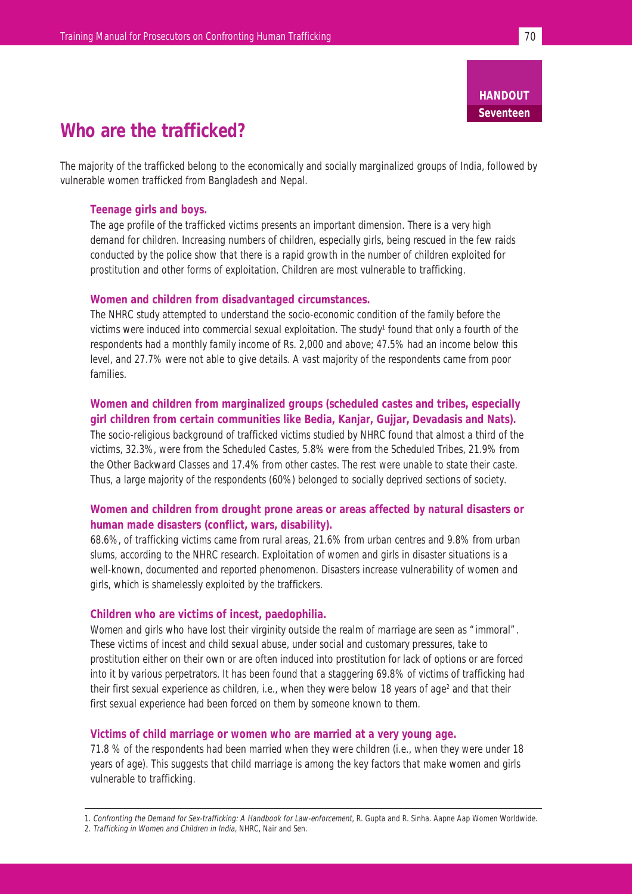**HANDOUT Seventeen**

# Who are the trafficked?

The majority of the trafficked belong to the economically and socially marginalized groups of India, followed by vulnerable women trafficked from Bangladesh and Nepal.

**Teenage girls and boys.**

The age profile of the trafficked victims presents an important dimension. There is a very high demand for children. Increasing numbers of children, especially girls, being rescued in the few raids conducted by the police show that there is a rapid growth in the number of children exploited for prostitution and other forms of exploitation. Children are most vulnerable to trafficking.

**Women and children from disadvantaged circumstances.**

The NHRC study attempted to understand the socio-economic condition of the family before the victims were induced into commercial sexual exploitation. The study[1] found that only a fourth of the respondents had a monthly family income of Rs. 2,000 and above; 47.5% had an income below this level, and 27.7% were not able to give details. A vast majority of the respondents came from poor families.

**Women and children from marginalized groups (scheduled castes and tribes, especially girl children from certain communities like Bedia, Kanjar, Gujjar, Devadasis and Nats).**

The socio-religious background of trafficked victims studied by NHRC found that almost a third of the victims, 32.3%, were from the Scheduled Castes, 5.8% were from the Scheduled Tribes, 21.9% from the Other Backward Classes and 17.4% from other castes. The rest were unable to state their caste. Thus, a large majority of the respondents (60%) belonged to socially deprived sections of society.

**Women and children from drought prone areas or areas affected by natural disasters or human made disasters (conflict, wars, disability).**

68.6%, of trafficking victims came from rural areas, 21.6% from urban centres and 9.8% from urban slums, according to the NHRC research. Exploitation of women and girls in disaster situations is a well-known, documented and reported phenomenon. Disasters increase vulnerability of women and girls, which is shamelessly exploited by the traffickers.

**Children who are victims of incest, paedophilia.**

Women and girls who have lost their virginity outside the realm of marriage are seen as "immoral". These victims of incest and child sexual abuse, under social and customary pressures, take to prostitution either on their own or are often induced into prostitution for lack of options or are forced into it by various perpetrators. It has been found that a staggering 69.8% of victims of trafficking had their first sexual experience as children, i.e., when they were below 18 years of age[2] and that their first sexual experience had been forced on them by someone known to them.

**Victims of child marriage or women who are married at a very young age.**

71.8 % of the respondents had been married when they were children (i.e., when they were under 18 years of age). This suggests that child marriage is among the key factors that make women and girls vulnerable to trafficking.

---

1. *Confronting the Demand for Sex-trafficking: A Handbook for Law-enforcement*, R. Gupta and R. Sinha. Aapne Aap Women Worldwide.
2. *Trafficking in Women and Children in India*, NHRC, Nair and Sen.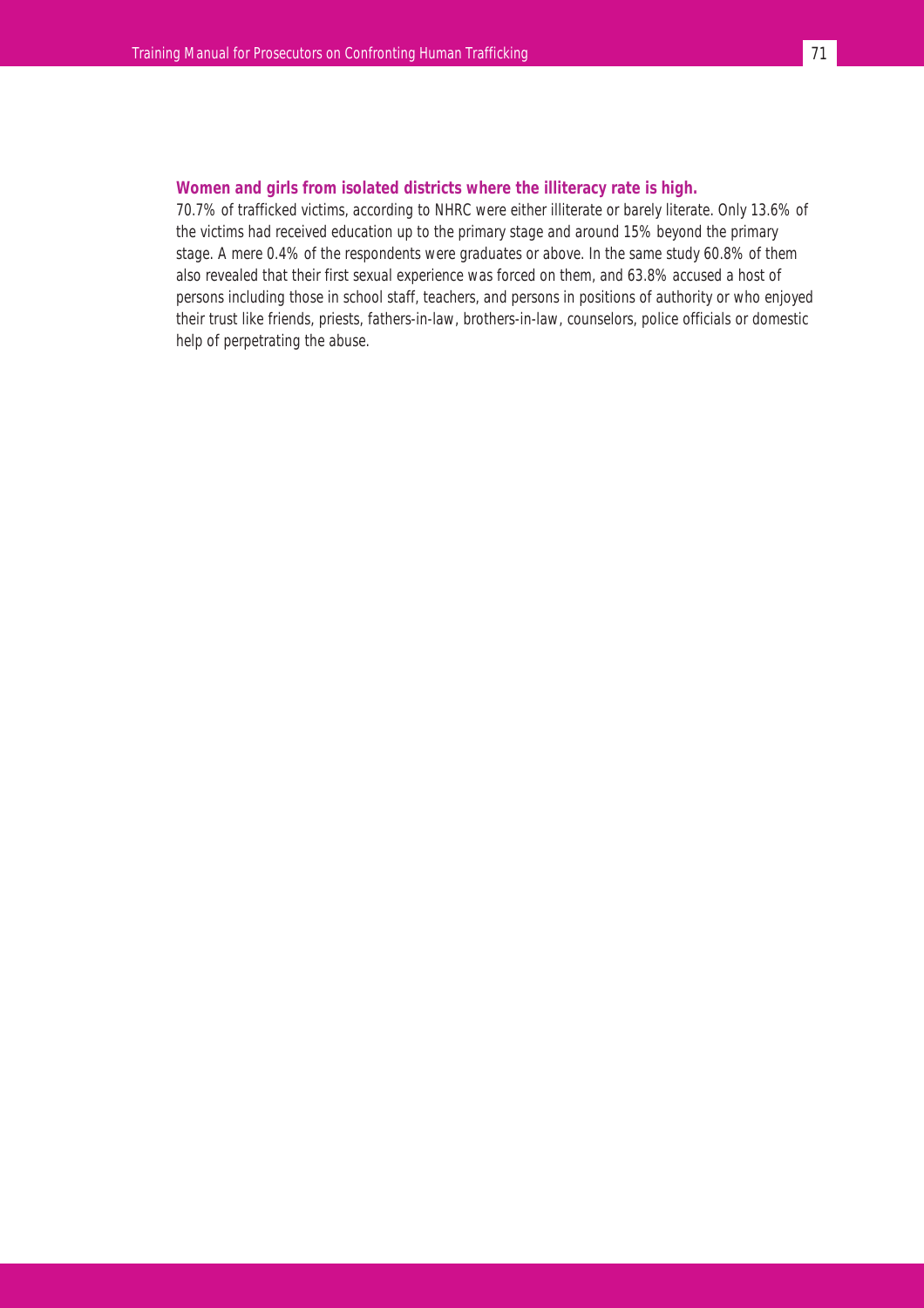**Women and girls from isolated districts where the illiteracy rate is high.**

70.7% of trafficked victims, according to NHRC were either illiterate or barely literate. Only 13.6% of the victims had received education up to the primary stage and around 15% beyond the primary stage. A mere 0.4% of the respondents were graduates or above. In the same study 60.8% of them also revealed that their first sexual experience was forced on them, and 63.8% accused a host of persons including those in school staff, teachers, and persons in positions of authority or who enjoyed their trust like friends, priests, fathers-in-law, brothers-in-law, counselors, police officials or domestic help of perpetrating the abuse.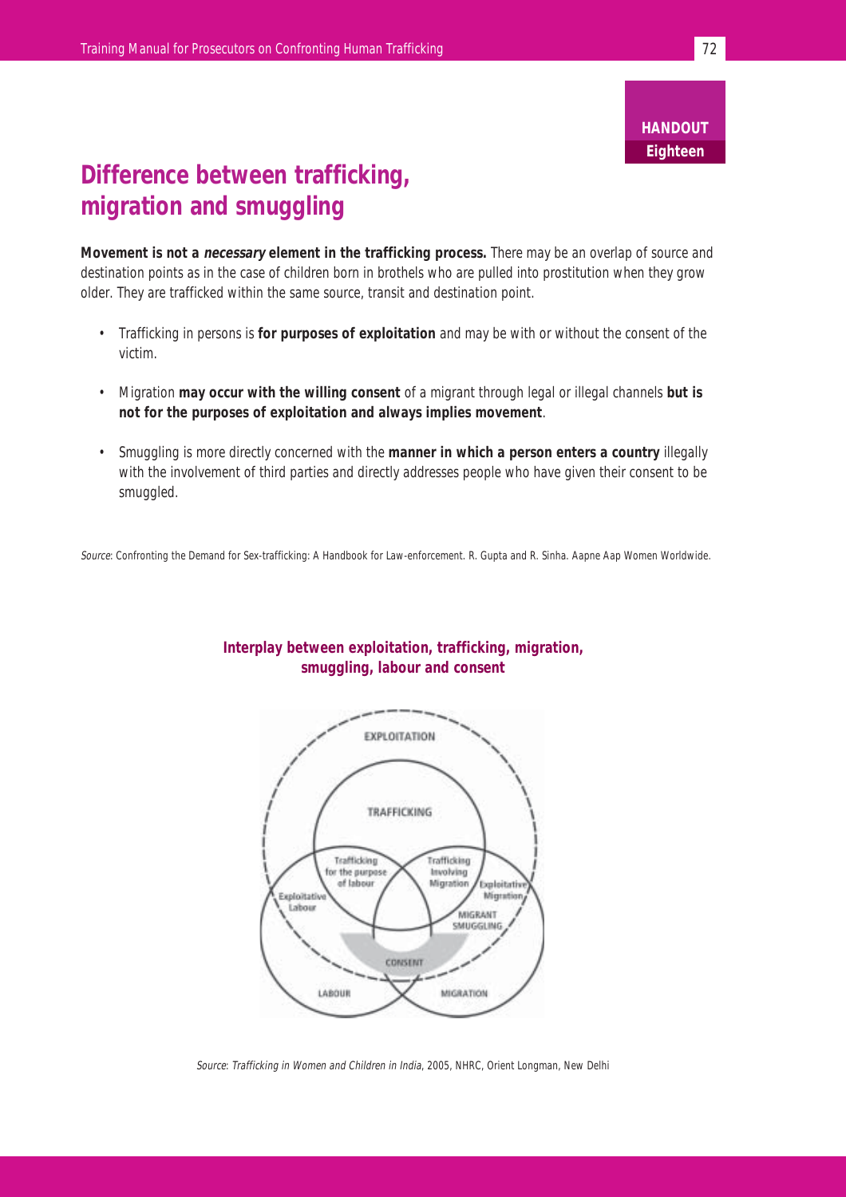**HANDOUT**
**Eighteen**

# Difference between trafficking, migration and smuggling

**Movement is not a *necessary* element in the trafficking process.** There may be an overlap of source and destination points as in the case of children born in brothels who are pulled into prostitution when they grow older. They are trafficked within the same source, transit and destination point.

- Trafficking in persons is **for purposes of exploitation** and may be with or without the consent of the victim.
- Migration **may occur with the willing consent** of a migrant through legal or illegal channels **but is not for the purposes of exploitation and always implies movement**.
- Smuggling is more directly concerned with the **manner in which a person enters a country** illegally with the involvement of third parties and directly addresses people who have given their consent to be smuggled.

*Source*: Confronting the Demand for Sex-trafficking: A Handbook for Law-enforcement. R. Gupta and R. Sinha. Aapne Aap Women Worldwide.

### Interplay between exploitation, trafficking, migration, smuggling, labour and consent

EXPLOITATION
TRAFFICKING
Trafficking for the purpose of labour
Trafficking Involving Migration
Exploitative Labour
Exploitative Migration
MIGRANT SMUGGLING
CONSENT
LABOUR
MIGRATION

*Source*: *Trafficking in Women and Children in India*, 2005, NHRC, Orient Longman, New Delhi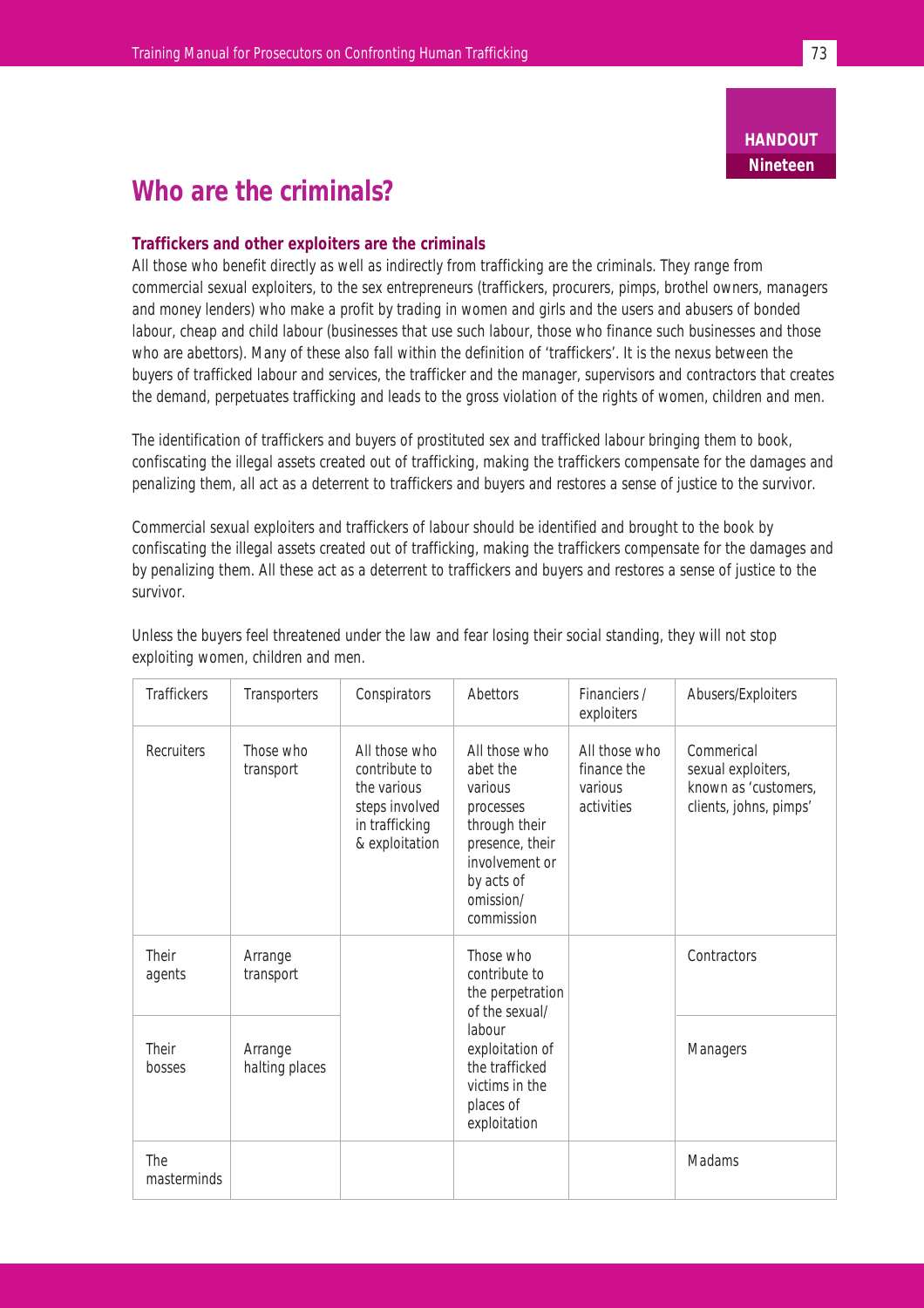**HANDOUT Nineteen**

# Who are the criminals?

### Traffickers and other exploiters are the criminals

All those who benefit directly as well as indirectly from trafficking are the criminals. They range from commercial sexual exploiters, to the sex entrepreneurs (traffickers, procurers, pimps, brothel owners, managers and money lenders) who make a profit by trading in women and girls and the users and abusers of bonded labour, cheap and child labour (businesses that use such labour, those who finance such businesses and those who are abettors). Many of these also fall within the definition of 'traffickers'. It is the nexus between the buyers of trafficked labour and services, the trafficker and the manager, supervisors and contractors that creates the demand, perpetuates trafficking and leads to the gross violation of the rights of women, children and men.

The identification of traffickers and buyers of prostituted sex and trafficked labour bringing them to book, confiscating the illegal assets created out of trafficking, making the traffickers compensate for the damages and penalizing them, all act as a deterrent to traffickers and buyers and restores a sense of justice to the survivor.

Commercial sexual exploiters and traffickers of labour should be identified and brought to the book by confiscating the illegal assets created out of trafficking, making the traffickers compensate for the damages and by penalizing them. All these act as a deterrent to traffickers and buyers and restores a sense of justice to the survivor.

Unless the buyers feel threatened under the law and fear losing their social standing, they will not stop exploiting women, children and men.

| Traffickers | Transporters | Conspirators | Abettors | Financiers / exploiters | Abusers/Exploiters |
|---|---|---|---|---|---|
| Recruiters | Those who transport | All those who contribute to the various steps involved in trafficking & exploitation | All those who abet the various processes through their presence, their involvement or by acts of omission/ commission | All those who finance the various activities | Commerical sexual exploiters, known as 'customers, clients, johns, pimps' |
| Their agents | Arrange transport | | Those who contribute to the perpetration of the sexual/ labour exploitation of the trafficked victims in the places of exploitation | | Contractors |
| Their bosses | Arrange halting places | | | | Managers |
| The masterminds | | | | | Madams |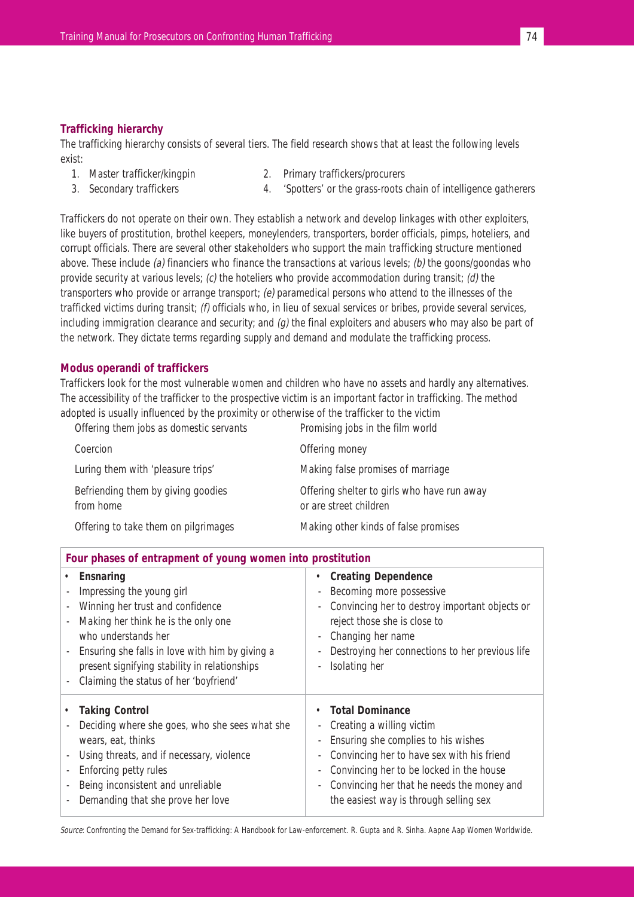### Trafficking hierarchy

The trafficking hierarchy consists of several tiers. The field research shows that at least the following levels exist:

1. Master trafficker/kingpin
2. Primary traffickers/procurers
3. Secondary traffickers
4. 'Spotters' or the grass-roots chain of intelligence gatherers

Traffickers do not operate on their own. They establish a network and develop linkages with other exploiters, like buyers of prostitution, brothel keepers, moneylenders, transporters, border officials, pimps, hoteliers, and corrupt officials. There are several other stakeholders who support the main trafficking structure mentioned above. These include *(a)* financiers who finance the transactions at various levels; *(b)* the goons/goondas who provide security at various levels; *(c)* the hoteliers who provide accommodation during transit; *(d)* the transporters who provide or arrange transport; *(e)* paramedical persons who attend to the illnesses of the trafficked victims during transit; *(f)* officials who, in lieu of sexual services or bribes, provide several services, including immigration clearance and security; and *(g)* the final exploiters and abusers who may also be part of the network. They dictate terms regarding supply and demand and modulate the trafficking process.

### Modus operandi of traffickers

Traffickers look for the most vulnerable women and children who have no assets and hardly any alternatives. The accessibility of the trafficker to the prospective victim is an important factor in trafficking. The method adopted is usually influenced by the proximity or otherwise of the trafficker to the victim

| | |
|---|---|
| Offering them jobs as domestic servants | Promising jobs in the film world |
| Coercion | Offering money |
| Luring them with 'pleasure trips' | Making false promises of marriage |
| Befriending them by giving goodies from home | Offering shelter to girls who have run away or are street children |
| Offering to take them on pilgrimages | Making other kinds of false promises |

| Four phases of entrapment of young women into prostitution | |
|---|---|
| **Ensnaring**<br>- Impressing the young girl<br>- Winning her trust and confidence<br>- Making her think he is the only one who understands her<br>- Ensuring she falls in love with him by giving a present signifying stability in relationships<br>- Claiming the status of her 'boyfriend' | **Creating Dependence**<br>- Becoming more possessive<br>- Convincing her to destroy important objects or reject those she is close to<br>- Changing her name<br>- Destroying her connections to her previous life<br>- Isolating her |
| **Taking Control**<br>- Deciding where she goes, who she sees what she wears, eat, thinks<br>- Using threats, and if necessary, violence<br>- Enforcing petty rules<br>- Being inconsistent and unreliable<br>- Demanding that she prove her love | **Total Dominance**<br>- Creating a willing victim<br>- Ensuring she complies to his wishes<br>- Convincing her to have sex with his friend<br>- Convincing her to be locked in the house<br>- Convincing her that he needs the money and the easiest way is through selling sex |

*Source*: Confronting the Demand for Sex-trafficking: A Handbook for Law-enforcement. R. Gupta and R. Sinha. Aapne Aap Women Worldwide.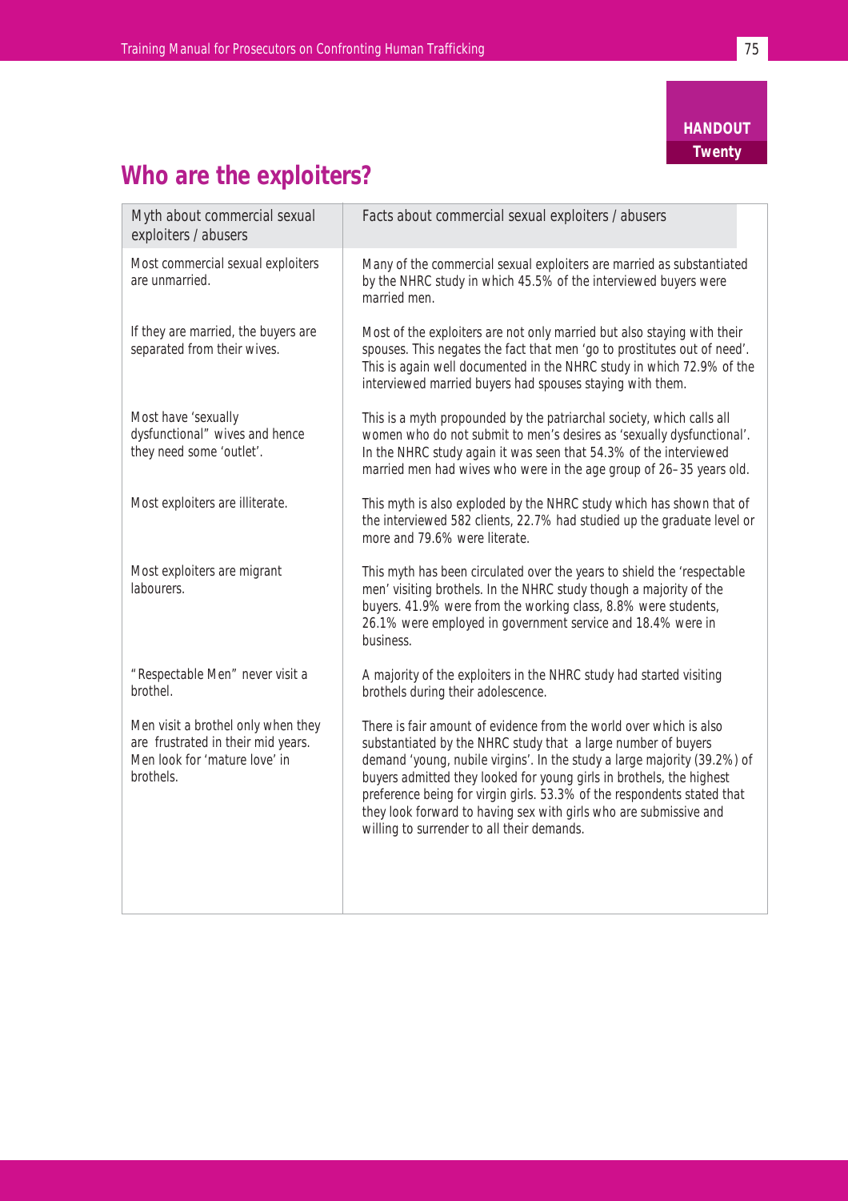**HANDOUT**
**Twenty**

# Who are the exploiters?

| Myth about commercial sexual exploiters / abusers | Facts about commercial sexual exploiters / abusers |
|---|---|
| Most commercial sexual exploiters are unmarried. | Many of the commercial sexual exploiters are married as substantiated by the NHRC study in which 45.5% of the interviewed buyers were married men. |
| If they are married, the buyers are separated from their wives. | Most of the exploiters are not only married but also staying with their spouses. This negates the fact that men 'go to prostitutes out of need'. This is again well documented in the NHRC study in which 72.9% of the interviewed married buyers had spouses staying with them. |
| Most have 'sexually dysfunctional" wives and hence they need some 'outlet'. | This is a myth propounded by the patriarchal society, which calls all women who do not submit to men's desires as 'sexually dysfunctional'. In the NHRC study again it was seen that 54.3% of the interviewed married men had wives who were in the age group of 26–35 years old. |
| Most exploiters are illiterate. | This myth is also exploded by the NHRC study which has shown that of the interviewed 582 clients, 22.7% had studied up the graduate level or more and 79.6% were literate. |
| Most exploiters are migrant labourers. | This myth has been circulated over the years to shield the 'respectable men' visiting brothels. In the NHRC study though a majority of the buyers. 41.9% were from the working class, 8.8% were students, 26.1% were employed in government service and 18.4% were in business. |
| "Respectable Men" never visit a brothel. | A majority of the exploiters in the NHRC study had started visiting brothels during their adolescence. |
| Men visit a brothel only when they are frustrated in their mid years. Men look for 'mature love' in brothels. | There is fair amount of evidence from the world over which is also substantiated by the NHRC study that a large number of buyers demand 'young, nubile virgins'. In the study a large majority (39.2%) of buyers admitted they looked for young girls in brothels, the highest preference being for virgin girls. 53.3% of the respondents stated that they look forward to having sex with girls who are submissive and willing to surrender to all their demands. |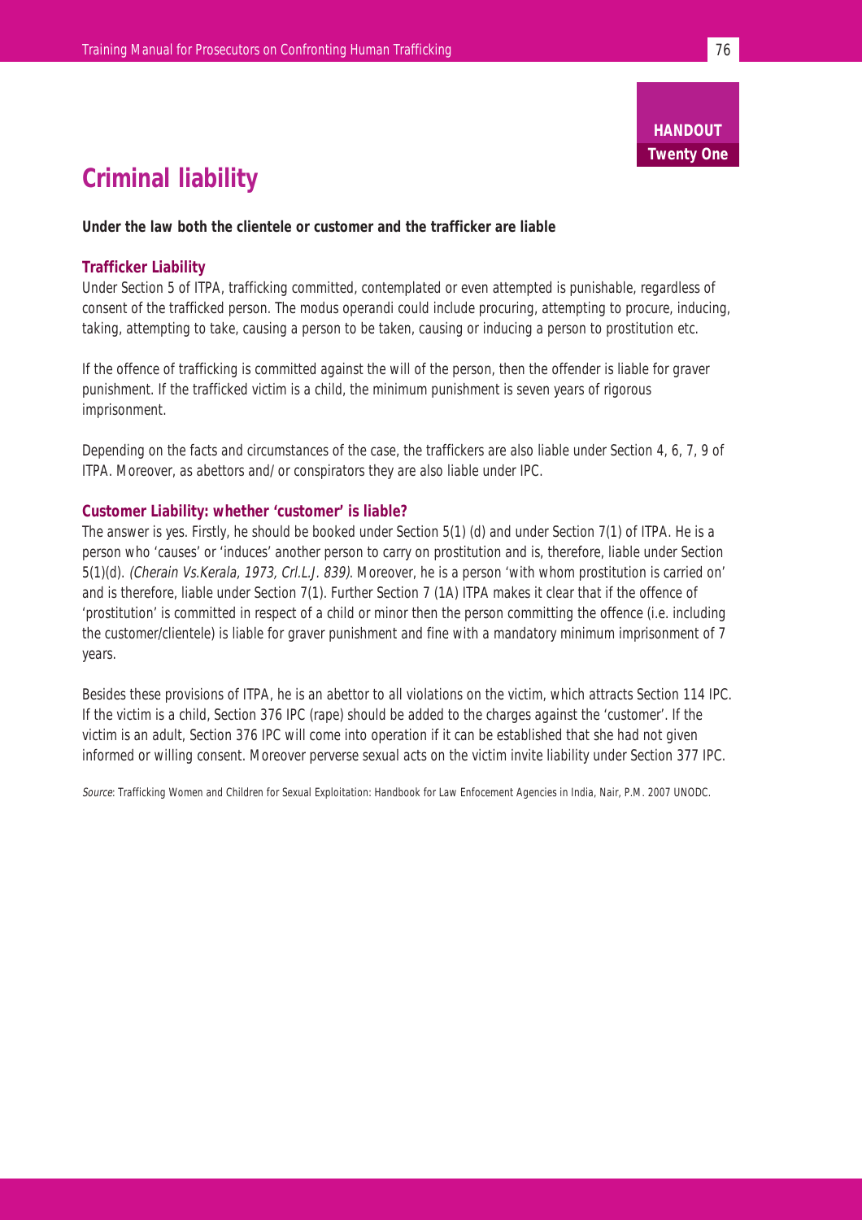**HANDOUT**
**Twenty One**

# Criminal liability

**Under the law both the clientele or customer and the trafficker are liable**

### Trafficker Liability

Under Section 5 of ITPA, trafficking committed, contemplated or even attempted is punishable, regardless of consent of the trafficked person. The modus operandi could include procuring, attempting to procure, inducing, taking, attempting to take, causing a person to be taken, causing or inducing a person to prostitution etc.

If the offence of trafficking is committed against the will of the person, then the offender is liable for graver punishment. If the trafficked victim is a child, the minimum punishment is seven years of rigorous imprisonment.

Depending on the facts and circumstances of the case, the traffickers are also liable under Section 4, 6, 7, 9 of ITPA. Moreover, as abettors and/ or conspirators they are also liable under IPC.

### Customer Liability: whether 'customer' is liable?

The answer is yes. Firstly, he should be booked under Section 5(1) (d) and under Section 7(1) of ITPA. He is a person who 'causes' or 'induces' another person to carry on prostitution and is, therefore, liable under Section 5(1)(d). *(Cherain Vs.Kerala, 1973, Crl.L.J. 839)*. Moreover, he is a person 'with whom prostitution is carried on' and is therefore, liable under Section 7(1). Further Section 7 (1A) ITPA makes it clear that if the offence of 'prostitution' is committed in respect of a child or minor then the person committing the offence (i.e. including the customer/clientele) is liable for graver punishment and fine with a mandatory minimum imprisonment of 7 years.

Besides these provisions of ITPA, he is an abettor to all violations on the victim, which attracts Section 114 IPC. If the victim is a child, Section 376 IPC (rape) should be added to the charges against the 'customer'. If the victim is an adult, Section 376 IPC will come into operation if it can be established that she had not given informed or willing consent. Moreover perverse sexual acts on the victim invite liability under Section 377 IPC.

*Source*: Trafficking Women and Children for Sexual Exploitation: Handbook for Law Enfocement Agencies in India, Nair, P.M. 2007 UNODC.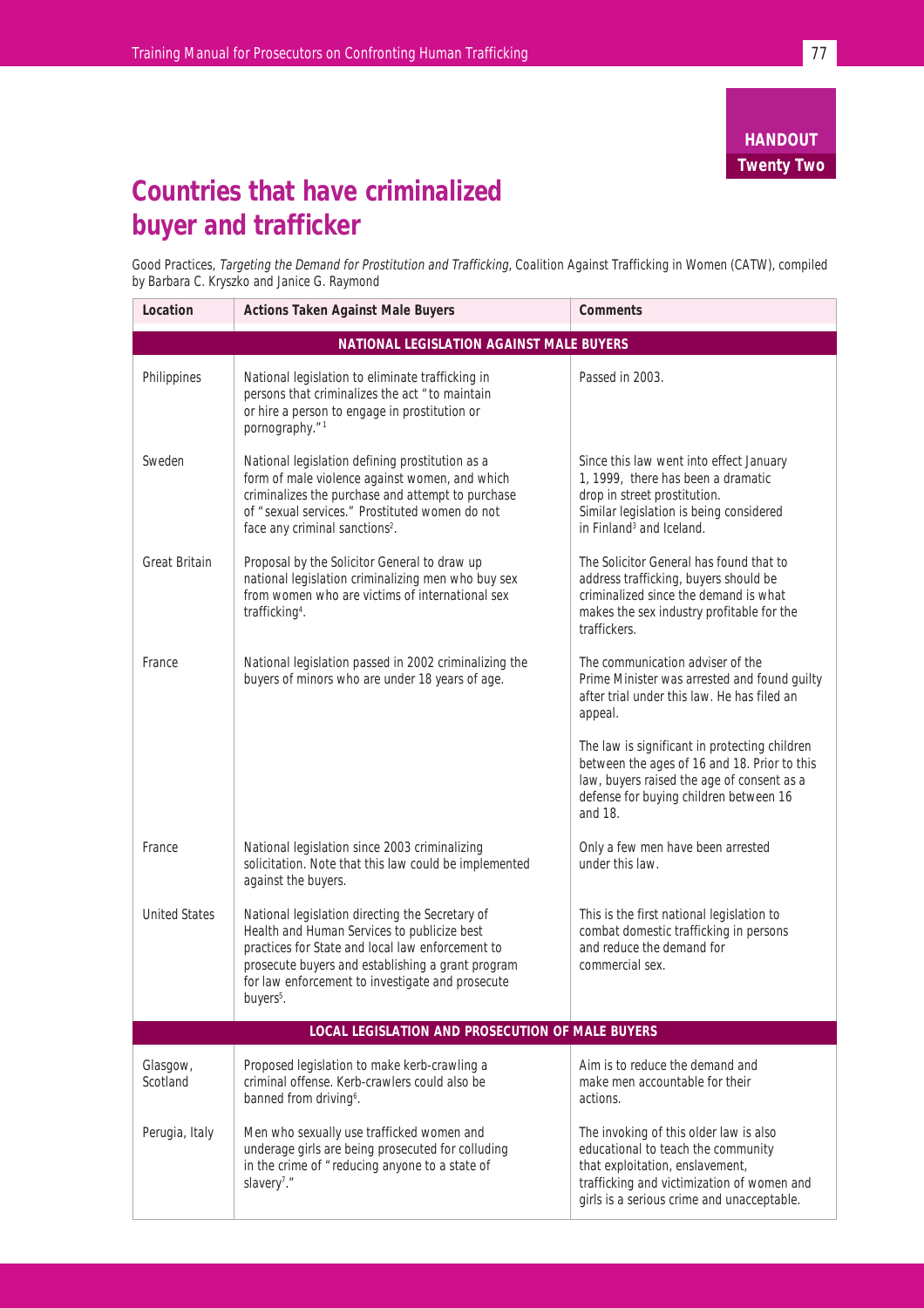**HANDOUT**
**Twenty Two**

# Countries that have criminalized buyer and trafficker

Good Practices, *Targeting the Demand for Prostitution and Trafficking*, Coalition Against Trafficking in Women (CATW), compiled by Barbara C. Kryszko and Janice G. Raymond

| Location | Actions Taken Against Male Buyers | Comments |
| --- | --- | --- |
| **NATIONAL LEGISLATION AGAINST MALE BUYERS** | | |
| Philippines | National legislation to eliminate trafficking in persons that criminalizes the act "to maintain or hire a person to engage in prostitution or pornography."[1] | Passed in 2003. |
| Sweden | National legislation defining prostitution as a form of male violence against women, and which criminalizes the purchase and attempt to purchase of "sexual services." Prostituted women do not face any criminal sanctions[2]. | Since this law went into effect January 1, 1999, there has been a dramatic drop in street prostitution. Similar legislation is being considered in Finland[3] and Iceland. |
| Great Britain | Proposal by the Solicitor General to draw up national legislation criminalizing men who buy sex from women who are victims of international sex trafficking[4]. | The Solicitor General has found that to address trafficking, buyers should be criminalized since the demand is what makes the sex industry profitable for the traffickers. |
| France | National legislation passed in 2002 criminalizing the buyers of minors who are under 18 years of age. | The communication adviser of the Prime Minister was arrested and found guilty after trial under this law. He has filed an appeal.<br><br>The law is significant in protecting children between the ages of 16 and 18. Prior to this law, buyers raised the age of consent as a defense for buying children between 16 and 18. |
| France | National legislation since 2003 criminalizing solicitation. Note that this law could be implemented against the buyers. | Only a few men have been arrested under this law. |
| United States | National legislation directing the Secretary of Health and Human Services to publicize best practices for State and local law enforcement to prosecute buyers and establishing a grant program for law enforcement to investigate and prosecute buyers[5]. | This is the first national legislation to combat domestic trafficking in persons and reduce the demand for commercial sex. |
| **LOCAL LEGISLATION AND PROSECUTION OF MALE BUYERS** | | |
| Glasgow, Scotland | Proposed legislation to make kerb-crawling a criminal offense. Kerb-crawlers could also be banned from driving[6]. | Aim is to reduce the demand and make men accountable for their actions. |
| Perugia, Italy | Men who sexually use trafficked women and underage girls are being prosecuted for colluding in the crime of "reducing anyone to a state of slavery[7]." | The invoking of this older law is also educational to teach the community that exploitation, enslavement, trafficking and victimization of women and girls is a serious crime and unacceptable. |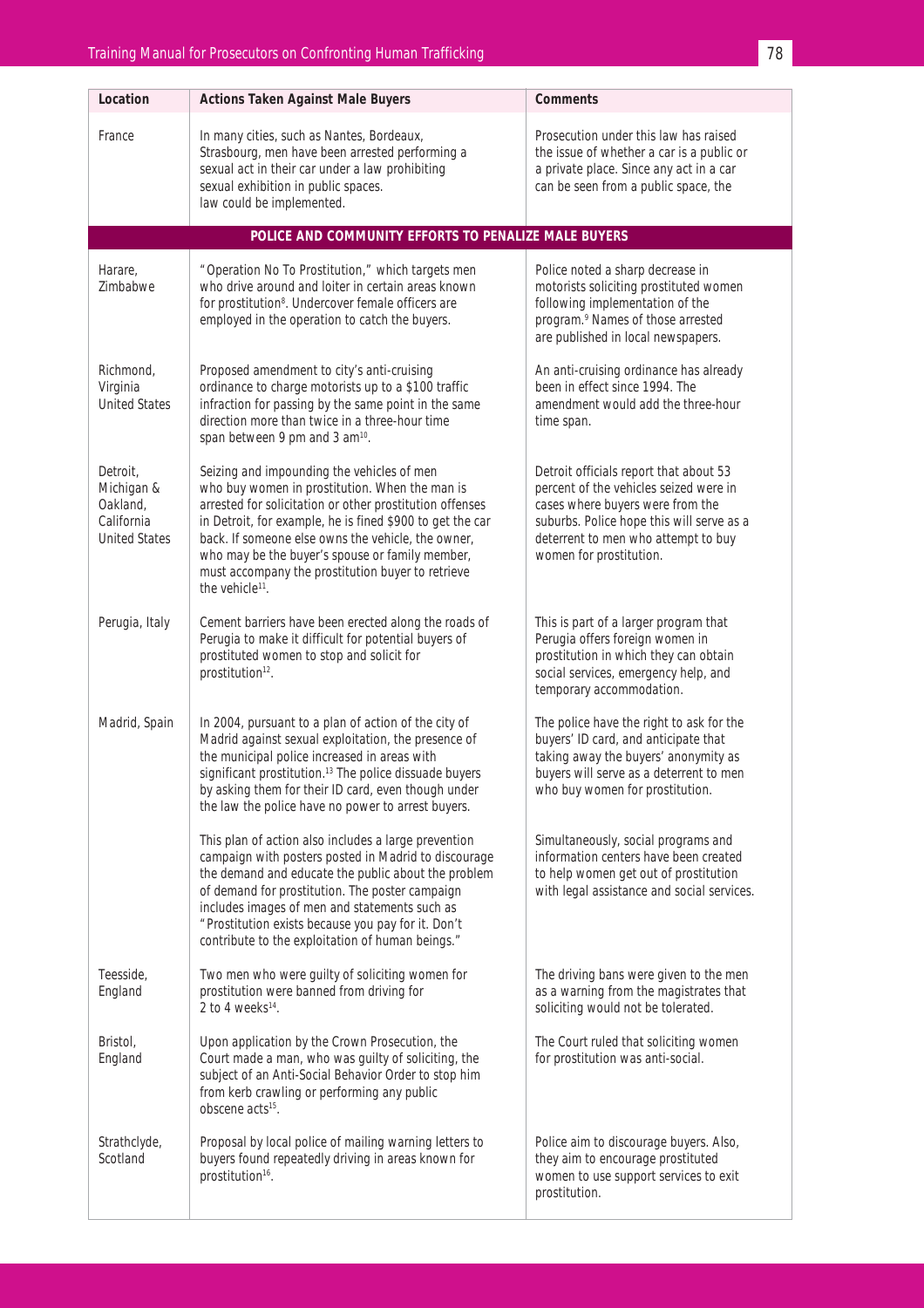| Location | Actions Taken Against Male Buyers | Comments |
|---|---|---|
| France | In many cities, such as Nantes, Bordeaux, Strasbourg, men have been arrested performing a sexual act in their car under a law prohibiting sexual exhibition in public spaces. law could be implemented. | Prosecution under this law has raised the issue of whether a car is a public or a private place. Since any act in a car can be seen from a public space, the |
| **POLICE AND COMMUNITY EFFORTS TO PENALIZE MALE BUYERS** | | |
| Harare, Zimbabwe | "Operation No To Prostitution," which targets men who drive around and loiter in certain areas known for prostitution[8]. Undercover female officers are employed in the operation to catch the buyers. | Police noted a sharp decrease in motorists soliciting prostituted women following implementation of the program.[9] Names of those arrested are published in local newspapers. |
| Richmond, Virginia United States | Proposed amendment to city's anti-cruising ordinance to charge motorists up to a $100 traffic infraction for passing by the same point in the same direction more than twice in a three-hour time span between 9 pm and 3 am[10]. | An anti-cruising ordinance has already been in effect since 1994. The amendment would add the three-hour time span. |
| Detroit, Michigan & Oakland, California United States | Seizing and impounding the vehicles of men who buy women in prostitution. When the man is arrested for solicitation or other prostitution offenses in Detroit, for example, he is fined $900 to get the car back. If someone else owns the vehicle, the owner, who may be the buyer's spouse or family member, must accompany the prostitution buyer to retrieve the vehicle[11]. | Detroit officials report that about 53 percent of the vehicles seized were in cases where buyers were from the suburbs. Police hope this will serve as a deterrent to men who attempt to buy women for prostitution. |
| Perugia, Italy | Cement barriers have been erected along the roads of Perugia to make it difficult for potential buyers of prostituted women to stop and solicit for prostitution[12]. | This is part of a larger program that Perugia offers foreign women in prostitution in which they can obtain social services, emergency help, and temporary accommodation. |
| Madrid, Spain | In 2004, pursuant to a plan of action of the city of Madrid against sexual exploitation, the presence of the municipal police increased in areas with significant prostitution.[13] The police dissuade buyers by asking them for their ID card, even though under the law the police have no power to arrest buyers. | The police have the right to ask for the buyers' ID card, and anticipate that taking away the buyers' anonymity as buyers will serve as a deterrent to men who buy women for prostitution. |
| | This plan of action also includes a large prevention campaign with posters posted in Madrid to discourage the demand and educate the public about the problem of demand for prostitution. The poster campaign includes images of men and statements such as "Prostitution exists because you pay for it. Don't contribute to the exploitation of human beings." | Simultaneously, social programs and information centers have been created to help women get out of prostitution with legal assistance and social services. |
| Teesside, England | Two men who were guilty of soliciting women for prostitution were banned from driving for 2 to 4 weeks[14]. | The driving bans were given to the men as a warning from the magistrates that soliciting would not be tolerated. |
| Bristol, England | Upon application by the Crown Prosecution, the Court made a man, who was guilty of soliciting, the subject of an Anti-Social Behavior Order to stop him from kerb crawling or performing any public obscene acts[15]. | The Court ruled that soliciting women for prostitution was anti-social. |
| Strathclyde, Scotland | Proposal by local police of mailing warning letters to buyers found repeatedly driving in areas known for prostitution[16]. | Police aim to discourage buyers. Also, they aim to encourage prostituted women to use support services to exit prostitution. |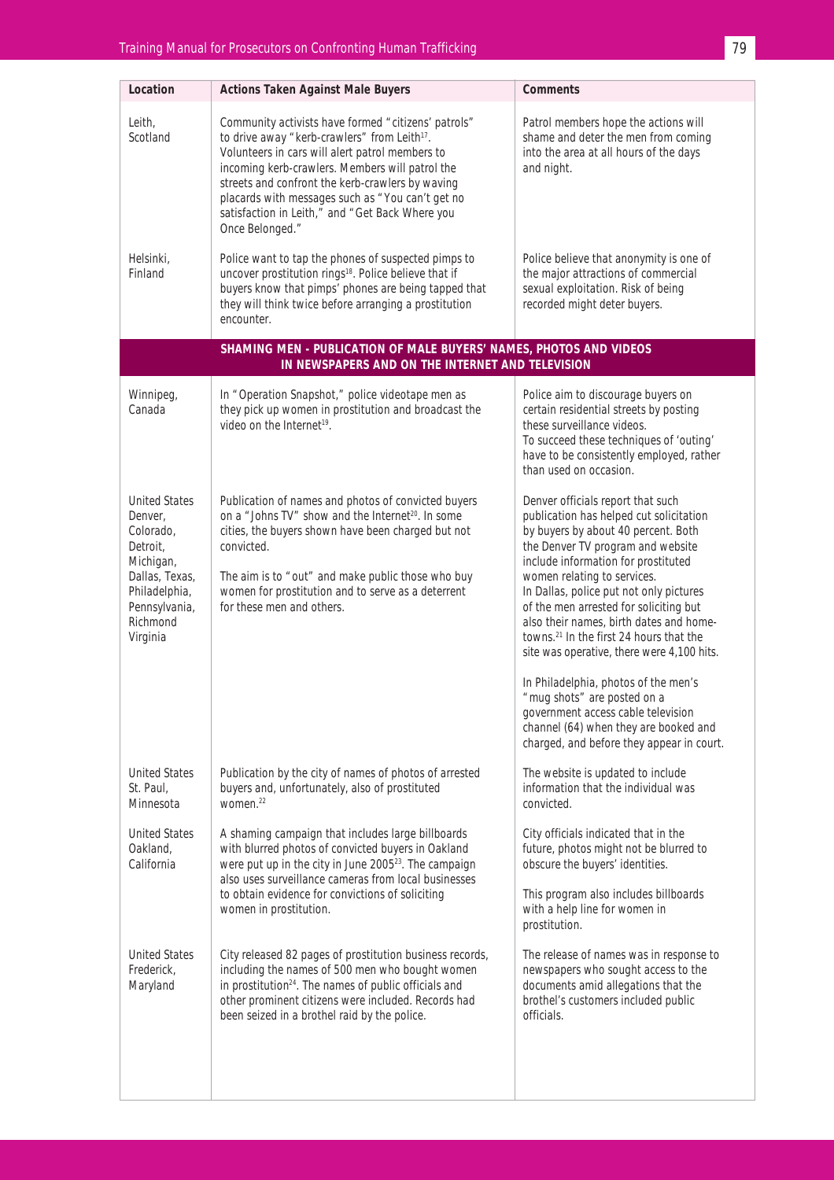| Location | Actions Taken Against Male Buyers | Comments |
|---|---|---|
| Leith, Scotland | Community activists have formed "citizens' patrols" to drive away "kerb-crawlers" from Leith[17]. Volunteers in cars will alert patrol members to incoming kerb-crawlers. Members will patrol the streets and confront the kerb-crawlers by waving placards with messages such as "You can't get no satisfaction in Leith," and "Get Back Where you Once Belonged." | Patrol members hope the actions will shame and deter the men from coming into the area at all hours of the days and night. |
| Helsinki, Finland | Police want to tap the phones of suspected pimps to uncover prostitution rings[18]. Police believe that if buyers know that pimps' phones are being tapped that they will think twice before arranging a prostitution encounter. | Police believe that anonymity is one of the major attractions of commercial sexual exploitation. Risk of being recorded might deter buyers. |
| | **SHAMING MEN - PUBLICATION OF MALE BUYERS' NAMES, PHOTOS AND VIDEOS IN NEWSPAPERS AND ON THE INTERNET AND TELEVISION** | |
| Winnipeg, Canada | In "Operation Snapshot," police videotape men as they pick up women in prostitution and broadcast the video on the Internet[19]. | Police aim to discourage buyers on certain residential streets by posting these surveillance videos. To succeed these techniques of 'outing' have to be consistently employed, rather than used on occasion. |
| United States Denver, Colorado, Detroit, Michigan, Dallas, Texas, Philadelphia, Pennsylvania, Richmond Virginia | Publication of names and photos of convicted buyers on a "Johns TV" show and the Internet[20]. In some cities, the buyers shown have been charged but not convicted.<br><br>The aim is to "out" and make public those who buy women for prostitution and to serve as a deterrent for these men and others. | Denver officials report that such publication has helped cut solicitation by buyers by about 40 percent. Both the Denver TV program and website include information for prostituted women relating to services. In Dallas, police put not only pictures of the men arrested for soliciting but also their names, birth dates and home-towns.[21] In the first 24 hours that the site was operative, there were 4,100 hits.<br><br>In Philadelphia, photos of the men's "mug shots" are posted on a government access cable television channel (64) when they are booked and charged, and before they appear in court. |
| United States St. Paul, Minnesota | Publication by the city of names of photos of arrested buyers and, unfortunately, also of prostituted women.[22] | The website is updated to include information that the individual was convicted. |
| United States Oakland, California | A shaming campaign that includes large billboards with blurred photos of convicted buyers in Oakland were put up in the city in June 2005[23]. The campaign also uses surveillance cameras from local businesses to obtain evidence for convictions of soliciting women in prostitution. | City officials indicated that in the future, photos might not be blurred to obscure the buyers' identities.<br><br>This program also includes billboards with a help line for women in prostitution. |
| United States Frederick, Maryland | City released 82 pages of prostitution business records, including the names of 500 men who bought women in prostitution[24]. The names of public officials and other prominent citizens were included. Records had been seized in a brothel raid by the police. | The release of names was in response to newspapers who sought access to the documents amid allegations that the brothel's customers included public officials. |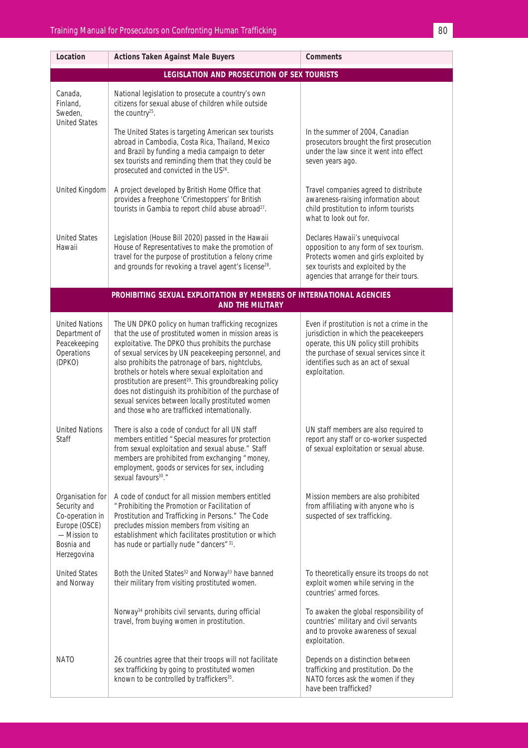| Location | Actions Taken Against Male Buyers | Comments |
|---|---|---|
| **LEGISLATION AND PROSECUTION OF SEX TOURISTS** | | |
| Canada, Finland, Sweden, United States | National legislation to prosecute a country's own citizens for sexual abuse of children while outside the country[25]. | |
| | The United States is targeting American sex tourists abroad in Cambodia, Costa Rica, Thailand, Mexico and Brazil by funding a media campaign to deter sex tourists and reminding them that they could be prosecuted and convicted in the US[26]. | In the summer of 2004, Canadian prosecutors brought the first prosecution under the law since it went into effect seven years ago. |
| United Kingdom | A project developed by British Home Office that provides a freephone 'Crimestoppers' for British tourists in Gambia to report child abuse abroad[27]. | Travel companies agreed to distribute awareness-raising information about child prostitution to inform tourists what to look out for. |
| United States Hawaii | Legislation (House Bill 2020) passed in the Hawaii House of Representatives to make the promotion of travel for the purpose of prostitution a felony crime and grounds for revoking a travel agent's license[28]. | Declares Hawaii's unequivocal opposition to any form of sex tourism. Protects women and girls exploited by sex tourists and exploited by the agencies that arrange for their tours. |
| **PROHIBITING SEXUAL EXPLOITATION BY MEMBERS OF INTERNATIONAL AGENCIES AND THE MILITARY** | | |
| United Nations Department of Peacekeeping Operations (DPKO) | The UN DPKO policy on human trafficking recognizes that the use of prostituted women in mission areas is exploitative. The DPKO thus prohibits the purchase of sexual services by UN peacekeeping personnel, and also prohibits the patronage of bars, nightclubs, brothels or hotels where sexual exploitation and prostitution are present[29]. This groundbreaking policy does not distinguish its prohibition of the purchase of sexual services between locally prostituted women and those who are trafficked internationally. | Even if prostitution is not a crime in the jurisdiction in which the peacekeepers operate, this UN policy still prohibits the purchase of sexual services since it identifies such as an act of sexual exploitation. |
| United Nations Staff | There is also a code of conduct for all UN staff members entitled "Special measures for protection from sexual exploitation and sexual abuse." Staff members are prohibited from exchanging "money, employment, goods or services for sex, including sexual favours[30]." | UN staff members are also required to report any staff or co-worker suspected of sexual exploitation or sexual abuse. |
| Organisation for Security and Co-operation in Europe (OSCE) — Mission to Bosnia and Herzegovina | A code of conduct for all mission members entitled "Prohibiting the Promotion or Facilitation of Prostitution and Trafficking in Persons." The Code precludes mission members from visiting an establishment which facilitates prostitution or which has nude or partially nude "dancers"[31]. | Mission members are also prohibited from affiliating with anyone who is suspected of sex trafficking. |
| United States and Norway | Both the United States[32] and Norway[33] have banned their military from visiting prostituted women. | To theoretically ensure its troops do not exploit women while serving in the countries' armed forces. |
| | Norway[34] prohibits civil servants, during official travel, from buying women in prostitution. | To awaken the global responsibility of countries' military and civil servants and to provoke awareness of sexual exploitation. |
| NATO | 26 countries agree that their troops will not facilitate sex trafficking by going to prostituted women known to be controlled by traffickers[35]. | Depends on a distinction between trafficking and prostitution. Do the NATO forces ask the women if they have been trafficked? |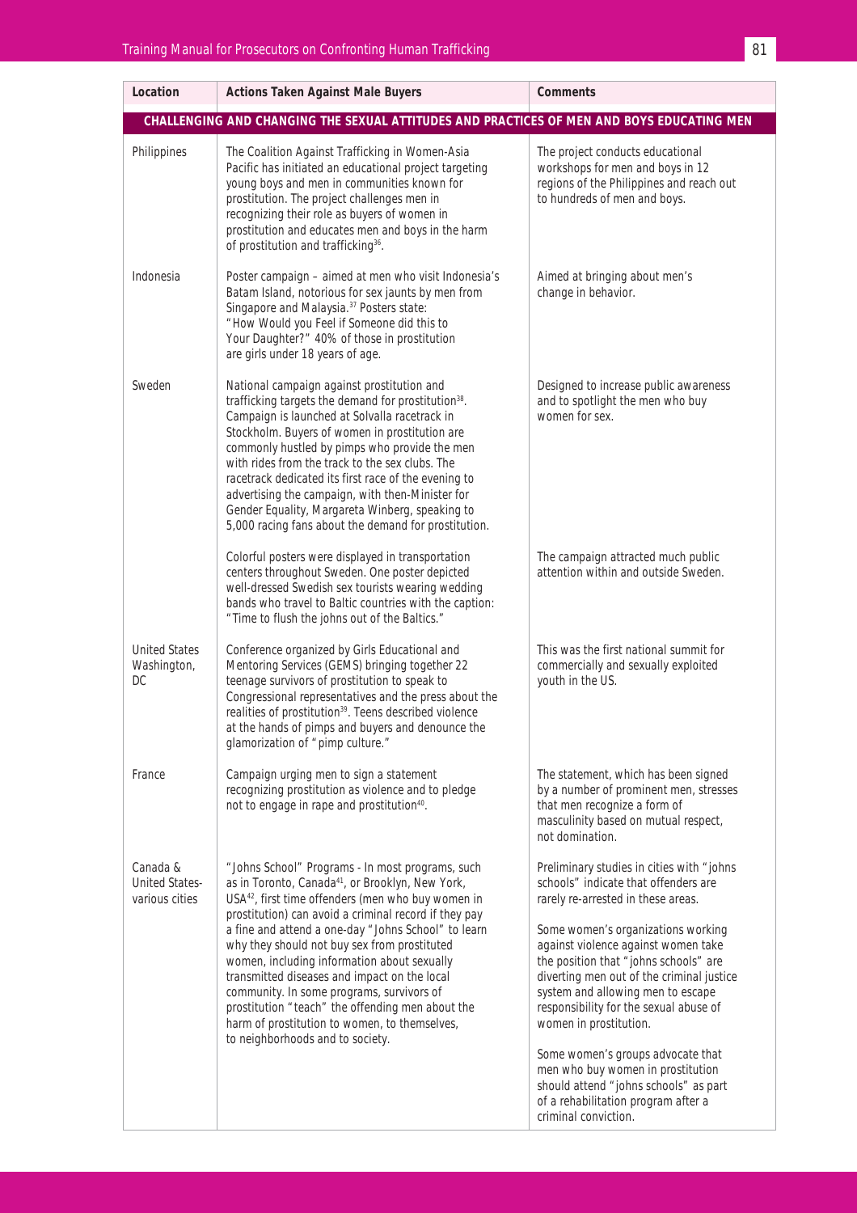| Location | Actions Taken Against Male Buyers | Comments |
|---|---|---|
| **CHALLENGING AND CHANGING THE SEXUAL ATTITUDES AND PRACTICES OF MEN AND BOYS EDUCATING MEN** | | |
| Philippines | The Coalition Against Trafficking in Women-Asia Pacific has initiated an educational project targeting young boys and men in communities known for prostitution. The project challenges men in recognizing their role as buyers of women in prostitution and educates men and boys in the harm of prostitution and trafficking[36]. | The project conducts educational workshops for men and boys in 12 regions of the Philippines and reach out to hundreds of men and boys. |
| Indonesia | Poster campaign – aimed at men who visit Indonesia's Batam Island, notorious for sex jaunts by men from Singapore and Malaysia.[37] Posters state: "How Would you Feel if Someone did this to Your Daughter?" 40% of those in prostitution are girls under 18 years of age. | Aimed at bringing about men's change in behavior. |
| Sweden | National campaign against prostitution and trafficking targets the demand for prostitution[38]. Campaign is launched at Solvalla racetrack in Stockholm. Buyers of women in prostitution are commonly hustled by pimps who provide the men with rides from the track to the sex clubs. The racetrack dedicated its first race of the evening to advertising the campaign, with then-Minister for Gender Equality, Margareta Winberg, speaking to 5,000 racing fans about the demand for prostitution. | Designed to increase public awareness and to spotlight the men who buy women for sex. |
| | Colorful posters were displayed in transportation centers throughout Sweden. One poster depicted well-dressed Swedish sex tourists wearing wedding bands who travel to Baltic countries with the caption: "Time to flush the johns out of the Baltics." | The campaign attracted much public attention within and outside Sweden. |
| United States Washington, DC | Conference organized by Girls Educational and Mentoring Services (GEMS) bringing together 22 teenage survivors of prostitution to speak to Congressional representatives and the press about the realities of prostitution[39]. Teens described violence at the hands of pimps and buyers and denounce the glamorization of "pimp culture." | This was the first national summit for commercially and sexually exploited youth in the US. |
| France | Campaign urging men to sign a statement recognizing prostitution as violence and to pledge not to engage in rape and prostitution[40]. | The statement, which has been signed by a number of prominent men, stresses that men recognize a form of masculinity based on mutual respect, not domination. |
| Canada & United States- various cities | "Johns School" Programs - In most programs, such as in Toronto, Canada[41], or Brooklyn, New York, USA[42], first time offenders (men who buy women in prostitution) can avoid a criminal record if they pay a fine and attend a one-day "Johns School" to learn why they should not buy sex from prostituted women, including information about sexually transmitted diseases and impact on the local community. In some programs, survivors of prostitution "teach" the offending men about the harm of prostitution to women, to themselves, to neighborhoods and to society. | Preliminary studies in cities with "johns schools" indicate that offenders are rarely re-arrested in these areas.<br><br>Some women's organizations working against violence against women take the position that "johns schools" are diverting men out of the criminal justice system and allowing men to escape responsibility for the sexual abuse of women in prostitution.<br><br>Some women's groups advocate that men who buy women in prostitution should attend "johns schools" as part of a rehabilitation program after a criminal conviction. |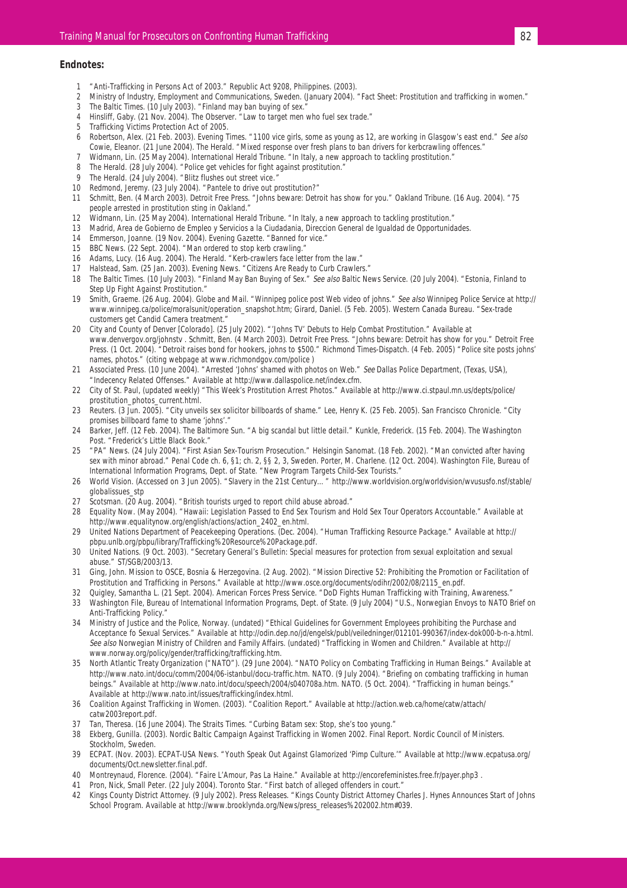**Endnotes:**

1. "Anti-Trafficking in Persons Act of 2003." Republic Act 9208, Philippines. (2003).
2. Ministry of Industry, Employment and Communications, Sweden. (January 2004). "Fact Sheet: Prostitution and trafficking in women."
3. The Baltic Times. (10 July 2003). "Finland may ban buying of sex."
4. Hinsliff, Gaby. (21 Nov. 2004). The Observer. "Law to target men who fuel sex trade."
5. Trafficking Victims Protection Act of 2005.
6. Robertson, Alex. (21 Feb. 2003). Evening Times. "1100 vice girls, some as young as 12, are working in Glasgow's east end." *See also* Cowie, Eleanor. (21 June 2004). The Herald. "Mixed response over fresh plans to ban drivers for kerbcrawling offences."
7. Widmann, Lin. (25 May 2004). International Herald Tribune. "In Italy, a new approach to tackling prostitution."
8. The Herald. (28 July 2004). "Police get vehicles for fight against prostitution."
9. The Herald. (24 July 2004). "Blitz flushes out street vice."
10. Redmond, Jeremy. (23 July 2004). "Pantele to drive out prostitution?"
11. Schmitt, Ben. (4 March 2003). Detroit Free Press. "Johns beware: Detroit has show for you." Oakland Tribune. (16 Aug. 2004). "75 people arrested in prostitution sting in Oakland."
12. Widmann, Lin. (25 May 2004). International Herald Tribune. "In Italy, a new approach to tackling prostitution."
13. Madrid, Area de Gobierno de Empleo y Servicios a la Ciudadania, Direccion General de Igualdad de Opportunidades.
14. Emmerson, Joanne. (19 Nov. 2004). Evening Gazette. "Banned for vice."
15. BBC News. (22 Sept. 2004). "Man ordered to stop kerb crawling."
16. Adams, Lucy. (16 Aug. 2004). The Herald. "Kerb-crawlers face letter from the law."
17. Halstead, Sam. (25 Jan. 2003). Evening News. "Citizens Are Ready to Curb Crawlers."
18. The Baltic Times. (10 July 2003). "Finland May Ban Buying of Sex." *See also* Baltic News Service. (20 July 2004). "Estonia, Finland to Step Up Fight Against Prostitution."
19. Smith, Graeme. (26 Aug. 2004). Globe and Mail. "Winnipeg police post Web video of johns." *See also* Winnipeg Police Service at http://www.winnipeg.ca/police/moralsunit/operation_snapshot.htm; Girard, Daniel. (5 Feb. 2005). Western Canada Bureau. "Sex-trade customers get Candid Camera treatment."
20. City and County of Denver [Colorado]. (25 July 2002). "'Johns TV' Debuts to Help Combat Prostitution." Available at www.denvergov.org/johnstv . Schmitt, Ben. (4 March 2003). Detroit Free Press. "Johns beware: Detroit has show for you." Detroit Free Press. (1 Oct. 2004). "Detroit raises bond for hookers, johns to $500." Richmond Times-Dispatch. (4 Feb. 2005) "Police site posts johns' names, photos." (citing webpage at www.richmondgov.com/police )
21. Associated Press. (10 June 2004). "Arrested 'Johns' shamed with photos on Web." *See* Dallas Police Department, (Texas, USA), "Indecency Related Offenses." Available at http://www.dallaspolice.net/index.cfm.
22. City of St. Paul, (updated weekly) "This Week's Prostitution Arrest Photos." Available at http://www.ci.stpaul.mn.us/depts/police/prostitution_photos_current.html.
23. Reuters. (3 Jun. 2005). "City unveils sex solicitor billboards of shame." Lee, Henry K. (25 Feb. 2005). San Francisco Chronicle. "City promises billboard fame to shame 'johns'."
24. Barker, Jeff. (12 Feb. 2004). The Baltimore Sun. "A big scandal but little detail." Kunkle, Frederick. (15 Feb. 2004). The Washington Post. "Frederick's Little Black Book."
25. "PA" News. (24 July 2004). "First Asian Sex-Tourism Prosecution." Helsingin Sanomat. (18 Feb. 2002). "Man convicted after having sex with minor abroad." Penal Code ch. 6, §1; ch. 2, §§ 2, 3, Sweden. Porter, M. Charlene. (12 Oct. 2004). Washington File, Bureau of International Information Programs, Dept. of State. "New Program Targets Child-Sex Tourists."
26. World Vision. (Accessed on 3 Jun 2005). "Slavery in the 21st Century... " http://www.worldvision.org/worldvision/wvususfo.nsf/stable/globalissues_stp
27. Scotsman. (20 Aug. 2004). "British tourists urged to report child abuse abroad."
28. Equality Now. (May 2004). "Hawaii: Legislation Passed to End Sex Tourism and Hold Sex Tour Operators Accountable." Available at http://www.equalitynow.org/english/actions/action_2402_en.html.
29. United Nations Department of Peacekeeping Operations. (Dec. 2004). "Human Trafficking Resource Package." Available at http://pbpu.unlb.org/pbpu/library/Trafficking%20Resource%20Package.pdf.
30. United Nations. (9 Oct. 2003). "Secretary General's Bulletin: Special measures for protection from sexual exploitation and sexual abuse." ST/SGB/2003/13.
31. Ging, John. Mission to OSCE, Bosnia & Herzegovina. (2 Aug. 2002). "Mission Directive 52: Prohibiting the Promotion or Facilitation of Prostitution and Trafficking in Persons." Available at http://www.osce.org/documents/odihr/2002/08/2115_en.pdf.
32. Quigley, Samantha L. (21 Sept. 2004). American Forces Press Service. "DoD Fights Human Trafficking with Training, Awareness."
33. Washington File, Bureau of International Information Programs, Dept. of State. (9 July 2004) "U.S., Norwegian Envoys to NATO Brief on Anti-Trafficking Policy."
34. Ministry of Justice and the Police, Norway. (undated) "Ethical Guidelines for Government Employees prohibiting the Purchase and Acceptance fo Sexual Services." Available at http://odin.dep.no/jd/engelsk/publ/veiledninger/012101-990367/index-dok000-b-n-a.html. *See also* Norwegian Ministry of Children and Family Affairs. (undated) "Trafficking in Women and Children." Available at http://www.norway.org/policy/gender/trafficking/trafficking.htm.
35. North Atlantic Treaty Organization ("NATO"). (29 June 2004). "NATO Policy on Combating Trafficking in Human Beings." Available at http://www.nato.int/docu/comm/2004/06-istanbul/docu-traffic.htm. NATO. (9 July 2004). "Briefing on combating trafficking in human beings." Available at http://www.nato.int/docu/speech/2004/s040708a.htm. NATO. (5 Oct. 2004). "Trafficking in human beings." Available at http://www.nato.int/issues/trafficking/index.html.
36. Coalition Against Trafficking in Women. (2003). "Coalition Report." Available at http://action.web.ca/home/catw/attach/catw2003report.pdf.
37. Tan, Theresa. (16 June 2004). The Straits Times. "Curbing Batam sex: Stop, she's too young."
38. Ekberg, Gunilla. (2003). Nordic Baltic Campaign Against Trafficking in Women 2002. Final Report. Nordic Council of Ministers. Stockholm, Sweden.
39. ECPAT. (Nov. 2003). ECPAT-USA News. "Youth Speak Out Against Glamorized 'Pimp Culture.'" Available at http://www.ecpatusa.org/documents/Oct.newsletter.final.pdf.
40. Montreynaud, Florence. (2004). "Faire L'Amour, Pas La Haine." Available at http://encorefeministes.free.fr/payer.php3 .
41. Pron, Nick, Small Peter. (22 July 2004). Toronto Star. "First batch of alleged offenders in court."
42. Kings County District Attorney. (9 July 2002). Press Releases. "Kings County District Attorney Charles J. Hynes Announces Start of Johns School Program. Available at http://www.brooklynda.org/News/press_releases%202002.htm#039.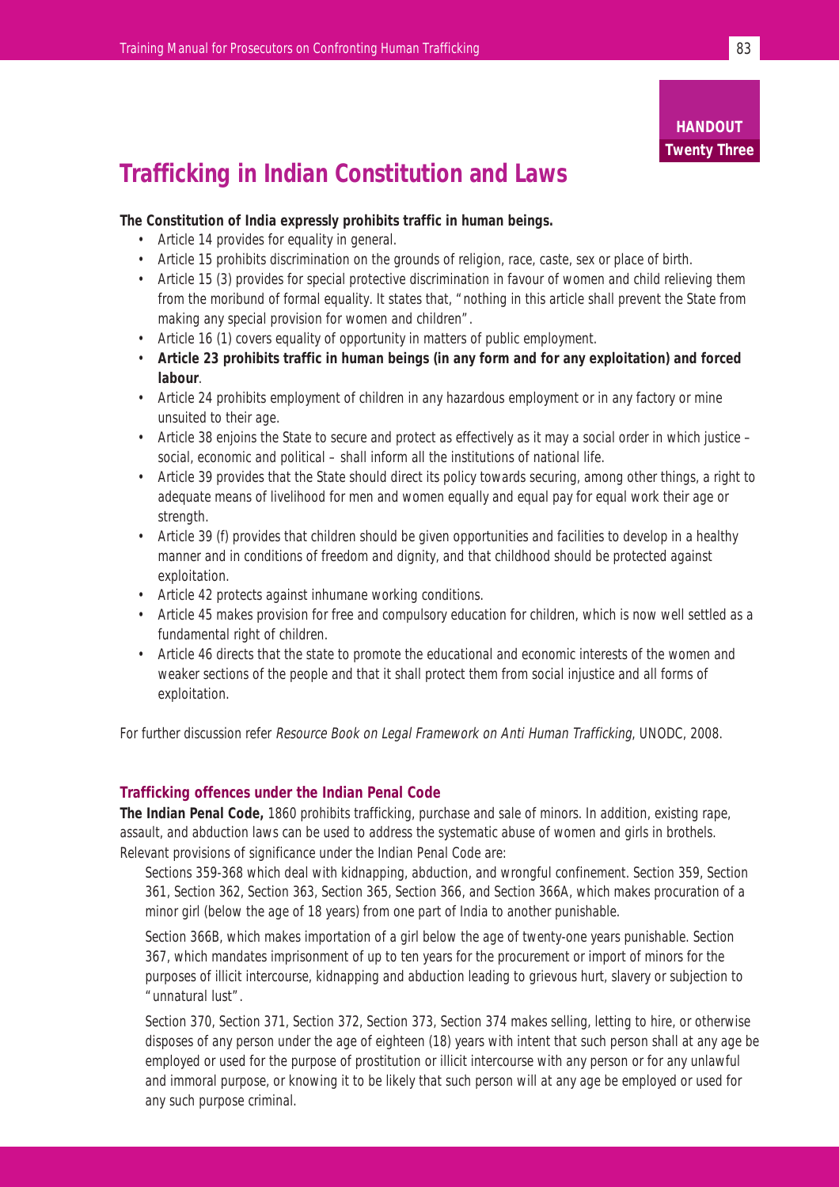**HANDOUT**
**Twenty Three**

# Trafficking in Indian Constitution and Laws

**The Constitution of India expressly prohibits traffic in human beings.**

- Article 14 provides for equality in general.
- Article 15 prohibits discrimination on the grounds of religion, race, caste, sex or place of birth.
- Article 15 (3) provides for special protective discrimination in favour of women and child relieving them from the moribund of formal equality. It states that, "nothing in this article shall prevent the State from making any special provision for women and children".
- Article 16 (1) covers equality of opportunity in matters of public employment.
- **Article 23 prohibits traffic in human beings (in any form and for any exploitation) and forced labour**.
- Article 24 prohibits employment of children in any hazardous employment or in any factory or mine unsuited to their age.
- Article 38 enjoins the State to secure and protect as effectively as it may a social order in which justice – social, economic and political – shall inform all the institutions of national life.
- Article 39 provides that the State should direct its policy towards securing, among other things, a right to adequate means of livelihood for men and women equally and equal pay for equal work their age or strength.
- Article 39 (f) provides that children should be given opportunities and facilities to develop in a healthy manner and in conditions of freedom and dignity, and that childhood should be protected against exploitation.
- Article 42 protects against inhumane working conditions.
- Article 45 makes provision for free and compulsory education for children, which is now well settled as a fundamental right of children.
- Article 46 directs that the state to promote the educational and economic interests of the women and weaker sections of the people and that it shall protect them from social injustice and all forms of exploitation.

For further discussion refer *Resource Book on Legal Framework on Anti Human Trafficking*, UNODC, 2008.

### Trafficking offences under the Indian Penal Code

**The Indian Penal Code,** 1860 prohibits trafficking, purchase and sale of minors. In addition, existing rape, assault, and abduction laws can be used to address the systematic abuse of women and girls in brothels. Relevant provisions of significance under the Indian Penal Code are:

Sections 359-368 which deal with kidnapping, abduction, and wrongful confinement. Section 359, Section 361, Section 362, Section 363, Section 365, Section 366, and Section 366A, which makes procuration of a minor girl (below the age of 18 years) from one part of India to another punishable.

Section 366B, which makes importation of a girl below the age of twenty-one years punishable. Section 367, which mandates imprisonment of up to ten years for the procurement or import of minors for the purposes of illicit intercourse, kidnapping and abduction leading to grievous hurt, slavery or subjection to "unnatural lust".

Section 370, Section 371, Section 372, Section 373, Section 374 makes selling, letting to hire, or otherwise disposes of any person under the age of eighteen (18) years with intent that such person shall at any age be employed or used for the purpose of prostitution or illicit intercourse with any person or for any unlawful and immoral purpose, or knowing it to be likely that such person will at any age be employed or used for any such purpose criminal.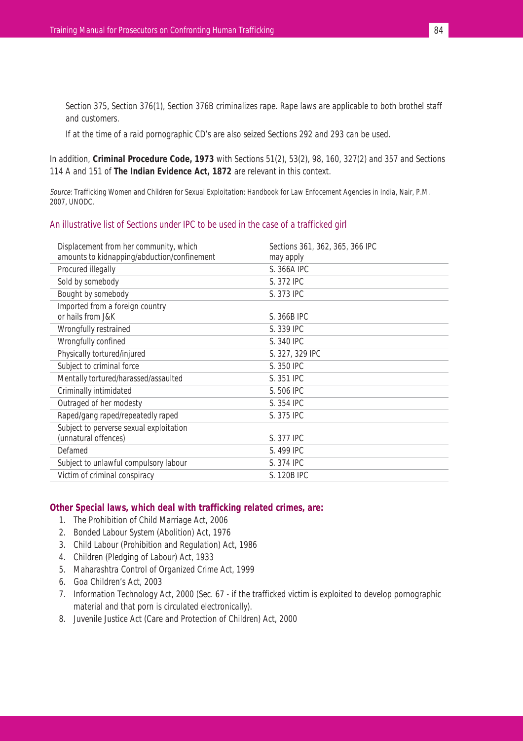Section 375, Section 376(1), Section 376B criminalizes rape. Rape laws are applicable to both brothel staff and customers.

If at the time of a raid pornographic CD's are also seized Sections 292 and 293 can be used.

In addition, **Criminal Procedure Code, 1973** with Sections 51(2), 53(2), 98, 160, 327(2) and 357 and Sections 114 A and 151 of **The Indian Evidence Act, 1872** are relevant in this context.

*Source*: Trafficking Women and Children for Sexual Exploitation: Handbook for Law Enfocement Agencies in India, Nair, P.M. 2007, UNODC.

## An illustrative list of Sections under IPC to be used in the case of a trafficked girl

| | |
|---|---|
| Displacement from her community, which amounts to kidnapping/abduction/confinement | Sections 361, 362, 365, 366 IPC may apply |
| Procured illegally | S. 366A IPC |
| Sold by somebody | S. 372 IPC |
| Bought by somebody | S. 373 IPC |
| Imported from a foreign country or hails from J&K | S. 366B IPC |
| Wrongfully restrained | S. 339 IPC |
| Wrongfully confined | S. 340 IPC |
| Physically tortured/injured | S. 327, 329 IPC |
| Subject to criminal force | S. 350 IPC |
| Mentally tortured/harassed/assaulted | S. 351 IPC |
| Criminally intimidated | S. 506 IPC |
| Outraged of her modesty | S. 354 IPC |
| Raped/gang raped/repeatedly raped | S. 375 IPC |
| Subject to perverse sexual exploitation (unnatural offences) | S. 377 IPC |
| Defamed | S. 499 IPC |
| Subject to unlawful compulsory labour | S. 374 IPC |
| Victim of criminal conspiracy | S. 120B IPC |

**Other Special laws, which deal with trafficking related crimes, are:**

1. The Prohibition of Child Marriage Act, 2006
2. Bonded Labour System (Abolition) Act, 1976
3. Child Labour (Prohibition and Regulation) Act, 1986
4. Children (Pledging of Labour) Act, 1933
5. Maharashtra Control of Organized Crime Act, 1999
6. Goa Children's Act, 2003
7. Information Technology Act, 2000 (Sec. 67 - if the trafficked victim is exploited to develop pornographic material and that porn is circulated electronically).
8. Juvenile Justice Act (Care and Protection of Children) Act, 2000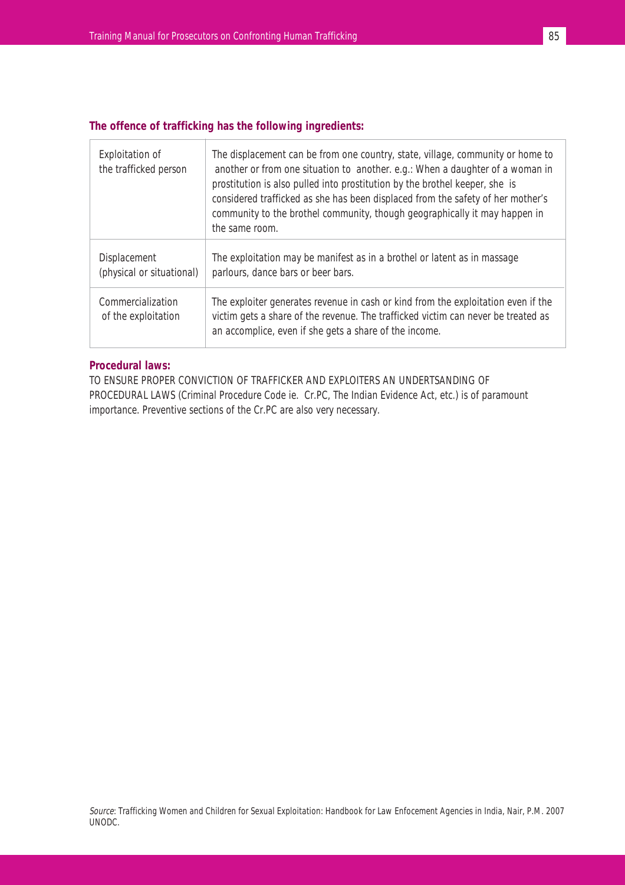**The offence of trafficking has the following ingredients:**

| | |
|---|---|
| Exploitation of the trafficked person | The displacement can be from one country, state, village, community or home to another or from one situation to another. e.g.: When a daughter of a woman in prostitution is also pulled into prostitution by the brothel keeper, she is considered trafficked as she has been displaced from the safety of her mother's community to the brothel community, though geographically it may happen in the same room. |
| Displacement (physical or situational) | The exploitation may be manifest as in a brothel or latent as in massage parlours, dance bars or beer bars. |
| Commercialization of the exploitation | The exploiter generates revenue in cash or kind from the exploitation even if the victim gets a share of the revenue. The trafficked victim can never be treated as an accomplice, even if she gets a share of the income. |

**Procedural laws:**

TO ENSURE PROPER CONVICTION OF TRAFFICKER AND EXPLOITERS AN UNDERTSANDING OF PROCEDURAL LAWS (Criminal Procedure Code ie. Cr.PC, The Indian Evidence Act, etc.) is of paramount importance. Preventive sections of the Cr.PC are also very necessary.

*Source*: Trafficking Women and Children for Sexual Exploitation: Handbook for Law Enfocement Agencies in India, Nair, P.M. 2007 UNODC.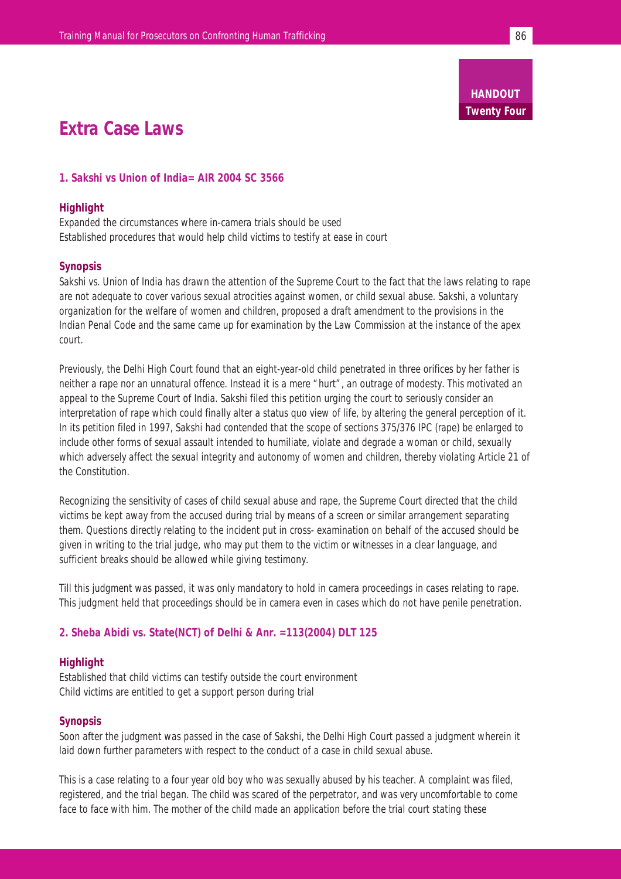**HANDOUT**
**Twenty Four**

# Extra Case Laws

### 1. Sakshi vs Union of India= AIR 2004 SC 3566

**Highlight**

Expanded the circumstances where in-camera trials should be used
Established procedures that would help child victims to testify at ease in court

**Synopsis**

Sakshi vs. Union of India has drawn the attention of the Supreme Court to the fact that the laws relating to rape are not adequate to cover various sexual atrocities against women, or child sexual abuse. Sakshi, a voluntary organization for the welfare of women and children, proposed a draft amendment to the provisions in the Indian Penal Code and the same came up for examination by the Law Commission at the instance of the apex court.

Previously, the Delhi High Court found that an eight-year-old child penetrated in three orifices by her father is neither a rape nor an unnatural offence. Instead it is a mere "hurt", an outrage of modesty. This motivated an appeal to the Supreme Court of India. Sakshi filed this petition urging the court to seriously consider an interpretation of rape which could finally alter a status quo view of life, by altering the general perception of it. In its petition filed in 1997, Sakshi had contended that the scope of sections 375/376 IPC (rape) be enlarged to include other forms of sexual assault intended to humiliate, violate and degrade a woman or child, sexually which adversely affect the sexual integrity and autonomy of women and children, thereby violating Article 21 of the Constitution.

Recognizing the sensitivity of cases of child sexual abuse and rape, the Supreme Court directed that the child victims be kept away from the accused during trial by means of a screen or similar arrangement separating them. Questions directly relating to the incident put in cross- examination on behalf of the accused should be given in writing to the trial judge, who may put them to the victim or witnesses in a clear language, and sufficient breaks should be allowed while giving testimony.

Till this judgment was passed, it was only mandatory to hold in camera proceedings in cases relating to rape. This judgment held that proceedings should be in camera even in cases which do not have penile penetration.

### 2. Sheba Abidi vs. State(NCT) of Delhi & Anr. =113(2004) DLT 125

**Highlight**

Established that child victims can testify outside the court environment
Child victims are entitled to get a support person during trial

**Synopsis**

Soon after the judgment was passed in the case of Sakshi, the Delhi High Court passed a judgment wherein it laid down further parameters with respect to the conduct of a case in child sexual abuse.

This is a case relating to a four year old boy who was sexually abused by his teacher. A complaint was filed, registered, and the trial began. The child was scared of the perpetrator, and was very uncomfortable to come face to face with him. The mother of the child made an application before the trial court stating these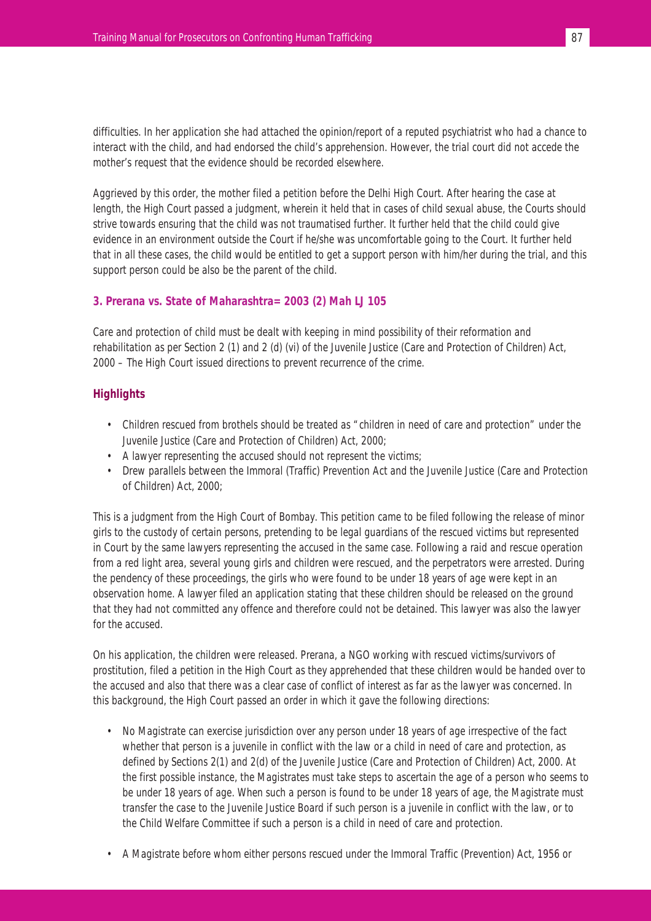difficulties. In her application she had attached the opinion/report of a reputed psychiatrist who had a chance to interact with the child, and had endorsed the child's apprehension. However, the trial court did not accede the mother's request that the evidence should be recorded elsewhere.

Aggrieved by this order, the mother filed a petition before the Delhi High Court. After hearing the case at length, the High Court passed a judgment, wherein it held that in cases of child sexual abuse, the Courts should strive towards ensuring that the child was not traumatised further. It further held that the child could give evidence in an environment outside the Court if he/she was uncomfortable going to the Court. It further held that in all these cases, the child would be entitled to get a support person with him/her during the trial, and this support person could be also be the parent of the child.

### 3. Prerana vs. State of Maharashtra= 2003 (2) Mah LJ 105

Care and protection of child must be dealt with keeping in mind possibility of their reformation and rehabilitation as per Section 2 (1) and 2 (d) (vi) of the Juvenile Justice (Care and Protection of Children) Act, 2000 – The High Court issued directions to prevent recurrence of the crime.

#### Highlights

- Children rescued from brothels should be treated as "children in need of care and protection" under the Juvenile Justice (Care and Protection of Children) Act, 2000;
- A lawyer representing the accused should not represent the victims;
- Drew parallels between the Immoral (Traffic) Prevention Act and the Juvenile Justice (Care and Protection of Children) Act, 2000;

This is a judgment from the High Court of Bombay. This petition came to be filed following the release of minor girls to the custody of certain persons, pretending to be legal guardians of the rescued victims but represented in Court by the same lawyers representing the accused in the same case. Following a raid and rescue operation from a red light area, several young girls and children were rescued, and the perpetrators were arrested. During the pendency of these proceedings, the girls who were found to be under 18 years of age were kept in an observation home. A lawyer filed an application stating that these children should be released on the ground that they had not committed any offence and therefore could not be detained. This lawyer was also the lawyer for the accused.

On his application, the children were released. Prerana, a NGO working with rescued victims/survivors of prostitution, filed a petition in the High Court as they apprehended that these children would be handed over to the accused and also that there was a clear case of conflict of interest as far as the lawyer was concerned. In this background, the High Court passed an order in which it gave the following directions:

- No Magistrate can exercise jurisdiction over any person under 18 years of age irrespective of the fact whether that person is a juvenile in conflict with the law or a child in need of care and protection, as defined by Sections 2(1) and 2(d) of the Juvenile Justice (Care and Protection of Children) Act, 2000. At the first possible instance, the Magistrates must take steps to ascertain the age of a person who seems to be under 18 years of age. When such a person is found to be under 18 years of age, the Magistrate must transfer the case to the Juvenile Justice Board if such person is a juvenile in conflict with the law, or to the Child Welfare Committee if such a person is a child in need of care and protection.

- A Magistrate before whom either persons rescued under the Immoral Traffic (Prevention) Act, 1956 or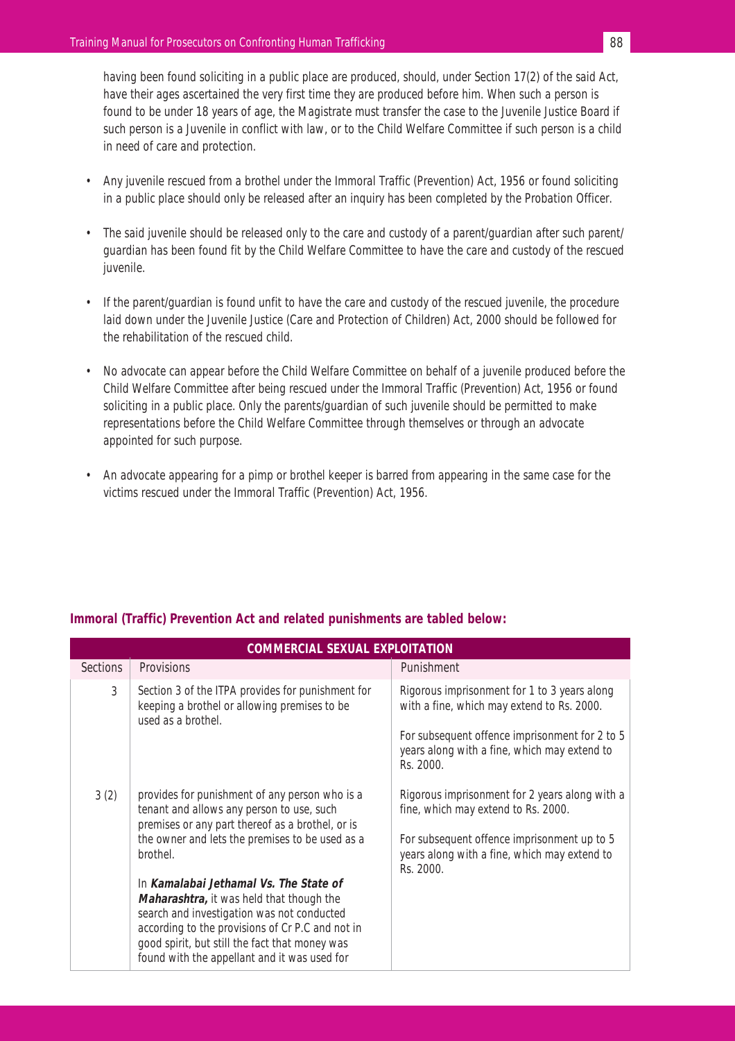having been found soliciting in a public place are produced, should, under Section 17(2) of the said Act, have their ages ascertained the very first time they are produced before him. When such a person is found to be under 18 years of age, the Magistrate must transfer the case to the Juvenile Justice Board if such person is a Juvenile in conflict with law, or to the Child Welfare Committee if such person is a child in need of care and protection.

- Any juvenile rescued from a brothel under the Immoral Traffic (Prevention) Act, 1956 or found soliciting in a public place should only be released after an inquiry has been completed by the Probation Officer.

- The said juvenile should be released only to the care and custody of a parent/guardian after such parent/guardian has been found fit by the Child Welfare Committee to have the care and custody of the rescued juvenile.

- If the parent/guardian is found unfit to have the care and custody of the rescued juvenile, the procedure laid down under the Juvenile Justice (Care and Protection of Children) Act, 2000 should be followed for the rehabilitation of the rescued child.

- No advocate can appear before the Child Welfare Committee on behalf of a juvenile produced before the Child Welfare Committee after being rescued under the Immoral Traffic (Prevention) Act, 1956 or found soliciting in a public place. Only the parents/guardian of such juvenile should be permitted to make representations before the Child Welfare Committee through themselves or through an advocate appointed for such purpose.

- An advocate appearing for a pimp or brothel keeper is barred from appearing in the same case for the victims rescued under the Immoral Traffic (Prevention) Act, 1956.

**Immoral (Traffic) Prevention Act and related punishments are tabled below:**

| COMMERCIAL SEXUAL EXPLOITATION | | |
|---|---|---|
| Sections | Provisions | Punishment |
| 3 | Section 3 of the ITPA provides for punishment for keeping a brothel or allowing premises to be used as a brothel. | Rigorous imprisonment for 1 to 3 years along with a fine, which may extend to Rs. 2000.<br><br>For subsequent offence imprisonment for 2 to 5 years along with a fine, which may extend to Rs. 2000. |
| 3 (2) | provides for punishment of any person who is a tenant and allows any person to use, such premises or any part thereof as a brothel, or is the owner and lets the premises to be used as a brothel.<br><br>In ***Kamalabai Jethamal Vs. The State of Maharashtra,*** it was held that though the search and investigation was not conducted according to the provisions of Cr P.C and not in good spirit, but still the fact that money was found with the appellant and it was used for | Rigorous imprisonment for 2 years along with a fine, which may extend to Rs. 2000.<br><br>For subsequent offence imprisonment up to 5 years along with a fine, which may extend to Rs. 2000. |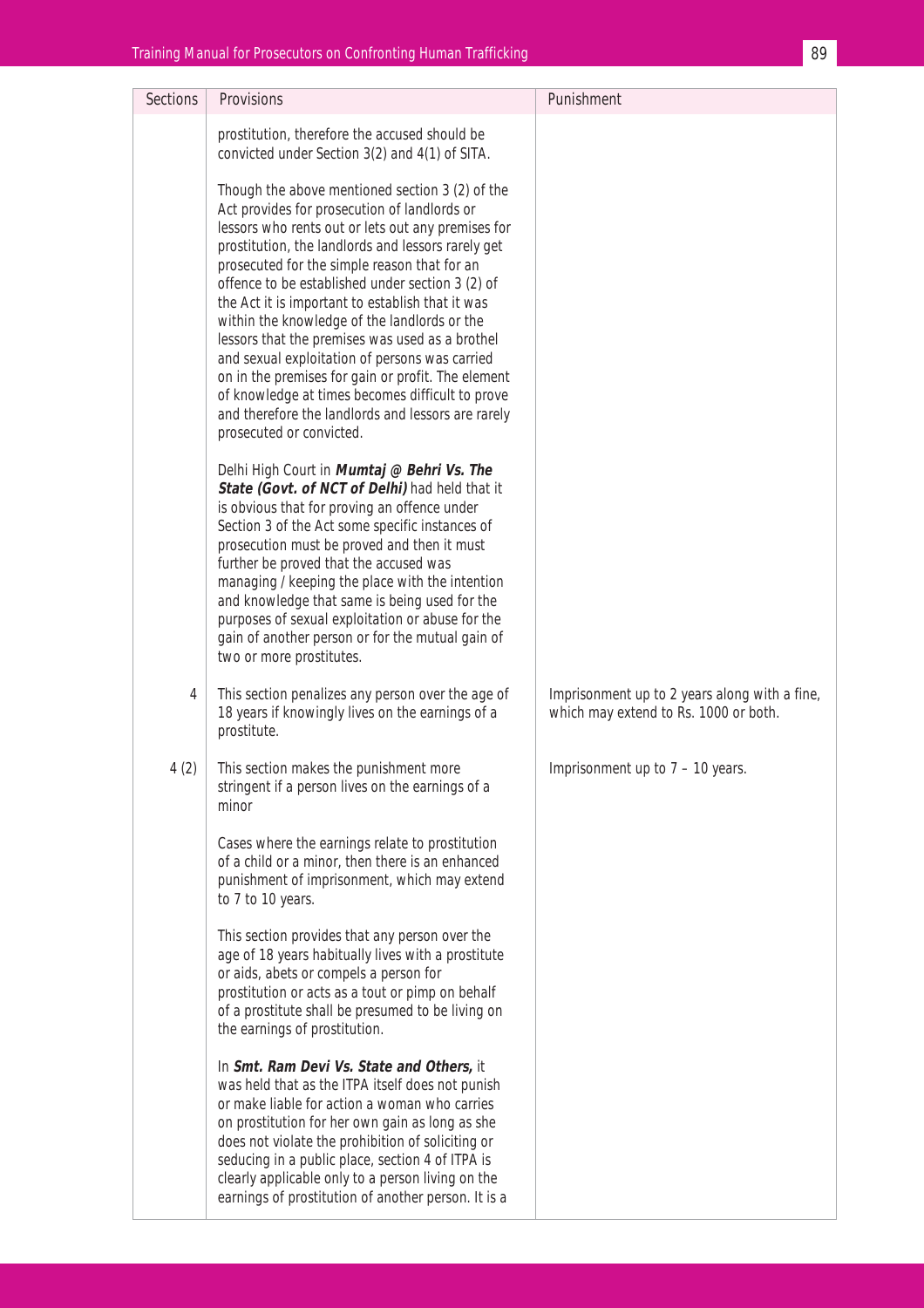| Sections | Provisions | Punishment |
|---|---|---|
| | prostitution, therefore the accused should be convicted under Section 3(2) and 4(1) of SITA.<br><br>Though the above mentioned section 3 (2) of the Act provides for prosecution of landlords or lessors who rents out or lets out any premises for prostitution, the landlords and lessors rarely get prosecuted for the simple reason that for an offence to be established under section 3 (2) of the Act it is important to establish that it was within the knowledge of the landlords or the lessors that the premises was used as a brothel and sexual exploitation of persons was carried on in the premises for gain or profit. The element of knowledge at times becomes difficult to prove and therefore the landlords and lessors are rarely prosecuted or convicted.<br><br>Delhi High Court in ***Mumtaj @ Behri Vs. The State (Govt. of NCT of Delhi)*** had held that it is obvious that for proving an offence under Section 3 of the Act some specific instances of prosecution must be proved and then it must further be proved that the accused was managing / keeping the place with the intention and knowledge that same is being used for the purposes of sexual exploitation or abuse for the gain of another person or for the mutual gain of two or more prostitutes. | |
| 4 | This section penalizes any person over the age of 18 years if knowingly lives on the earnings of a prostitute. | Imprisonment up to 2 years along with a fine, which may extend to Rs. 1000 or both. |
| 4 (2) | This section makes the punishment more stringent if a person lives on the earnings of a minor<br><br>Cases where the earnings relate to prostitution of a child or a minor, then there is an enhanced punishment of imprisonment, which may extend to 7 to 10 years.<br><br>This section provides that any person over the age of 18 years habitually lives with a prostitute or aids, abets or compels a person for prostitution or acts as a tout or pimp on behalf of a prostitute shall be presumed to be living on the earnings of prostitution.<br><br>In ***Smt. Ram Devi Vs. State and Others,*** it was held that as the ITPA itself does not punish or make liable for action a woman who carries on prostitution for her own gain as long as she does not violate the prohibition of soliciting or seducing in a public place, section 4 of ITPA is clearly applicable only to a person living on the earnings of prostitution of another person. It is a | Imprisonment up to 7 – 10 years. |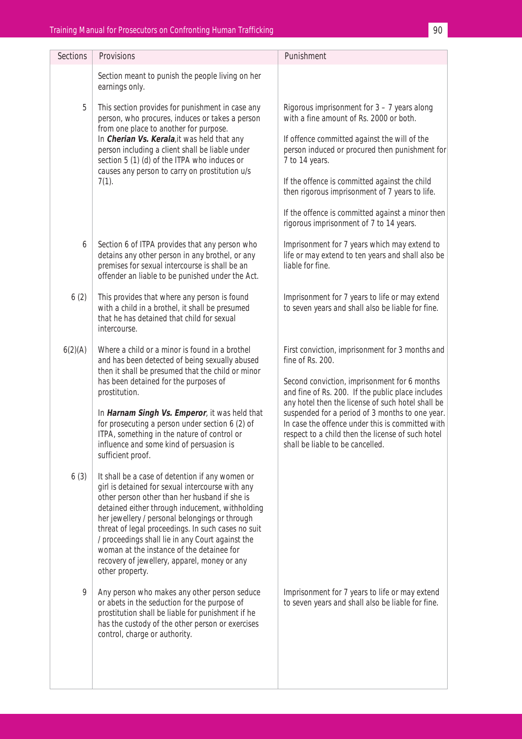| Sections | Provisions | Punishment |
|---|---|---|
| | Section meant to punish the people living on her earnings only. | |
| 5 | This section provides for punishment in case any person, who procures, induces or takes a person from one place to another for purpose.<br>In ***Cherian Vs. Kerala***,it was held that any person including a client shall be liable under section 5 (1) (d) of the ITPA who induces or causes any person to carry on prostitution u/s 7(1). | Rigorous imprisonment for 3 – 7 years along with a fine amount of Rs. 2000 or both.<br><br>If offence committed against the will of the person induced or procured then punishment for 7 to 14 years.<br><br>If the offence is committed against the child then rigorous imprisonment of 7 years to life.<br><br>If the offence is committed against a minor then rigorous imprisonment of 7 to 14 years. |
| 6 | Section 6 of ITPA provides that any person who detains any other person in any brothel, or any premises for sexual intercourse is shall be an offender an liable to be punished under the Act. | Imprisonment for 7 years which may extend to life or may extend to ten years and shall also be liable for fine. |
| 6 (2) | This provides that where any person is found with a child in a brothel, it shall be presumed that he has detained that child for sexual intercourse. | Imprisonment for 7 years to life or may extend to seven years and shall also be liable for fine. |
| 6(2)(A) | Where a child or a minor is found in a brothel and has been detected of being sexually abused then it shall be presumed that the child or minor has been detained for the purposes of prostitution.<br><br>In ***Harnam Singh Vs. Emperor***, it was held that for prosecuting a person under section 6 (2) of ITPA, something in the nature of control or influence and some kind of persuasion is sufficient proof. | First conviction, imprisonment for 3 months and fine of Rs. 200.<br><br>Second conviction, imprisonment for 6 months and fine of Rs. 200. If the public place includes any hotel then the license of such hotel shall be suspended for a period of 3 months to one year. In case the offence under this is committed with respect to a child then the license of such hotel shall be liable to be cancelled. |
| 6 (3) | It shall be a case of detention if any women or girl is detained for sexual intercourse with any other person other than her husband if she is detained either through inducement, withholding her jewellery / personal belongings or through threat of legal proceedings. In such cases no suit / proceedings shall lie in any Court against the woman at the instance of the detainee for recovery of jewellery, apparel, money or any other property. | |
| 9 | Any person who makes any other person seduce or abets in the seduction for the purpose of prostitution shall be liable for punishment if he has the custody of the other person or exercises control, charge or authority. | Imprisonment for 7 years to life or may extend to seven years and shall also be liable for fine. |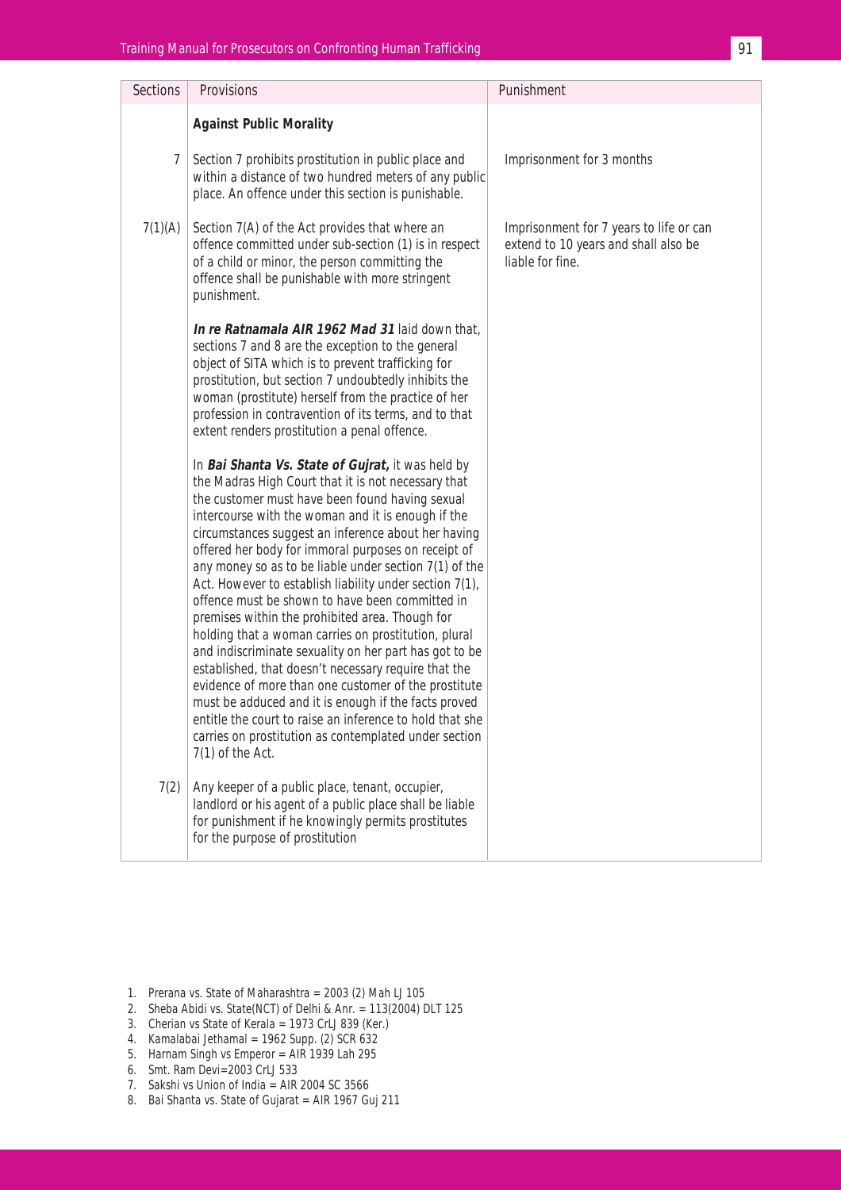| Sections | Provisions | Punishment |
|---|---|---|
| | **Against Public Morality** | |
| 7 | Section 7 prohibits prostitution in public place and within a distance of two hundred meters of any public place. An offence under this section is punishable. | Imprisonment for 3 months |
| 7(1)(A) | Section 7(A) of the Act provides that where an offence committed under sub-section (1) is in respect of a child or minor, the person committing the offence shall be punishable with more stringent punishment.<br><br>***In re Ratnamala AIR 1962 Mad 31*** laid down that, sections 7 and 8 are the exception to the general object of SITA which is to prevent trafficking for prostitution, but section 7 undoubtedly inhibits the woman (prostitute) herself from the practice of her profession in contravention of its terms, and to that extent renders prostitution a penal offence.<br><br>In ***Bai Shanta Vs. State of Gujrat,*** it was held by the Madras High Court that it is not necessary that the customer must have been found having sexual intercourse with the woman and it is enough if the circumstances suggest an inference about her having offered her body for immoral purposes on receipt of any money so as to be liable under section 7(1) of the Act. However to establish liability under section 7(1), offence must be shown to have been committed in premises within the prohibited area. Though for holding that a woman carries on prostitution, plural and indiscriminate sexuality on her part has got to be established, that doesn't necessary require that the evidence of more than one customer of the prostitute must be adduced and it is enough if the facts proved entitle the court to raise an inference to hold that she carries on prostitution as contemplated under section 7(1) of the Act. | Imprisonment for 7 years to life or can extend to 10 years and shall also be liable for fine. |
| 7(2) | Any keeper of a public place, tenant, occupier, landlord or his agent of a public place shall be liable for punishment if he knowingly permits prostitutes for the purpose of prostitution | |

1. Prerana vs. State of Maharashtra = 2003 (2) Mah LJ 105
2. Sheba Abidi vs. State(NCT) of Delhi & Anr. = 113(2004) DLT 125
3. Cherian vs State of Kerala = 1973 CrLJ 839 (Ker.)
4. Kamalabai Jethamal = 1962 Supp. (2) SCR 632
5. Harnam Singh vs Emperor = AIR 1939 Lah 295
6. Smt. Ram Devi=2003 CrLJ 533
7. Sakshi vs Union of India = AIR 2004 SC 3566
8. Bai Shanta vs. State of Gujarat = AIR 1967 Guj 211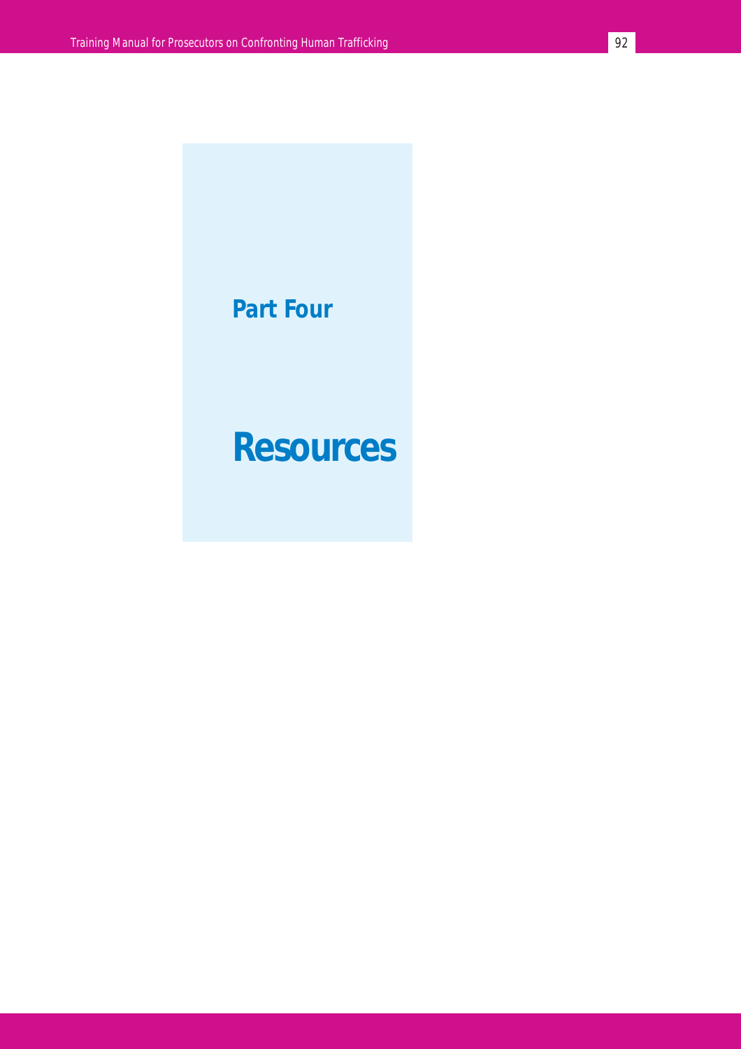# Part Four

# Resources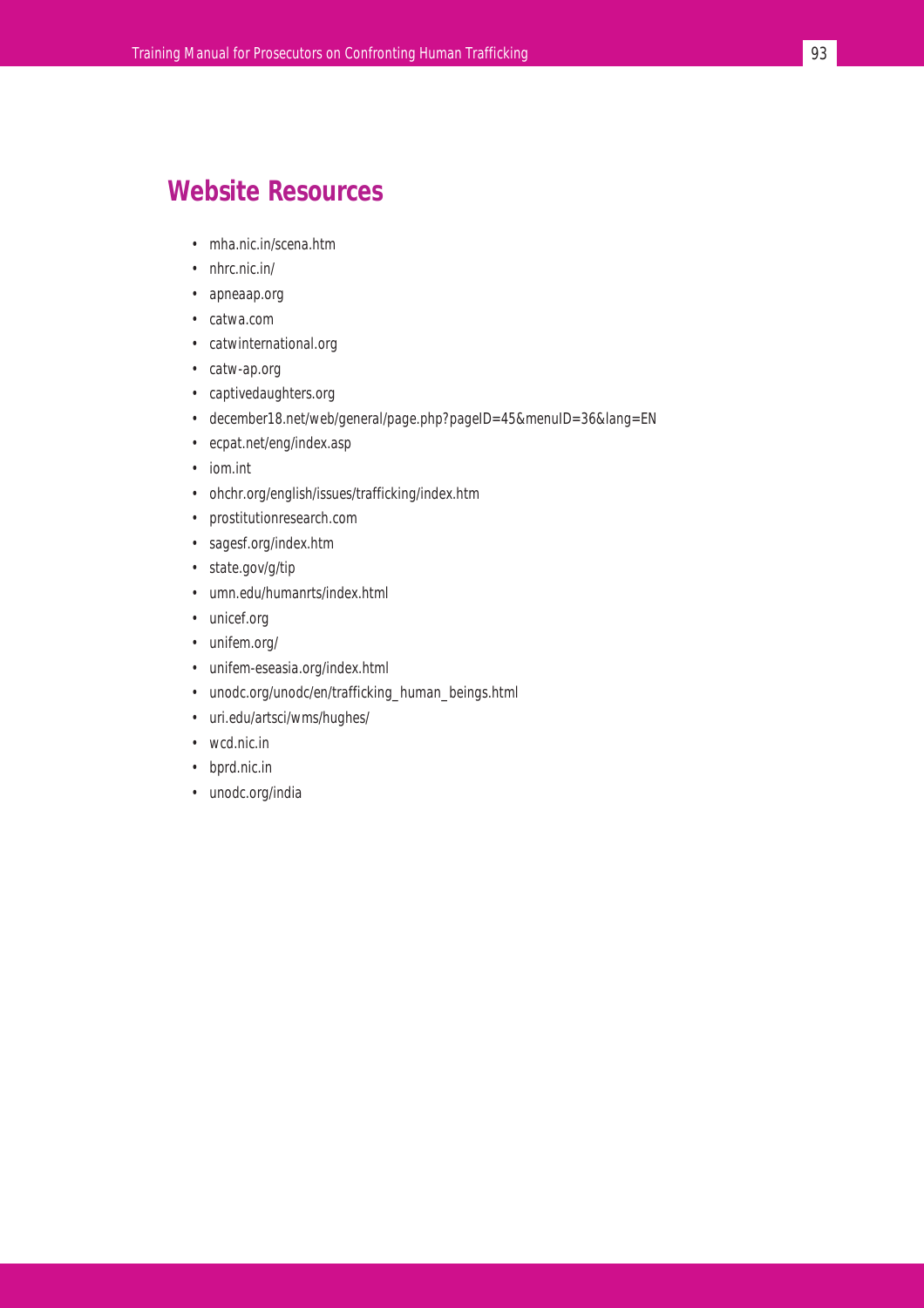## Website Resources

- mha.nic.in/scena.htm
- nhrc.nic.in/
- apneaap.org
- catwa.com
- catwinternational.org
- catw-ap.org
- captivedaughters.org
- december18.net/web/general/page.php?pageID=45&menuID=36&lang=EN
- ecpat.net/eng/index.asp
- iom.int
- ohchr.org/english/issues/trafficking/index.htm
- prostitutionresearch.com
- sagesf.org/index.htm
- state.gov/g/tip
- umn.edu/humanrts/index.html
- unicef.org
- unifem.org/
- unifem-eseasia.org/index.html
- unodc.org/unodc/en/trafficking_human_beings.html
- uri.edu/artsci/wms/hughes/
- wcd.nic.in
- bprd.nic.in
- unodc.org/india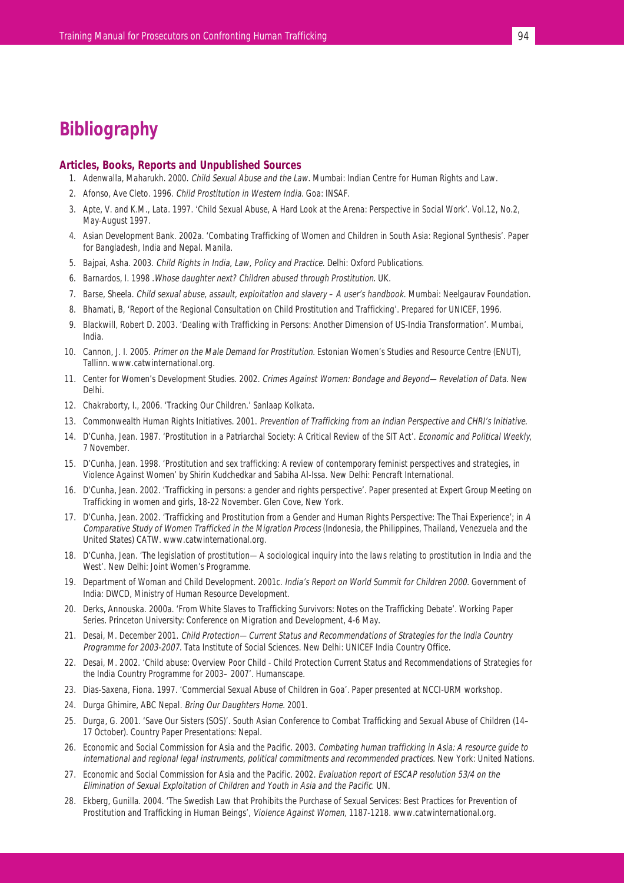# Bibliography

### Articles, Books, Reports and Unpublished Sources

1. Adenwalla, Maharukh. 2000. *Child Sexual Abuse and the Law*. Mumbai: Indian Centre for Human Rights and Law.
2. Afonso, Ave Cleto. 1996. *Child Prostitution in Western India*. Goa: INSAF.
3. Apte, V. and K.M., Lata. 1997. 'Child Sexual Abuse, A Hard Look at the Arena: Perspective in Social Work'. Vol.12, No.2, May-August 1997.
4. Asian Development Bank. 2002a. 'Combating Trafficking of Women and Children in South Asia: Regional Synthesis'. Paper for Bangladesh, India and Nepal. Manila.
5. Bajpai, Asha. 2003. *Child Rights in India, Law, Policy and Practice*. Delhi: Oxford Publications.
6. Barnardos, I. 1998 .*Whose daughter next? Children abused through Prostitution*. UK.
7. Barse, Sheela. *Child sexual abuse, assault, exploitation and slavery – A user's handbook*. Mumbai: Neelgaurav Foundation.
8. Bhamati, B, 'Report of the Regional Consultation on Child Prostitution and Trafficking'. Prepared for UNICEF, 1996.
9. Blackwill, Robert D. 2003. 'Dealing with Trafficking in Persons: Another Dimension of US-India Transformation'. Mumbai, India.
10. Cannon, J. I. 2005. *Primer on the Male Demand for Prostitution*. Estonian Women's Studies and Resource Centre (ENUT), Tallinn. www.catwinternational.org.
11. Center for Women's Development Studies. 2002. *Crimes Against Women: Bondage and Beyond— Revelation of Data*. New Delhi.
12. Chakraborty, I., 2006. 'Tracking Our Children.' Sanlaap Kolkata.
13. Commonwealth Human Rights Initiatives. 2001. *Prevention of Trafficking from an Indian Perspective and CHRI's Initiative*.
14. D'Cunha, Jean. 1987. 'Prostitution in a Patriarchal Society: A Critical Review of the SIT Act'. *Economic and Political Weekly*, 7 November.
15. D'Cunha, Jean. 1998. 'Prostitution and sex trafficking: A review of contemporary feminist perspectives and strategies, in Violence Against Women' by Shirin Kudchedkar and Sabiha Al-Issa. New Delhi: Pencraft International.
16. D'Cunha, Jean. 2002. 'Trafficking in persons: a gender and rights perspective'. Paper presented at Expert Group Meeting on Trafficking in women and girls, 18-22 November. Glen Cove, New York.
17. D'Cunha, Jean. 2002. 'Trafficking and Prostitution from a Gender and Human Rights Perspective: The Thai Experience'; in *A Comparative Study of Women Trafficked in the Migration Process* (Indonesia, the Philippines, Thailand, Venezuela and the United States) CATW. www.catwinternational.org.
18. D'Cunha, Jean. 'The legislation of prostitution— A sociological inquiry into the laws relating to prostitution in India and the West'. New Delhi: Joint Women's Programme.
19. Department of Woman and Child Development. 2001c. *India's Report on World Summit for Children 2000*. Government of India: DWCD, Ministry of Human Resource Development.
20. Derks, Annouska. 2000a. 'From White Slaves to Trafficking Survivors: Notes on the Trafficking Debate'. Working Paper Series. Princeton University: Conference on Migration and Development, 4-6 May.
21. Desai, M. December 2001. *Child Protection— Current Status and Recommendations of Strategies for the India Country Programme for 2003-2007*. Tata Institute of Social Sciences. New Delhi: UNICEF India Country Office.
22. Desai, M. 2002. 'Child abuse: Overview Poor Child - Child Protection Current Status and Recommendations of Strategies for the India Country Programme for 2003– 2007'. Humanscape.
23. Dias-Saxena, Fiona. 1997. 'Commercial Sexual Abuse of Children in Goa'. Paper presented at NCCI-URM workshop.
24. Durga Ghimire, ABC Nepal. *Bring Our Daughters Home*. 2001.
25. Durga, G. 2001. 'Save Our Sisters (SOS)'. South Asian Conference to Combat Trafficking and Sexual Abuse of Children (14– 17 October). Country Paper Presentations: Nepal.
26. Economic and Social Commission for Asia and the Pacific. 2003. *Combating human trafficking in Asia: A resource guide to international and regional legal instruments, political commitments and recommended practices*. New York: United Nations.
27. Economic and Social Commission for Asia and the Pacific. 2002. *Evaluation report of ESCAP resolution 53/4 on the Elimination of Sexual Exploitation of Children and Youth in Asia and the Pacific*. UN.
28. Ekberg, Gunilla. 2004. 'The Swedish Law that Prohibits the Purchase of Sexual Services: Best Practices for Prevention of Prostitution and Trafficking in Human Beings', *Violence Against Women*, 1187-1218. www.catwinternational.org.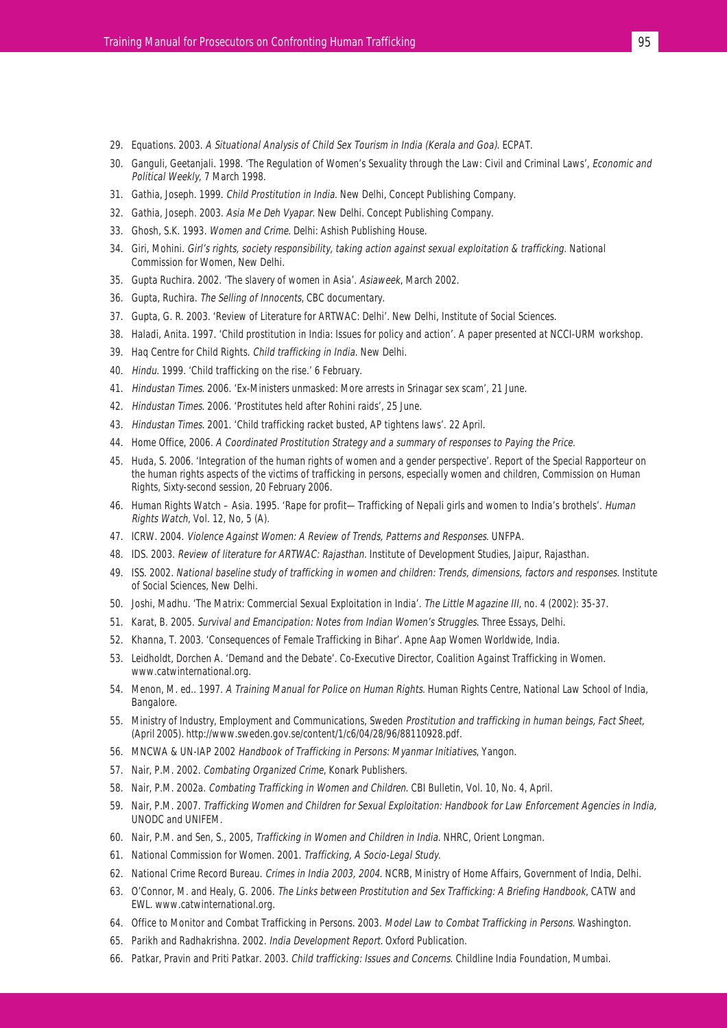29. Equations. 2003. *A Situational Analysis of Child Sex Tourism in India (Kerala and Goa)*. ECPAT.
30. Ganguli, Geetanjali. 1998. 'The Regulation of Women's Sexuality through the Law: Civil and Criminal Laws', *Economic and Political Weekly*, 7 March 1998.
31. Gathia, Joseph. 1999. *Child Prostitution in India*. New Delhi, Concept Publishing Company.
32. Gathia, Joseph. 2003. *Asia Me Deh Vyapar*. New Delhi. Concept Publishing Company.
33. Ghosh, S.K. 1993. *Women and Crime*. Delhi: Ashish Publishing House.
34. Giri, Mohini. *Girl's rights, society responsibility, taking action against sexual exploitation & trafficking*. National Commission for Women, New Delhi.
35. Gupta Ruchira. 2002. 'The slavery of women in Asia'. *Asiaweek*, March 2002.
36. Gupta, Ruchira. *The Selling of Innocents*, CBC documentary.
37. Gupta, G. R. 2003. 'Review of Literature for ARTWAC: Delhi'. New Delhi, Institute of Social Sciences.
38. Haladi, Anita. 1997. 'Child prostitution in India: Issues for policy and action'. A paper presented at NCCI-URM workshop.
39. Haq Centre for Child Rights. *Child trafficking in India*. New Delhi.
40. *Hindu*. 1999. 'Child trafficking on the rise.' 6 February.
41. *Hindustan Times*. 2006. 'Ex-Ministers unmasked: More arrests in Srinagar sex scam', 21 June.
42. *Hindustan Times*. 2006. 'Prostitutes held after Rohini raids', 25 June.
43. *Hindustan Times*. 2001. 'Child trafficking racket busted, AP tightens laws'. 22 April.
44. Home Office, 2006. *A Coordinated Prostitution Strategy and a summary of responses to Paying the Price*.
45. Huda, S. 2006. 'Integration of the human rights of women and a gender perspective'. Report of the Special Rapporteur on the human rights aspects of the victims of trafficking in persons, especially women and children, Commission on Human Rights, Sixty-second session, 20 February 2006.
46. Human Rights Watch – Asia. 1995. 'Rape for profit— Trafficking of Nepali girls and women to India's brothels'. *Human Rights Watch*, Vol. 12, No, 5 (A).
47. ICRW. 2004. *Violence Against Women: A Review of Trends, Patterns and Responses*. UNFPA.
48. IDS. 2003. *Review of literature for ARTWAC: Rajasthan*. Institute of Development Studies, Jaipur, Rajasthan.
49. ISS. 2002. *National baseline study of trafficking in women and children: Trends, dimensions, factors and responses*. Institute of Social Sciences, New Delhi.
50. Joshi, Madhu. 'The Matrix: Commercial Sexual Exploitation in India'. *The Little Magazine III*, no. 4 (2002): 35-37.
51. Karat, B. 2005. *Survival and Emancipation: Notes from Indian Women's Struggles*. Three Essays, Delhi.
52. Khanna, T. 2003. 'Consequences of Female Trafficking in Bihar'. Apne Aap Women Worldwide, India.
53. Leidholdt, Dorchen A. 'Demand and the Debate'. Co-Executive Director, Coalition Against Trafficking in Women. www.catwinternational.org.
54. Menon, M. ed.. 1997. *A Training Manual for Police on Human Rights*. Human Rights Centre, National Law School of India, Bangalore.
55. Ministry of Industry, Employment and Communications, Sweden *Prostitution and trafficking in human beings, Fact Sheet*, (April 2005). http://www.sweden.gov.se/content/1/c6/04/28/96/88110928.pdf.
56. MNCWA & UN-IAP 2002 *Handbook of Trafficking in Persons: Myanmar Initiatives*, Yangon.
57. Nair, P.M. 2002. *Combating Organized Crime*, Konark Publishers.
58. Nair, P.M. 2002a. *Combating Trafficking in Women and Children*. CBI Bulletin, Vol. 10, No. 4, April.
59. Nair, P.M. 2007. *Trafficking Women and Children for Sexual Exploitation: Handbook for Law Enforcement Agencies in India,* UNODC and UNIFEM.
60. Nair, P.M. and Sen, S., 2005, *Trafficking in Women and Children in India*. NHRC, Orient Longman.
61. National Commission for Women. 2001. *Trafficking, A Socio-Legal Study*.
62. National Crime Record Bureau. *Crimes in India 2003, 2004*. NCRB, Ministry of Home Affairs, Government of India, Delhi.
63. O'Connor, M. and Healy, G. 2006. *The Links between Prostitution and Sex Trafficking: A Briefing Handbook*, CATW and EWL. www.catwinternational.org.
64. Office to Monitor and Combat Trafficking in Persons. 2003. *Model Law to Combat Trafficking in Persons*. Washington.
65. Parikh and Radhakrishna. 2002. *India Development Report*. Oxford Publication.
66. Patkar, Pravin and Priti Patkar. 2003. *Child trafficking: Issues and Concerns*. Childline India Foundation, Mumbai.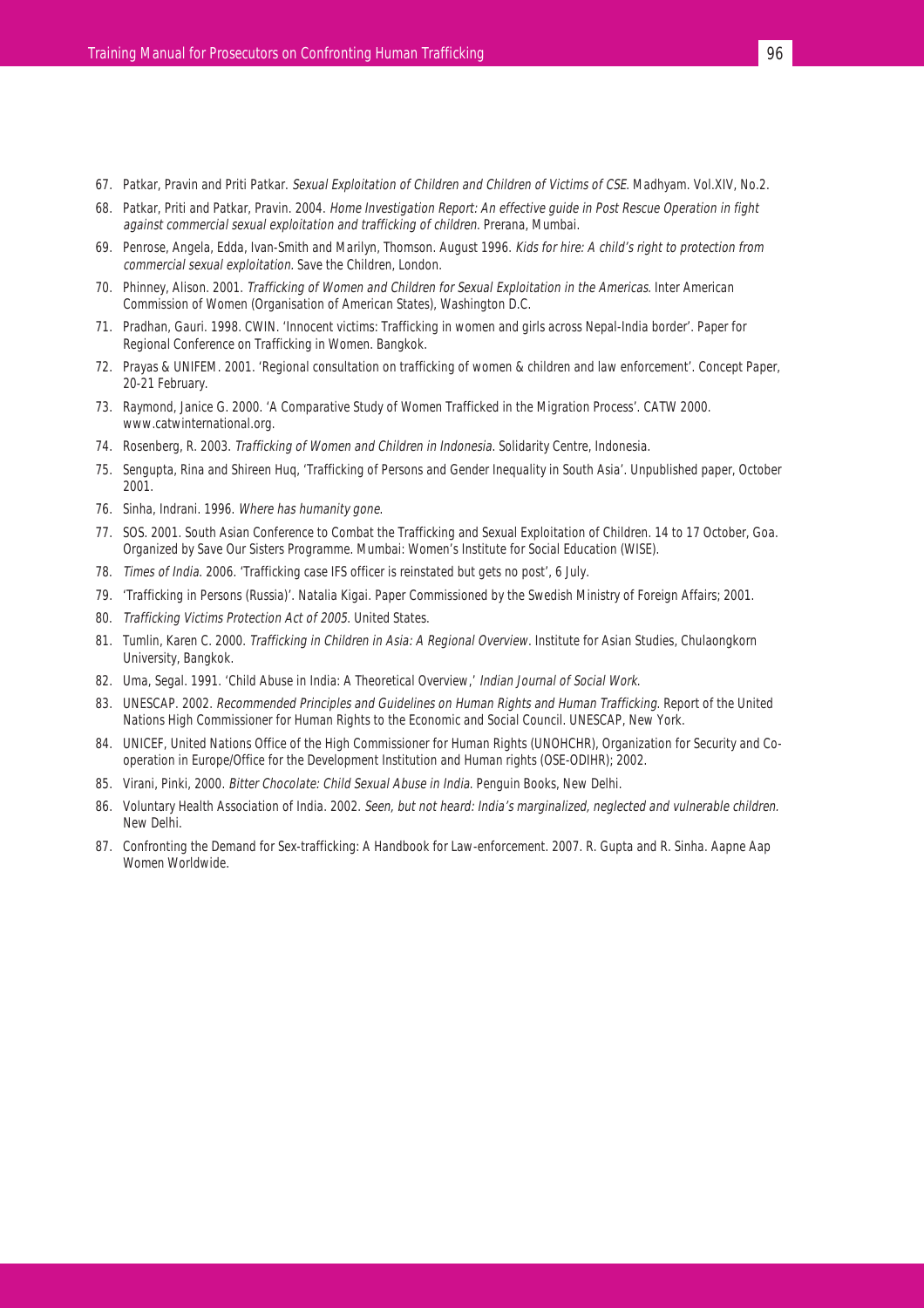67. Patkar, Pravin and Priti Patkar. *Sexual Exploitation of Children and Children of Victims of CSE*. Madhyam. Vol.XIV, No.2.
68. Patkar, Priti and Patkar, Pravin. 2004. *Home Investigation Report: An effective guide in Post Rescue Operation in fight against commercial sexual exploitation and trafficking of children*. Prerana, Mumbai.
69. Penrose, Angela, Edda, Ivan-Smith and Marilyn, Thomson. August 1996. *Kids for hire: A child's right to protection from commercial sexual exploitation*. Save the Children, London.
70. Phinney, Alison. 2001. *Trafficking of Women and Children for Sexual Exploitation in the Americas*. Inter American Commission of Women (Organisation of American States), Washington D.C.
71. Pradhan, Gauri. 1998. CWIN. 'Innocent victims: Trafficking in women and girls across Nepal-India border'. Paper for Regional Conference on Trafficking in Women. Bangkok.
72. Prayas & UNIFEM. 2001. 'Regional consultation on trafficking of women & children and law enforcement'. Concept Paper, 20-21 February.
73. Raymond, Janice G. 2000. 'A Comparative Study of Women Trafficked in the Migration Process'. CATW 2000. www.catwinternational.org.
74. Rosenberg, R. 2003. *Trafficking of Women and Children in Indonesia*. Solidarity Centre, Indonesia.
75. Sengupta, Rina and Shireen Huq, 'Trafficking of Persons and Gender Inequality in South Asia'. Unpublished paper, October 2001.
76. Sinha, Indrani. 1996. *Where has humanity gone*.
77. SOS. 2001. South Asian Conference to Combat the Trafficking and Sexual Exploitation of Children. 14 to 17 October, Goa. Organized by Save Our Sisters Programme. Mumbai: Women's Institute for Social Education (WISE).
78. *Times of India*. 2006. 'Trafficking case IFS officer is reinstated but gets no post', 6 July.
79. 'Trafficking in Persons (Russia)'. Natalia Kigai. Paper Commissioned by the Swedish Ministry of Foreign Affairs; 2001.
80. *Trafficking Victims Protection Act of 2005*. United States.
81. Tumlin, Karen C. 2000. *Trafficking in Children in Asia: A Regional Overview*. Institute for Asian Studies, Chulaongkorn University, Bangkok.
82. Uma, Segal. 1991. 'Child Abuse in India: A Theoretical Overview,' *Indian Journal of Social Work*.
83. UNESCAP. 2002. *Recommended Principles and Guidelines on Human Rights and Human Trafficking*. Report of the United Nations High Commissioner for Human Rights to the Economic and Social Council. UNESCAP, New York.
84. UNICEF, United Nations Office of the High Commissioner for Human Rights (UNOHCHR), Organization for Security and Co-operation in Europe/Office for the Development Institution and Human rights (OSE-ODIHR); 2002.
85. Virani, Pinki, 2000. *Bitter Chocolate: Child Sexual Abuse in India*. Penguin Books, New Delhi.
86. Voluntary Health Association of India. 2002. *Seen, but not heard: India's marginalized, neglected and vulnerable children*. New Delhi.
87. Confronting the Demand for Sex-trafficking: A Handbook for Law-enforcement. 2007. R. Gupta and R. Sinha. Aapne Aap Women Worldwide.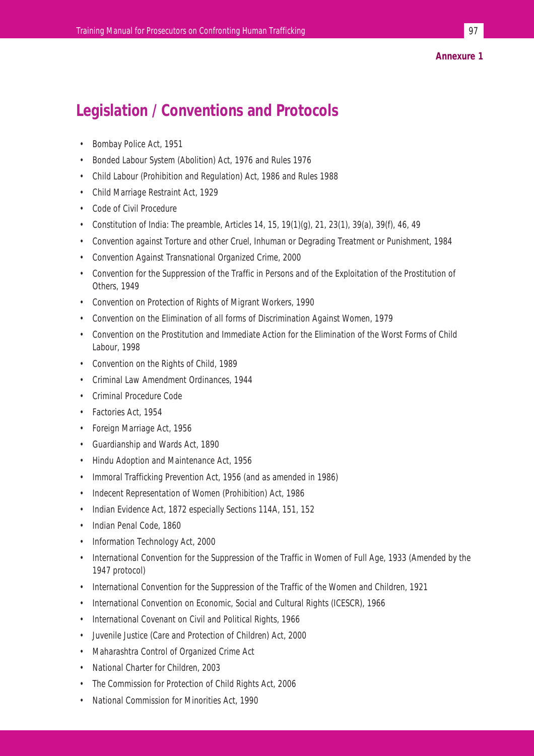**Annexure 1**

# Legislation / Conventions and Protocols

- Bombay Police Act, 1951
- Bonded Labour System (Abolition) Act, 1976 and Rules 1976
- Child Labour (Prohibition and Regulation) Act, 1986 and Rules 1988
- Child Marriage Restraint Act, 1929
- Code of Civil Procedure
- Constitution of India: The preamble, Articles 14, 15, 19(1)(g), 21, 23(1), 39(a), 39(f), 46, 49
- Convention against Torture and other Cruel, Inhuman or Degrading Treatment or Punishment, 1984
- Convention Against Transnational Organized Crime, 2000
- Convention for the Suppression of the Traffic in Persons and of the Exploitation of the Prostitution of Others, 1949
- Convention on Protection of Rights of Migrant Workers, 1990
- Convention on the Elimination of all forms of Discrimination Against Women, 1979
- Convention on the Prostitution and Immediate Action for the Elimination of the Worst Forms of Child Labour, 1998
- Convention on the Rights of Child, 1989
- Criminal Law Amendment Ordinances, 1944
- Criminal Procedure Code
- Factories Act, 1954
- Foreign Marriage Act, 1956
- Guardianship and Wards Act, 1890
- Hindu Adoption and Maintenance Act, 1956
- Immoral Trafficking Prevention Act, 1956 (and as amended in 1986)
- Indecent Representation of Women (Prohibition) Act, 1986
- Indian Evidence Act, 1872 especially Sections 114A, 151, 152
- Indian Penal Code, 1860
- Information Technology Act, 2000
- International Convention for the Suppression of the Traffic in Women of Full Age, 1933 (Amended by the 1947 protocol)
- International Convention for the Suppression of the Traffic of the Women and Children, 1921
- International Convention on Economic, Social and Cultural Rights (ICESCR), 1966
- International Covenant on Civil and Political Rights, 1966
- Juvenile Justice (Care and Protection of Children) Act, 2000
- Maharashtra Control of Organized Crime Act
- National Charter for Children, 2003
- The Commission for Protection of Child Rights Act, 2006
- National Commission for Minorities Act, 1990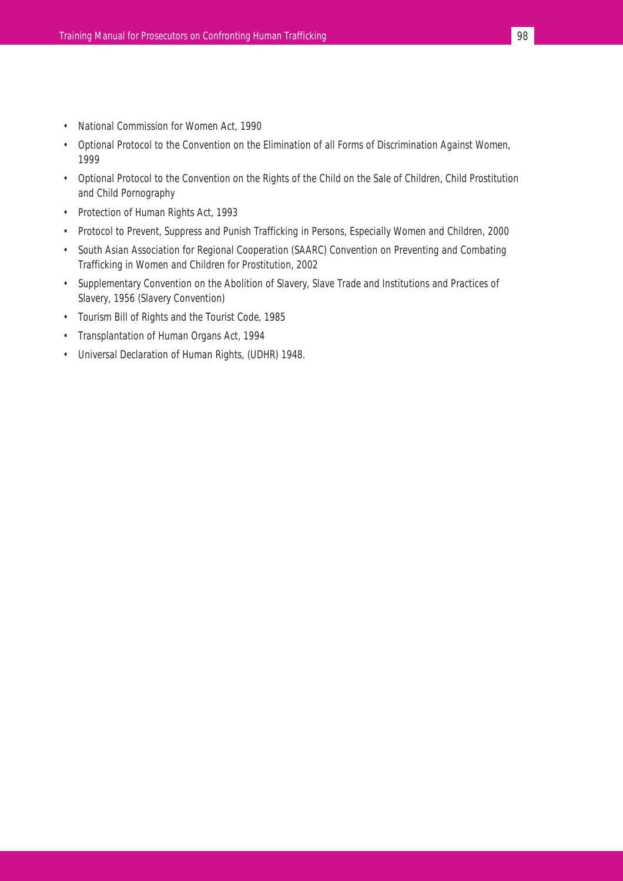- National Commission for Women Act, 1990
- Optional Protocol to the Convention on the Elimination of all Forms of Discrimination Against Women, 1999
- Optional Protocol to the Convention on the Rights of the Child on the Sale of Children, Child Prostitution and Child Pornography
- Protection of Human Rights Act, 1993
- Protocol to Prevent, Suppress and Punish Trafficking in Persons, Especially Women and Children, 2000
- South Asian Association for Regional Cooperation (SAARC) Convention on Preventing and Combating Trafficking in Women and Children for Prostitution, 2002
- Supplementary Convention on the Abolition of Slavery, Slave Trade and Institutions and Practices of Slavery, 1956 (Slavery Convention)
- Tourism Bill of Rights and the Tourist Code, 1985
- Transplantation of Human Organs Act, 1994
- Universal Declaration of Human Rights, (UDHR) 1948.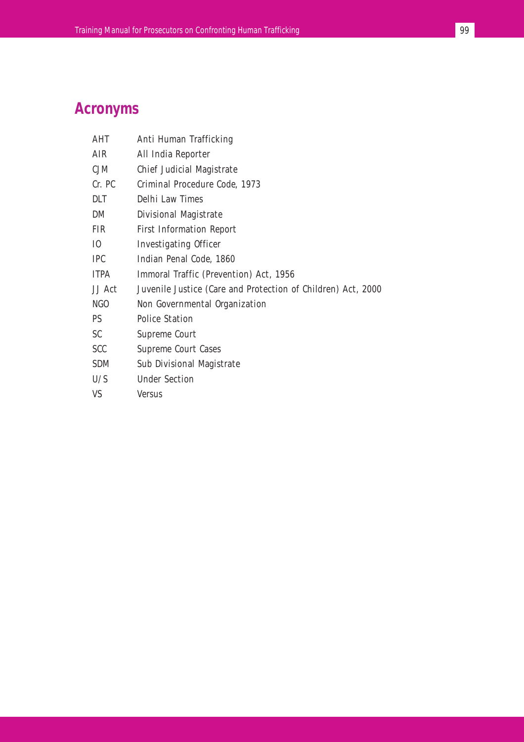## Acronyms

| | |
|---|---|
| AHT | Anti Human Trafficking |
| AIR | All India Reporter |
| CJM | Chief Judicial Magistrate |
| Cr. PC | Criminal Procedure Code, 1973 |
| DLT | Delhi Law Times |
| DM | Divisional Magistrate |
| FIR | First Information Report |
| IO | Investigating Officer |
| IPC | Indian Penal Code, 1860 |
| ITPA | Immoral Traffic (Prevention) Act, 1956 |
| JJ Act | Juvenile Justice (Care and Protection of Children) Act, 2000 |
| NGO | Non Governmental Organization |
| PS | Police Station |
| SC | Supreme Court |
| SCC | Supreme Court Cases |
| SDM | Sub Divisional Magistrate |
| U/S | Under Section |
| VS | Versus |